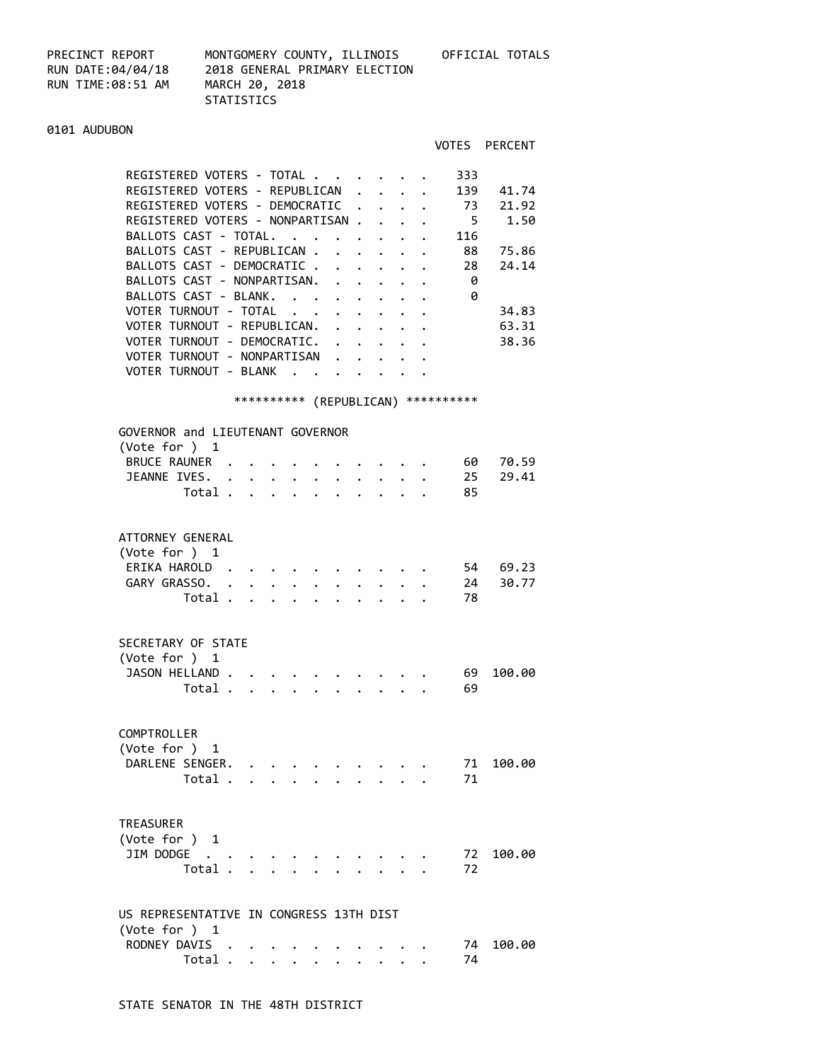PRECINCT REPORT MONTGOMERY COUNTY, ILLINOIS OFFICIAL TOTALS
RUN DATE:04/04/18 2018 GENERAL PRIMARY ELECTION
RUN TIME:08:51 AM MARCH 20, 2018
STATISTICS

## 0101 AUDUBON

| | VOTES | PERCENT |
|---|---|---|
| REGISTERED VOTERS - TOTAL | 333 | |
| REGISTERED VOTERS - REPUBLICAN | 139 | 41.74 |
| REGISTERED VOTERS - DEMOCRATIC | 73 | 21.92 |
| REGISTERED VOTERS - NONPARTISAN | 5 | 1.50 |
| BALLOTS CAST - TOTAL. | 116 | |
| BALLOTS CAST - REPUBLICAN | 88 | 75.86 |
| BALLOTS CAST - DEMOCRATIC | 28 | 24.14 |
| BALLOTS CAST - NONPARTISAN. | 0 | |
| BALLOTS CAST - BLANK. | 0 | |
| VOTER TURNOUT - TOTAL | | 34.83 |
| VOTER TURNOUT - REPUBLICAN. | | 63.31 |
| VOTER TURNOUT - DEMOCRATIC. | | 38.36 |
| VOTER TURNOUT - NONPARTISAN | | |
| VOTER TURNOUT - BLANK | | |

********** (REPUBLICAN) **********

### GOVERNOR and LIEUTENANT GOVERNOR
(Vote for ) 1

| | VOTES | PERCENT |
|---|---|---|
| BRUCE RAUNER | 60 | 70.59 |
| JEANNE IVES. | 25 | 29.41 |
| Total | 85 | |

### ATTORNEY GENERAL
(Vote for ) 1

| | VOTES | PERCENT |
|---|---|---|
| ERIKA HAROLD | 54 | 69.23 |
| GARY GRASSO. | 24 | 30.77 |
| Total | 78 | |

### SECRETARY OF STATE
(Vote for ) 1

| | VOTES | PERCENT |
|---|---|---|
| JASON HELLAND | 69 | 100.00 |
| Total | 69 | |

### COMPTROLLER
(Vote for ) 1

| | VOTES | PERCENT |
|---|---|---|
| DARLENE SENGER. | 71 | 100.00 |
| Total | 71 | |

### TREASURER
(Vote for ) 1

| | VOTES | PERCENT |
|---|---|---|
| JIM DODGE | 72 | 100.00 |
| Total | 72 | |

### US REPRESENTATIVE IN CONGRESS 13TH DIST
(Vote for ) 1

| | VOTES | PERCENT |
|---|---|---|
| RODNEY DAVIS | 74 | 100.00 |
| Total | 74 | |

### STATE SENATOR IN THE 48TH DISTRICT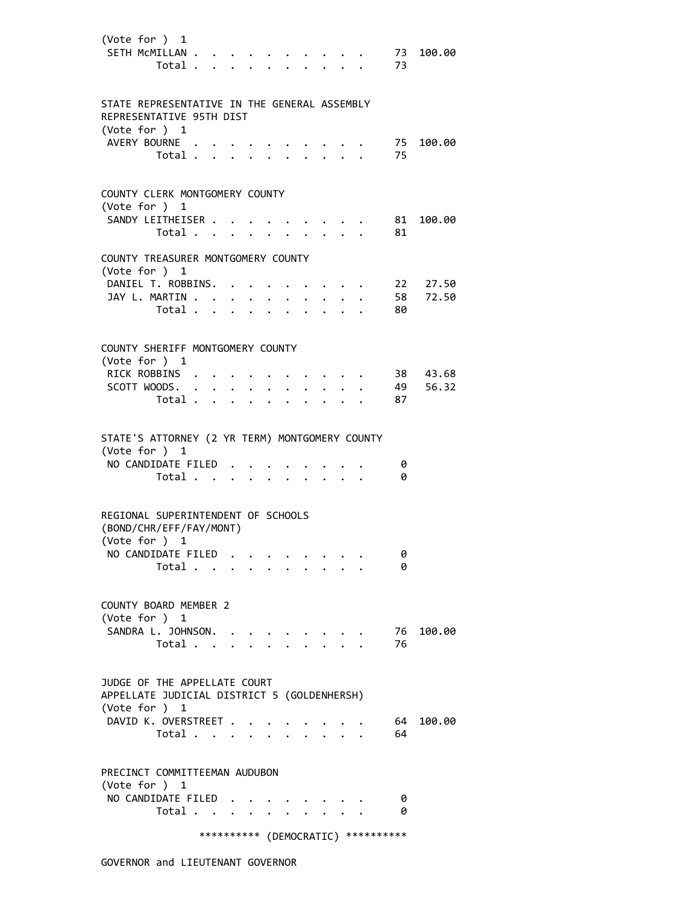(Vote for ) 1

| | Votes | Percent |
|---|---|---|
| SETH McMILLAN | 73 | 100.00 |
| Total | 73 | |

STATE REPRESENTATIVE IN THE GENERAL ASSEMBLY
REPRESENTATIVE 95TH DIST
(Vote for ) 1

| | Votes | Percent |
|---|---|---|
| AVERY BOURNE | 75 | 100.00 |
| Total | 75 | |

COUNTY CLERK MONTGOMERY COUNTY
(Vote for ) 1

| | Votes | Percent |
|---|---|---|
| SANDY LEITHEISER | 81 | 100.00 |
| Total | 81 | |

COUNTY TREASURER MONTGOMERY COUNTY
(Vote for ) 1

| | Votes | Percent |
|---|---|---|
| DANIEL T. ROBBINS. | 22 | 27.50 |
| JAY L. MARTIN | 58 | 72.50 |
| Total | 80 | |

COUNTY SHERIFF MONTGOMERY COUNTY
(Vote for ) 1

| | Votes | Percent |
|---|---|---|
| RICK ROBBINS | 38 | 43.68 |
| SCOTT WOODS. | 49 | 56.32 |
| Total | 87 | |

STATE'S ATTORNEY (2 YR TERM) MONTGOMERY COUNTY
(Vote for ) 1

| | Votes | Percent |
|---|---|---|
| NO CANDIDATE FILED | 0 | |
| Total | 0 | |

REGIONAL SUPERINTENDENT OF SCHOOLS
(BOND/CHR/EFF/FAY/MONT)
(Vote for ) 1

| | Votes | Percent |
|---|---|---|
| NO CANDIDATE FILED | 0 | |
| Total | 0 | |

COUNTY BOARD MEMBER 2
(Vote for ) 1

| | Votes | Percent |
|---|---|---|
| SANDRA L. JOHNSON. | 76 | 100.00 |
| Total | 76 | |

JUDGE OF THE APPELLATE COURT
APPELLATE JUDICIAL DISTRICT 5 (GOLDENHERSH)
(Vote for ) 1

| | Votes | Percent |
|---|---|---|
| DAVID K. OVERSTREET | 64 | 100.00 |
| Total | 64 | |

PRECINCT COMMITTEEMAN AUDUBON
(Vote for ) 1

| | Votes | Percent |
|---|---|---|
| NO CANDIDATE FILED | 0 | |
| Total | 0 | |

********** (DEMOCRATIC) **********

GOVERNOR and LIEUTENANT GOVERNOR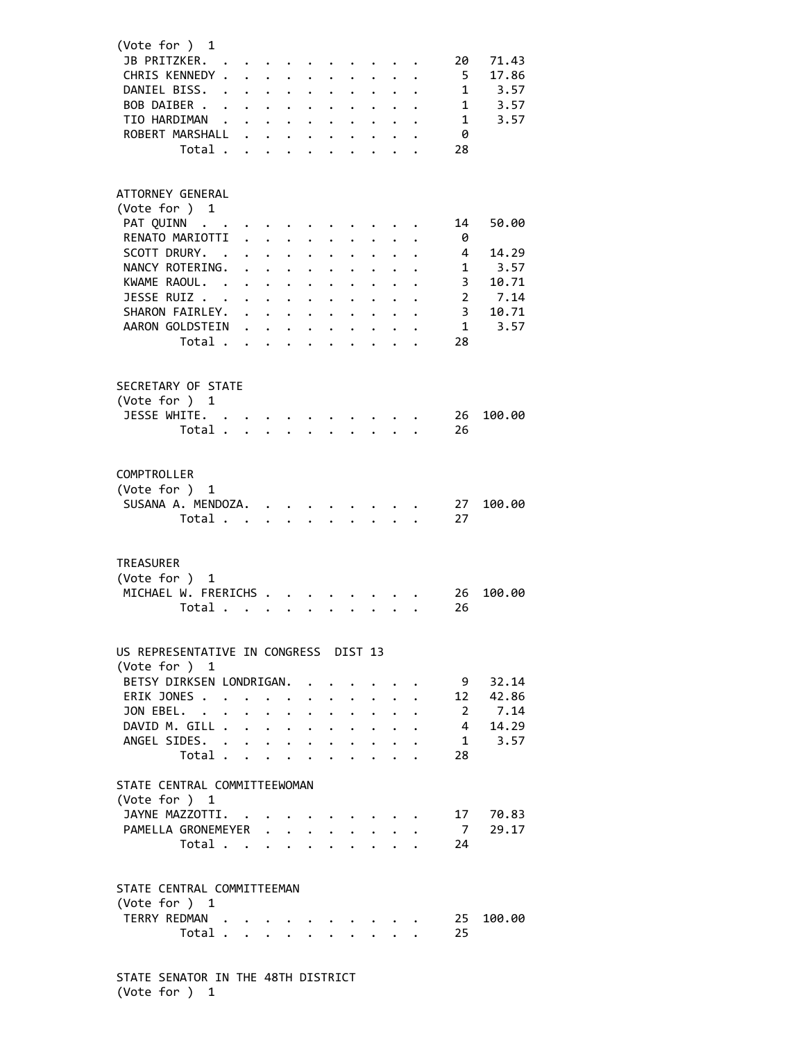(Vote for ) 1

| Candidate | Votes | Percent |
|---|---|---|
| JB PRITZKER | 20 | 71.43 |
| CHRIS KENNEDY | 5 | 17.86 |
| DANIEL BISS | 1 | 3.57 |
| BOB DAIBER | 1 | 3.57 |
| TIO HARDIMAN | 1 | 3.57 |
| ROBERT MARSHALL | 0 | |
| Total | 28 | |

ATTORNEY GENERAL

(Vote for ) 1

| Candidate | Votes | Percent |
|---|---|---|
| PAT QUINN | 14 | 50.00 |
| RENATO MARIOTTI | 0 | |
| SCOTT DRURY | 4 | 14.29 |
| NANCY ROTERING | 1 | 3.57 |
| KWAME RAOUL | 3 | 10.71 |
| JESSE RUIZ | 2 | 7.14 |
| SHARON FAIRLEY | 3 | 10.71 |
| AARON GOLDSTEIN | 1 | 3.57 |
| Total | 28 | |

SECRETARY OF STATE

(Vote for ) 1

| Candidate | Votes | Percent |
|---|---|---|
| JESSE WHITE | 26 | 100.00 |
| Total | 26 | |

COMPTROLLER

(Vote for ) 1

| Candidate | Votes | Percent |
|---|---|---|
| SUSANA A. MENDOZA | 27 | 100.00 |
| Total | 27 | |

TREASURER

(Vote for ) 1

| Candidate | Votes | Percent |
|---|---|---|
| MICHAEL W. FRERICHS | 26 | 100.00 |
| Total | 26 | |

US REPRESENTATIVE IN CONGRESS DIST 13

(Vote for ) 1

| Candidate | Votes | Percent |
|---|---|---|
| BETSY DIRKSEN LONDRIGAN | 9 | 32.14 |
| ERIK JONES | 12 | 42.86 |
| JON EBEL | 2 | 7.14 |
| DAVID M. GILL | 4 | 14.29 |
| ANGEL SIDES | 1 | 3.57 |
| Total | 28 | |

STATE CENTRAL COMMITTEEWOMAN

(Vote for ) 1

| Candidate | Votes | Percent |
|---|---|---|
| JAYNE MAZZOTTI | 17 | 70.83 |
| PAMELLA GRONEMEYER | 7 | 29.17 |
| Total | 24 | |

STATE CENTRAL COMMITTEEMAN

(Vote for ) 1

| Candidate | Votes | Percent |
|---|---|---|
| TERRY REDMAN | 25 | 100.00 |
| Total | 25 | |

STATE SENATOR IN THE 48TH DISTRICT

(Vote for ) 1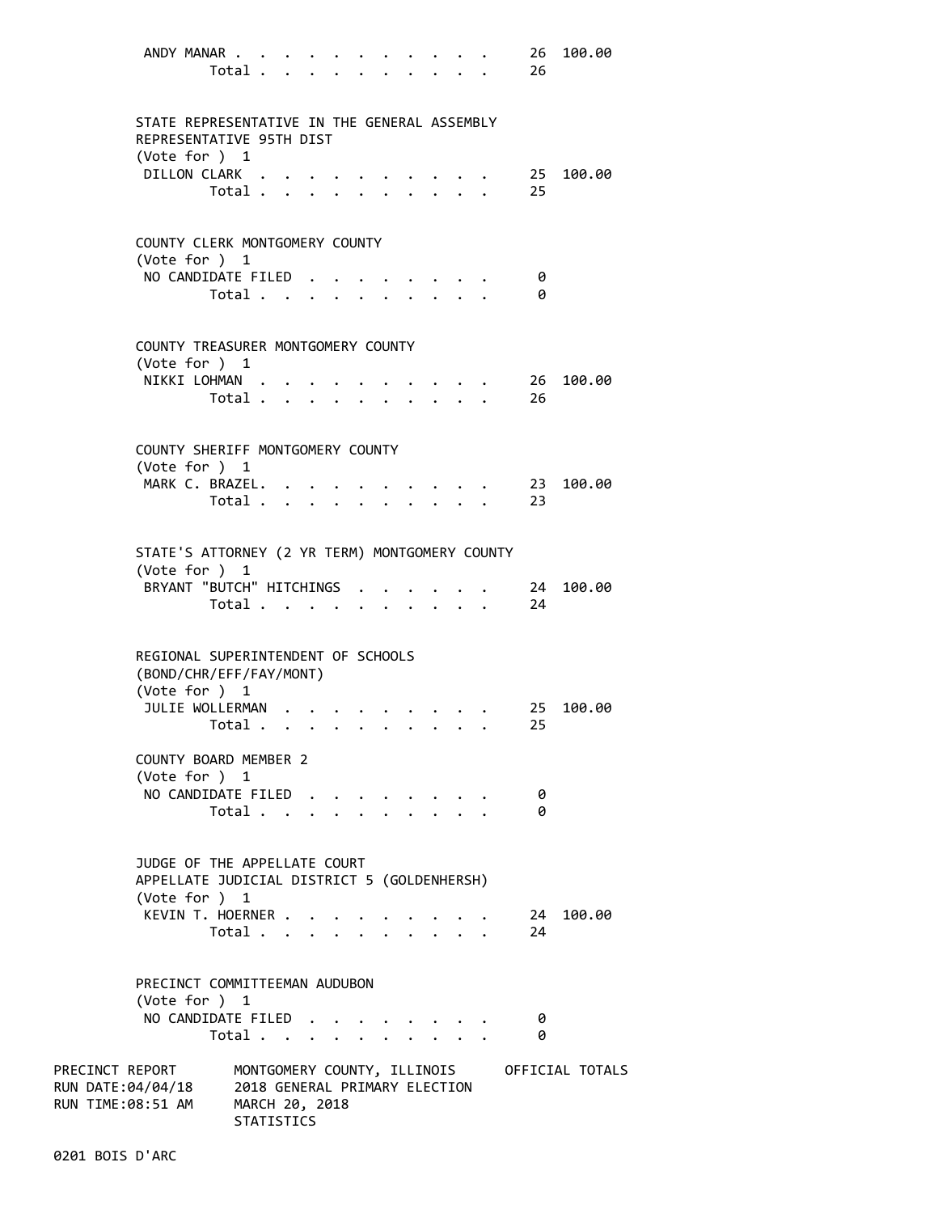| | | |
|---|---|---|
| ANDY MANAR | 26 | 100.00 |
| Total | 26 | |

STATE REPRESENTATIVE IN THE GENERAL ASSEMBLY
REPRESENTATIVE 95TH DIST
(Vote for ) 1

| | | |
|---|---|---|
| DILLON CLARK | 25 | 100.00 |
| Total | 25 | |

COUNTY CLERK MONTGOMERY COUNTY
(Vote for ) 1

| | | |
|---|---|---|
| NO CANDIDATE FILED | 0 | |
| Total | 0 | |

COUNTY TREASURER MONTGOMERY COUNTY
(Vote for ) 1

| | | |
|---|---|---|
| NIKKI LOHMAN | 26 | 100.00 |
| Total | 26 | |

COUNTY SHERIFF MONTGOMERY COUNTY
(Vote for ) 1

| | | |
|---|---|---|
| MARK C. BRAZEL. | 23 | 100.00 |
| Total | 23 | |

STATE'S ATTORNEY (2 YR TERM) MONTGOMERY COUNTY
(Vote for ) 1

| | | |
|---|---|---|
| BRYANT "BUTCH" HITCHINGS | 24 | 100.00 |
| Total | 24 | |

REGIONAL SUPERINTENDENT OF SCHOOLS
(BOND/CHR/EFF/FAY/MONT)
(Vote for ) 1

| | | |
|---|---|---|
| JULIE WOLLERMAN | 25 | 100.00 |
| Total | 25 | |

COUNTY BOARD MEMBER 2
(Vote for ) 1

| | | |
|---|---|---|
| NO CANDIDATE FILED | 0 | |
| Total | 0 | |

JUDGE OF THE APPELLATE COURT
APPELLATE JUDICIAL DISTRICT 5 (GOLDENHERSH)
(Vote for ) 1

| | | |
|---|---|---|
| KEVIN T. HOERNER | 24 | 100.00 |
| Total | 24 | |

PRECINCT COMMITTEEMAN AUDUBON
(Vote for ) 1

| | | |
|---|---|---|
| NO CANDIDATE FILED | 0 | |
| Total | 0 | |

PRECINCT REPORT　　MONTGOMERY COUNTY, ILLINOIS　　OFFICIAL TOTALS
RUN DATE:04/04/18　　2018 GENERAL PRIMARY ELECTION
RUN TIME:08:51 AM　　MARCH 20, 2018
STATISTICS

0201 BOIS D'ARC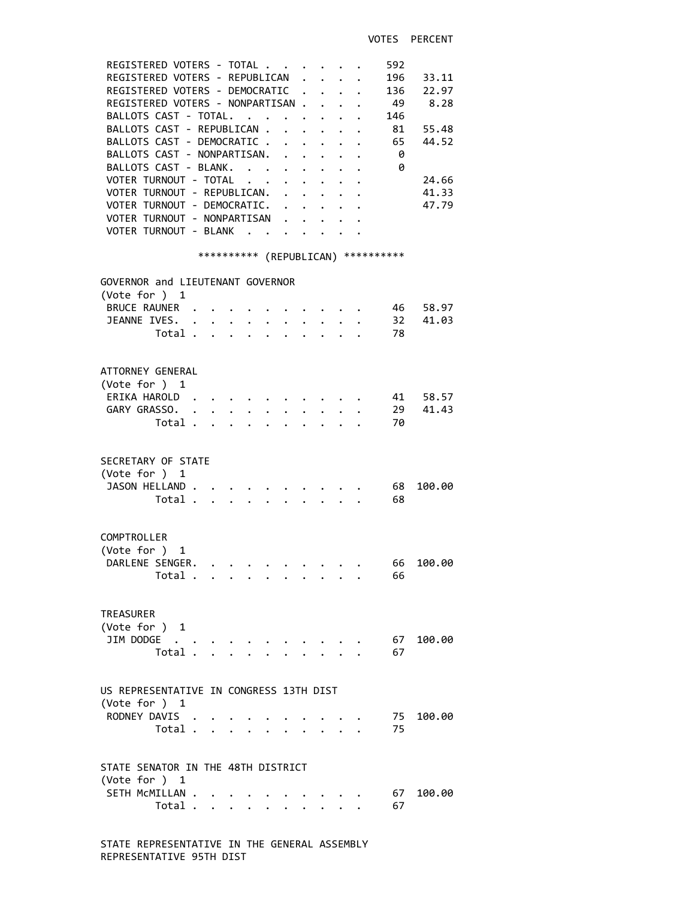| | VOTES | PERCENT |
|---|---|---|
| REGISTERED VOTERS - TOTAL | 592 | |
| REGISTERED VOTERS - REPUBLICAN | 196 | 33.11 |
| REGISTERED VOTERS - DEMOCRATIC | 136 | 22.97 |
| REGISTERED VOTERS - NONPARTISAN | 49 | 8.28 |
| BALLOTS CAST - TOTAL | 146 | |
| BALLOTS CAST - REPUBLICAN | 81 | 55.48 |
| BALLOTS CAST - DEMOCRATIC | 65 | 44.52 |
| BALLOTS CAST - NONPARTISAN | 0 | |
| BALLOTS CAST - BLANK | 0 | |
| VOTER TURNOUT - TOTAL | | 24.66 |
| VOTER TURNOUT - REPUBLICAN | | 41.33 |
| VOTER TURNOUT - DEMOCRATIC | | 47.79 |
| VOTER TURNOUT - NONPARTISAN | | |
| VOTER TURNOUT - BLANK | | |

********** (REPUBLICAN) **********

GOVERNOR and LIEUTENANT GOVERNOR
(Vote for ) 1

| | VOTES | PERCENT |
|---|---|---|
| BRUCE RAUNER | 46 | 58.97 |
| JEANNE IVES | 32 | 41.03 |
| Total | 78 | |

ATTORNEY GENERAL
(Vote for ) 1

| | VOTES | PERCENT |
|---|---|---|
| ERIKA HAROLD | 41 | 58.57 |
| GARY GRASSO | 29 | 41.43 |
| Total | 70 | |

SECRETARY OF STATE
(Vote for ) 1

| | VOTES | PERCENT |
|---|---|---|
| JASON HELLAND | 68 | 100.00 |
| Total | 68 | |

COMPTROLLER
(Vote for ) 1

| | VOTES | PERCENT |
|---|---|---|
| DARLENE SENGER | 66 | 100.00 |
| Total | 66 | |

TREASURER
(Vote for ) 1

| | VOTES | PERCENT |
|---|---|---|
| JIM DODGE | 67 | 100.00 |
| Total | 67 | |

US REPRESENTATIVE IN CONGRESS 13TH DIST
(Vote for ) 1

| | VOTES | PERCENT |
|---|---|---|
| RODNEY DAVIS | 75 | 100.00 |
| Total | 75 | |

STATE SENATOR IN THE 48TH DISTRICT
(Vote for ) 1

| | VOTES | PERCENT |
|---|---|---|
| SETH McMILLAN | 67 | 100.00 |
| Total | 67 | |

STATE REPRESENTATIVE IN THE GENERAL ASSEMBLY
REPRESENTATIVE 95TH DIST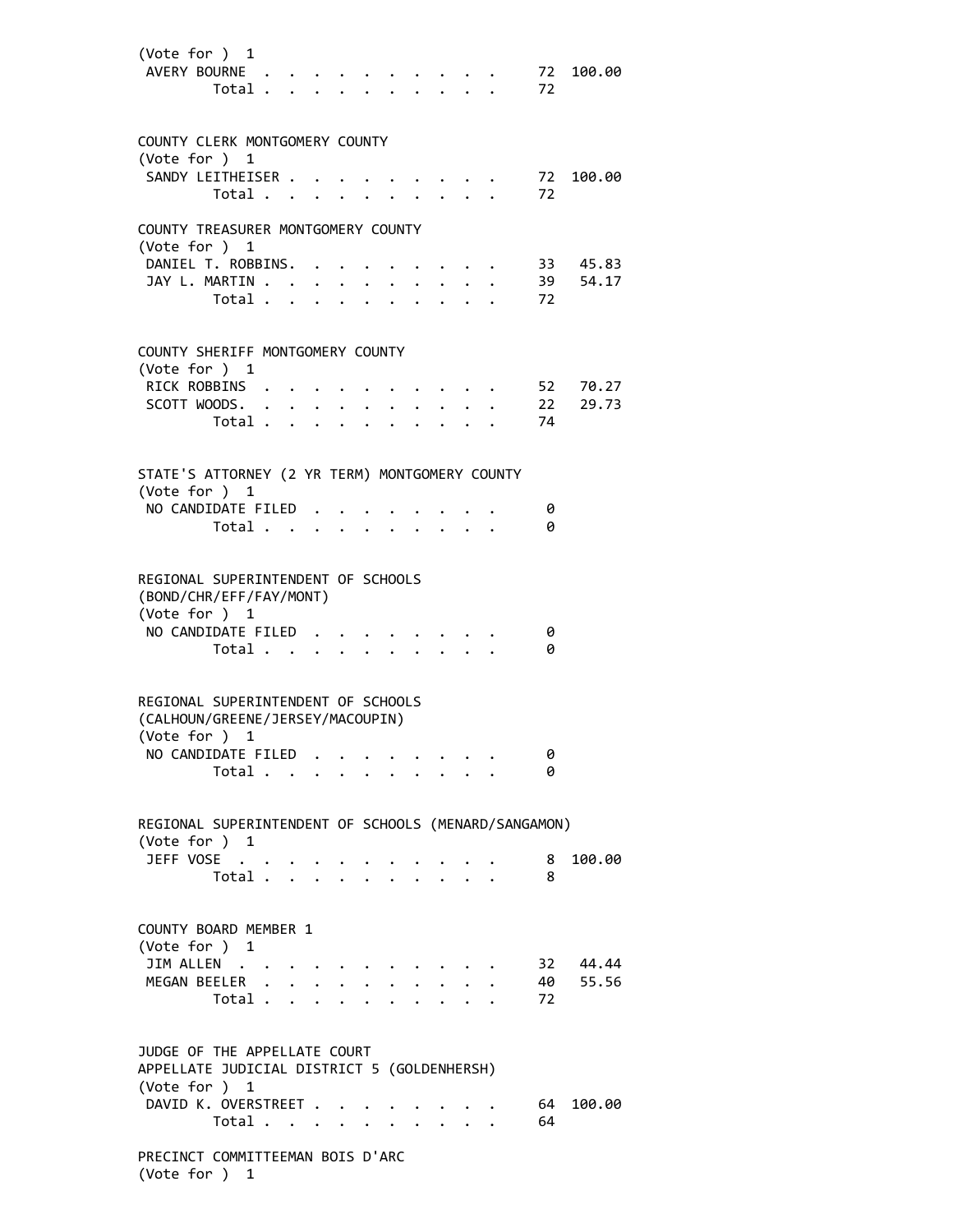(Vote for ) 1

| | Votes | Percent |
|---|---|---|
| AVERY BOURNE | 72 | 100.00 |
| Total | 72 | |

COUNTY CLERK MONTGOMERY COUNTY
(Vote for ) 1

| | Votes | Percent |
|---|---|---|
| SANDY LEITHEISER | 72 | 100.00 |
| Total | 72 | |

COUNTY TREASURER MONTGOMERY COUNTY
(Vote for ) 1

| | Votes | Percent |
|---|---|---|
| DANIEL T. ROBBINS | 33 | 45.83 |
| JAY L. MARTIN | 39 | 54.17 |
| Total | 72 | |

COUNTY SHERIFF MONTGOMERY COUNTY
(Vote for ) 1

| | Votes | Percent |
|---|---|---|
| RICK ROBBINS | 52 | 70.27 |
| SCOTT WOODS | 22 | 29.73 |
| Total | 74 | |

STATE'S ATTORNEY (2 YR TERM) MONTGOMERY COUNTY
(Vote for ) 1

| | Votes | Percent |
|---|---|---|
| NO CANDIDATE FILED | 0 | |
| Total | 0 | |

REGIONAL SUPERINTENDENT OF SCHOOLS
(BOND/CHR/EFF/FAY/MONT)
(Vote for ) 1

| | Votes | Percent |
|---|---|---|
| NO CANDIDATE FILED | 0 | |
| Total | 0 | |

REGIONAL SUPERINTENDENT OF SCHOOLS
(CALHOUN/GREENE/JERSEY/MACOUPIN)
(Vote for ) 1

| | Votes | Percent |
|---|---|---|
| NO CANDIDATE FILED | 0 | |
| Total | 0 | |

REGIONAL SUPERINTENDENT OF SCHOOLS (MENARD/SANGAMON)
(Vote for ) 1

| | Votes | Percent |
|---|---|---|
| JEFF VOSE | 8 | 100.00 |
| Total | 8 | |

COUNTY BOARD MEMBER 1
(Vote for ) 1

| | Votes | Percent |
|---|---|---|
| JIM ALLEN | 32 | 44.44 |
| MEGAN BEELER | 40 | 55.56 |
| Total | 72 | |

JUDGE OF THE APPELLATE COURT
APPELLATE JUDICIAL DISTRICT 5 (GOLDENHERSH)
(Vote for ) 1

| | Votes | Percent |
|---|---|---|
| DAVID K. OVERSTREET | 64 | 100.00 |
| Total | 64 | |

PRECINCT COMMITTEEMAN BOIS D'ARC
(Vote for ) 1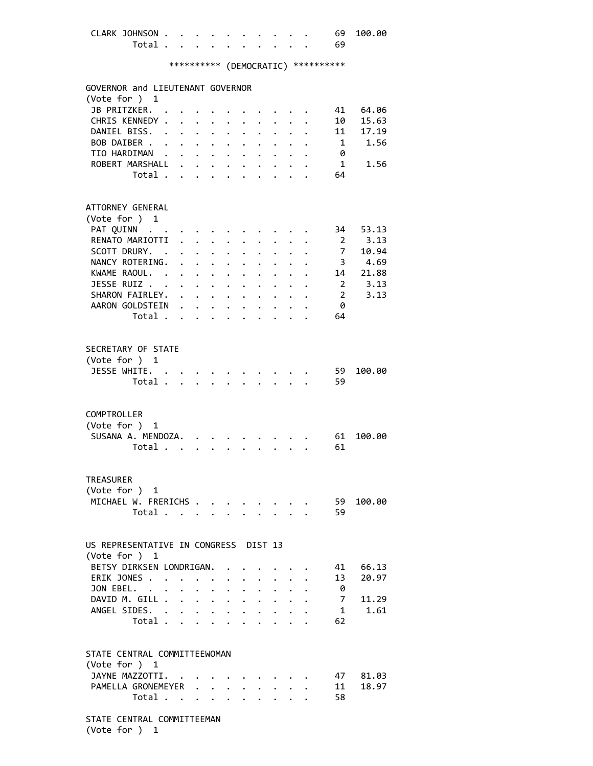| | | |
|---|---|---|
| CLARK JOHNSON | 69 | 100.00 |
| Total | 69 | |

********** (DEMOCRATIC) **********

GOVERNOR and LIEUTENANT GOVERNOR
(Vote for ) 1

| Candidate | Votes | Percent |
|---|---|---|
| JB PRITZKER | 41 | 64.06 |
| CHRIS KENNEDY | 10 | 15.63 |
| DANIEL BISS | 11 | 17.19 |
| BOB DAIBER | 1 | 1.56 |
| TIO HARDIMAN | 0 | |
| ROBERT MARSHALL | 1 | 1.56 |
| Total | 64 | |

ATTORNEY GENERAL
(Vote for ) 1

| Candidate | Votes | Percent |
|---|---|---|
| PAT QUINN | 34 | 53.13 |
| RENATO MARIOTTI | 2 | 3.13 |
| SCOTT DRURY | 7 | 10.94 |
| NANCY ROTERING | 3 | 4.69 |
| KWAME RAOUL | 14 | 21.88 |
| JESSE RUIZ | 2 | 3.13 |
| SHARON FAIRLEY | 2 | 3.13 |
| AARON GOLDSTEIN | 0 | |
| Total | 64 | |

SECRETARY OF STATE
(Vote for ) 1

| Candidate | Votes | Percent |
|---|---|---|
| JESSE WHITE | 59 | 100.00 |
| Total | 59 | |

COMPTROLLER
(Vote for ) 1

| Candidate | Votes | Percent |
|---|---|---|
| SUSANA A. MENDOZA | 61 | 100.00 |
| Total | 61 | |

TREASURER
(Vote for ) 1

| Candidate | Votes | Percent |
|---|---|---|
| MICHAEL W. FRERICHS | 59 | 100.00 |
| Total | 59 | |

US REPRESENTATIVE IN CONGRESS DIST 13
(Vote for ) 1

| Candidate | Votes | Percent |
|---|---|---|
| BETSY DIRKSEN LONDRIGAN | 41 | 66.13 |
| ERIK JONES | 13 | 20.97 |
| JON EBEL | 0 | |
| DAVID M. GILL | 7 | 11.29 |
| ANGEL SIDES | 1 | 1.61 |
| Total | 62 | |

STATE CENTRAL COMMITTEEWOMAN
(Vote for ) 1

| Candidate | Votes | Percent |
|---|---|---|
| JAYNE MAZZOTTI | 47 | 81.03 |
| PAMELLA GRONEMEYER | 11 | 18.97 |
| Total | 58 | |

STATE CENTRAL COMMITTEEMAN
(Vote for ) 1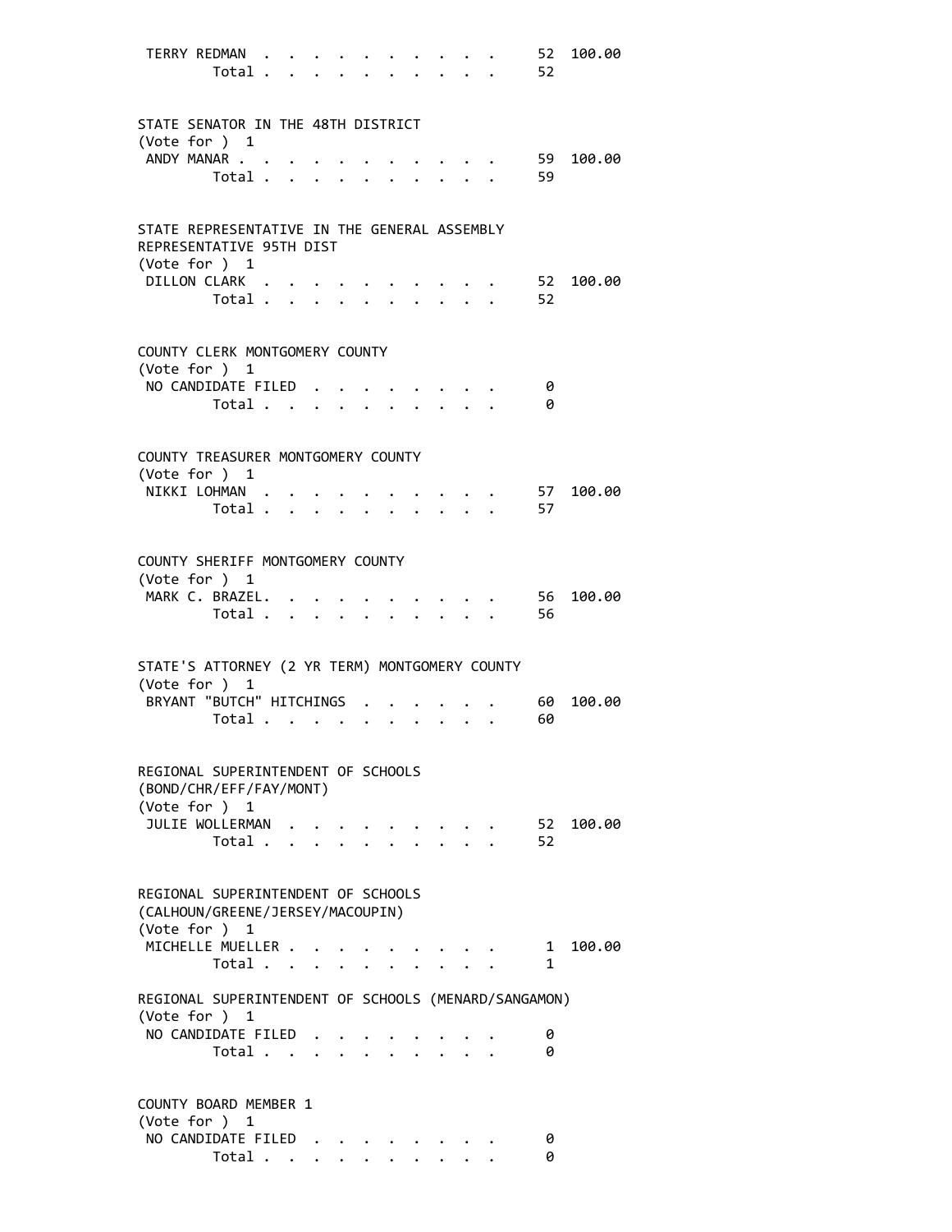| | | |
|---|---|---|
| TERRY REDMAN | 52 | 100.00 |
| Total | 52 | |

STATE SENATOR IN THE 48TH DISTRICT
(Vote for ) 1

| | | |
|---|---|---|
| ANDY MANAR | 59 | 100.00 |
| Total | 59 | |

STATE REPRESENTATIVE IN THE GENERAL ASSEMBLY
REPRESENTATIVE 95TH DIST
(Vote for ) 1

| | | |
|---|---|---|
| DILLON CLARK | 52 | 100.00 |
| Total | 52 | |

COUNTY CLERK MONTGOMERY COUNTY
(Vote for ) 1

| | | |
|---|---|---|
| NO CANDIDATE FILED | 0 | |
| Total | 0 | |

COUNTY TREASURER MONTGOMERY COUNTY
(Vote for ) 1

| | | |
|---|---|---|
| NIKKI LOHMAN | 57 | 100.00 |
| Total | 57 | |

COUNTY SHERIFF MONTGOMERY COUNTY
(Vote for ) 1

| | | |
|---|---|---|
| MARK C. BRAZEL. | 56 | 100.00 |
| Total | 56 | |

STATE'S ATTORNEY (2 YR TERM) MONTGOMERY COUNTY
(Vote for ) 1

| | | |
|---|---|---|
| BRYANT "BUTCH" HITCHINGS | 60 | 100.00 |
| Total | 60 | |

REGIONAL SUPERINTENDENT OF SCHOOLS
(BOND/CHR/EFF/FAY/MONT)
(Vote for ) 1

| | | |
|---|---|---|
| JULIE WOLLERMAN | 52 | 100.00 |
| Total | 52 | |

REGIONAL SUPERINTENDENT OF SCHOOLS
(CALHOUN/GREENE/JERSEY/MACOUPIN)
(Vote for ) 1

| | | |
|---|---|---|
| MICHELLE MUELLER | 1 | 100.00 |
| Total | 1 | |

REGIONAL SUPERINTENDENT OF SCHOOLS (MENARD/SANGAMON)
(Vote for ) 1

| | | |
|---|---|---|
| NO CANDIDATE FILED | 0 | |
| Total | 0 | |

COUNTY BOARD MEMBER 1
(Vote for ) 1

| | | |
|---|---|---|
| NO CANDIDATE FILED | 0 | |
| Total | 0 | |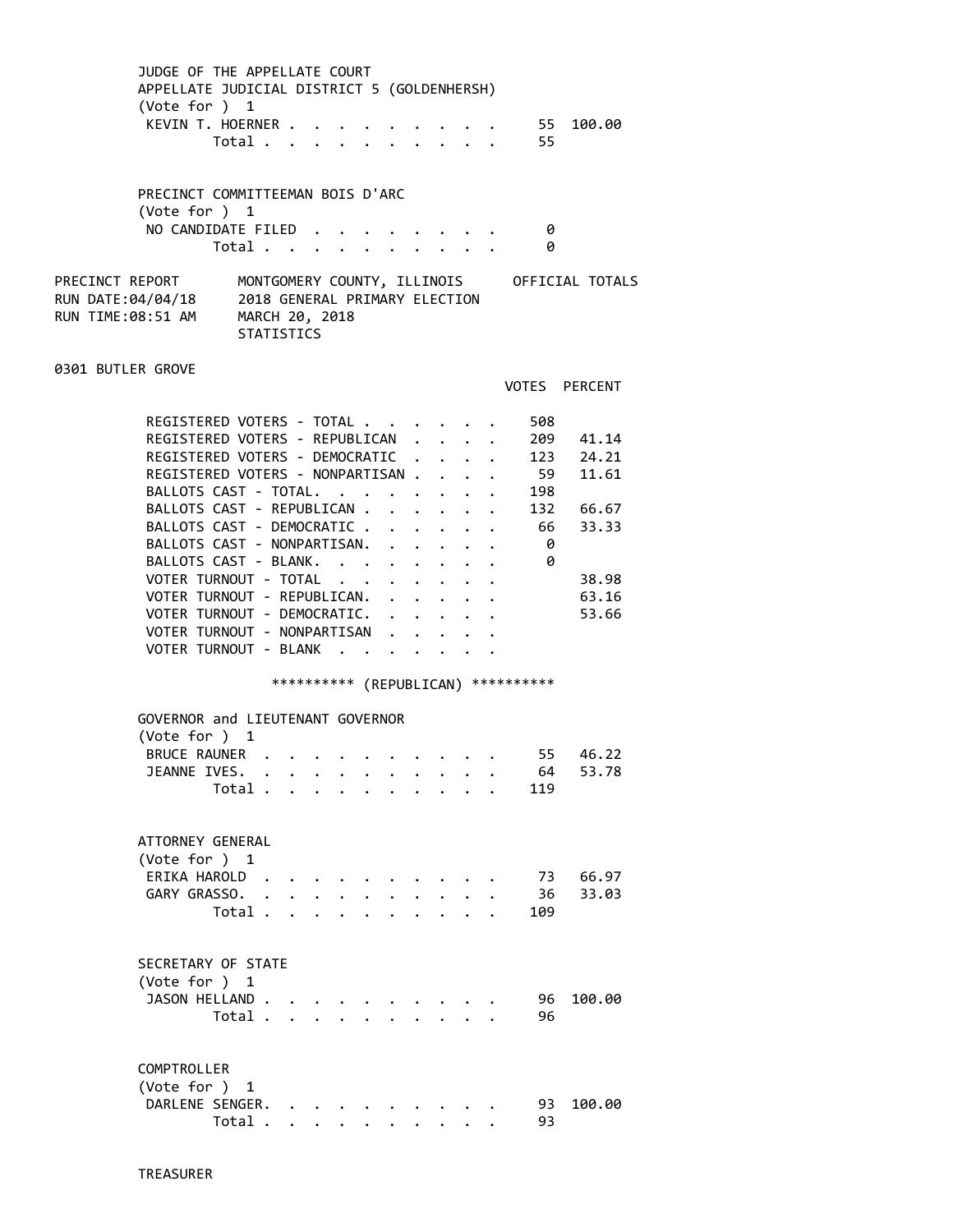JUDGE OF THE APPELLATE COURT
APPELLATE JUDICIAL DISTRICT 5 (GOLDENHERSH)
(Vote for ) 1

| | VOTES | PERCENT |
|---|---|---|
| KEVIN T. HOERNER | 55 | 100.00 |
| Total | 55 | |

PRECINCT COMMITTEEMAN BOIS D'ARC
(Vote for ) 1

| | VOTES | PERCENT |
|---|---|---|
| NO CANDIDATE FILED | 0 | |
| Total | 0 | |

PRECINCT REPORT — MONTGOMERY COUNTY, ILLINOIS — OFFICIAL TOTALS
RUN DATE:04/04/18 — 2018 GENERAL PRIMARY ELECTION
RUN TIME:08:51 AM — MARCH 20, 2018
STATISTICS

## 0301 BUTLER GROVE

| | VOTES | PERCENT |
|---|---|---|
| REGISTERED VOTERS - TOTAL | 508 | |
| REGISTERED VOTERS - REPUBLICAN | 209 | 41.14 |
| REGISTERED VOTERS - DEMOCRATIC | 123 | 24.21 |
| REGISTERED VOTERS - NONPARTISAN | 59 | 11.61 |
| BALLOTS CAST - TOTAL. | 198 | |
| BALLOTS CAST - REPUBLICAN | 132 | 66.67 |
| BALLOTS CAST - DEMOCRATIC | 66 | 33.33 |
| BALLOTS CAST - NONPARTISAN. | 0 | |
| BALLOTS CAST - BLANK. | 0 | |
| VOTER TURNOUT - TOTAL | | 38.98 |
| VOTER TURNOUT - REPUBLICAN. | | 63.16 |
| VOTER TURNOUT - DEMOCRATIC. | | 53.66 |
| VOTER TURNOUT - NONPARTISAN | | |
| VOTER TURNOUT - BLANK | | |

********** (REPUBLICAN) **********

GOVERNOR and LIEUTENANT GOVERNOR
(Vote for ) 1

| | VOTES | PERCENT |
|---|---|---|
| BRUCE RAUNER | 55 | 46.22 |
| JEANNE IVES. | 64 | 53.78 |
| Total | 119 | |

ATTORNEY GENERAL
(Vote for ) 1

| | VOTES | PERCENT |
|---|---|---|
| ERIKA HAROLD | 73 | 66.97 |
| GARY GRASSO. | 36 | 33.03 |
| Total | 109 | |

SECRETARY OF STATE
(Vote for ) 1

| | VOTES | PERCENT |
|---|---|---|
| JASON HELLAND | 96 | 100.00 |
| Total | 96 | |

COMPTROLLER
(Vote for ) 1

| | VOTES | PERCENT |
|---|---|---|
| DARLENE SENGER. | 93 | 100.00 |
| Total | 93 | |

TREASURER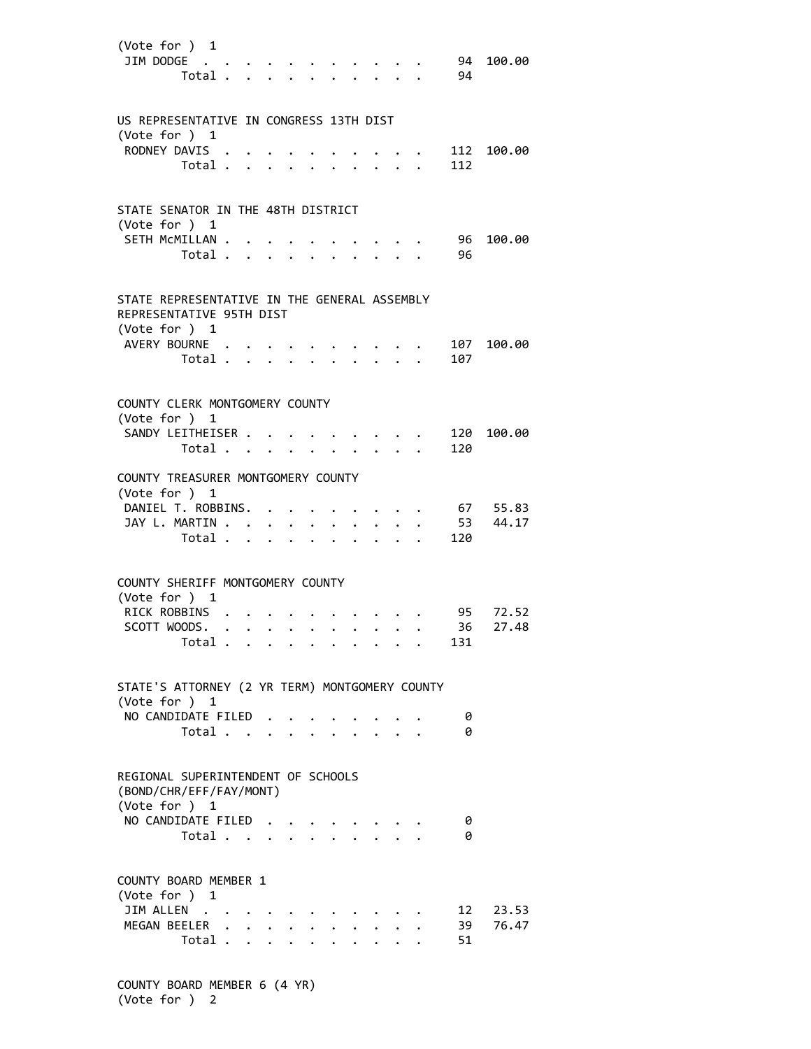(Vote for ) 1

| Candidate | Votes | Percent |
|---|---|---|
| JIM DODGE | 94 | 100.00 |
| Total | 94 | |

US REPRESENTATIVE IN CONGRESS 13TH DIST
(Vote for ) 1

| Candidate | Votes | Percent |
|---|---|---|
| RODNEY DAVIS | 112 | 100.00 |
| Total | 112 | |

STATE SENATOR IN THE 48TH DISTRICT
(Vote for ) 1

| Candidate | Votes | Percent |
|---|---|---|
| SETH McMILLAN | 96 | 100.00 |
| Total | 96 | |

STATE REPRESENTATIVE IN THE GENERAL ASSEMBLY
REPRESENTATIVE 95TH DIST
(Vote for ) 1

| Candidate | Votes | Percent |
|---|---|---|
| AVERY BOURNE | 107 | 100.00 |
| Total | 107 | |

COUNTY CLERK MONTGOMERY COUNTY
(Vote for ) 1

| Candidate | Votes | Percent |
|---|---|---|
| SANDY LEITHEISER | 120 | 100.00 |
| Total | 120 | |

COUNTY TREASURER MONTGOMERY COUNTY
(Vote for ) 1

| Candidate | Votes | Percent |
|---|---|---|
| DANIEL T. ROBBINS | 67 | 55.83 |
| JAY L. MARTIN | 53 | 44.17 |
| Total | 120 | |

COUNTY SHERIFF MONTGOMERY COUNTY
(Vote for ) 1

| Candidate | Votes | Percent |
|---|---|---|
| RICK ROBBINS | 95 | 72.52 |
| SCOTT WOODS | 36 | 27.48 |
| Total | 131 | |

STATE'S ATTORNEY (2 YR TERM) MONTGOMERY COUNTY
(Vote for ) 1

| Candidate | Votes | Percent |
|---|---|---|
| NO CANDIDATE FILED | 0 | |
| Total | 0 | |

REGIONAL SUPERINTENDENT OF SCHOOLS
(BOND/CHR/EFF/FAY/MONT)
(Vote for ) 1

| Candidate | Votes | Percent |
|---|---|---|
| NO CANDIDATE FILED | 0 | |
| Total | 0 | |

COUNTY BOARD MEMBER 1
(Vote for ) 1

| Candidate | Votes | Percent |
|---|---|---|
| JIM ALLEN | 12 | 23.53 |
| MEGAN BEELER | 39 | 76.47 |
| Total | 51 | |

COUNTY BOARD MEMBER 6 (4 YR)
(Vote for ) 2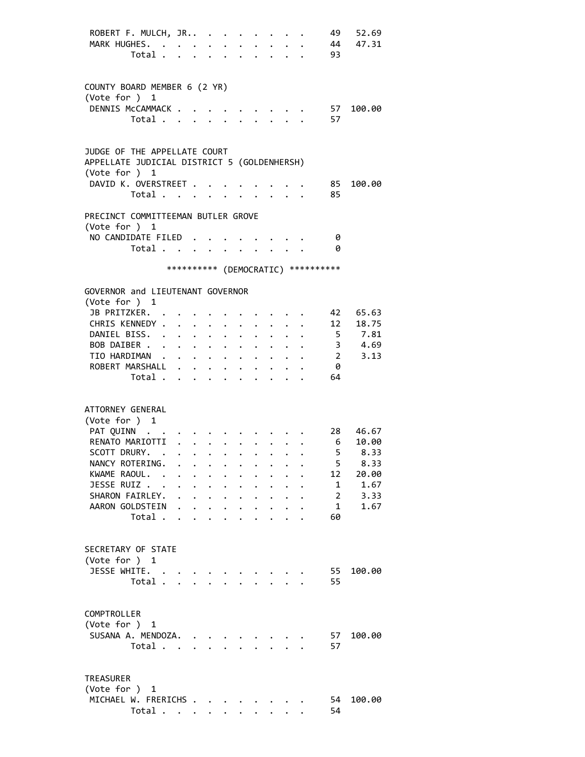| | | |
|---|---|---|
| ROBERT F. MULCH, JR. | 49 | 52.69 |
| MARK HUGHES | 44 | 47.31 |
| Total | 93 | |

COUNTY BOARD MEMBER 6 (2 YR)
(Vote for ) 1

| | | |
|---|---|---|
| DENNIS McCAMMACK | 57 | 100.00 |
| Total | 57 | |

JUDGE OF THE APPELLATE COURT
APPELLATE JUDICIAL DISTRICT 5 (GOLDENHERSH)
(Vote for ) 1

| | | |
|---|---|---|
| DAVID K. OVERSTREET | 85 | 100.00 |
| Total | 85 | |

PRECINCT COMMITTEEMAN BUTLER GROVE
(Vote for ) 1

| | | |
|---|---|---|
| NO CANDIDATE FILED | 0 | |
| Total | 0 | |

********** (DEMOCRATIC) **********

GOVERNOR and LIEUTENANT GOVERNOR
(Vote for ) 1

| | | |
|---|---|---|
| JB PRITZKER | 42 | 65.63 |
| CHRIS KENNEDY | 12 | 18.75 |
| DANIEL BISS | 5 | 7.81 |
| BOB DAIBER | 3 | 4.69 |
| TIO HARDIMAN | 2 | 3.13 |
| ROBERT MARSHALL | 0 | |
| Total | 64 | |

ATTORNEY GENERAL
(Vote for ) 1

| | | |
|---|---|---|
| PAT QUINN | 28 | 46.67 |
| RENATO MARIOTTI | 6 | 10.00 |
| SCOTT DRURY | 5 | 8.33 |
| NANCY ROTERING | 5 | 8.33 |
| KWAME RAOUL | 12 | 20.00 |
| JESSE RUIZ | 1 | 1.67 |
| SHARON FAIRLEY | 2 | 3.33 |
| AARON GOLDSTEIN | 1 | 1.67 |
| Total | 60 | |

SECRETARY OF STATE
(Vote for ) 1

| | | |
|---|---|---|
| JESSE WHITE | 55 | 100.00 |
| Total | 55 | |

COMPTROLLER
(Vote for ) 1

| | | |
|---|---|---|
| SUSANA A. MENDOZA | 57 | 100.00 |
| Total | 57 | |

TREASURER
(Vote for ) 1

| | | |
|---|---|---|
| MICHAEL W. FRERICHS | 54 | 100.00 |
| Total | 54 | |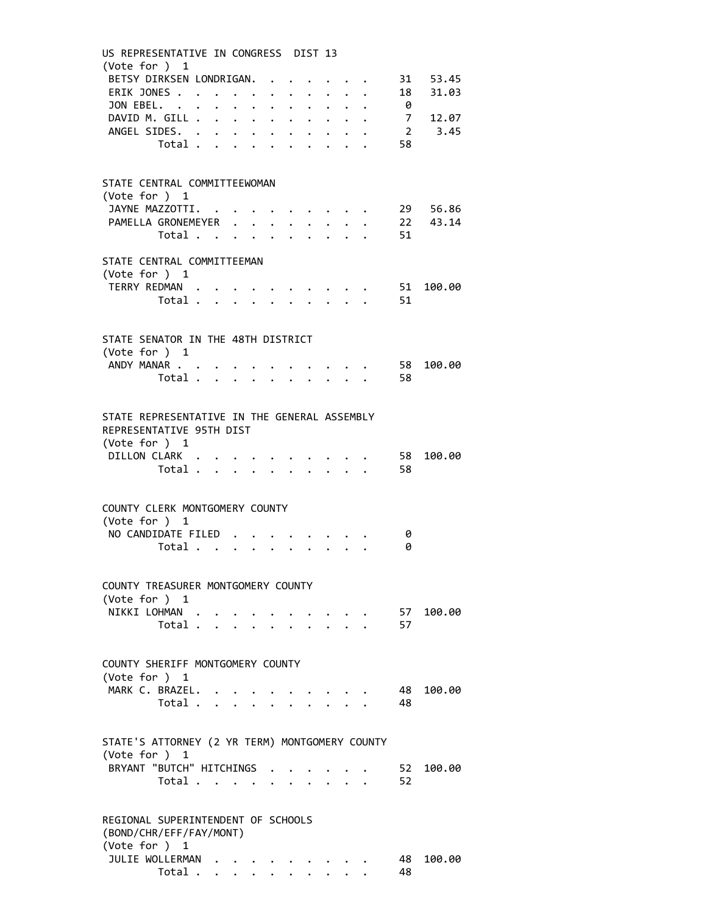US REPRESENTATIVE IN CONGRESS DIST 13
(Vote for ) 1

| Candidate | Votes | Percent |
|---|---|---|
| BETSY DIRKSEN LONDRIGAN | 31 | 53.45 |
| ERIK JONES | 18 | 31.03 |
| JON EBEL | 0 | |
| DAVID M. GILL | 7 | 12.07 |
| ANGEL SIDES | 2 | 3.45 |
| Total | 58 | |

STATE CENTRAL COMMITTEEWOMAN
(Vote for ) 1

| Candidate | Votes | Percent |
|---|---|---|
| JAYNE MAZZOTTI | 29 | 56.86 |
| PAMELLA GRONEMEYER | 22 | 43.14 |
| Total | 51 | |

STATE CENTRAL COMMITTEEMAN
(Vote for ) 1

| Candidate | Votes | Percent |
|---|---|---|
| TERRY REDMAN | 51 | 100.00 |
| Total | 51 | |

STATE SENATOR IN THE 48TH DISTRICT
(Vote for ) 1

| Candidate | Votes | Percent |
|---|---|---|
| ANDY MANAR | 58 | 100.00 |
| Total | 58 | |

STATE REPRESENTATIVE IN THE GENERAL ASSEMBLY
REPRESENTATIVE 95TH DIST
(Vote for ) 1

| Candidate | Votes | Percent |
|---|---|---|
| DILLON CLARK | 58 | 100.00 |
| Total | 58 | |

COUNTY CLERK MONTGOMERY COUNTY
(Vote for ) 1

| Candidate | Votes | Percent |
|---|---|---|
| NO CANDIDATE FILED | 0 | |
| Total | 0 | |

COUNTY TREASURER MONTGOMERY COUNTY
(Vote for ) 1

| Candidate | Votes | Percent |
|---|---|---|
| NIKKI LOHMAN | 57 | 100.00 |
| Total | 57 | |

COUNTY SHERIFF MONTGOMERY COUNTY
(Vote for ) 1

| Candidate | Votes | Percent |
|---|---|---|
| MARK C. BRAZEL | 48 | 100.00 |
| Total | 48 | |

STATE'S ATTORNEY (2 YR TERM) MONTGOMERY COUNTY
(Vote for ) 1

| Candidate | Votes | Percent |
|---|---|---|
| BRYANT "BUTCH" HITCHINGS | 52 | 100.00 |
| Total | 52 | |

REGIONAL SUPERINTENDENT OF SCHOOLS
(BOND/CHR/EFF/FAY/MONT)
(Vote for ) 1

| Candidate | Votes | Percent |
|---|---|---|
| JULIE WOLLERMAN | 48 | 100.00 |
| Total | 48 | |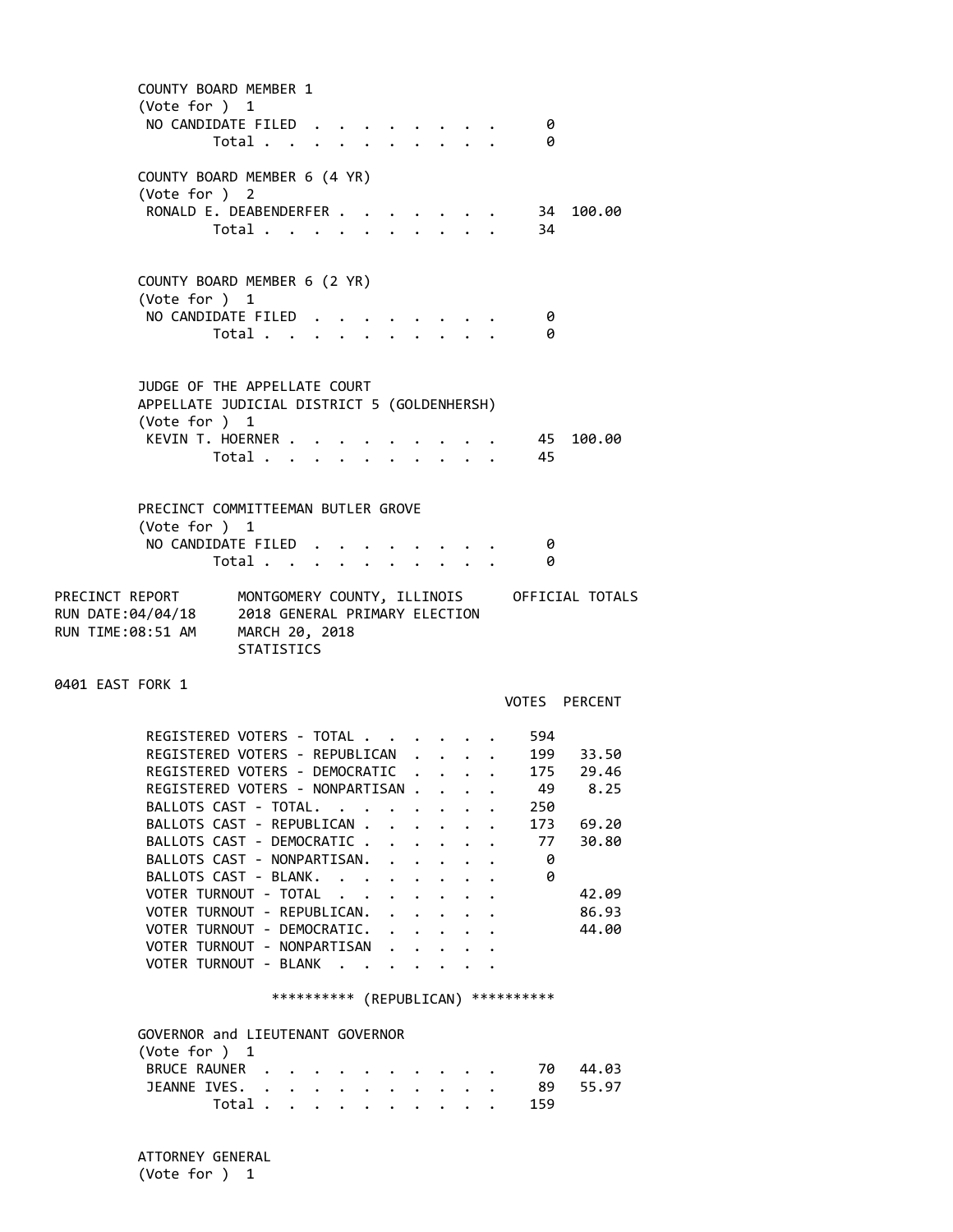COUNTY BOARD MEMBER 1
(Vote for ) 1

| | VOTES | PERCENT |
|---|---|---|
| NO CANDIDATE FILED | 0 | |
| Total | 0 | |

COUNTY BOARD MEMBER 6 (4 YR)
(Vote for ) 2

| | VOTES | PERCENT |
|---|---|---|
| RONALD E. DEABENDERFER | 34 | 100.00 |
| Total | 34 | |

COUNTY BOARD MEMBER 6 (2 YR)
(Vote for ) 1

| | VOTES | PERCENT |
|---|---|---|
| NO CANDIDATE FILED | 0 | |
| Total | 0 | |

JUDGE OF THE APPELLATE COURT
APPELLATE JUDICIAL DISTRICT 5 (GOLDENHERSH)
(Vote for ) 1

| | VOTES | PERCENT |
|---|---|---|
| KEVIN T. HOERNER | 45 | 100.00 |
| Total | 45 | |

PRECINCT COMMITTEEMAN BUTLER GROVE
(Vote for ) 1

| | VOTES | PERCENT |
|---|---|---|
| NO CANDIDATE FILED | 0 | |
| Total | 0 | |

PRECINCT REPORT MONTGOMERY COUNTY, ILLINOIS OFFICIAL TOTALS
RUN DATE:04/04/18 2018 GENERAL PRIMARY ELECTION
RUN TIME:08:51 AM MARCH 20, 2018
STATISTICS

0401 EAST FORK 1

| | VOTES | PERCENT |
|---|---|---|
| REGISTERED VOTERS - TOTAL | 594 | |
| REGISTERED VOTERS - REPUBLICAN | 199 | 33.50 |
| REGISTERED VOTERS - DEMOCRATIC | 175 | 29.46 |
| REGISTERED VOTERS - NONPARTISAN | 49 | 8.25 |
| BALLOTS CAST - TOTAL. | 250 | |
| BALLOTS CAST - REPUBLICAN | 173 | 69.20 |
| BALLOTS CAST - DEMOCRATIC | 77 | 30.80 |
| BALLOTS CAST - NONPARTISAN. | 0 | |
| BALLOTS CAST - BLANK. | 0 | |
| VOTER TURNOUT - TOTAL | | 42.09 |
| VOTER TURNOUT - REPUBLICAN. | | 86.93 |
| VOTER TURNOUT - DEMOCRATIC. | | 44.00 |
| VOTER TURNOUT - NONPARTISAN | | |
| VOTER TURNOUT - BLANK | | |

********** (REPUBLICAN) **********

GOVERNOR and LIEUTENANT GOVERNOR
(Vote for ) 1

| | VOTES | PERCENT |
|---|---|---|
| BRUCE RAUNER | 70 | 44.03 |
| JEANNE IVES. | 89 | 55.97 |
| Total | 159 | |

ATTORNEY GENERAL
(Vote for ) 1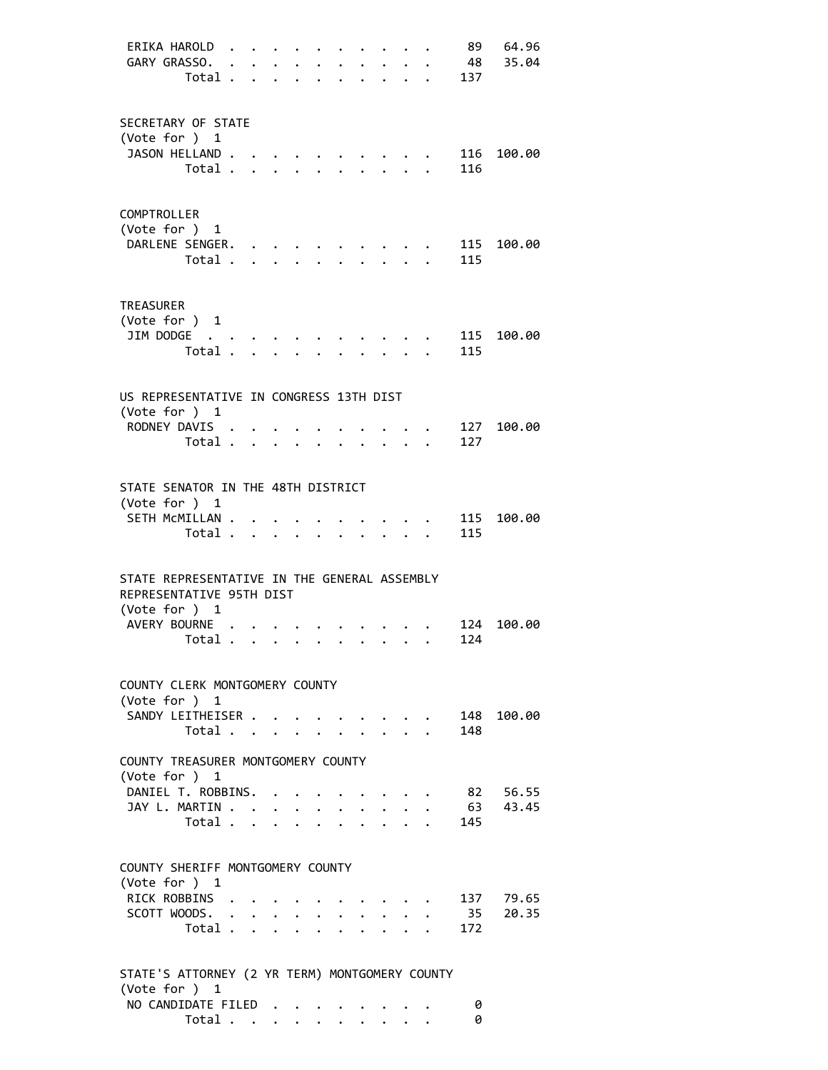| | | |
|---|---|---|
| ERIKA HAROLD | 89 | 64.96 |
| GARY GRASSO. | 48 | 35.04 |
| Total | 137 | |

SECRETARY OF STATE
(Vote for ) 1

| | | |
|---|---|---|
| JASON HELLAND | 116 | 100.00 |
| Total | 116 | |

COMPTROLLER
(Vote for ) 1

| | | |
|---|---|---|
| DARLENE SENGER. | 115 | 100.00 |
| Total | 115 | |

TREASURER
(Vote for ) 1

| | | |
|---|---|---|
| JIM DODGE | 115 | 100.00 |
| Total | 115 | |

US REPRESENTATIVE IN CONGRESS 13TH DIST
(Vote for ) 1

| | | |
|---|---|---|
| RODNEY DAVIS | 127 | 100.00 |
| Total | 127 | |

STATE SENATOR IN THE 48TH DISTRICT
(Vote for ) 1

| | | |
|---|---|---|
| SETH McMILLAN | 115 | 100.00 |
| Total | 115 | |

STATE REPRESENTATIVE IN THE GENERAL ASSEMBLY
REPRESENTATIVE 95TH DIST
(Vote for ) 1

| | | |
|---|---|---|
| AVERY BOURNE | 124 | 100.00 |
| Total | 124 | |

COUNTY CLERK MONTGOMERY COUNTY
(Vote for ) 1

| | | |
|---|---|---|
| SANDY LEITHEISER | 148 | 100.00 |
| Total | 148 | |

COUNTY TREASURER MONTGOMERY COUNTY
(Vote for ) 1

| | | |
|---|---|---|
| DANIEL T. ROBBINS. | 82 | 56.55 |
| JAY L. MARTIN | 63 | 43.45 |
| Total | 145 | |

COUNTY SHERIFF MONTGOMERY COUNTY
(Vote for ) 1

| | | |
|---|---|---|
| RICK ROBBINS | 137 | 79.65 |
| SCOTT WOODS. | 35 | 20.35 |
| Total | 172 | |

STATE'S ATTORNEY (2 YR TERM) MONTGOMERY COUNTY
(Vote for ) 1

| | | |
|---|---|---|
| NO CANDIDATE FILED | 0 | |
| Total | 0 | |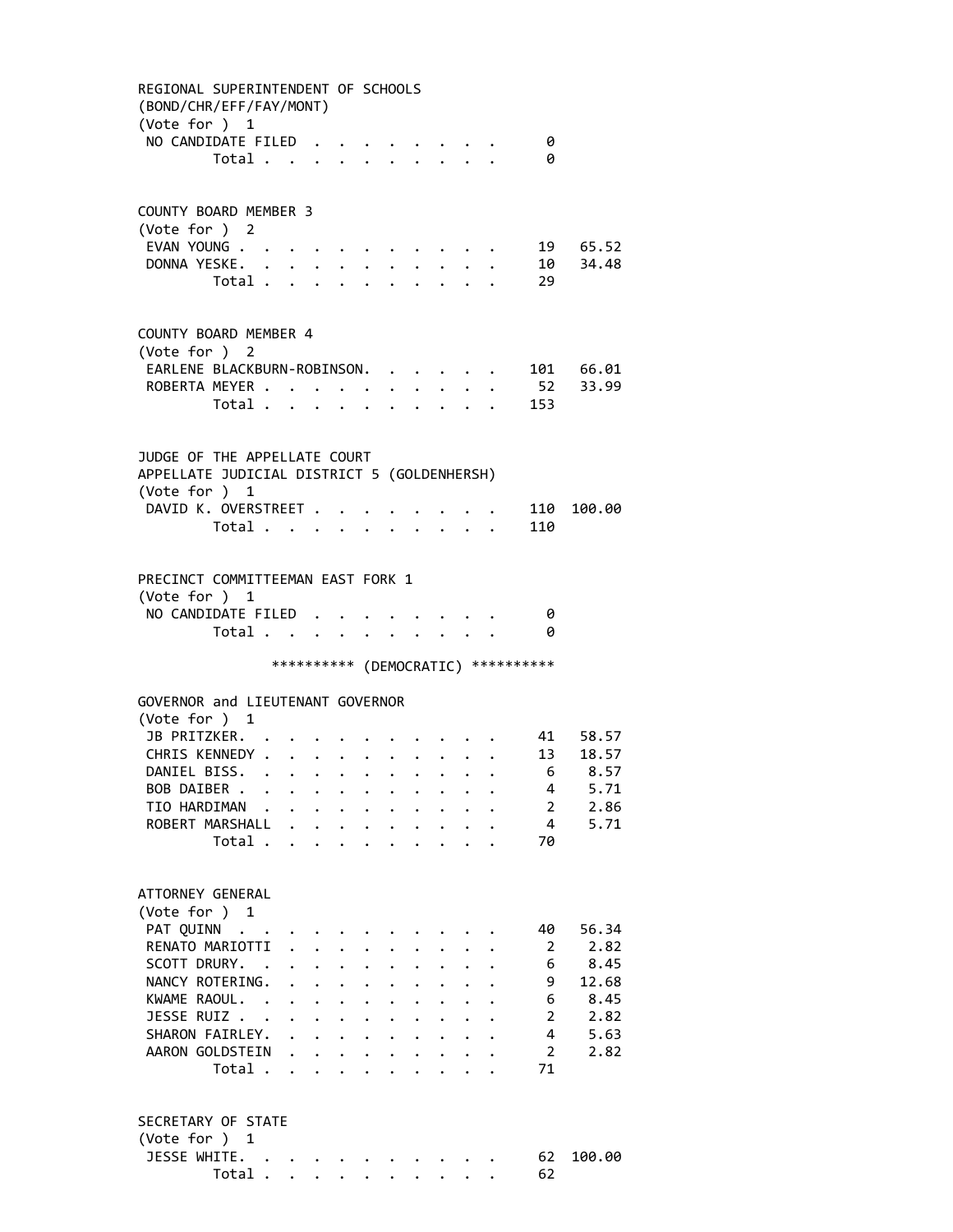REGIONAL SUPERINTENDENT OF SCHOOLS
(BOND/CHR/EFF/FAY/MONT)
(Vote for ) 1

| | Votes | Percent |
|---|---|---|
| NO CANDIDATE FILED | 0 | |
| Total | 0 | |

COUNTY BOARD MEMBER 3
(Vote for ) 2

| | Votes | Percent |
|---|---|---|
| EVAN YOUNG | 19 | 65.52 |
| DONNA YESKE | 10 | 34.48 |
| Total | 29 | |

COUNTY BOARD MEMBER 4
(Vote for ) 2

| | Votes | Percent |
|---|---|---|
| EARLENE BLACKBURN-ROBINSON | 101 | 66.01 |
| ROBERTA MEYER | 52 | 33.99 |
| Total | 153 | |

JUDGE OF THE APPELLATE COURT
APPELLATE JUDICIAL DISTRICT 5 (GOLDENHERSH)
(Vote for ) 1

| | Votes | Percent |
|---|---|---|
| DAVID K. OVERSTREET | 110 | 100.00 |
| Total | 110 | |

PRECINCT COMMITTEEMAN EAST FORK 1
(Vote for ) 1

| | Votes | Percent |
|---|---|---|
| NO CANDIDATE FILED | 0 | |
| Total | 0 | |

********** (DEMOCRATIC) **********

GOVERNOR and LIEUTENANT GOVERNOR
(Vote for ) 1

| | Votes | Percent |
|---|---|---|
| JB PRITZKER | 41 | 58.57 |
| CHRIS KENNEDY | 13 | 18.57 |
| DANIEL BISS | 6 | 8.57 |
| BOB DAIBER | 4 | 5.71 |
| TIO HARDIMAN | 2 | 2.86 |
| ROBERT MARSHALL | 4 | 5.71 |
| Total | 70 | |

ATTORNEY GENERAL
(Vote for ) 1

| | Votes | Percent |
|---|---|---|
| PAT QUINN | 40 | 56.34 |
| RENATO MARIOTTI | 2 | 2.82 |
| SCOTT DRURY | 6 | 8.45 |
| NANCY ROTERING | 9 | 12.68 |
| KWAME RAOUL | 6 | 8.45 |
| JESSE RUIZ | 2 | 2.82 |
| SHARON FAIRLEY | 4 | 5.63 |
| AARON GOLDSTEIN | 2 | 2.82 |
| Total | 71 | |

SECRETARY OF STATE
(Vote for ) 1

| | Votes | Percent |
|---|---|---|
| JESSE WHITE | 62 | 100.00 |
| Total | 62 | |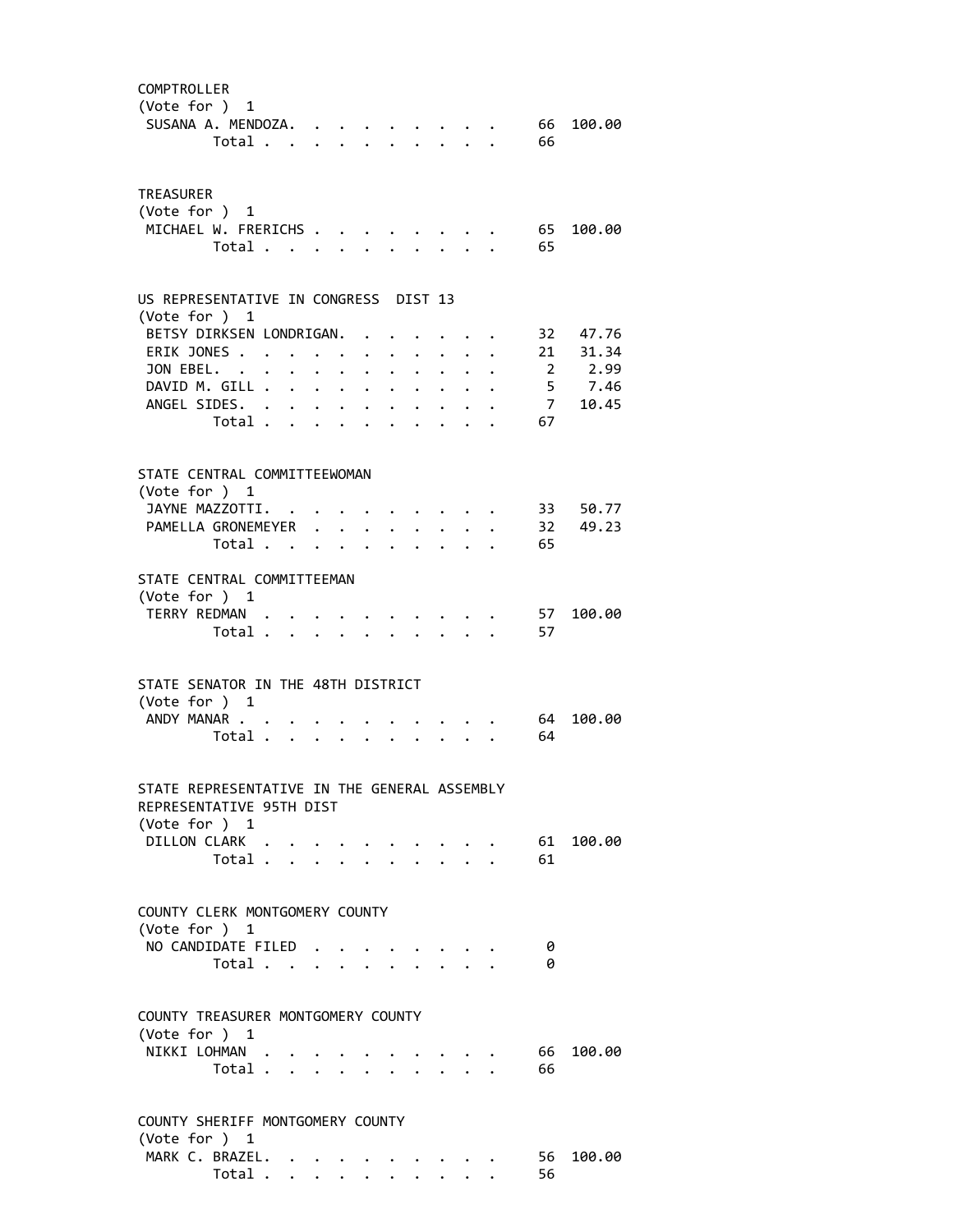COMPTROLLER
(Vote for ) 1

| Candidate | Votes | Percent |
|---|---|---|
| SUSANA A. MENDOZA | 66 | 100.00 |
| Total | 66 | |

TREASURER
(Vote for ) 1

| Candidate | Votes | Percent |
|---|---|---|
| MICHAEL W. FRERICHS | 65 | 100.00 |
| Total | 65 | |

US REPRESENTATIVE IN CONGRESS DIST 13
(Vote for ) 1

| Candidate | Votes | Percent |
|---|---|---|
| BETSY DIRKSEN LONDRIGAN | 32 | 47.76 |
| ERIK JONES | 21 | 31.34 |
| JON EBEL | 2 | 2.99 |
| DAVID M. GILL | 5 | 7.46 |
| ANGEL SIDES | 7 | 10.45 |
| Total | 67 | |

STATE CENTRAL COMMITTEEWOMAN
(Vote for ) 1

| Candidate | Votes | Percent |
|---|---|---|
| JAYNE MAZZOTTI | 33 | 50.77 |
| PAMELLA GRONEMEYER | 32 | 49.23 |
| Total | 65 | |

STATE CENTRAL COMMITTEEMAN
(Vote for ) 1

| Candidate | Votes | Percent |
|---|---|---|
| TERRY REDMAN | 57 | 100.00 |
| Total | 57 | |

STATE SENATOR IN THE 48TH DISTRICT
(Vote for ) 1

| Candidate | Votes | Percent |
|---|---|---|
| ANDY MANAR | 64 | 100.00 |
| Total | 64 | |

STATE REPRESENTATIVE IN THE GENERAL ASSEMBLY
REPRESENTATIVE 95TH DIST
(Vote for ) 1

| Candidate | Votes | Percent |
|---|---|---|
| DILLON CLARK | 61 | 100.00 |
| Total | 61 | |

COUNTY CLERK MONTGOMERY COUNTY
(Vote for ) 1

| Candidate | Votes | Percent |
|---|---|---|
| NO CANDIDATE FILED | 0 | |
| Total | 0 | |

COUNTY TREASURER MONTGOMERY COUNTY
(Vote for ) 1

| Candidate | Votes | Percent |
|---|---|---|
| NIKKI LOHMAN | 66 | 100.00 |
| Total | 66 | |

COUNTY SHERIFF MONTGOMERY COUNTY
(Vote for ) 1

| Candidate | Votes | Percent |
|---|---|---|
| MARK C. BRAZEL | 56 | 100.00 |
| Total | 56 | |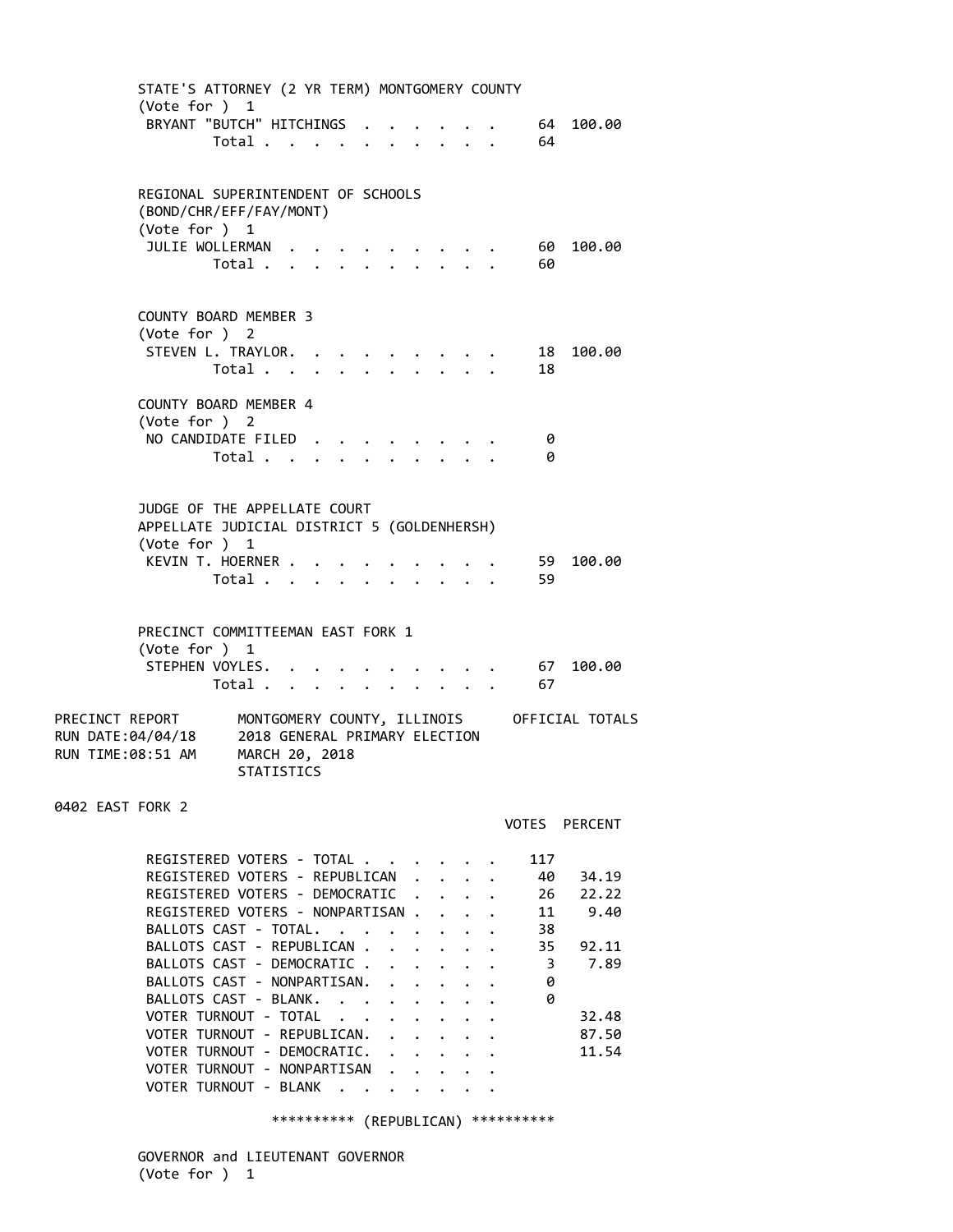STATE'S ATTORNEY (2 YR TERM) MONTGOMERY COUNTY
(Vote for ) 1

| | Votes | Percent |
|---|---|---|
| BRYANT "BUTCH" HITCHINGS | 64 | 100.00 |
| Total | 64 | |

REGIONAL SUPERINTENDENT OF SCHOOLS
(BOND/CHR/EFF/FAY/MONT)
(Vote for ) 1

| | Votes | Percent |
|---|---|---|
| JULIE WOLLERMAN | 60 | 100.00 |
| Total | 60 | |

COUNTY BOARD MEMBER 3
(Vote for ) 2

| | Votes | Percent |
|---|---|---|
| STEVEN L. TRAYLOR. | 18 | 100.00 |
| Total | 18 | |

COUNTY BOARD MEMBER 4
(Vote for ) 2

| | Votes | Percent |
|---|---|---|
| NO CANDIDATE FILED | 0 | |
| Total | 0 | |

JUDGE OF THE APPELLATE COURT
APPELLATE JUDICIAL DISTRICT 5 (GOLDENHERSH)
(Vote for ) 1

| | Votes | Percent |
|---|---|---|
| KEVIN T. HOERNER | 59 | 100.00 |
| Total | 59 | |

PRECINCT COMMITTEEMAN EAST FORK 1
(Vote for ) 1

| | Votes | Percent |
|---|---|---|
| STEPHEN VOYLES. | 67 | 100.00 |
| Total | 67 | |

PRECINCT REPORT — MONTGOMERY COUNTY, ILLINOIS — OFFICIAL TOTALS
RUN DATE:04/04/18 — 2018 GENERAL PRIMARY ELECTION
RUN TIME:08:51 AM — MARCH 20, 2018
STATISTICS

0402 EAST FORK 2

| | VOTES | PERCENT |
|---|---|---|
| REGISTERED VOTERS - TOTAL | 117 | |
| REGISTERED VOTERS - REPUBLICAN | 40 | 34.19 |
| REGISTERED VOTERS - DEMOCRATIC | 26 | 22.22 |
| REGISTERED VOTERS - NONPARTISAN | 11 | 9.40 |
| BALLOTS CAST - TOTAL. | 38 | |
| BALLOTS CAST - REPUBLICAN | 35 | 92.11 |
| BALLOTS CAST - DEMOCRATIC | 3 | 7.89 |
| BALLOTS CAST - NONPARTISAN. | 0 | |
| BALLOTS CAST - BLANK. | 0 | |
| VOTER TURNOUT - TOTAL | | 32.48 |
| VOTER TURNOUT - REPUBLICAN. | | 87.50 |
| VOTER TURNOUT - DEMOCRATIC. | | 11.54 |
| VOTER TURNOUT - NONPARTISAN | | |
| VOTER TURNOUT - BLANK | | |

********** (REPUBLICAN) **********

GOVERNOR and LIEUTENANT GOVERNOR
(Vote for ) 1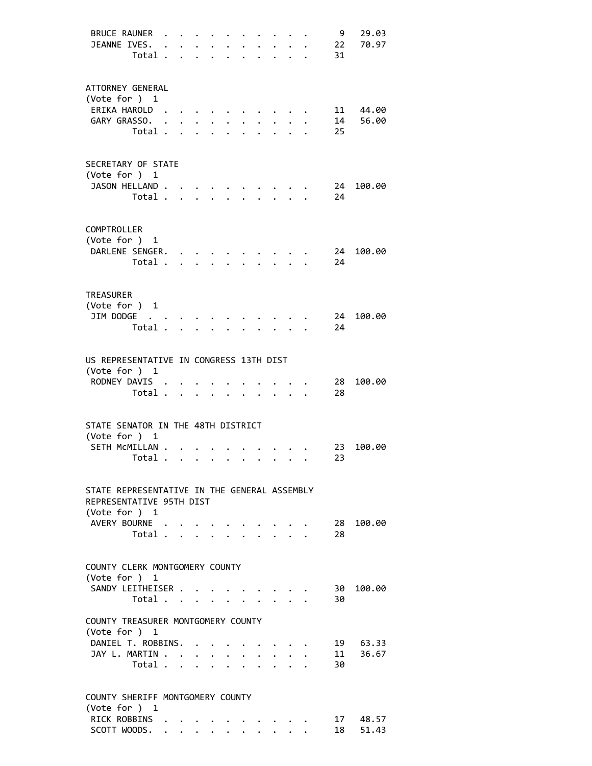| | | |
|---|---|---|
| BRUCE RAUNER | 9 | 29.03 |
| JEANNE IVES. | 22 | 70.97 |
| Total | 31 | |

ATTORNEY GENERAL
(Vote for ) 1

| | | |
|---|---|---|
| ERIKA HAROLD | 11 | 44.00 |
| GARY GRASSO. | 14 | 56.00 |
| Total | 25 | |

SECRETARY OF STATE
(Vote for ) 1

| | | |
|---|---|---|
| JASON HELLAND | 24 | 100.00 |
| Total | 24 | |

COMPTROLLER
(Vote for ) 1

| | | |
|---|---|---|
| DARLENE SENGER. | 24 | 100.00 |
| Total | 24 | |

TREASURER
(Vote for ) 1

| | | |
|---|---|---|
| JIM DODGE | 24 | 100.00 |
| Total | 24 | |

US REPRESENTATIVE IN CONGRESS 13TH DIST
(Vote for ) 1

| | | |
|---|---|---|
| RODNEY DAVIS | 28 | 100.00 |
| Total | 28 | |

STATE SENATOR IN THE 48TH DISTRICT
(Vote for ) 1

| | | |
|---|---|---|
| SETH McMILLAN | 23 | 100.00 |
| Total | 23 | |

STATE REPRESENTATIVE IN THE GENERAL ASSEMBLY
REPRESENTATIVE 95TH DIST
(Vote for ) 1

| | | |
|---|---|---|
| AVERY BOURNE | 28 | 100.00 |
| Total | 28 | |

COUNTY CLERK MONTGOMERY COUNTY
(Vote for ) 1

| | | |
|---|---|---|
| SANDY LEITHEISER | 30 | 100.00 |
| Total | 30 | |

COUNTY TREASURER MONTGOMERY COUNTY
(Vote for ) 1

| | | |
|---|---|---|
| DANIEL T. ROBBINS. | 19 | 63.33 |
| JAY L. MARTIN | 11 | 36.67 |
| Total | 30 | |

COUNTY SHERIFF MONTGOMERY COUNTY
(Vote for ) 1

| | | |
|---|---|---|
| RICK ROBBINS | 17 | 48.57 |
| SCOTT WOODS. | 18 | 51.43 |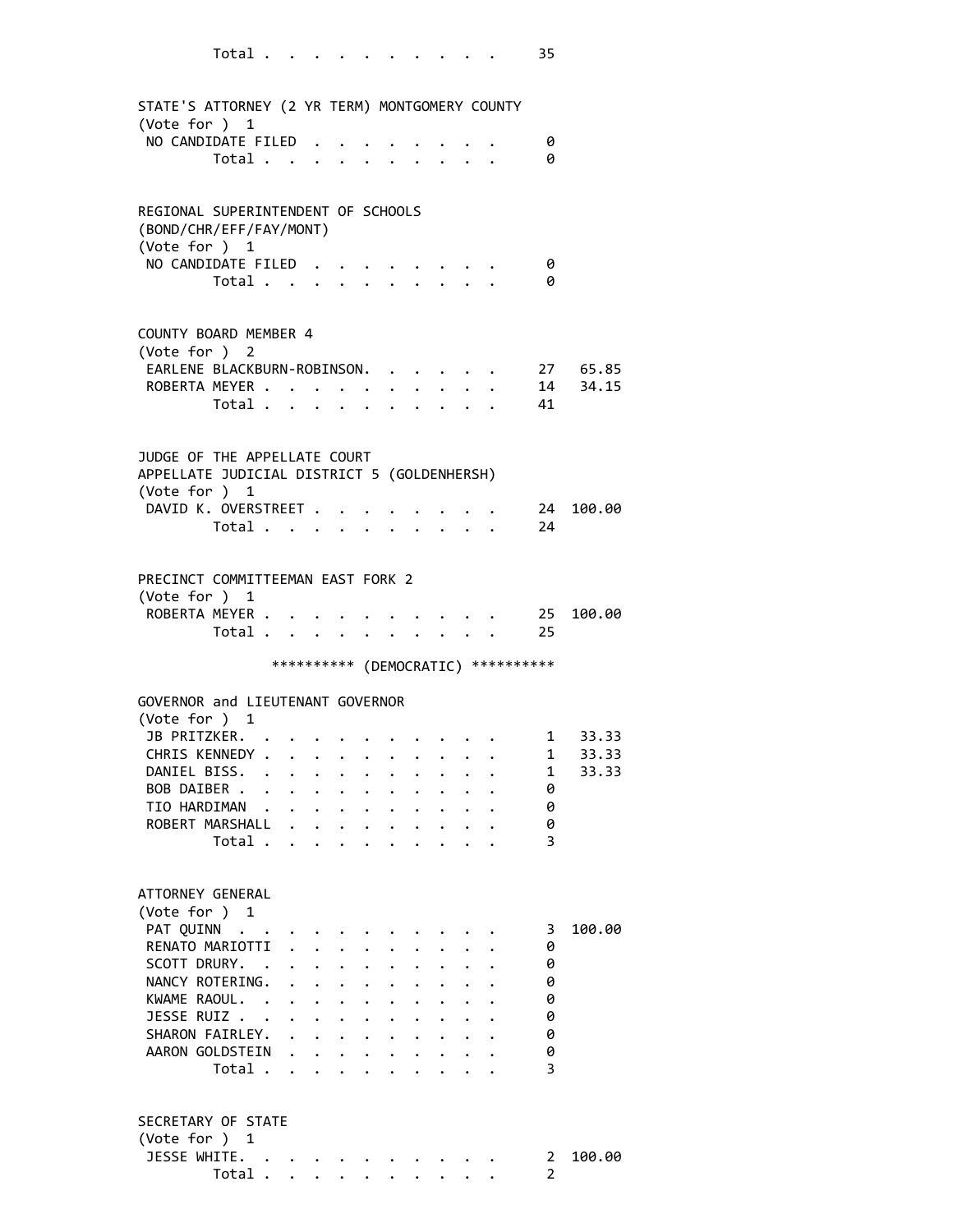Total . . . . . . . . . . . 35

STATE'S ATTORNEY (2 YR TERM) MONTGOMERY COUNTY
(Vote for ) 1

| | | |
|---|---|---|
| NO CANDIDATE FILED | 0 | |
| Total | 0 | |

REGIONAL SUPERINTENDENT OF SCHOOLS
(BOND/CHR/EFF/FAY/MONT)
(Vote for ) 1

| | | |
|---|---|---|
| NO CANDIDATE FILED | 0 | |
| Total | 0 | |

COUNTY BOARD MEMBER 4
(Vote for ) 2

| | | |
|---|---|---|
| EARLENE BLACKBURN-ROBINSON | 27 | 65.85 |
| ROBERTA MEYER | 14 | 34.15 |
| Total | 41 | |

JUDGE OF THE APPELLATE COURT
APPELLATE JUDICIAL DISTRICT 5 (GOLDENHERSH)
(Vote for ) 1

| | | |
|---|---|---|
| DAVID K. OVERSTREET | 24 | 100.00 |
| Total | 24 | |

PRECINCT COMMITTEEMAN EAST FORK 2
(Vote for ) 1

| | | |
|---|---|---|
| ROBERTA MEYER | 25 | 100.00 |
| Total | 25 | |

********** (DEMOCRATIC) **********

GOVERNOR and LIEUTENANT GOVERNOR
(Vote for ) 1

| | | |
|---|---|---|
| JB PRITZKER | 1 | 33.33 |
| CHRIS KENNEDY | 1 | 33.33 |
| DANIEL BISS | 1 | 33.33 |
| BOB DAIBER | 0 | |
| TIO HARDIMAN | 0 | |
| ROBERT MARSHALL | 0 | |
| Total | 3 | |

ATTORNEY GENERAL
(Vote for ) 1

| | | |
|---|---|---|
| PAT QUINN | 3 | 100.00 |
| RENATO MARIOTTI | 0 | |
| SCOTT DRURY | 0 | |
| NANCY ROTERING | 0 | |
| KWAME RAOUL | 0 | |
| JESSE RUIZ | 0 | |
| SHARON FAIRLEY | 0 | |
| AARON GOLDSTEIN | 0 | |
| Total | 3 | |

SECRETARY OF STATE
(Vote for ) 1

| | | |
|---|---|---|
| JESSE WHITE | 2 | 100.00 |
| Total | 2 | |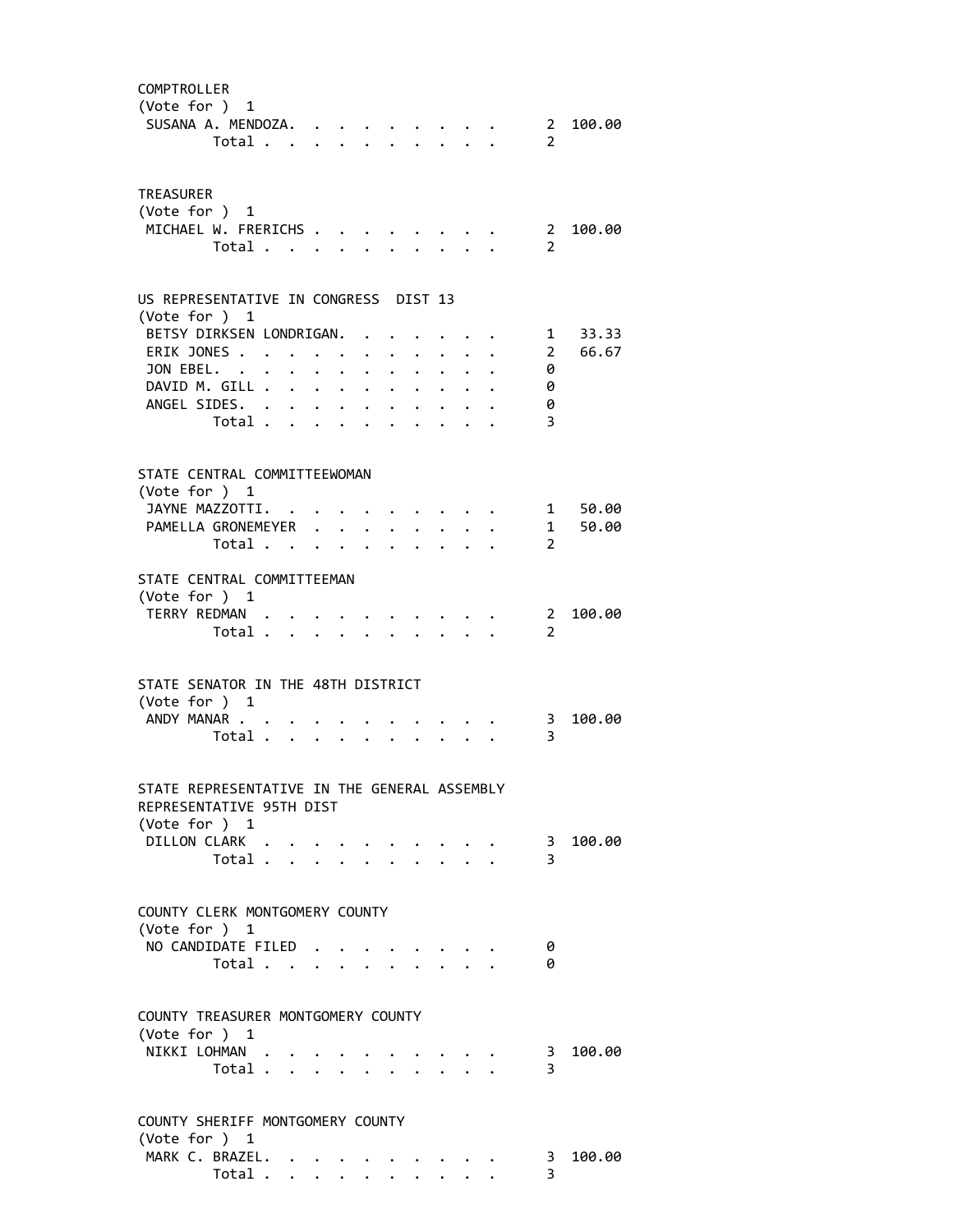COMPTROLLER
(Vote for ) 1

| Candidate | Votes | Percent |
|---|---|---|
| SUSANA A. MENDOZA | 2 | 100.00 |
| Total | 2 | |

TREASURER
(Vote for ) 1

| Candidate | Votes | Percent |
|---|---|---|
| MICHAEL W. FRERICHS | 2 | 100.00 |
| Total | 2 | |

US REPRESENTATIVE IN CONGRESS DIST 13
(Vote for ) 1

| Candidate | Votes | Percent |
|---|---|---|
| BETSY DIRKSEN LONDRIGAN | 1 | 33.33 |
| ERIK JONES | 2 | 66.67 |
| JON EBEL | 0 | |
| DAVID M. GILL | 0 | |
| ANGEL SIDES | 0 | |
| Total | 3 | |

STATE CENTRAL COMMITTEEWOMAN
(Vote for ) 1

| Candidate | Votes | Percent |
|---|---|---|
| JAYNE MAZZOTTI | 1 | 50.00 |
| PAMELLA GRONEMEYER | 1 | 50.00 |
| Total | 2 | |

STATE CENTRAL COMMITTEEMAN
(Vote for ) 1

| Candidate | Votes | Percent |
|---|---|---|
| TERRY REDMAN | 2 | 100.00 |
| Total | 2 | |

STATE SENATOR IN THE 48TH DISTRICT
(Vote for ) 1

| Candidate | Votes | Percent |
|---|---|---|
| ANDY MANAR | 3 | 100.00 |
| Total | 3 | |

STATE REPRESENTATIVE IN THE GENERAL ASSEMBLY
REPRESENTATIVE 95TH DIST
(Vote for ) 1

| Candidate | Votes | Percent |
|---|---|---|
| DILLON CLARK | 3 | 100.00 |
| Total | 3 | |

COUNTY CLERK MONTGOMERY COUNTY
(Vote for ) 1

| Candidate | Votes | Percent |
|---|---|---|
| NO CANDIDATE FILED | 0 | |
| Total | 0 | |

COUNTY TREASURER MONTGOMERY COUNTY
(Vote for ) 1

| Candidate | Votes | Percent |
|---|---|---|
| NIKKI LOHMAN | 3 | 100.00 |
| Total | 3 | |

COUNTY SHERIFF MONTGOMERY COUNTY
(Vote for ) 1

| Candidate | Votes | Percent |
|---|---|---|
| MARK C. BRAZEL | 3 | 100.00 |
| Total | 3 | |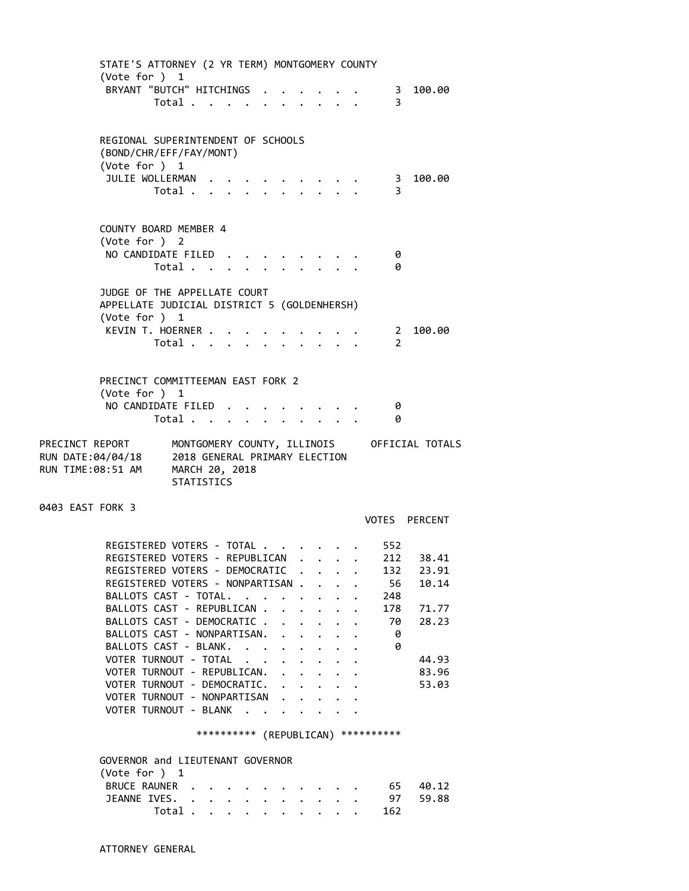STATE'S ATTORNEY (2 YR TERM) MONTGOMERY COUNTY
(Vote for ) 1

| Candidate | Votes | Percent |
|---|---|---|
| BRYANT "BUTCH" HITCHINGS | 3 | 100.00 |
| Total | 3 | |

REGIONAL SUPERINTENDENT OF SCHOOLS
(BOND/CHR/EFF/FAY/MONT)
(Vote for ) 1

| Candidate | Votes | Percent |
|---|---|---|
| JULIE WOLLERMAN | 3 | 100.00 |
| Total | 3 | |

COUNTY BOARD MEMBER 4
(Vote for ) 2

| Candidate | Votes | Percent |
|---|---|---|
| NO CANDIDATE FILED | 0 | |
| Total | 0 | |

JUDGE OF THE APPELLATE COURT
APPELLATE JUDICIAL DISTRICT 5 (GOLDENHERSH)
(Vote for ) 1

| Candidate | Votes | Percent |
|---|---|---|
| KEVIN T. HOERNER | 2 | 100.00 |
| Total | 2 | |

PRECINCT COMMITTEEMAN EAST FORK 2
(Vote for ) 1

| Candidate | Votes | Percent |
|---|---|---|
| NO CANDIDATE FILED | 0 | |
| Total | 0 | |

PRECINCT REPORT        MONTGOMERY COUNTY, ILLINOIS        OFFICIAL TOTALS
RUN DATE:04/04/18        2018 GENERAL PRIMARY ELECTION
RUN TIME:08:51 AM        MARCH 20, 2018
STATISTICS

0403 EAST FORK 3

| | VOTES | PERCENT |
|---|---|---|
| REGISTERED VOTERS - TOTAL | 552 | |
| REGISTERED VOTERS - REPUBLICAN | 212 | 38.41 |
| REGISTERED VOTERS - DEMOCRATIC | 132 | 23.91 |
| REGISTERED VOTERS - NONPARTISAN | 56 | 10.14 |
| BALLOTS CAST - TOTAL. | 248 | |
| BALLOTS CAST - REPUBLICAN | 178 | 71.77 |
| BALLOTS CAST - DEMOCRATIC | 70 | 28.23 |
| BALLOTS CAST - NONPARTISAN. | 0 | |
| BALLOTS CAST - BLANK. | 0 | |
| VOTER TURNOUT - TOTAL | | 44.93 |
| VOTER TURNOUT - REPUBLICAN. | | 83.96 |
| VOTER TURNOUT - DEMOCRATIC. | | 53.03 |
| VOTER TURNOUT - NONPARTISAN | | |
| VOTER TURNOUT - BLANK | | |

********** (REPUBLICAN) **********

GOVERNOR and LIEUTENANT GOVERNOR
(Vote for ) 1

| Candidate | Votes | Percent |
|---|---|---|
| BRUCE RAUNER | 65 | 40.12 |
| JEANNE IVES. | 97 | 59.88 |
| Total | 162 | |

ATTORNEY GENERAL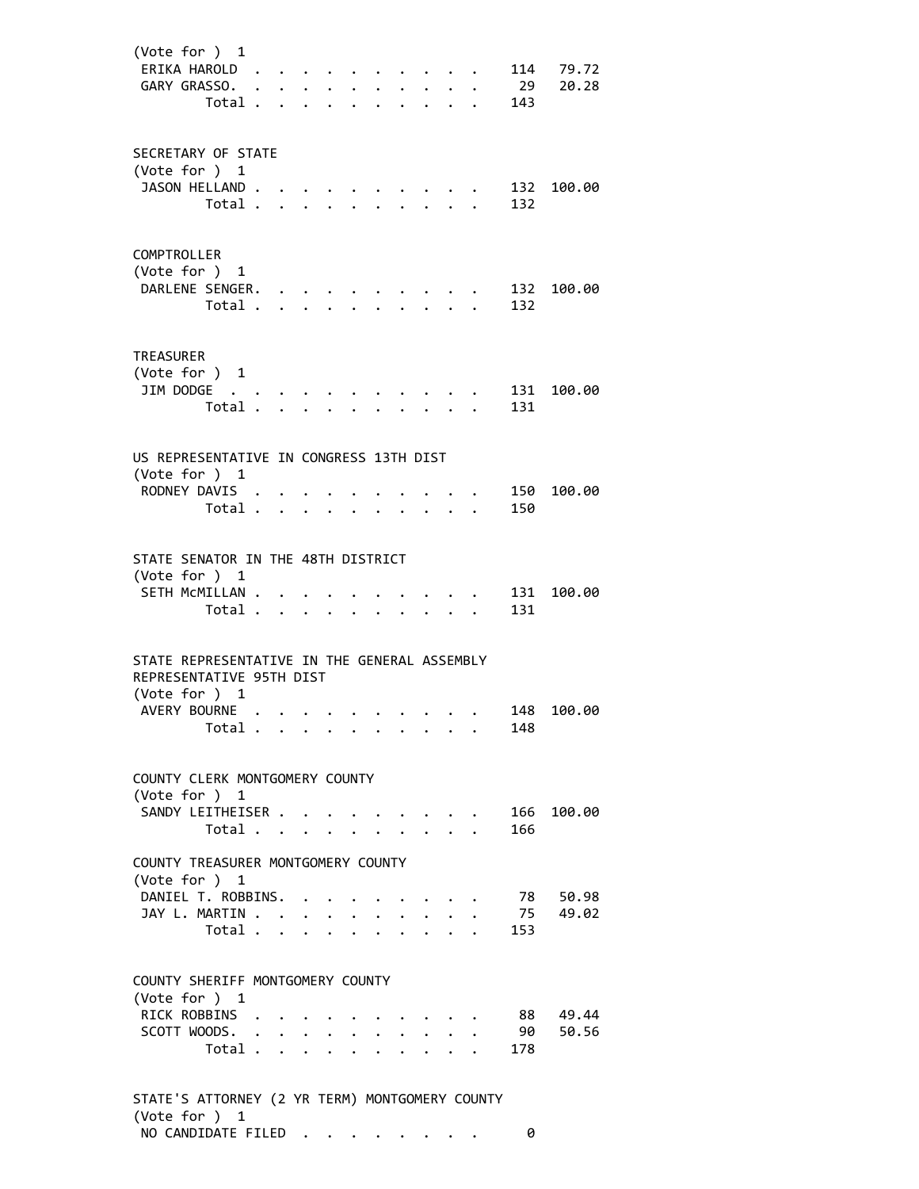(Vote for ) 1

| | | |
|---|---|---|
| ERIKA HAROLD | 114 | 79.72 |
| GARY GRASSO. | 29 | 20.28 |
| Total | 143 | |

SECRETARY OF STATE
(Vote for ) 1

| | | |
|---|---|---|
| JASON HELLAND | 132 | 100.00 |
| Total | 132 | |

COMPTROLLER
(Vote for ) 1

| | | |
|---|---|---|
| DARLENE SENGER. | 132 | 100.00 |
| Total | 132 | |

TREASURER
(Vote for ) 1

| | | |
|---|---|---|
| JIM DODGE | 131 | 100.00 |
| Total | 131 | |

US REPRESENTATIVE IN CONGRESS 13TH DIST
(Vote for ) 1

| | | |
|---|---|---|
| RODNEY DAVIS | 150 | 100.00 |
| Total | 150 | |

STATE SENATOR IN THE 48TH DISTRICT
(Vote for ) 1

| | | |
|---|---|---|
| SETH McMILLAN | 131 | 100.00 |
| Total | 131 | |

STATE REPRESENTATIVE IN THE GENERAL ASSEMBLY
REPRESENTATIVE 95TH DIST
(Vote for ) 1

| | | |
|---|---|---|
| AVERY BOURNE | 148 | 100.00 |
| Total | 148 | |

COUNTY CLERK MONTGOMERY COUNTY
(Vote for ) 1

| | | |
|---|---|---|
| SANDY LEITHEISER | 166 | 100.00 |
| Total | 166 | |

COUNTY TREASURER MONTGOMERY COUNTY
(Vote for ) 1

| | | |
|---|---|---|
| DANIEL T. ROBBINS. | 78 | 50.98 |
| JAY L. MARTIN | 75 | 49.02 |
| Total | 153 | |

COUNTY SHERIFF MONTGOMERY COUNTY
(Vote for ) 1

| | | |
|---|---|---|
| RICK ROBBINS | 88 | 49.44 |
| SCOTT WOODS. | 90 | 50.56 |
| Total | 178 | |

STATE'S ATTORNEY (2 YR TERM) MONTGOMERY COUNTY
(Vote for ) 1

| | | |
|---|---|---|
| NO CANDIDATE FILED | 0 | |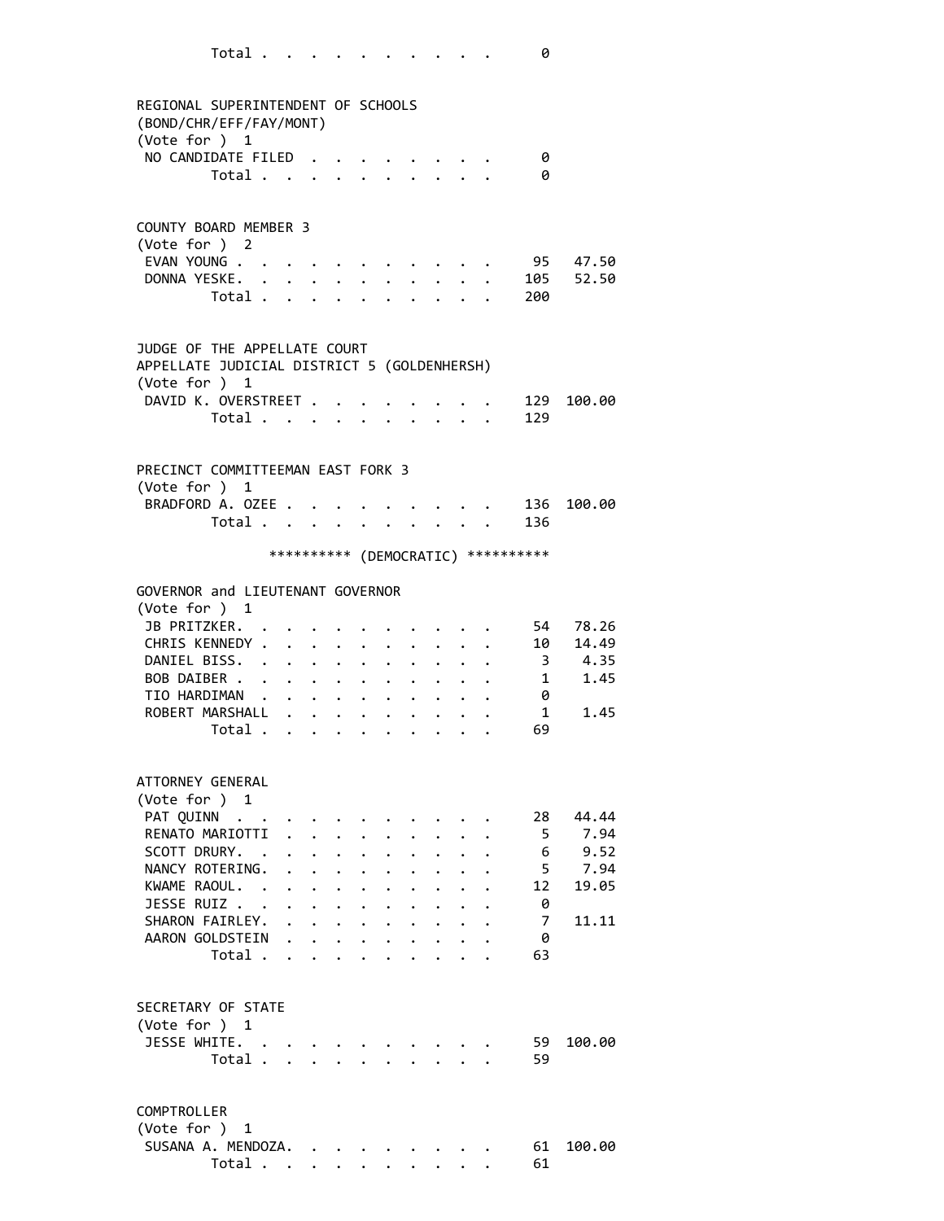| | | |
|---|---|---|
| Total | 0 | |

REGIONAL SUPERINTENDENT OF SCHOOLS
(BOND/CHR/EFF/FAY/MONT)
(Vote for ) 1

| Candidate | Votes | Percent |
|---|---|---|
| NO CANDIDATE FILED | 0 | |
| Total | 0 | |

COUNTY BOARD MEMBER 3
(Vote for ) 2

| Candidate | Votes | Percent |
|---|---|---|
| EVAN YOUNG | 95 | 47.50 |
| DONNA YESKE | 105 | 52.50 |
| Total | 200 | |

JUDGE OF THE APPELLATE COURT
APPELLATE JUDICIAL DISTRICT 5 (GOLDENHERSH)
(Vote for ) 1

| Candidate | Votes | Percent |
|---|---|---|
| DAVID K. OVERSTREET | 129 | 100.00 |
| Total | 129 | |

PRECINCT COMMITTEEMAN EAST FORK 3
(Vote for ) 1

| Candidate | Votes | Percent |
|---|---|---|
| BRADFORD A. OZEE | 136 | 100.00 |
| Total | 136 | |

********** (DEMOCRATIC) **********

GOVERNOR and LIEUTENANT GOVERNOR
(Vote for ) 1

| Candidate | Votes | Percent |
|---|---|---|
| JB PRITZKER | 54 | 78.26 |
| CHRIS KENNEDY | 10 | 14.49 |
| DANIEL BISS | 3 | 4.35 |
| BOB DAIBER | 1 | 1.45 |
| TIO HARDIMAN | 0 | |
| ROBERT MARSHALL | 1 | 1.45 |
| Total | 69 | |

ATTORNEY GENERAL
(Vote for ) 1

| Candidate | Votes | Percent |
|---|---|---|
| PAT QUINN | 28 | 44.44 |
| RENATO MARIOTTI | 5 | 7.94 |
| SCOTT DRURY | 6 | 9.52 |
| NANCY ROTERING | 5 | 7.94 |
| KWAME RAOUL | 12 | 19.05 |
| JESSE RUIZ | 0 | |
| SHARON FAIRLEY | 7 | 11.11 |
| AARON GOLDSTEIN | 0 | |
| Total | 63 | |

SECRETARY OF STATE
(Vote for ) 1

| Candidate | Votes | Percent |
|---|---|---|
| JESSE WHITE | 59 | 100.00 |
| Total | 59 | |

COMPTROLLER
(Vote for ) 1

| Candidate | Votes | Percent |
|---|---|---|
| SUSANA A. MENDOZA | 61 | 100.00 |
| Total | 61 | |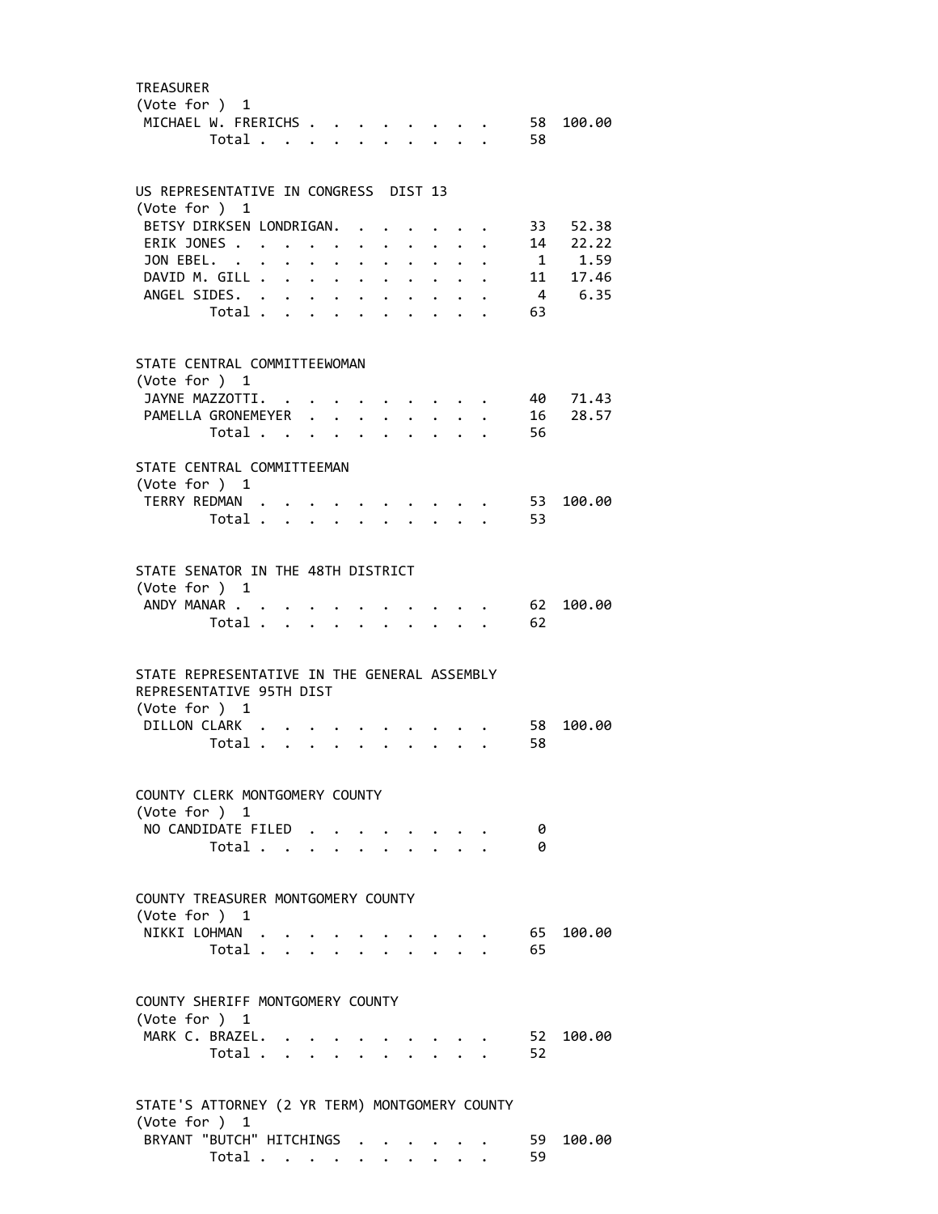### TREASURER
(Vote for ) 1

| Candidate | Votes | Percent |
|---|---|---|
| MICHAEL W. FRERICHS | 58 | 100.00 |
| Total | 58 | |

### US REPRESENTATIVE IN CONGRESS DIST 13
(Vote for ) 1

| Candidate | Votes | Percent |
|---|---|---|
| BETSY DIRKSEN LONDRIGAN | 33 | 52.38 |
| ERIK JONES | 14 | 22.22 |
| JON EBEL | 1 | 1.59 |
| DAVID M. GILL | 11 | 17.46 |
| ANGEL SIDES | 4 | 6.35 |
| Total | 63 | |

### STATE CENTRAL COMMITTEEWOMAN
(Vote for ) 1

| Candidate | Votes | Percent |
|---|---|---|
| JAYNE MAZZOTTI | 40 | 71.43 |
| PAMELLA GRONEMEYER | 16 | 28.57 |
| Total | 56 | |

### STATE CENTRAL COMMITTEEMAN
(Vote for ) 1

| Candidate | Votes | Percent |
|---|---|---|
| TERRY REDMAN | 53 | 100.00 |
| Total | 53 | |

### STATE SENATOR IN THE 48TH DISTRICT
(Vote for ) 1

| Candidate | Votes | Percent |
|---|---|---|
| ANDY MANAR | 62 | 100.00 |
| Total | 62 | |

### STATE REPRESENTATIVE IN THE GENERAL ASSEMBLY REPRESENTATIVE 95TH DIST
(Vote for ) 1

| Candidate | Votes | Percent |
|---|---|---|
| DILLON CLARK | 58 | 100.00 |
| Total | 58 | |

### COUNTY CLERK MONTGOMERY COUNTY
(Vote for ) 1

| Candidate | Votes | Percent |
|---|---|---|
| NO CANDIDATE FILED | 0 | |
| Total | 0 | |

### COUNTY TREASURER MONTGOMERY COUNTY
(Vote for ) 1

| Candidate | Votes | Percent |
|---|---|---|
| NIKKI LOHMAN | 65 | 100.00 |
| Total | 65 | |

### COUNTY SHERIFF MONTGOMERY COUNTY
(Vote for ) 1

| Candidate | Votes | Percent |
|---|---|---|
| MARK C. BRAZEL | 52 | 100.00 |
| Total | 52 | |

### STATE'S ATTORNEY (2 YR TERM) MONTGOMERY COUNTY
(Vote for ) 1

| Candidate | Votes | Percent |
|---|---|---|
| BRYANT "BUTCH" HITCHINGS | 59 | 100.00 |
| Total | 59 | |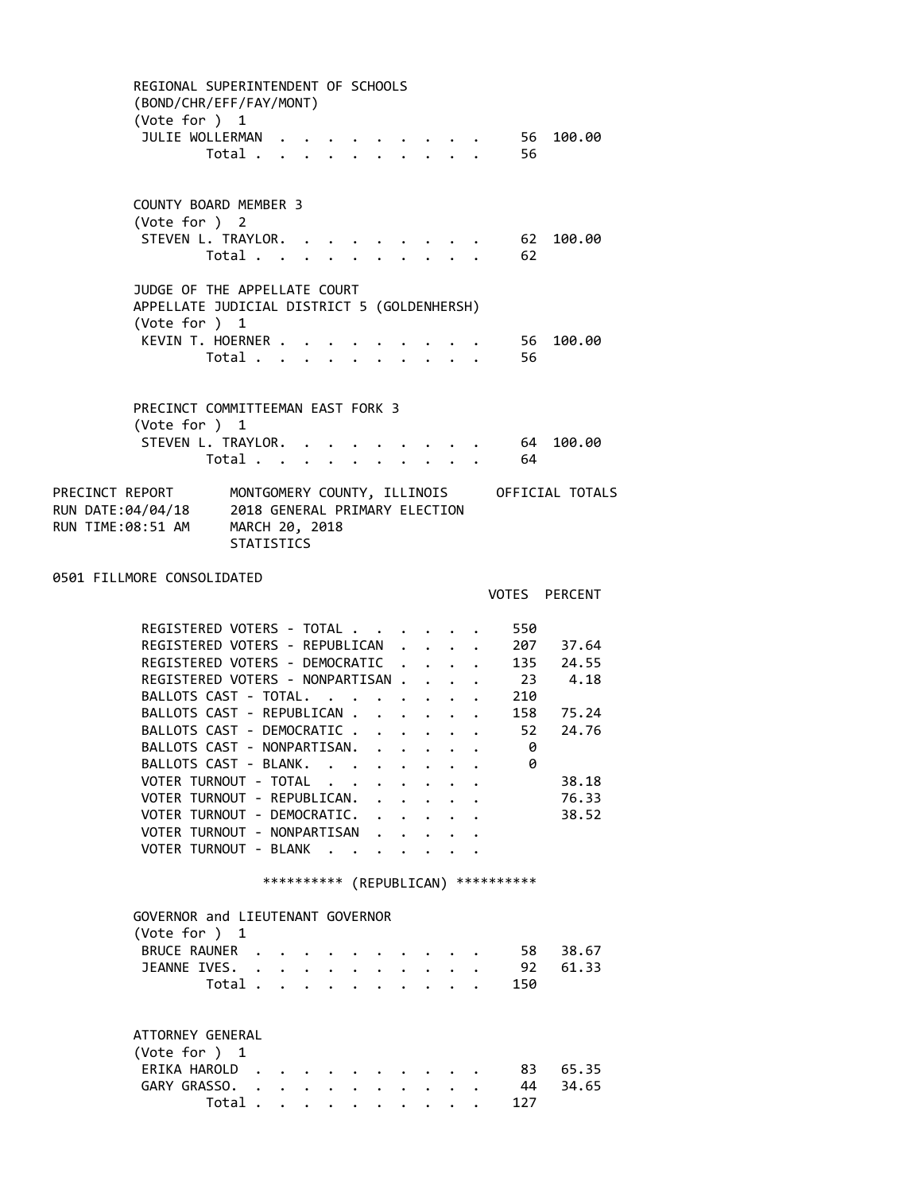REGIONAL SUPERINTENDENT OF SCHOOLS
(BOND/CHR/EFF/FAY/MONT)
(Vote for ) 1

| | Votes | Percent |
|---|---|---|
| JULIE WOLLERMAN | 56 | 100.00 |
| Total | 56 | |

COUNTY BOARD MEMBER 3
(Vote for ) 2

| | Votes | Percent |
|---|---|---|
| STEVEN L. TRAYLOR. | 62 | 100.00 |
| Total | 62 | |

JUDGE OF THE APPELLATE COURT
APPELLATE JUDICIAL DISTRICT 5 (GOLDENHERSH)
(Vote for ) 1

| | Votes | Percent |
|---|---|---|
| KEVIN T. HOERNER | 56 | 100.00 |
| Total | 56 | |

PRECINCT COMMITTEEMAN EAST FORK 3
(Vote for ) 1

| | Votes | Percent |
|---|---|---|
| STEVEN L. TRAYLOR. | 64 | 100.00 |
| Total | 64 | |

PRECINCT REPORT — MONTGOMERY COUNTY, ILLINOIS — OFFICIAL TOTALS
RUN DATE:04/04/18 — 2018 GENERAL PRIMARY ELECTION
RUN TIME:08:51 AM — MARCH 20, 2018
STATISTICS

## 0501 FILLMORE CONSOLIDATED

| | VOTES | PERCENT |
|---|---|---|
| REGISTERED VOTERS - TOTAL | 550 | |
| REGISTERED VOTERS - REPUBLICAN | 207 | 37.64 |
| REGISTERED VOTERS - DEMOCRATIC | 135 | 24.55 |
| REGISTERED VOTERS - NONPARTISAN | 23 | 4.18 |
| BALLOTS CAST - TOTAL. | 210 | |
| BALLOTS CAST - REPUBLICAN | 158 | 75.24 |
| BALLOTS CAST - DEMOCRATIC | 52 | 24.76 |
| BALLOTS CAST - NONPARTISAN. | 0 | |
| BALLOTS CAST - BLANK. | 0 | |
| VOTER TURNOUT - TOTAL | | 38.18 |
| VOTER TURNOUT - REPUBLICAN. | | 76.33 |
| VOTER TURNOUT - DEMOCRATIC. | | 38.52 |
| VOTER TURNOUT - NONPARTISAN | | |
| VOTER TURNOUT - BLANK | | |

********** (REPUBLICAN) **********

GOVERNOR and LIEUTENANT GOVERNOR
(Vote for ) 1

| | Votes | Percent |
|---|---|---|
| BRUCE RAUNER | 58 | 38.67 |
| JEANNE IVES. | 92 | 61.33 |
| Total | 150 | |

ATTORNEY GENERAL
(Vote for ) 1

| | Votes | Percent |
|---|---|---|
| ERIKA HAROLD | 83 | 65.35 |
| GARY GRASSO. | 44 | 34.65 |
| Total | 127 | |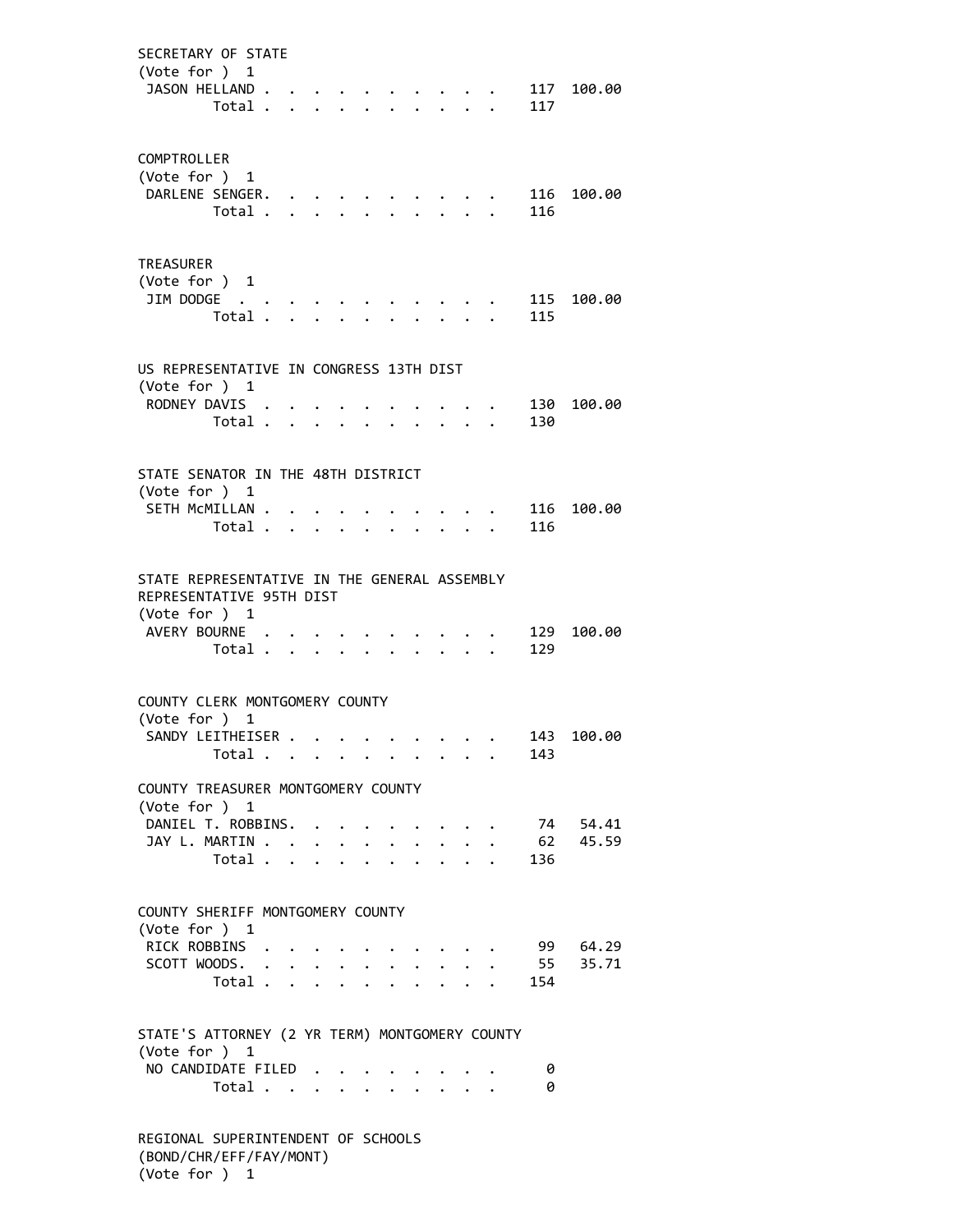SECRETARY OF STATE
(Vote for ) 1

| | | |
|---|---|---|
| JASON HELLAND | 117 | 100.00 |
| Total | 117 | |

COMPTROLLER
(Vote for ) 1

| | | |
|---|---|---|
| DARLENE SENGER | 116 | 100.00 |
| Total | 116 | |

TREASURER
(Vote for ) 1

| | | |
|---|---|---|
| JIM DODGE | 115 | 100.00 |
| Total | 115 | |

US REPRESENTATIVE IN CONGRESS 13TH DIST
(Vote for ) 1

| | | |
|---|---|---|
| RODNEY DAVIS | 130 | 100.00 |
| Total | 130 | |

STATE SENATOR IN THE 48TH DISTRICT
(Vote for ) 1

| | | |
|---|---|---|
| SETH McMILLAN | 116 | 100.00 |
| Total | 116 | |

STATE REPRESENTATIVE IN THE GENERAL ASSEMBLY
REPRESENTATIVE 95TH DIST
(Vote for ) 1

| | | |
|---|---|---|
| AVERY BOURNE | 129 | 100.00 |
| Total | 129 | |

COUNTY CLERK MONTGOMERY COUNTY
(Vote for ) 1

| | | |
|---|---|---|
| SANDY LEITHEISER | 143 | 100.00 |
| Total | 143 | |

COUNTY TREASURER MONTGOMERY COUNTY
(Vote for ) 1

| | | |
|---|---|---|
| DANIEL T. ROBBINS | 74 | 54.41 |
| JAY L. MARTIN | 62 | 45.59 |
| Total | 136 | |

COUNTY SHERIFF MONTGOMERY COUNTY
(Vote for ) 1

| | | |
|---|---|---|
| RICK ROBBINS | 99 | 64.29 |
| SCOTT WOODS | 55 | 35.71 |
| Total | 154 | |

STATE'S ATTORNEY (2 YR TERM) MONTGOMERY COUNTY
(Vote for ) 1

| | |
|---|---|
| NO CANDIDATE FILED | 0 |
| Total | 0 |

REGIONAL SUPERINTENDENT OF SCHOOLS
(BOND/CHR/EFF/FAY/MONT)
(Vote for ) 1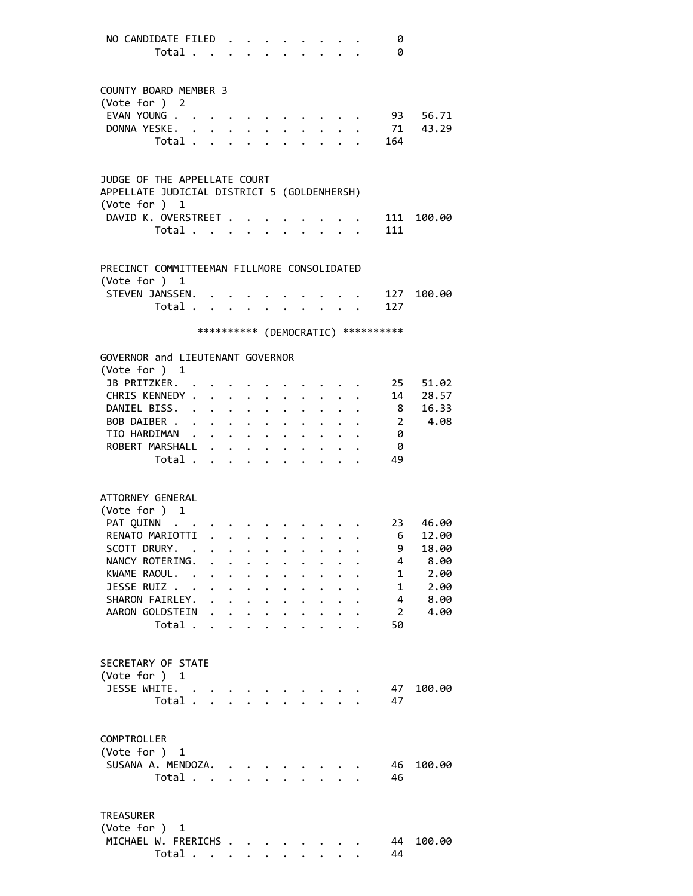| | | |
|---|---|---|
| NO CANDIDATE FILED | 0 | |
| Total | 0 | |

COUNTY BOARD MEMBER 3
(Vote for ) 2

| | | |
|---|---|---|
| EVAN YOUNG | 93 | 56.71 |
| DONNA YESKE | 71 | 43.29 |
| Total | 164 | |

JUDGE OF THE APPELLATE COURT
APPELLATE JUDICIAL DISTRICT 5 (GOLDENHERSH)
(Vote for ) 1

| | | |
|---|---|---|
| DAVID K. OVERSTREET | 111 | 100.00 |
| Total | 111 | |

PRECINCT COMMITTEEMAN FILLMORE CONSOLIDATED
(Vote for ) 1

| | | |
|---|---|---|
| STEVEN JANSSEN | 127 | 100.00 |
| Total | 127 | |

********** (DEMOCRATIC) **********

GOVERNOR and LIEUTENANT GOVERNOR
(Vote for ) 1

| | | |
|---|---|---|
| JB PRITZKER | 25 | 51.02 |
| CHRIS KENNEDY | 14 | 28.57 |
| DANIEL BISS | 8 | 16.33 |
| BOB DAIBER | 2 | 4.08 |
| TIO HARDIMAN | 0 | |
| ROBERT MARSHALL | 0 | |
| Total | 49 | |

ATTORNEY GENERAL
(Vote for ) 1

| | | |
|---|---|---|
| PAT QUINN | 23 | 46.00 |
| RENATO MARIOTTI | 6 | 12.00 |
| SCOTT DRURY | 9 | 18.00 |
| NANCY ROTERING | 4 | 8.00 |
| KWAME RAOUL | 1 | 2.00 |
| JESSE RUIZ | 1 | 2.00 |
| SHARON FAIRLEY | 4 | 8.00 |
| AARON GOLDSTEIN | 2 | 4.00 |
| Total | 50 | |

SECRETARY OF STATE
(Vote for ) 1

| | | |
|---|---|---|
| JESSE WHITE | 47 | 100.00 |
| Total | 47 | |

COMPTROLLER
(Vote for ) 1

| | | |
|---|---|---|
| SUSANA A. MENDOZA | 46 | 100.00 |
| Total | 46 | |

TREASURER
(Vote for ) 1

| | | |
|---|---|---|
| MICHAEL W. FRERICHS | 44 | 100.00 |
| Total | 44 | |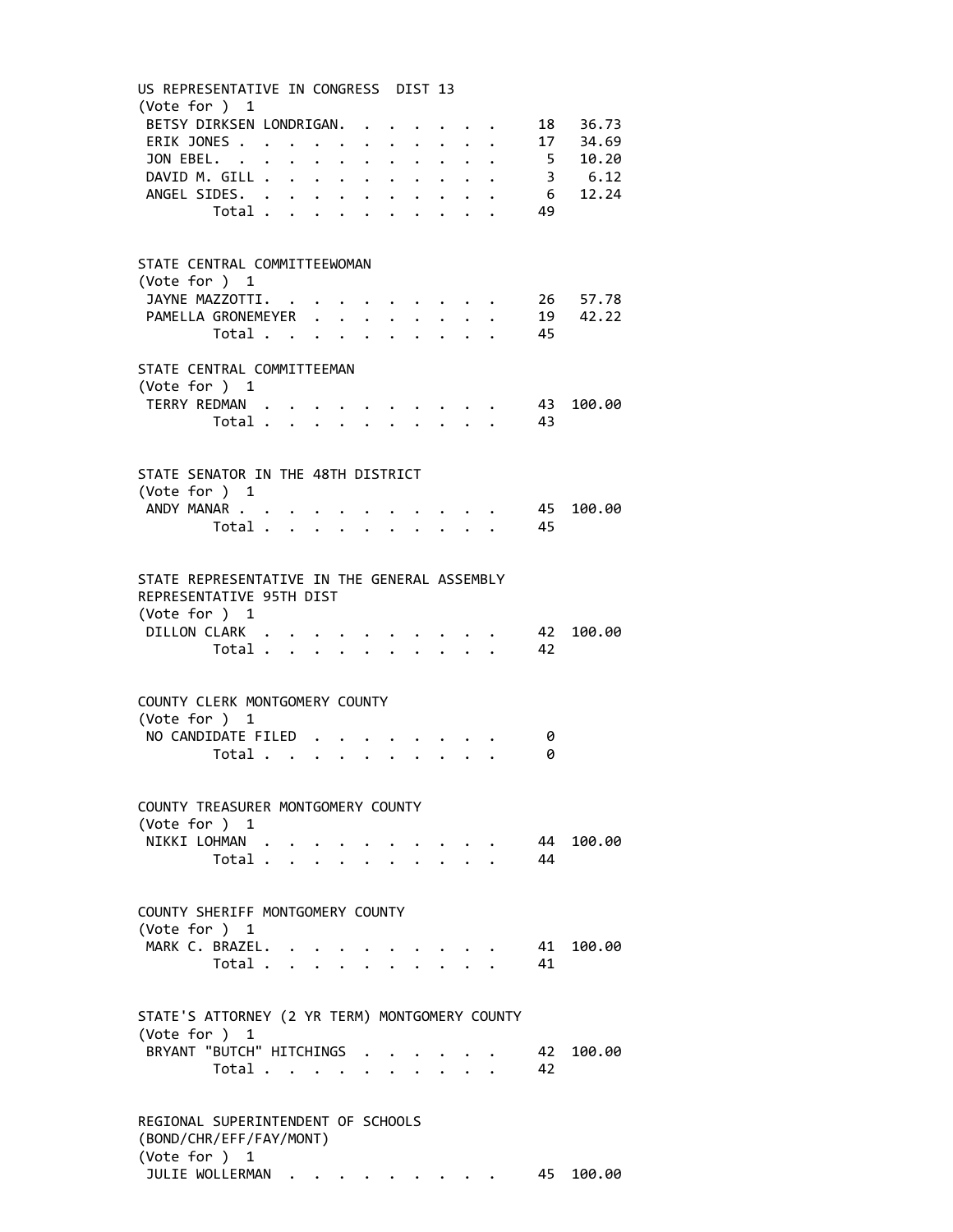US REPRESENTATIVE IN CONGRESS DIST 13
(Vote for ) 1

| Candidate | Votes | Percent |
|---|---|---|
| BETSY DIRKSEN LONDRIGAN | 18 | 36.73 |
| ERIK JONES | 17 | 34.69 |
| JON EBEL | 5 | 10.20 |
| DAVID M. GILL | 3 | 6.12 |
| ANGEL SIDES | 6 | 12.24 |
| Total | 49 | |

STATE CENTRAL COMMITTEEWOMAN
(Vote for ) 1

| Candidate | Votes | Percent |
|---|---|---|
| JAYNE MAZZOTTI | 26 | 57.78 |
| PAMELLA GRONEMEYER | 19 | 42.22 |
| Total | 45 | |

STATE CENTRAL COMMITTEEMAN
(Vote for ) 1

| Candidate | Votes | Percent |
|---|---|---|
| TERRY REDMAN | 43 | 100.00 |
| Total | 43 | |

STATE SENATOR IN THE 48TH DISTRICT
(Vote for ) 1

| Candidate | Votes | Percent |
|---|---|---|
| ANDY MANAR | 45 | 100.00 |
| Total | 45 | |

STATE REPRESENTATIVE IN THE GENERAL ASSEMBLY
REPRESENTATIVE 95TH DIST
(Vote for ) 1

| Candidate | Votes | Percent |
|---|---|---|
| DILLON CLARK | 42 | 100.00 |
| Total | 42 | |

COUNTY CLERK MONTGOMERY COUNTY
(Vote for ) 1

| Candidate | Votes | Percent |
|---|---|---|
| NO CANDIDATE FILED | 0 | |
| Total | 0 | |

COUNTY TREASURER MONTGOMERY COUNTY
(Vote for ) 1

| Candidate | Votes | Percent |
|---|---|---|
| NIKKI LOHMAN | 44 | 100.00 |
| Total | 44 | |

COUNTY SHERIFF MONTGOMERY COUNTY
(Vote for ) 1

| Candidate | Votes | Percent |
|---|---|---|
| MARK C. BRAZEL | 41 | 100.00 |
| Total | 41 | |

STATE'S ATTORNEY (2 YR TERM) MONTGOMERY COUNTY
(Vote for ) 1

| Candidate | Votes | Percent |
|---|---|---|
| BRYANT "BUTCH" HITCHINGS | 42 | 100.00 |
| Total | 42 | |

REGIONAL SUPERINTENDENT OF SCHOOLS
(BOND/CHR/EFF/FAY/MONT)
(Vote for ) 1

| Candidate | Votes | Percent |
|---|---|---|
| JULIE WOLLERMAN | 45 | 100.00 |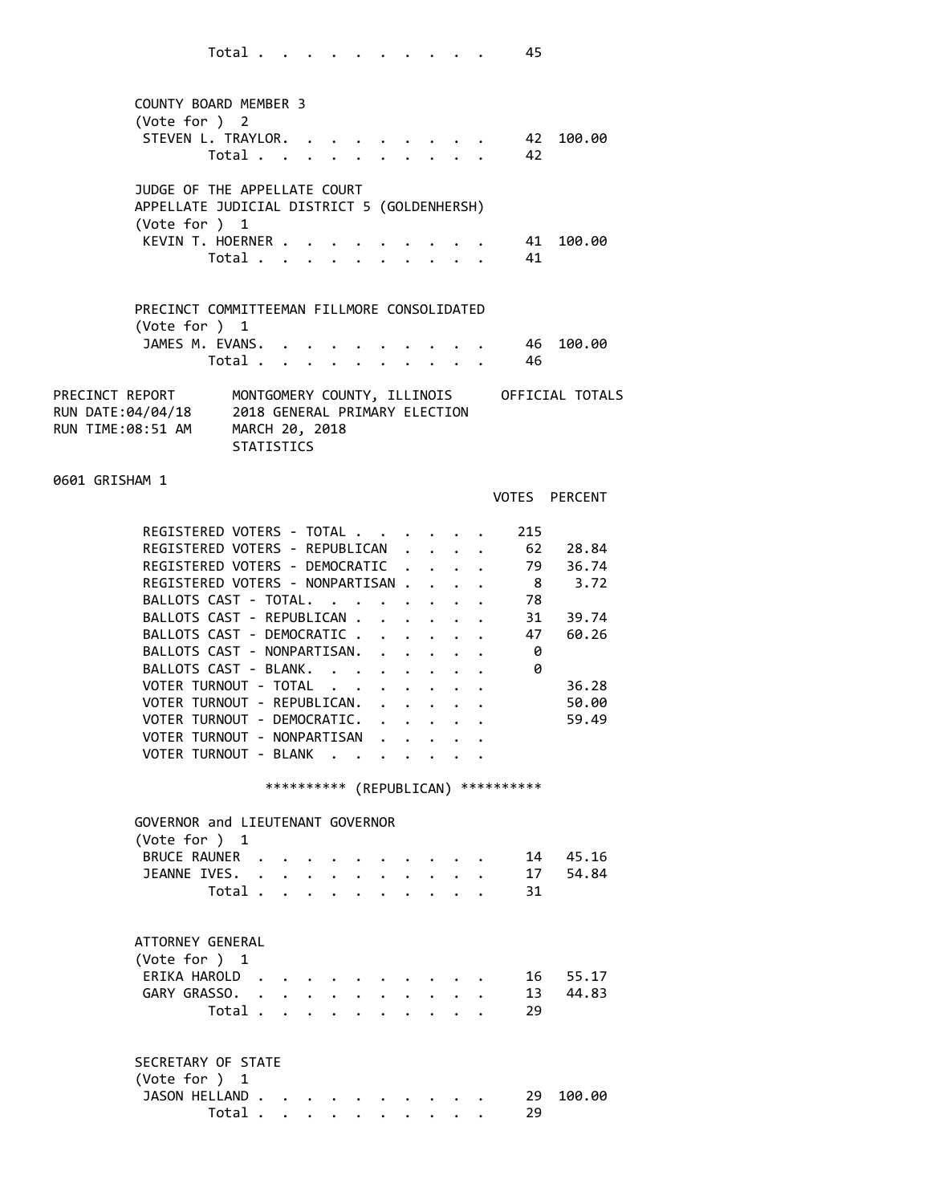| | Votes | Percent |
|---|---|---|
| Total | 45 | |

### COUNTY BOARD MEMBER 3
(Vote for ) 2

| | Votes | Percent |
|---|---|---|
| STEVEN L. TRAYLOR | 42 | 100.00 |
| Total | 42 | |

### JUDGE OF THE APPELLATE COURT APPELLATE JUDICIAL DISTRICT 5 (GOLDENHERSH)
(Vote for ) 1

| | Votes | Percent |
|---|---|---|
| KEVIN T. HOERNER | 41 | 100.00 |
| Total | 41 | |

### PRECINCT COMMITTEEMAN FILLMORE CONSOLIDATED
(Vote for ) 1

| | Votes | Percent |
|---|---|---|
| JAMES M. EVANS | 46 | 100.00 |
| Total | 46 | |

PRECINCT REPORT — MONTGOMERY COUNTY, ILLINOIS — OFFICIAL TOTALS
RUN DATE:04/04/18 — 2018 GENERAL PRIMARY ELECTION
RUN TIME:08:51 AM — MARCH 20, 2018
STATISTICS

## 0601 GRISHAM 1

| | VOTES | PERCENT |
|---|---|---|
| REGISTERED VOTERS - TOTAL | 215 | |
| REGISTERED VOTERS - REPUBLICAN | 62 | 28.84 |
| REGISTERED VOTERS - DEMOCRATIC | 79 | 36.74 |
| REGISTERED VOTERS - NONPARTISAN | 8 | 3.72 |
| BALLOTS CAST - TOTAL | 78 | |
| BALLOTS CAST - REPUBLICAN | 31 | 39.74 |
| BALLOTS CAST - DEMOCRATIC | 47 | 60.26 |
| BALLOTS CAST - NONPARTISAN | 0 | |
| BALLOTS CAST - BLANK | 0 | |
| VOTER TURNOUT - TOTAL | | 36.28 |
| VOTER TURNOUT - REPUBLICAN | | 50.00 |
| VOTER TURNOUT - DEMOCRATIC | | 59.49 |
| VOTER TURNOUT - NONPARTISAN | | |
| VOTER TURNOUT - BLANK | | |

********** (REPUBLICAN) **********

### GOVERNOR and LIEUTENANT GOVERNOR
(Vote for ) 1

| | Votes | Percent |
|---|---|---|
| BRUCE RAUNER | 14 | 45.16 |
| JEANNE IVES | 17 | 54.84 |
| Total | 31 | |

### ATTORNEY GENERAL
(Vote for ) 1

| | Votes | Percent |
|---|---|---|
| ERIKA HAROLD | 16 | 55.17 |
| GARY GRASSO | 13 | 44.83 |
| Total | 29 | |

### SECRETARY OF STATE
(Vote for ) 1

| | Votes | Percent |
|---|---|---|
| JASON HELLAND | 29 | 100.00 |
| Total | 29 | |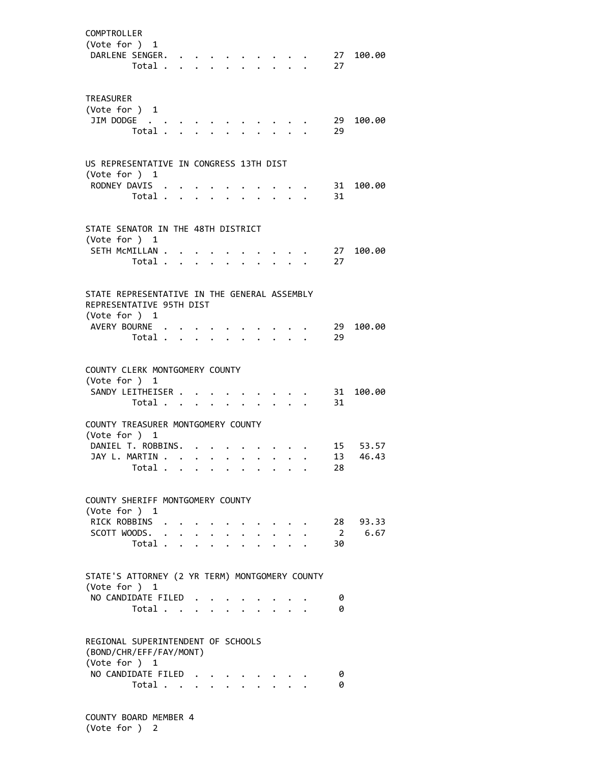COMPTROLLER
(Vote for ) 1

| | | |
|---|---|---|
| DARLENE SENGER | 27 | 100.00 |
| Total | 27 | |

TREASURER
(Vote for ) 1

| | | |
|---|---|---|
| JIM DODGE | 29 | 100.00 |
| Total | 29 | |

US REPRESENTATIVE IN CONGRESS 13TH DIST
(Vote for ) 1

| | | |
|---|---|---|
| RODNEY DAVIS | 31 | 100.00 |
| Total | 31 | |

STATE SENATOR IN THE 48TH DISTRICT
(Vote for ) 1

| | | |
|---|---|---|
| SETH McMILLAN | 27 | 100.00 |
| Total | 27 | |

STATE REPRESENTATIVE IN THE GENERAL ASSEMBLY
REPRESENTATIVE 95TH DIST
(Vote for ) 1

| | | |
|---|---|---|
| AVERY BOURNE | 29 | 100.00 |
| Total | 29 | |

COUNTY CLERK MONTGOMERY COUNTY
(Vote for ) 1

| | | |
|---|---|---|
| SANDY LEITHEISER | 31 | 100.00 |
| Total | 31 | |

COUNTY TREASURER MONTGOMERY COUNTY
(Vote for ) 1

| | | |
|---|---|---|
| DANIEL T. ROBBINS | 15 | 53.57 |
| JAY L. MARTIN | 13 | 46.43 |
| Total | 28 | |

COUNTY SHERIFF MONTGOMERY COUNTY
(Vote for ) 1

| | | |
|---|---|---|
| RICK ROBBINS | 28 | 93.33 |
| SCOTT WOODS | 2 | 6.67 |
| Total | 30 | |

STATE'S ATTORNEY (2 YR TERM) MONTGOMERY COUNTY
(Vote for ) 1

| | |
|---|---|
| NO CANDIDATE FILED | 0 |
| Total | 0 |

REGIONAL SUPERINTENDENT OF SCHOOLS
(BOND/CHR/EFF/FAY/MONT)
(Vote for ) 1

| | |
|---|---|
| NO CANDIDATE FILED | 0 |
| Total | 0 |

COUNTY BOARD MEMBER 4
(Vote for ) 2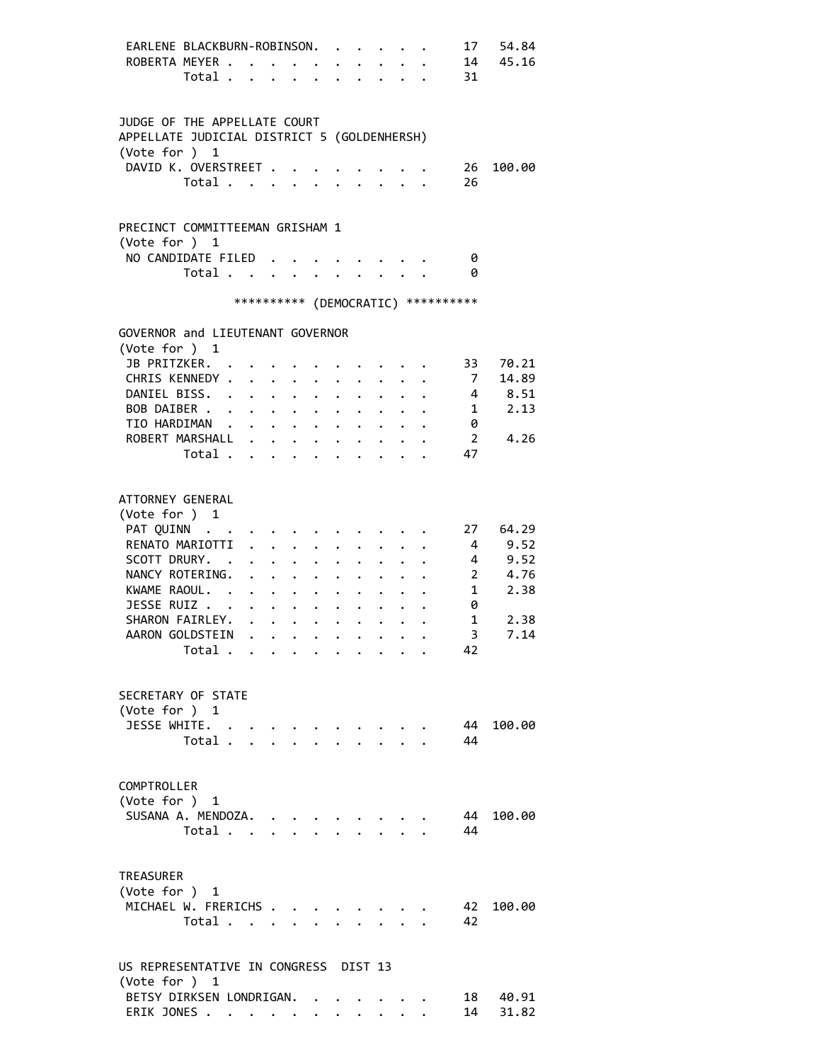| | | |
|---|---|---|
| EARLENE BLACKBURN-ROBINSON | 17 | 54.84 |
| ROBERTA MEYER | 14 | 45.16 |
| Total | 31 | |

JUDGE OF THE APPELLATE COURT
APPELLATE JUDICIAL DISTRICT 5 (GOLDENHERSH)
(Vote for ) 1

| | | |
|---|---|---|
| DAVID K. OVERSTREET | 26 | 100.00 |
| Total | 26 | |

PRECINCT COMMITTEEMAN GRISHAM 1
(Vote for ) 1

| | | |
|---|---|---|
| NO CANDIDATE FILED | 0 | |
| Total | 0 | |

********** (DEMOCRATIC) **********

GOVERNOR and LIEUTENANT GOVERNOR
(Vote for ) 1

| | | |
|---|---|---|
| JB PRITZKER | 33 | 70.21 |
| CHRIS KENNEDY | 7 | 14.89 |
| DANIEL BISS | 4 | 8.51 |
| BOB DAIBER | 1 | 2.13 |
| TIO HARDIMAN | 0 | |
| ROBERT MARSHALL | 2 | 4.26 |
| Total | 47 | |

ATTORNEY GENERAL
(Vote for ) 1

| | | |
|---|---|---|
| PAT QUINN | 27 | 64.29 |
| RENATO MARIOTTI | 4 | 9.52 |
| SCOTT DRURY | 4 | 9.52 |
| NANCY ROTERING | 2 | 4.76 |
| KWAME RAOUL | 1 | 2.38 |
| JESSE RUIZ | 0 | |
| SHARON FAIRLEY | 1 | 2.38 |
| AARON GOLDSTEIN | 3 | 7.14 |
| Total | 42 | |

SECRETARY OF STATE
(Vote for ) 1

| | | |
|---|---|---|
| JESSE WHITE | 44 | 100.00 |
| Total | 44 | |

COMPTROLLER
(Vote for ) 1

| | | |
|---|---|---|
| SUSANA A. MENDOZA | 44 | 100.00 |
| Total | 44 | |

TREASURER
(Vote for ) 1

| | | |
|---|---|---|
| MICHAEL W. FRERICHS | 42 | 100.00 |
| Total | 42 | |

US REPRESENTATIVE IN CONGRESS DIST 13
(Vote for ) 1

| | | |
|---|---|---|
| BETSY DIRKSEN LONDRIGAN | 18 | 40.91 |
| ERIK JONES | 14 | 31.82 |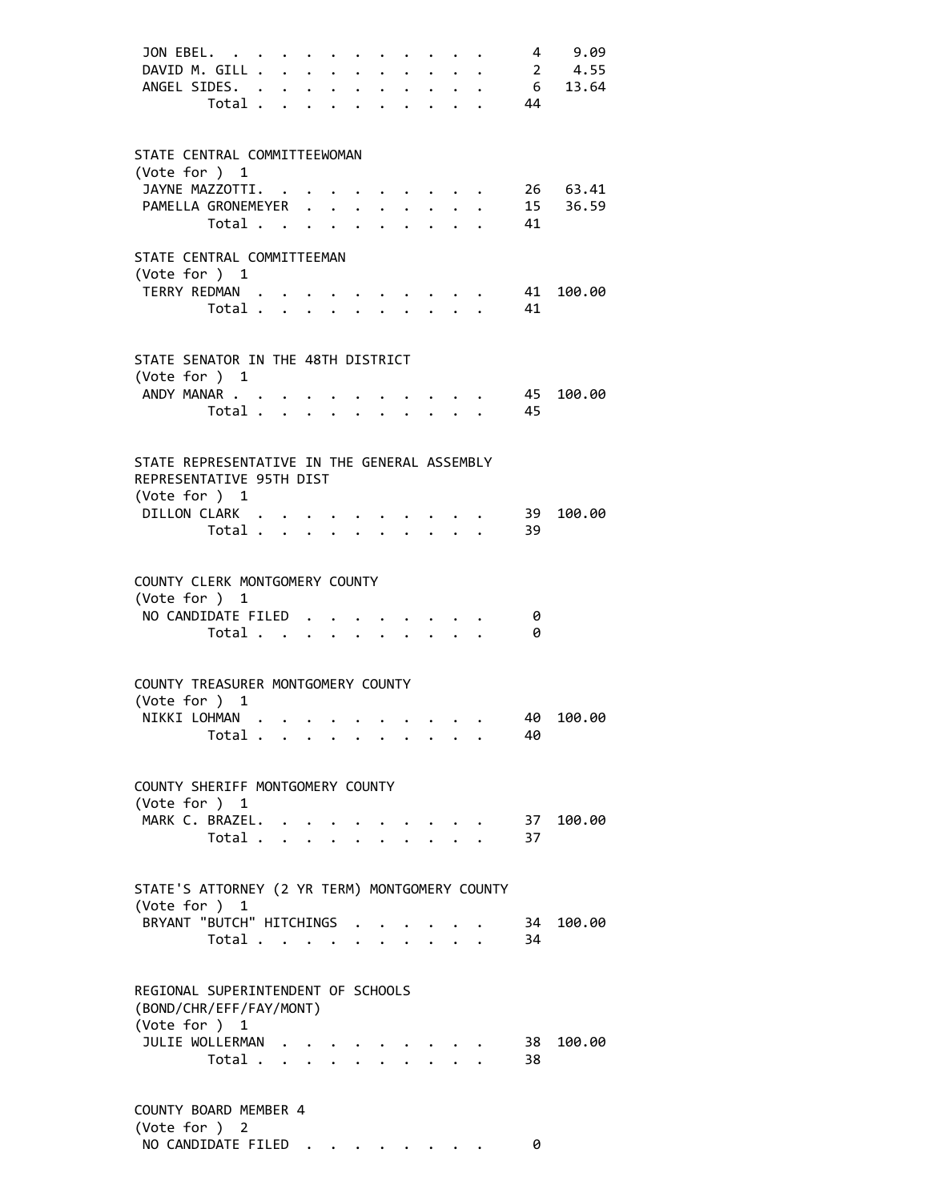| | | |
|---|---|---|
| JON EBEL | 4 | 9.09 |
| DAVID M. GILL | 2 | 4.55 |
| ANGEL SIDES | 6 | 13.64 |
| Total | 44 | |

STATE CENTRAL COMMITTEEWOMAN
(Vote for ) 1

| | | |
|---|---|---|
| JAYNE MAZZOTTI | 26 | 63.41 |
| PAMELLA GRONEMEYER | 15 | 36.59 |
| Total | 41 | |

STATE CENTRAL COMMITTEEMAN
(Vote for ) 1

| | | |
|---|---|---|
| TERRY REDMAN | 41 | 100.00 |
| Total | 41 | |

STATE SENATOR IN THE 48TH DISTRICT
(Vote for ) 1

| | | |
|---|---|---|
| ANDY MANAR | 45 | 100.00 |
| Total | 45 | |

STATE REPRESENTATIVE IN THE GENERAL ASSEMBLY
REPRESENTATIVE 95TH DIST
(Vote for ) 1

| | | |
|---|---|---|
| DILLON CLARK | 39 | 100.00 |
| Total | 39 | |

COUNTY CLERK MONTGOMERY COUNTY
(Vote for ) 1

| | | |
|---|---|---|
| NO CANDIDATE FILED | 0 | |
| Total | 0 | |

COUNTY TREASURER MONTGOMERY COUNTY
(Vote for ) 1

| | | |
|---|---|---|
| NIKKI LOHMAN | 40 | 100.00 |
| Total | 40 | |

COUNTY SHERIFF MONTGOMERY COUNTY
(Vote for ) 1

| | | |
|---|---|---|
| MARK C. BRAZEL | 37 | 100.00 |
| Total | 37 | |

STATE'S ATTORNEY (2 YR TERM) MONTGOMERY COUNTY
(Vote for ) 1

| | | |
|---|---|---|
| BRYANT "BUTCH" HITCHINGS | 34 | 100.00 |
| Total | 34 | |

REGIONAL SUPERINTENDENT OF SCHOOLS
(BOND/CHR/EFF/FAY/MONT)
(Vote for ) 1

| | | |
|---|---|---|
| JULIE WOLLERMAN | 38 | 100.00 |
| Total | 38 | |

COUNTY BOARD MEMBER 4
(Vote for ) 2

| | | |
|---|---|---|
| NO CANDIDATE FILED | 0 | |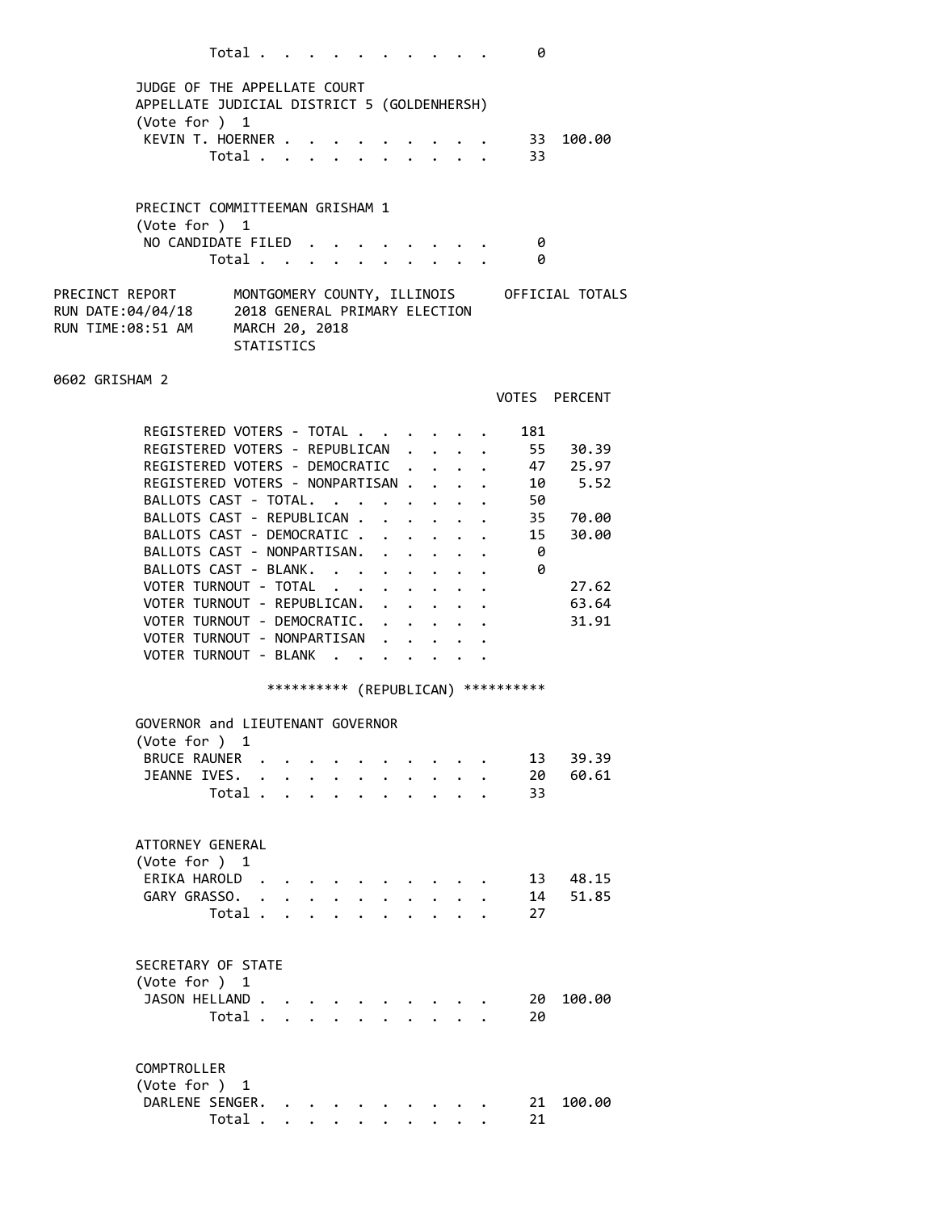| | | |
|---|---|---|
| Total | 0 | |

JUDGE OF THE APPELLATE COURT
APPELLATE JUDICIAL DISTRICT 5 (GOLDENHERSH)
(Vote for ) 1

| | | |
|---|---|---|
| KEVIN T. HOERNER | 33 | 100.00 |
| Total | 33 | |

PRECINCT COMMITTEEMAN GRISHAM 1
(Vote for ) 1

| | | |
|---|---|---|
| NO CANDIDATE FILED | 0 | |
| Total | 0 | |

PRECINCT REPORT — MONTGOMERY COUNTY, ILLINOIS — OFFICIAL TOTALS
RUN DATE:04/04/18 — 2018 GENERAL PRIMARY ELECTION
RUN TIME:08:51 AM — MARCH 20, 2018
STATISTICS

## 0602 GRISHAM 2

| | VOTES | PERCENT |
|---|---|---|
| REGISTERED VOTERS - TOTAL | 181 | |
| REGISTERED VOTERS - REPUBLICAN | 55 | 30.39 |
| REGISTERED VOTERS - DEMOCRATIC | 47 | 25.97 |
| REGISTERED VOTERS - NONPARTISAN | 10 | 5.52 |
| BALLOTS CAST - TOTAL. | 50 | |
| BALLOTS CAST - REPUBLICAN | 35 | 70.00 |
| BALLOTS CAST - DEMOCRATIC | 15 | 30.00 |
| BALLOTS CAST - NONPARTISAN. | 0 | |
| BALLOTS CAST - BLANK. | 0 | |
| VOTER TURNOUT - TOTAL | | 27.62 |
| VOTER TURNOUT - REPUBLICAN. | | 63.64 |
| VOTER TURNOUT - DEMOCRATIC. | | 31.91 |
| VOTER TURNOUT - NONPARTISAN | | |
| VOTER TURNOUT - BLANK | | |

********** (REPUBLICAN) **********

GOVERNOR and LIEUTENANT GOVERNOR
(Vote for ) 1

| | | |
|---|---|---|
| BRUCE RAUNER | 13 | 39.39 |
| JEANNE IVES. | 20 | 60.61 |
| Total | 33 | |

ATTORNEY GENERAL
(Vote for ) 1

| | | |
|---|---|---|
| ERIKA HAROLD | 13 | 48.15 |
| GARY GRASSO. | 14 | 51.85 |
| Total | 27 | |

SECRETARY OF STATE
(Vote for ) 1

| | | |
|---|---|---|
| JASON HELLAND | 20 | 100.00 |
| Total | 20 | |

COMPTROLLER
(Vote for ) 1

| | | |
|---|---|---|
| DARLENE SENGER. | 21 | 100.00 |
| Total | 21 | |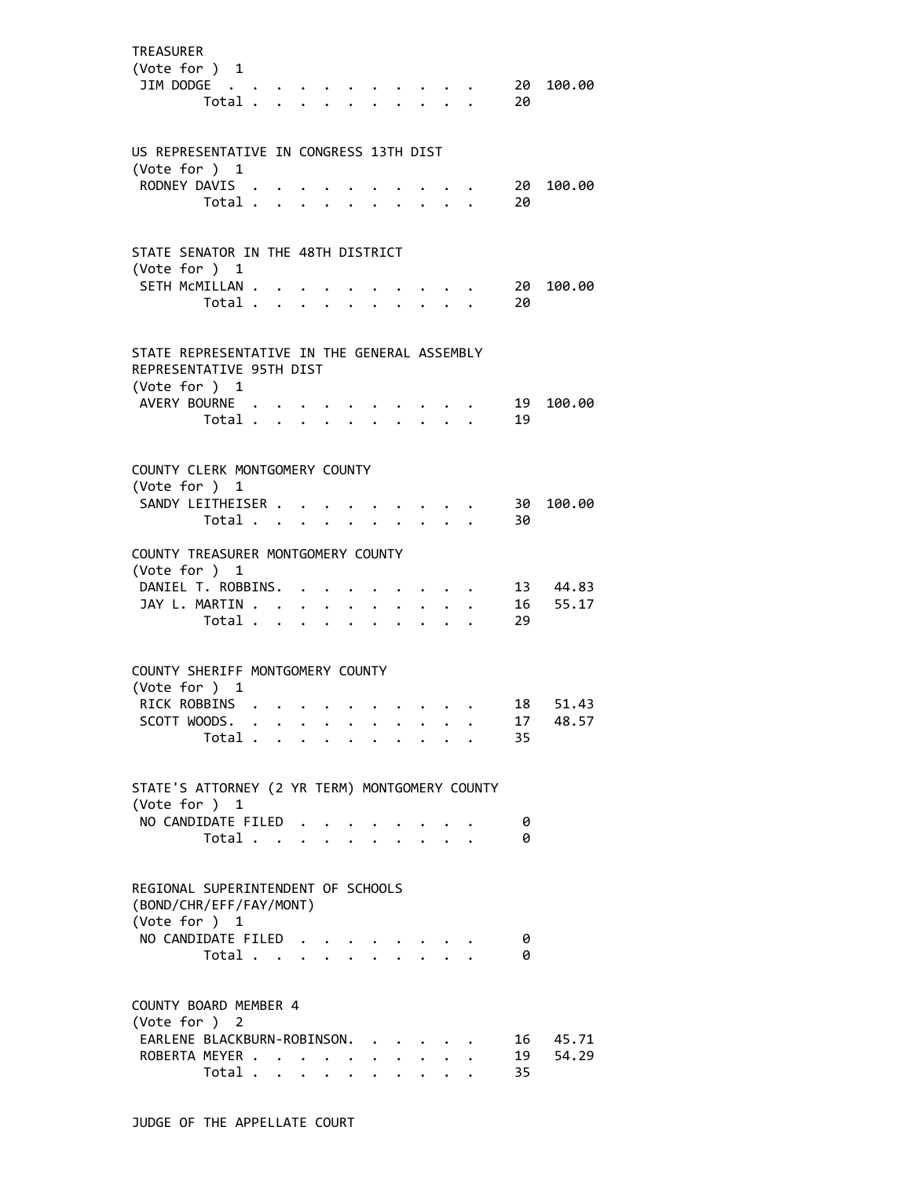TREASURER
(Vote for ) 1

| | | |
|---|---|---|
| JIM DODGE | 20 | 100.00 |
| Total | 20 | |

US REPRESENTATIVE IN CONGRESS 13TH DIST
(Vote for ) 1

| | | |
|---|---|---|
| RODNEY DAVIS | 20 | 100.00 |
| Total | 20 | |

STATE SENATOR IN THE 48TH DISTRICT
(Vote for ) 1

| | | |
|---|---|---|
| SETH McMILLAN | 20 | 100.00 |
| Total | 20 | |

STATE REPRESENTATIVE IN THE GENERAL ASSEMBLY
REPRESENTATIVE 95TH DIST
(Vote for ) 1

| | | |
|---|---|---|
| AVERY BOURNE | 19 | 100.00 |
| Total | 19 | |

COUNTY CLERK MONTGOMERY COUNTY
(Vote for ) 1

| | | |
|---|---|---|
| SANDY LEITHEISER | 30 | 100.00 |
| Total | 30 | |

COUNTY TREASURER MONTGOMERY COUNTY
(Vote for ) 1

| | | |
|---|---|---|
| DANIEL T. ROBBINS | 13 | 44.83 |
| JAY L. MARTIN | 16 | 55.17 |
| Total | 29 | |

COUNTY SHERIFF MONTGOMERY COUNTY
(Vote for ) 1

| | | |
|---|---|---|
| RICK ROBBINS | 18 | 51.43 |
| SCOTT WOODS | 17 | 48.57 |
| Total | 35 | |

STATE'S ATTORNEY (2 YR TERM) MONTGOMERY COUNTY
(Vote for ) 1

| | | |
|---|---|---|
| NO CANDIDATE FILED | 0 | |
| Total | 0 | |

REGIONAL SUPERINTENDENT OF SCHOOLS
(BOND/CHR/EFF/FAY/MONT)
(Vote for ) 1

| | | |
|---|---|---|
| NO CANDIDATE FILED | 0 | |
| Total | 0 | |

COUNTY BOARD MEMBER 4
(Vote for ) 2

| | | |
|---|---|---|
| EARLENE BLACKBURN-ROBINSON | 16 | 45.71 |
| ROBERTA MEYER | 19 | 54.29 |
| Total | 35 | |

JUDGE OF THE APPELLATE COURT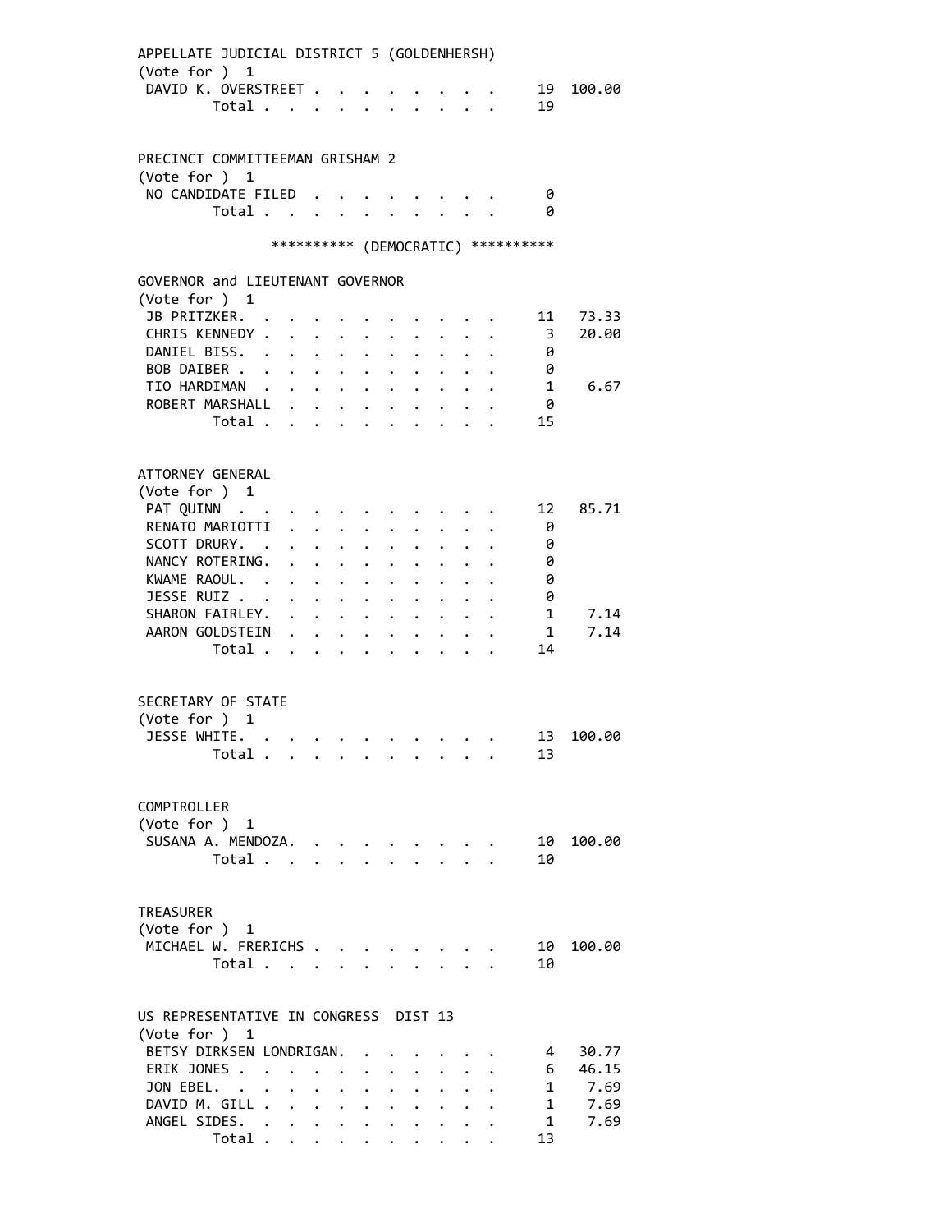### APPELLATE JUDICIAL DISTRICT 5 (GOLDENHERSH)
(Vote for ) 1

| Candidate | Votes | Percent |
|---|---|---|
| DAVID K. OVERSTREET | 19 | 100.00 |
| Total | 19 | |

### PRECINCT COMMITTEEMAN GRISHAM 2
(Vote for ) 1

| Candidate | Votes | Percent |
|---|---|---|
| NO CANDIDATE FILED | 0 | |
| Total | 0 | |

## ********** (DEMOCRATIC) **********

### GOVERNOR and LIEUTENANT GOVERNOR
(Vote for ) 1

| Candidate | Votes | Percent |
|---|---|---|
| JB PRITZKER | 11 | 73.33 |
| CHRIS KENNEDY | 3 | 20.00 |
| DANIEL BISS | 0 | |
| BOB DAIBER | 0 | |
| TIO HARDIMAN | 1 | 6.67 |
| ROBERT MARSHALL | 0 | |
| Total | 15 | |

### ATTORNEY GENERAL
(Vote for ) 1

| Candidate | Votes | Percent |
|---|---|---|
| PAT QUINN | 12 | 85.71 |
| RENATO MARIOTTI | 0 | |
| SCOTT DRURY | 0 | |
| NANCY ROTERING | 0 | |
| KWAME RAOUL | 0 | |
| JESSE RUIZ | 0 | |
| SHARON FAIRLEY | 1 | 7.14 |
| AARON GOLDSTEIN | 1 | 7.14 |
| Total | 14 | |

### SECRETARY OF STATE
(Vote for ) 1

| Candidate | Votes | Percent |
|---|---|---|
| JESSE WHITE | 13 | 100.00 |
| Total | 13 | |

### COMPTROLLER
(Vote for ) 1

| Candidate | Votes | Percent |
|---|---|---|
| SUSANA A. MENDOZA | 10 | 100.00 |
| Total | 10 | |

### TREASURER
(Vote for ) 1

| Candidate | Votes | Percent |
|---|---|---|
| MICHAEL W. FRERICHS | 10 | 100.00 |
| Total | 10 | |

### US REPRESENTATIVE IN CONGRESS DIST 13
(Vote for ) 1

| Candidate | Votes | Percent |
|---|---|---|
| BETSY DIRKSEN LONDRIGAN | 4 | 30.77 |
| ERIK JONES | 6 | 46.15 |
| JON EBEL | 1 | 7.69 |
| DAVID M. GILL | 1 | 7.69 |
| ANGEL SIDES | 1 | 7.69 |
| Total | 13 | |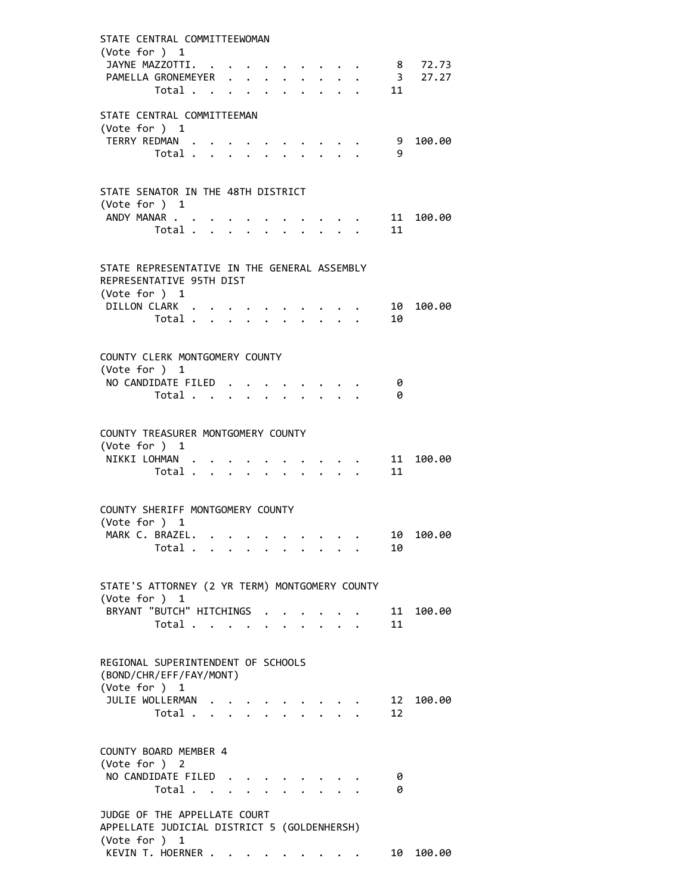```
STATE CENTRAL COMMITTEEWOMAN
(Vote for ) 1
 JAYNE MAZZOTTI. . . . . . . . . . .      8  72.73
 PAMELLA GRONEMEYER  . . . . . . . .      3  27.27
         Total . . . . . . . . . . .     11

STATE CENTRAL COMMITTEEMAN
(Vote for ) 1
 TERRY REDMAN  . . . . . . . . . . .      9 100.00
         Total . . . . . . . . . . .      9


STATE SENATOR IN THE 48TH DISTRICT
(Vote for ) 1
 ANDY MANAR . . . . . . . . . . . .     11 100.00
         Total . . . . . . . . . . .     11


STATE REPRESENTATIVE IN THE GENERAL ASSEMBLY
REPRESENTATIVE 95TH DIST
(Vote for ) 1
 DILLON CLARK  . . . . . . . . . . .     10 100.00
         Total . . . . . . . . . . .     10


COUNTY CLERK MONTGOMERY COUNTY
(Vote for ) 1
 NO CANDIDATE FILED  . . . . . . . .      0
         Total . . . . . . . . . . .      0


COUNTY TREASURER MONTGOMERY COUNTY
(Vote for ) 1
 NIKKI LOHMAN  . . . . . . . . . . .     11 100.00
         Total . . . . . . . . . . .     11


COUNTY SHERIFF MONTGOMERY COUNTY
(Vote for ) 1
 MARK C. BRAZEL. . . . . . . . . . .     10 100.00
         Total . . . . . . . . . . .     10


STATE'S ATTORNEY (2 YR TERM) MONTGOMERY COUNTY
(Vote for ) 1
 BRYANT "BUTCH" HITCHINGS  . . . . . .     11 100.00
         Total . . . . . . . . . . .     11


REGIONAL SUPERINTENDENT OF SCHOOLS
(BOND/CHR/EFF/FAY/MONT)
(Vote for ) 1
 JULIE WOLLERMAN  . . . . . . . . . .     12 100.00
         Total . . . . . . . . . . .     12


COUNTY BOARD MEMBER 4
(Vote for ) 2
 NO CANDIDATE FILED  . . . . . . . .      0
         Total . . . . . . . . . . .      0

JUDGE OF THE APPELLATE COURT
APPELLATE JUDICIAL DISTRICT 5 (GOLDENHERSH)
(Vote for ) 1
 KEVIN T. HOERNER . . . . . . . . . .     10 100.00
```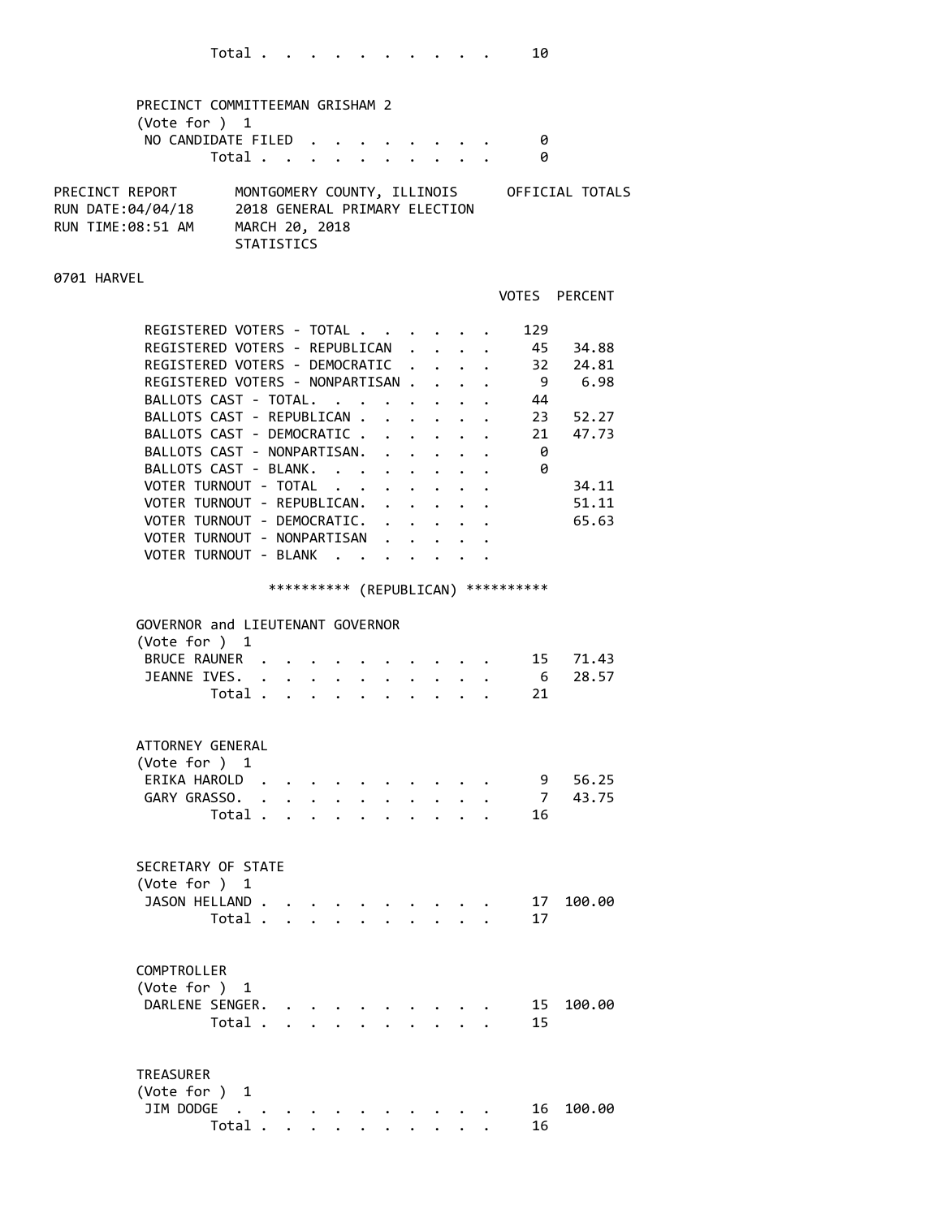| | Votes | Percent |
|---|---|---|
| Total | 10 | |

PRECINCT COMMITTEEMAN GRISHAM 2
(Vote for ) 1

| | Votes | Percent |
|---|---|---|
| NO CANDIDATE FILED | 0 | |
| Total | 0 | |

PRECINCT REPORT — MONTGOMERY COUNTY, ILLINOIS — OFFICIAL TOTALS
RUN DATE:04/04/18 — 2018 GENERAL PRIMARY ELECTION
RUN TIME:08:51 AM — MARCH 20, 2018
STATISTICS

## 0701 HARVEL

| | VOTES | PERCENT |
|---|---|---|
| REGISTERED VOTERS - TOTAL | 129 | |
| REGISTERED VOTERS - REPUBLICAN | 45 | 34.88 |
| REGISTERED VOTERS - DEMOCRATIC | 32 | 24.81 |
| REGISTERED VOTERS - NONPARTISAN | 9 | 6.98 |
| BALLOTS CAST - TOTAL. | 44 | |
| BALLOTS CAST - REPUBLICAN | 23 | 52.27 |
| BALLOTS CAST - DEMOCRATIC | 21 | 47.73 |
| BALLOTS CAST - NONPARTISAN. | 0 | |
| BALLOTS CAST - BLANK. | 0 | |
| VOTER TURNOUT - TOTAL | | 34.11 |
| VOTER TURNOUT - REPUBLICAN. | | 51.11 |
| VOTER TURNOUT - DEMOCRATIC. | | 65.63 |
| VOTER TURNOUT - NONPARTISAN | | |
| VOTER TURNOUT - BLANK | | |

********** (REPUBLICAN) **********

GOVERNOR and LIEUTENANT GOVERNOR
(Vote for ) 1

| | Votes | Percent |
|---|---|---|
| BRUCE RAUNER | 15 | 71.43 |
| JEANNE IVES. | 6 | 28.57 |
| Total | 21 | |

ATTORNEY GENERAL
(Vote for ) 1

| | Votes | Percent |
|---|---|---|
| ERIKA HAROLD | 9 | 56.25 |
| GARY GRASSO. | 7 | 43.75 |
| Total | 16 | |

SECRETARY OF STATE
(Vote for ) 1

| | Votes | Percent |
|---|---|---|
| JASON HELLAND | 17 | 100.00 |
| Total | 17 | |

COMPTROLLER
(Vote for ) 1

| | Votes | Percent |
|---|---|---|
| DARLENE SENGER. | 15 | 100.00 |
| Total | 15 | |

TREASURER
(Vote for ) 1

| | Votes | Percent |
|---|---|---|
| JIM DODGE | 16 | 100.00 |
| Total | 16 | |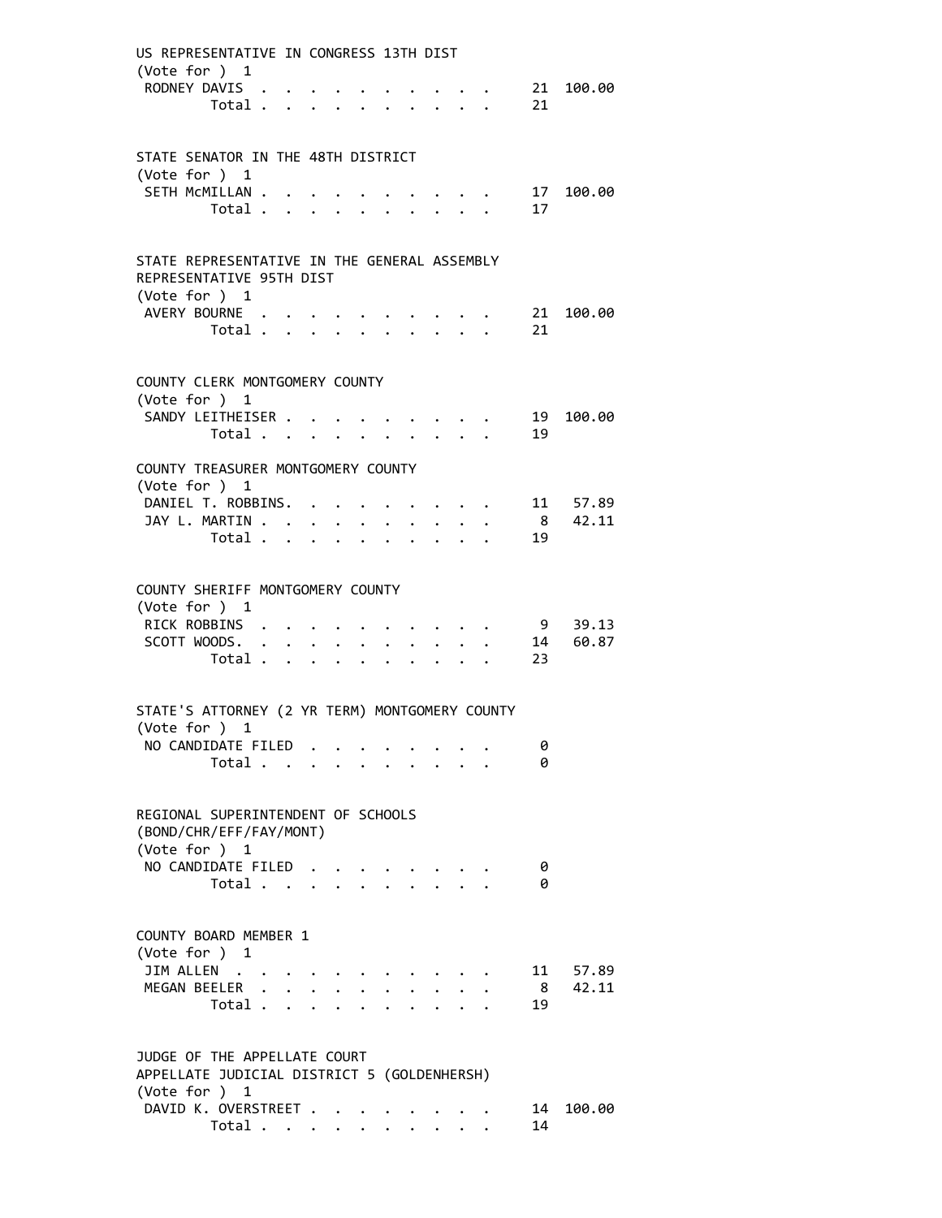US REPRESENTATIVE IN CONGRESS 13TH DIST
(Vote for ) 1

| | Votes | Percent |
|---|---|---|
| RODNEY DAVIS | 21 | 100.00 |
| Total | 21 | |

STATE SENATOR IN THE 48TH DISTRICT
(Vote for ) 1

| | Votes | Percent |
|---|---|---|
| SETH McMILLAN | 17 | 100.00 |
| Total | 17 | |

STATE REPRESENTATIVE IN THE GENERAL ASSEMBLY
REPRESENTATIVE 95TH DIST
(Vote for ) 1

| | Votes | Percent |
|---|---|---|
| AVERY BOURNE | 21 | 100.00 |
| Total | 21 | |

COUNTY CLERK MONTGOMERY COUNTY
(Vote for ) 1

| | Votes | Percent |
|---|---|---|
| SANDY LEITHEISER | 19 | 100.00 |
| Total | 19 | |

COUNTY TREASURER MONTGOMERY COUNTY
(Vote for ) 1

| | Votes | Percent |
|---|---|---|
| DANIEL T. ROBBINS | 11 | 57.89 |
| JAY L. MARTIN | 8 | 42.11 |
| Total | 19 | |

COUNTY SHERIFF MONTGOMERY COUNTY
(Vote for ) 1

| | Votes | Percent |
|---|---|---|
| RICK ROBBINS | 9 | 39.13 |
| SCOTT WOODS | 14 | 60.87 |
| Total | 23 | |

STATE'S ATTORNEY (2 YR TERM) MONTGOMERY COUNTY
(Vote for ) 1

| | Votes | Percent |
|---|---|---|
| NO CANDIDATE FILED | 0 | |
| Total | 0 | |

REGIONAL SUPERINTENDENT OF SCHOOLS
(BOND/CHR/EFF/FAY/MONT)
(Vote for ) 1

| | Votes | Percent |
|---|---|---|
| NO CANDIDATE FILED | 0 | |
| Total | 0 | |

COUNTY BOARD MEMBER 1
(Vote for ) 1

| | Votes | Percent |
|---|---|---|
| JIM ALLEN | 11 | 57.89 |
| MEGAN BEELER | 8 | 42.11 |
| Total | 19 | |

JUDGE OF THE APPELLATE COURT
APPELLATE JUDICIAL DISTRICT 5 (GOLDENHERSH)
(Vote for ) 1

| | Votes | Percent |
|---|---|---|
| DAVID K. OVERSTREET | 14 | 100.00 |
| Total | 14 | |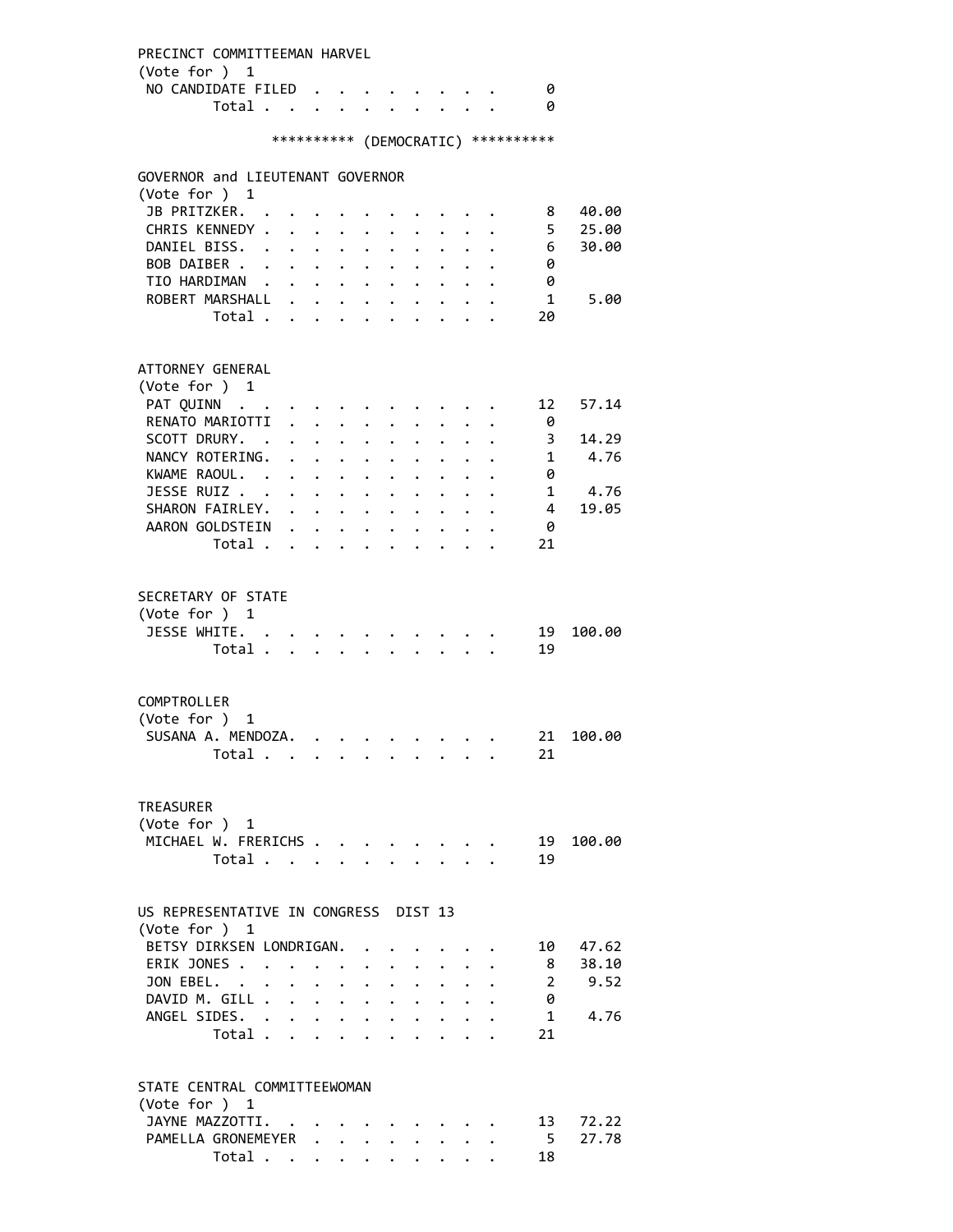PRECINCT COMMITTEEMAN HARVEL
(Vote for ) 1

| | Votes | Percent |
|---|---|---|
| NO CANDIDATE FILED | 0 | |
| Total | 0 | |

********** (DEMOCRATIC) **********

GOVERNOR and LIEUTENANT GOVERNOR
(Vote for ) 1

| | Votes | Percent |
|---|---|---|
| JB PRITZKER | 8 | 40.00 |
| CHRIS KENNEDY | 5 | 25.00 |
| DANIEL BISS | 6 | 30.00 |
| BOB DAIBER | 0 | |
| TIO HARDIMAN | 0 | |
| ROBERT MARSHALL | 1 | 5.00 |
| Total | 20 | |

ATTORNEY GENERAL
(Vote for ) 1

| | Votes | Percent |
|---|---|---|
| PAT QUINN | 12 | 57.14 |
| RENATO MARIOTTI | 0 | |
| SCOTT DRURY | 3 | 14.29 |
| NANCY ROTERING | 1 | 4.76 |
| KWAME RAOUL | 0 | |
| JESSE RUIZ | 1 | 4.76 |
| SHARON FAIRLEY | 4 | 19.05 |
| AARON GOLDSTEIN | 0 | |
| Total | 21 | |

SECRETARY OF STATE
(Vote for ) 1

| | Votes | Percent |
|---|---|---|
| JESSE WHITE | 19 | 100.00 |
| Total | 19 | |

COMPTROLLER
(Vote for ) 1

| | Votes | Percent |
|---|---|---|
| SUSANA A. MENDOZA | 21 | 100.00 |
| Total | 21 | |

TREASURER
(Vote for ) 1

| | Votes | Percent |
|---|---|---|
| MICHAEL W. FRERICHS | 19 | 100.00 |
| Total | 19 | |

US REPRESENTATIVE IN CONGRESS DIST 13
(Vote for ) 1

| | Votes | Percent |
|---|---|---|
| BETSY DIRKSEN LONDRIGAN | 10 | 47.62 |
| ERIK JONES | 8 | 38.10 |
| JON EBEL | 2 | 9.52 |
| DAVID M. GILL | 0 | |
| ANGEL SIDES | 1 | 4.76 |
| Total | 21 | |

STATE CENTRAL COMMITTEEWOMAN
(Vote for ) 1

| | Votes | Percent |
|---|---|---|
| JAYNE MAZZOTTI | 13 | 72.22 |
| PAMELLA GRONEMEYER | 5 | 27.78 |
| Total | 18 | |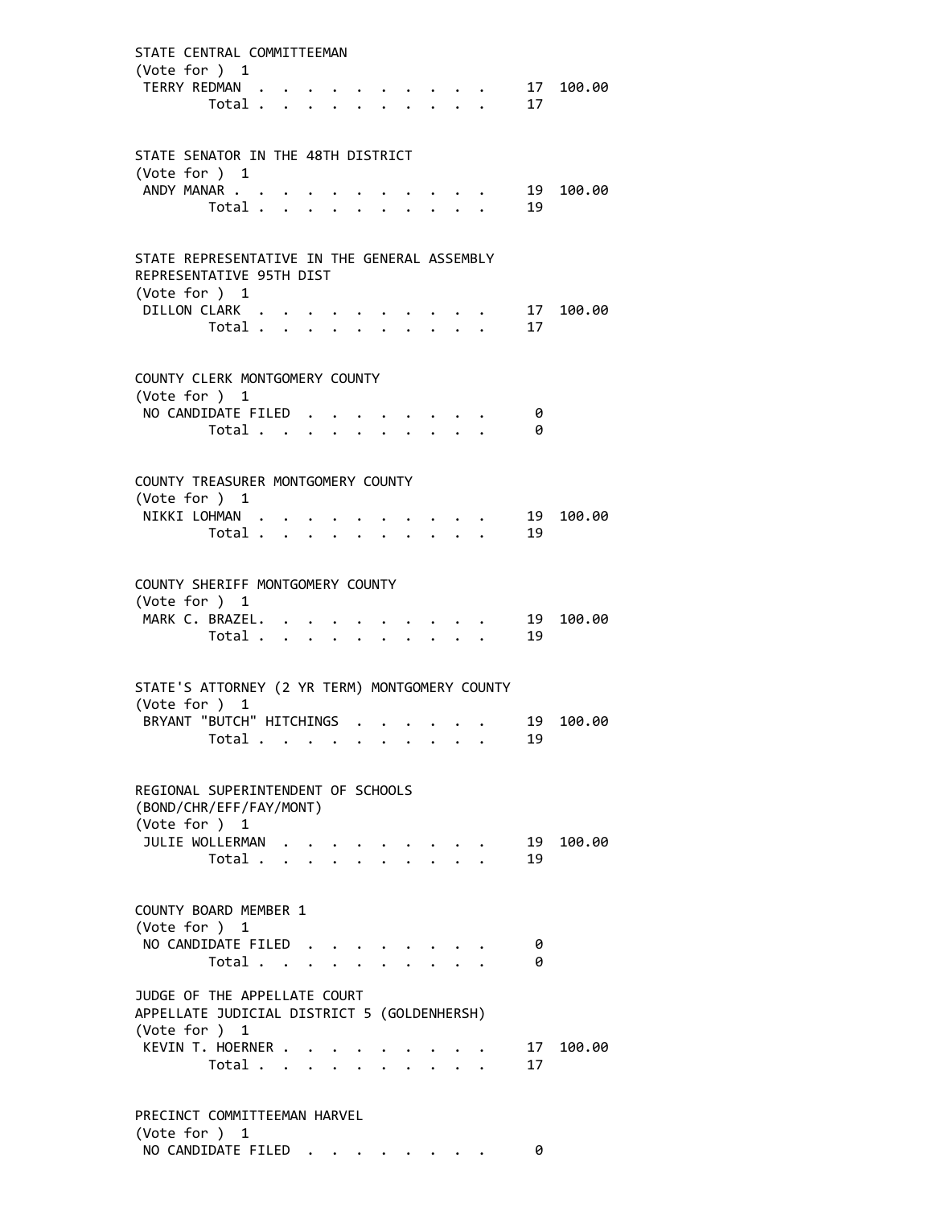STATE CENTRAL COMMITTEEMAN
(Vote for ) 1

| | | |
|---|---|---|
| TERRY REDMAN | 17 | 100.00 |
| Total | 17 | |

STATE SENATOR IN THE 48TH DISTRICT
(Vote for ) 1

| | | |
|---|---|---|
| ANDY MANAR | 19 | 100.00 |
| Total | 19 | |

STATE REPRESENTATIVE IN THE GENERAL ASSEMBLY
REPRESENTATIVE 95TH DIST
(Vote for ) 1

| | | |
|---|---|---|
| DILLON CLARK | 17 | 100.00 |
| Total | 17 | |

COUNTY CLERK MONTGOMERY COUNTY
(Vote for ) 1

| | | |
|---|---|---|
| NO CANDIDATE FILED | 0 | |
| Total | 0 | |

COUNTY TREASURER MONTGOMERY COUNTY
(Vote for ) 1

| | | |
|---|---|---|
| NIKKI LOHMAN | 19 | 100.00 |
| Total | 19 | |

COUNTY SHERIFF MONTGOMERY COUNTY
(Vote for ) 1

| | | |
|---|---|---|
| MARK C. BRAZEL | 19 | 100.00 |
| Total | 19 | |

STATE'S ATTORNEY (2 YR TERM) MONTGOMERY COUNTY
(Vote for ) 1

| | | |
|---|---|---|
| BRYANT "BUTCH" HITCHINGS | 19 | 100.00 |
| Total | 19 | |

REGIONAL SUPERINTENDENT OF SCHOOLS
(BOND/CHR/EFF/FAY/MONT)
(Vote for ) 1

| | | |
|---|---|---|
| JULIE WOLLERMAN | 19 | 100.00 |
| Total | 19 | |

COUNTY BOARD MEMBER 1
(Vote for ) 1

| | | |
|---|---|---|
| NO CANDIDATE FILED | 0 | |
| Total | 0 | |

JUDGE OF THE APPELLATE COURT
APPELLATE JUDICIAL DISTRICT 5 (GOLDENHERSH)
(Vote for ) 1

| | | |
|---|---|---|
| KEVIN T. HOERNER | 17 | 100.00 |
| Total | 17 | |

PRECINCT COMMITTEEMAN HARVEL
(Vote for ) 1

| | | |
|---|---|---|
| NO CANDIDATE FILED | 0 | |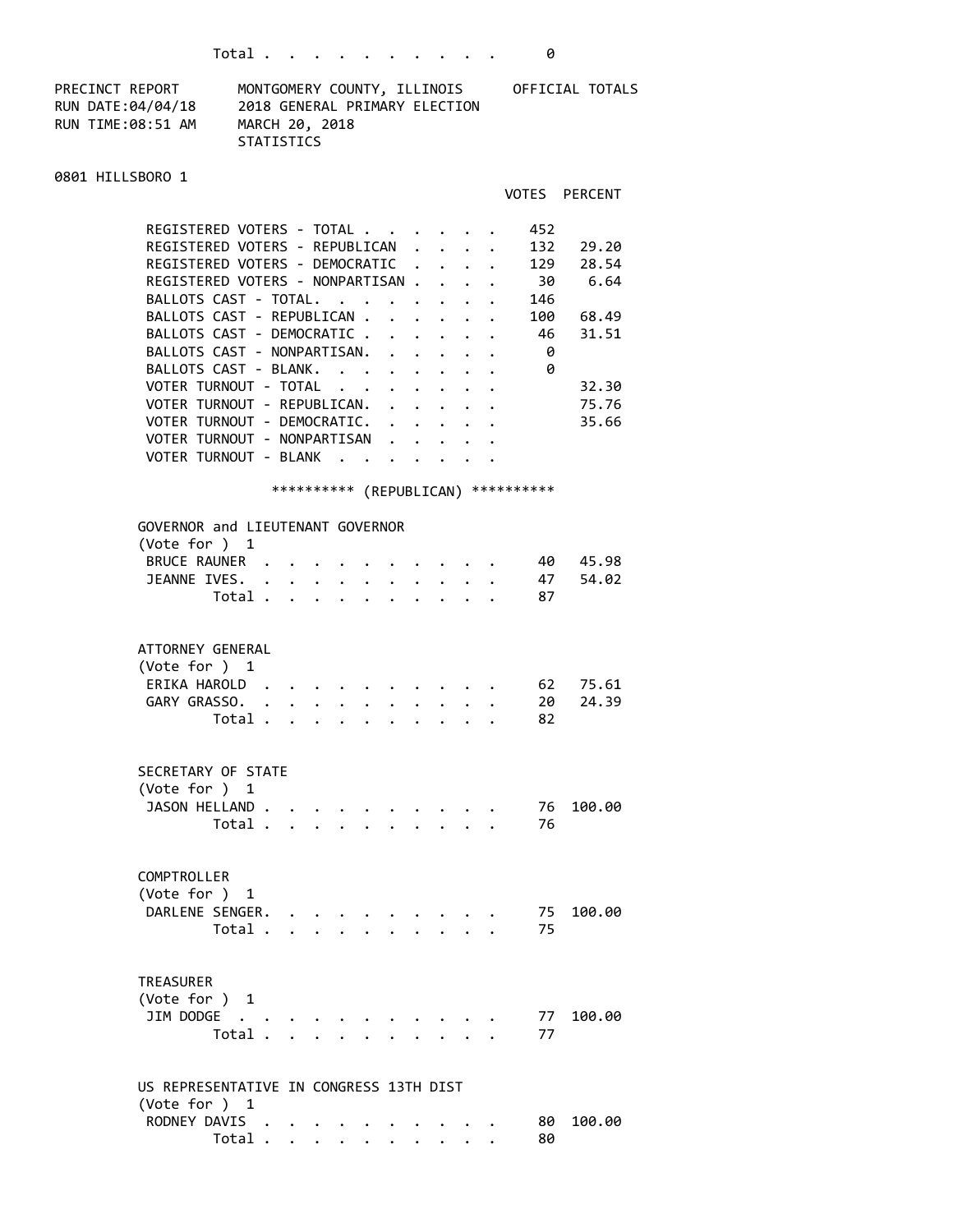| | VOTES |
|---|---|
| Total | 0 |

PRECINCT REPORT — MONTGOMERY COUNTY, ILLINOIS — OFFICIAL TOTALS
RUN DATE:04/04/18 — 2018 GENERAL PRIMARY ELECTION
RUN TIME:08:51 AM — MARCH 20, 2018

STATISTICS

0801 HILLSBORO 1

| | VOTES | PERCENT |
|---|---|---|
| REGISTERED VOTERS - TOTAL | 452 | |
| REGISTERED VOTERS - REPUBLICAN | 132 | 29.20 |
| REGISTERED VOTERS - DEMOCRATIC | 129 | 28.54 |
| REGISTERED VOTERS - NONPARTISAN | 30 | 6.64 |
| BALLOTS CAST - TOTAL | 146 | |
| BALLOTS CAST - REPUBLICAN | 100 | 68.49 |
| BALLOTS CAST - DEMOCRATIC | 46 | 31.51 |
| BALLOTS CAST - NONPARTISAN | 0 | |
| BALLOTS CAST - BLANK | 0 | |
| VOTER TURNOUT - TOTAL | | 32.30 |
| VOTER TURNOUT - REPUBLICAN | | 75.76 |
| VOTER TURNOUT - DEMOCRATIC | | 35.66 |
| VOTER TURNOUT - NONPARTISAN | | |
| VOTER TURNOUT - BLANK | | |

********** (REPUBLICAN) **********

GOVERNOR and LIEUTENANT GOVERNOR
(Vote for ) 1

| | VOTES | PERCENT |
|---|---|---|
| BRUCE RAUNER | 40 | 45.98 |
| JEANNE IVES | 47 | 54.02 |
| Total | 87 | |

ATTORNEY GENERAL
(Vote for ) 1

| | VOTES | PERCENT |
|---|---|---|
| ERIKA HAROLD | 62 | 75.61 |
| GARY GRASSO | 20 | 24.39 |
| Total | 82 | |

SECRETARY OF STATE
(Vote for ) 1

| | VOTES | PERCENT |
|---|---|---|
| JASON HELLAND | 76 | 100.00 |
| Total | 76 | |

COMPTROLLER
(Vote for ) 1

| | VOTES | PERCENT |
|---|---|---|
| DARLENE SENGER | 75 | 100.00 |
| Total | 75 | |

TREASURER
(Vote for ) 1

| | VOTES | PERCENT |
|---|---|---|
| JIM DODGE | 77 | 100.00 |
| Total | 77 | |

US REPRESENTATIVE IN CONGRESS 13TH DIST
(Vote for ) 1

| | VOTES | PERCENT |
|---|---|---|
| RODNEY DAVIS | 80 | 100.00 |
| Total | 80 | |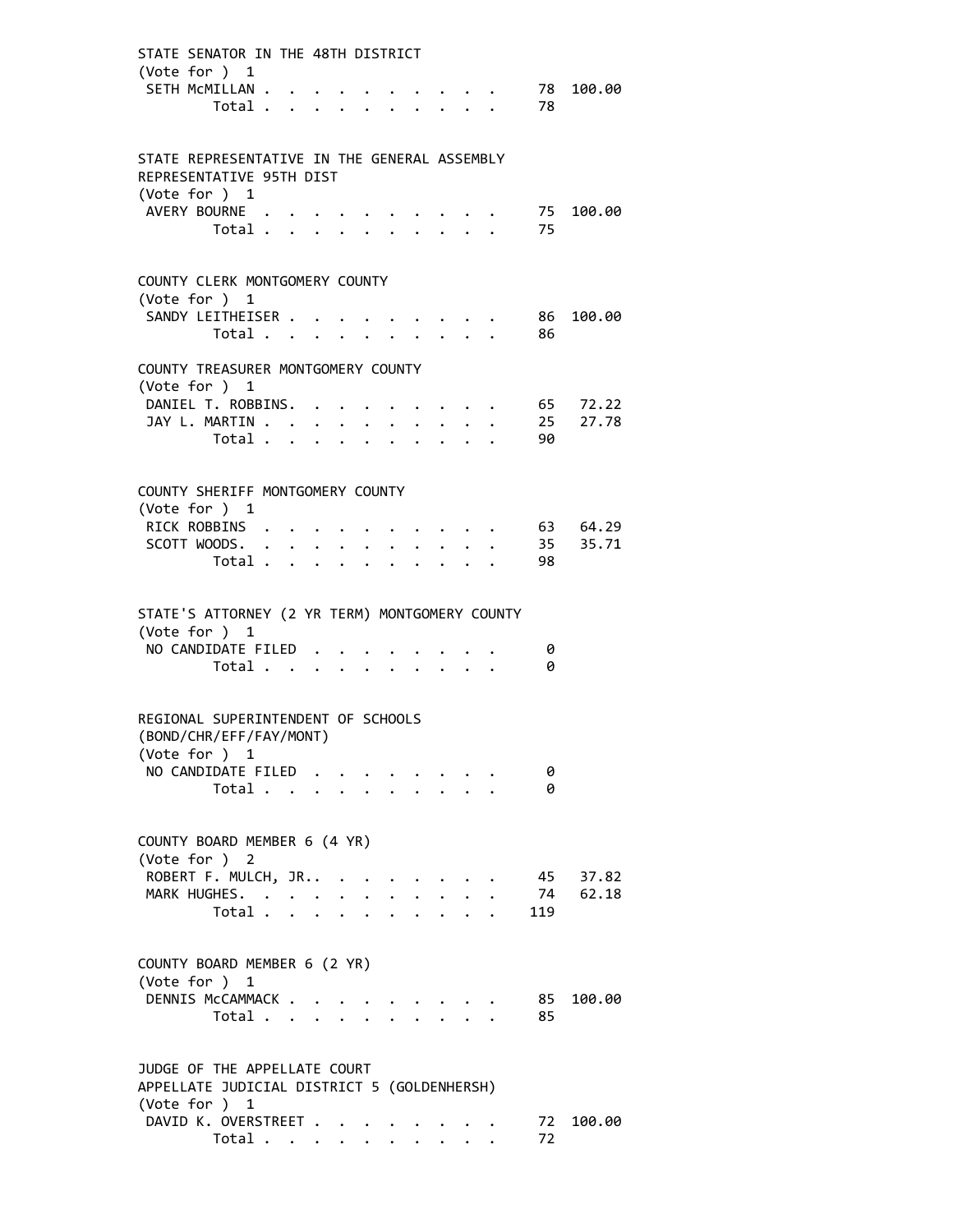STATE SENATOR IN THE 48TH DISTRICT
(Vote for ) 1

| | Votes | Percent |
|---|---|---|
| SETH McMILLAN | 78 | 100.00 |
| Total | 78 | |

STATE REPRESENTATIVE IN THE GENERAL ASSEMBLY
REPRESENTATIVE 95TH DIST
(Vote for ) 1

| | Votes | Percent |
|---|---|---|
| AVERY BOURNE | 75 | 100.00 |
| Total | 75 | |

COUNTY CLERK MONTGOMERY COUNTY
(Vote for ) 1

| | Votes | Percent |
|---|---|---|
| SANDY LEITHEISER | 86 | 100.00 |
| Total | 86 | |

COUNTY TREASURER MONTGOMERY COUNTY
(Vote for ) 1

| | Votes | Percent |
|---|---|---|
| DANIEL T. ROBBINS. | 65 | 72.22 |
| JAY L. MARTIN | 25 | 27.78 |
| Total | 90 | |

COUNTY SHERIFF MONTGOMERY COUNTY
(Vote for ) 1

| | Votes | Percent |
|---|---|---|
| RICK ROBBINS | 63 | 64.29 |
| SCOTT WOODS. | 35 | 35.71 |
| Total | 98 | |

STATE'S ATTORNEY (2 YR TERM) MONTGOMERY COUNTY
(Vote for ) 1

| | Votes | Percent |
|---|---|---|
| NO CANDIDATE FILED | 0 | |
| Total | 0 | |

REGIONAL SUPERINTENDENT OF SCHOOLS
(BOND/CHR/EFF/FAY/MONT)
(Vote for ) 1

| | Votes | Percent |
|---|---|---|
| NO CANDIDATE FILED | 0 | |
| Total | 0 | |

COUNTY BOARD MEMBER 6 (4 YR)
(Vote for ) 2

| | Votes | Percent |
|---|---|---|
| ROBERT F. MULCH, JR.. | 45 | 37.82 |
| MARK HUGHES. | 74 | 62.18 |
| Total | 119 | |

COUNTY BOARD MEMBER 6 (2 YR)
(Vote for ) 1

| | Votes | Percent |
|---|---|---|
| DENNIS McCAMMACK | 85 | 100.00 |
| Total | 85 | |

JUDGE OF THE APPELLATE COURT
APPELLATE JUDICIAL DISTRICT 5 (GOLDENHERSH)
(Vote for ) 1

| | Votes | Percent |
|---|---|---|
| DAVID K. OVERSTREET | 72 | 100.00 |
| Total | 72 | |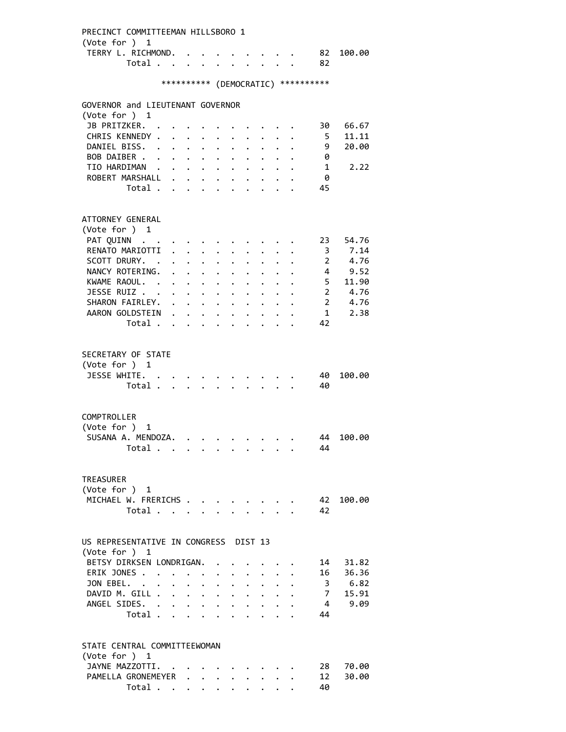PRECINCT COMMITTEEMAN HILLSBORO 1
(Vote for ) 1

| | | |
|---|---|---|
| TERRY L. RICHMOND | 82 | 100.00 |
| Total | 82 | |

********** (DEMOCRATIC) **********

GOVERNOR and LIEUTENANT GOVERNOR
(Vote for ) 1

| | | |
|---|---|---|
| JB PRITZKER | 30 | 66.67 |
| CHRIS KENNEDY | 5 | 11.11 |
| DANIEL BISS | 9 | 20.00 |
| BOB DAIBER | 0 | |
| TIO HARDIMAN | 1 | 2.22 |
| ROBERT MARSHALL | 0 | |
| Total | 45 | |

ATTORNEY GENERAL
(Vote for ) 1

| | | |
|---|---|---|
| PAT QUINN | 23 | 54.76 |
| RENATO MARIOTTI | 3 | 7.14 |
| SCOTT DRURY | 2 | 4.76 |
| NANCY ROTERING | 4 | 9.52 |
| KWAME RAOUL | 5 | 11.90 |
| JESSE RUIZ | 2 | 4.76 |
| SHARON FAIRLEY | 2 | 4.76 |
| AARON GOLDSTEIN | 1 | 2.38 |
| Total | 42 | |

SECRETARY OF STATE
(Vote for ) 1

| | | |
|---|---|---|
| JESSE WHITE | 40 | 100.00 |
| Total | 40 | |

COMPTROLLER
(Vote for ) 1

| | | |
|---|---|---|
| SUSANA A. MENDOZA | 44 | 100.00 |
| Total | 44 | |

TREASURER
(Vote for ) 1

| | | |
|---|---|---|
| MICHAEL W. FRERICHS | 42 | 100.00 |
| Total | 42 | |

US REPRESENTATIVE IN CONGRESS DIST 13
(Vote for ) 1

| | | |
|---|---|---|
| BETSY DIRKSEN LONDRIGAN | 14 | 31.82 |
| ERIK JONES | 16 | 36.36 |
| JON EBEL | 3 | 6.82 |
| DAVID M. GILL | 7 | 15.91 |
| ANGEL SIDES | 4 | 9.09 |
| Total | 44 | |

STATE CENTRAL COMMITTEEWOMAN
(Vote for ) 1

| | | |
|---|---|---|
| JAYNE MAZZOTTI | 28 | 70.00 |
| PAMELLA GRONEMEYER | 12 | 30.00 |
| Total | 40 | |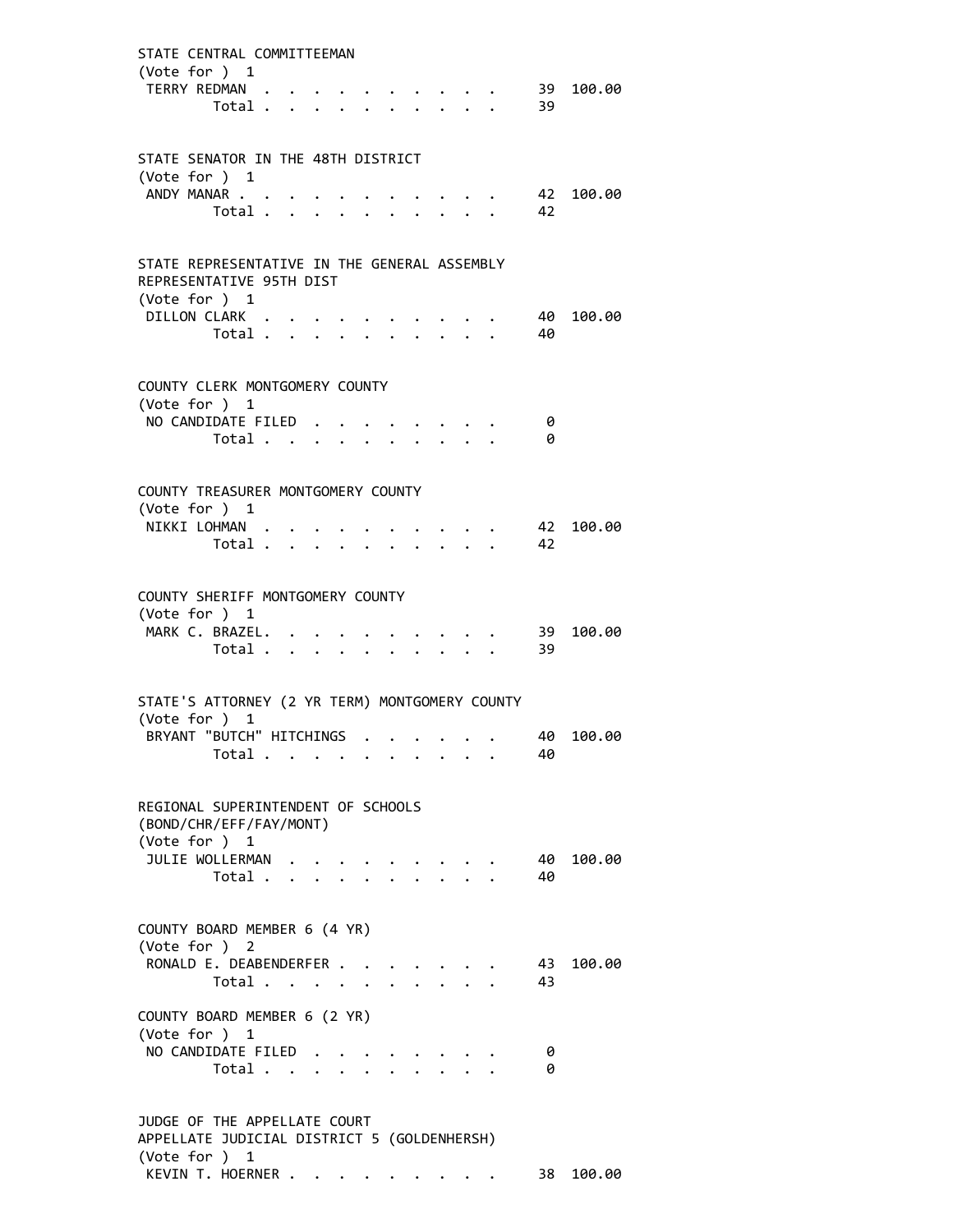STATE CENTRAL COMMITTEEMAN
(Vote for ) 1

| | | |
|---|---|---|
| TERRY REDMAN | 39 | 100.00 |
| Total | 39 | |

STATE SENATOR IN THE 48TH DISTRICT
(Vote for ) 1

| | | |
|---|---|---|
| ANDY MANAR | 42 | 100.00 |
| Total | 42 | |

STATE REPRESENTATIVE IN THE GENERAL ASSEMBLY
REPRESENTATIVE 95TH DIST
(Vote for ) 1

| | | |
|---|---|---|
| DILLON CLARK | 40 | 100.00 |
| Total | 40 | |

COUNTY CLERK MONTGOMERY COUNTY
(Vote for ) 1

| | | |
|---|---|---|
| NO CANDIDATE FILED | 0 | |
| Total | 0 | |

COUNTY TREASURER MONTGOMERY COUNTY
(Vote for ) 1

| | | |
|---|---|---|
| NIKKI LOHMAN | 42 | 100.00 |
| Total | 42 | |

COUNTY SHERIFF MONTGOMERY COUNTY
(Vote for ) 1

| | | |
|---|---|---|
| MARK C. BRAZEL | 39 | 100.00 |
| Total | 39 | |

STATE'S ATTORNEY (2 YR TERM) MONTGOMERY COUNTY
(Vote for ) 1

| | | |
|---|---|---|
| BRYANT "BUTCH" HITCHINGS | 40 | 100.00 |
| Total | 40 | |

REGIONAL SUPERINTENDENT OF SCHOOLS
(BOND/CHR/EFF/FAY/MONT)
(Vote for ) 1

| | | |
|---|---|---|
| JULIE WOLLERMAN | 40 | 100.00 |
| Total | 40 | |

COUNTY BOARD MEMBER 6 (4 YR)
(Vote for ) 2

| | | |
|---|---|---|
| RONALD E. DEABENDERFER | 43 | 100.00 |
| Total | 43 | |

COUNTY BOARD MEMBER 6 (2 YR)
(Vote for ) 1

| | | |
|---|---|---|
| NO CANDIDATE FILED | 0 | |
| Total | 0 | |

JUDGE OF THE APPELLATE COURT
APPELLATE JUDICIAL DISTRICT 5 (GOLDENHERSH)
(Vote for ) 1

| | | |
|---|---|---|
| KEVIN T. HOERNER | 38 | 100.00 |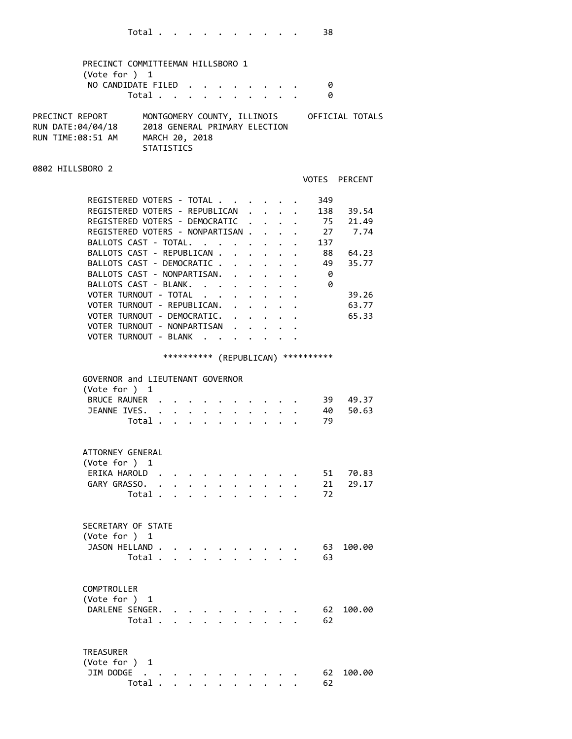| | |
|---|---|
| Total | 38 |

PRECINCT COMMITTEEMAN HILLSBORO 1
(Vote for ) 1

| | |
|---|---|
| NO CANDIDATE FILED | 0 |
| Total | 0 |

PRECINCT REPORT — MONTGOMERY COUNTY, ILLINOIS — OFFICIAL TOTALS
RUN DATE:04/04/18 — 2018 GENERAL PRIMARY ELECTION
RUN TIME:08:51 AM — MARCH 20, 2018
STATISTICS

## 0802 HILLSBORO 2

| | VOTES | PERCENT |
|---|---|---|
| REGISTERED VOTERS - TOTAL | 349 | |
| REGISTERED VOTERS - REPUBLICAN | 138 | 39.54 |
| REGISTERED VOTERS - DEMOCRATIC | 75 | 21.49 |
| REGISTERED VOTERS - NONPARTISAN | 27 | 7.74 |
| BALLOTS CAST - TOTAL. | 137 | |
| BALLOTS CAST - REPUBLICAN | 88 | 64.23 |
| BALLOTS CAST - DEMOCRATIC | 49 | 35.77 |
| BALLOTS CAST - NONPARTISAN. | 0 | |
| BALLOTS CAST - BLANK. | 0 | |
| VOTER TURNOUT - TOTAL | | 39.26 |
| VOTER TURNOUT - REPUBLICAN. | | 63.77 |
| VOTER TURNOUT - DEMOCRATIC. | | 65.33 |
| VOTER TURNOUT - NONPARTISAN | | |
| VOTER TURNOUT - BLANK | | |

********** (REPUBLICAN) **********

GOVERNOR and LIEUTENANT GOVERNOR
(Vote for ) 1

| | | |
|---|---|---|
| BRUCE RAUNER | 39 | 49.37 |
| JEANNE IVES. | 40 | 50.63 |
| Total | 79 | |

ATTORNEY GENERAL
(Vote for ) 1

| | | |
|---|---|---|
| ERIKA HAROLD | 51 | 70.83 |
| GARY GRASSO. | 21 | 29.17 |
| Total | 72 | |

SECRETARY OF STATE
(Vote for ) 1

| | | |
|---|---|---|
| JASON HELLAND | 63 | 100.00 |
| Total | 63 | |

COMPTROLLER
(Vote for ) 1

| | | |
|---|---|---|
| DARLENE SENGER. | 62 | 100.00 |
| Total | 62 | |

TREASURER
(Vote for ) 1

| | | |
|---|---|---|
| JIM DODGE | 62 | 100.00 |
| Total | 62 | |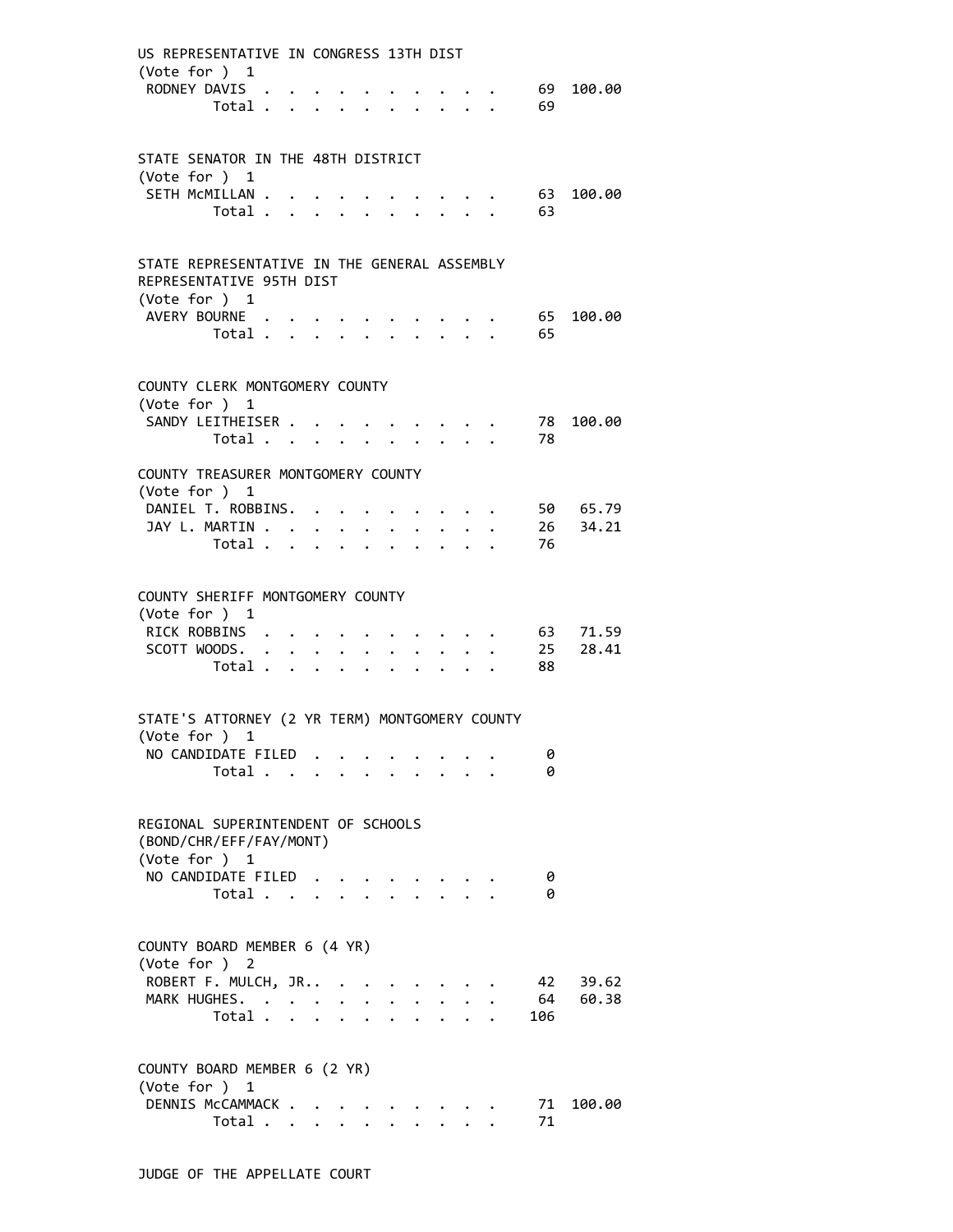US REPRESENTATIVE IN CONGRESS 13TH DIST
(Vote for ) 1

| | | |
|---|---|---|
| RODNEY DAVIS | 69 | 100.00 |
| Total | 69 | |

STATE SENATOR IN THE 48TH DISTRICT
(Vote for ) 1

| | | |
|---|---|---|
| SETH McMILLAN | 63 | 100.00 |
| Total | 63 | |

STATE REPRESENTATIVE IN THE GENERAL ASSEMBLY
REPRESENTATIVE 95TH DIST
(Vote for ) 1

| | | |
|---|---|---|
| AVERY BOURNE | 65 | 100.00 |
| Total | 65 | |

COUNTY CLERK MONTGOMERY COUNTY
(Vote for ) 1

| | | |
|---|---|---|
| SANDY LEITHEISER | 78 | 100.00 |
| Total | 78 | |

COUNTY TREASURER MONTGOMERY COUNTY
(Vote for ) 1

| | | |
|---|---|---|
| DANIEL T. ROBBINS | 50 | 65.79 |
| JAY L. MARTIN | 26 | 34.21 |
| Total | 76 | |

COUNTY SHERIFF MONTGOMERY COUNTY
(Vote for ) 1

| | | |
|---|---|---|
| RICK ROBBINS | 63 | 71.59 |
| SCOTT WOODS | 25 | 28.41 |
| Total | 88 | |

STATE'S ATTORNEY (2 YR TERM) MONTGOMERY COUNTY
(Vote for ) 1

| | | |
|---|---|---|
| NO CANDIDATE FILED | 0 | |
| Total | 0 | |

REGIONAL SUPERINTENDENT OF SCHOOLS
(BOND/CHR/EFF/FAY/MONT)
(Vote for ) 1

| | | |
|---|---|---|
| NO CANDIDATE FILED | 0 | |
| Total | 0 | |

COUNTY BOARD MEMBER 6 (4 YR)
(Vote for ) 2

| | | |
|---|---|---|
| ROBERT F. MULCH, JR. | 42 | 39.62 |
| MARK HUGHES | 64 | 60.38 |
| Total | 106 | |

COUNTY BOARD MEMBER 6 (2 YR)
(Vote for ) 1

| | | |
|---|---|---|
| DENNIS McCAMMACK | 71 | 100.00 |
| Total | 71 | |

JUDGE OF THE APPELLATE COURT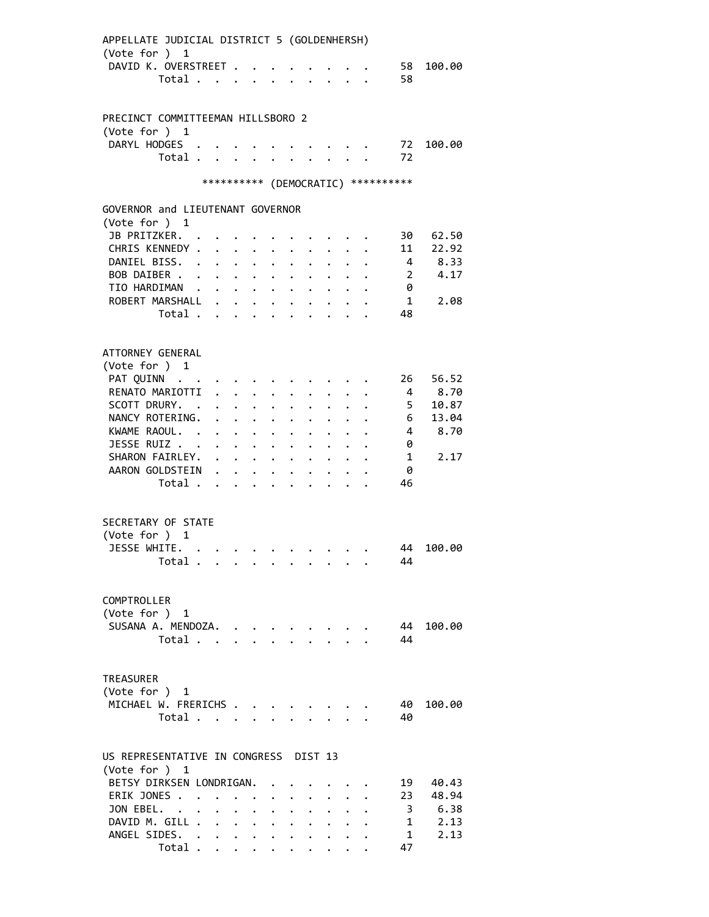APPELLATE JUDICIAL DISTRICT 5 (GOLDENHERSH)
(Vote for ) 1

| Candidate | Votes | Percent |
|---|---|---|
| DAVID K. OVERSTREET | 58 | 100.00 |
| Total | 58 | |

PRECINCT COMMITTEEMAN HILLSBORO 2
(Vote for ) 1

| Candidate | Votes | Percent |
|---|---|---|
| DARYL HODGES | 72 | 100.00 |
| Total | 72 | |

********** (DEMOCRATIC) **********

GOVERNOR and LIEUTENANT GOVERNOR
(Vote for ) 1

| Candidate | Votes | Percent |
|---|---|---|
| JB PRITZKER | 30 | 62.50 |
| CHRIS KENNEDY | 11 | 22.92 |
| DANIEL BISS | 4 | 8.33 |
| BOB DAIBER | 2 | 4.17 |
| TIO HARDIMAN | 0 | |
| ROBERT MARSHALL | 1 | 2.08 |
| Total | 48 | |

ATTORNEY GENERAL
(Vote for ) 1

| Candidate | Votes | Percent |
|---|---|---|
| PAT QUINN | 26 | 56.52 |
| RENATO MARIOTTI | 4 | 8.70 |
| SCOTT DRURY | 5 | 10.87 |
| NANCY ROTERING | 6 | 13.04 |
| KWAME RAOUL | 4 | 8.70 |
| JESSE RUIZ | 0 | |
| SHARON FAIRLEY | 1 | 2.17 |
| AARON GOLDSTEIN | 0 | |
| Total | 46 | |

SECRETARY OF STATE
(Vote for ) 1

| Candidate | Votes | Percent |
|---|---|---|
| JESSE WHITE | 44 | 100.00 |
| Total | 44 | |

COMPTROLLER
(Vote for ) 1

| Candidate | Votes | Percent |
|---|---|---|
| SUSANA A. MENDOZA | 44 | 100.00 |
| Total | 44 | |

TREASURER
(Vote for ) 1

| Candidate | Votes | Percent |
|---|---|---|
| MICHAEL W. FRERICHS | 40 | 100.00 |
| Total | 40 | |

US REPRESENTATIVE IN CONGRESS DIST 13
(Vote for ) 1

| Candidate | Votes | Percent |
|---|---|---|
| BETSY DIRKSEN LONDRIGAN | 19 | 40.43 |
| ERIK JONES | 23 | 48.94 |
| JON EBEL | 3 | 6.38 |
| DAVID M. GILL | 1 | 2.13 |
| ANGEL SIDES | 1 | 2.13 |
| Total | 47 | |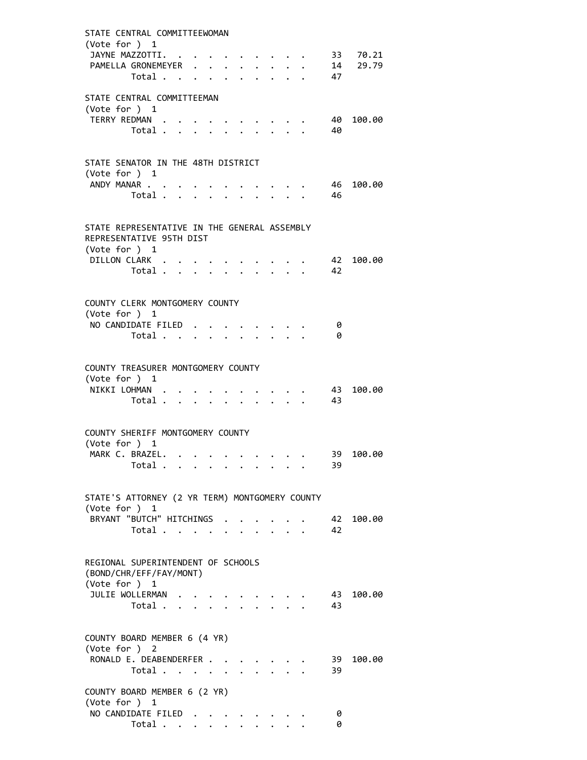STATE CENTRAL COMMITTEEWOMAN
(Vote for ) 1

| | | |
|---|---|---|
| JAYNE MAZZOTTI | 33 | 70.21 |
| PAMELLA GRONEMEYER | 14 | 29.79 |
| Total | 47 | |

STATE CENTRAL COMMITTEEMAN
(Vote for ) 1

| | | |
|---|---|---|
| TERRY REDMAN | 40 | 100.00 |
| Total | 40 | |

STATE SENATOR IN THE 48TH DISTRICT
(Vote for ) 1

| | | |
|---|---|---|
| ANDY MANAR | 46 | 100.00 |
| Total | 46 | |

STATE REPRESENTATIVE IN THE GENERAL ASSEMBLY
REPRESENTATIVE 95TH DIST
(Vote for ) 1

| | | |
|---|---|---|
| DILLON CLARK | 42 | 100.00 |
| Total | 42 | |

COUNTY CLERK MONTGOMERY COUNTY
(Vote for ) 1

| | | |
|---|---|---|
| NO CANDIDATE FILED | 0 | |
| Total | 0 | |

COUNTY TREASURER MONTGOMERY COUNTY
(Vote for ) 1

| | | |
|---|---|---|
| NIKKI LOHMAN | 43 | 100.00 |
| Total | 43 | |

COUNTY SHERIFF MONTGOMERY COUNTY
(Vote for ) 1

| | | |
|---|---|---|
| MARK C. BRAZEL | 39 | 100.00 |
| Total | 39 | |

STATE'S ATTORNEY (2 YR TERM) MONTGOMERY COUNTY
(Vote for ) 1

| | | |
|---|---|---|
| BRYANT "BUTCH" HITCHINGS | 42 | 100.00 |
| Total | 42 | |

REGIONAL SUPERINTENDENT OF SCHOOLS
(BOND/CHR/EFF/FAY/MONT)
(Vote for ) 1

| | | |
|---|---|---|
| JULIE WOLLERMAN | 43 | 100.00 |
| Total | 43 | |

COUNTY BOARD MEMBER 6 (4 YR)
(Vote for ) 2

| | | |
|---|---|---|
| RONALD E. DEABENDERFER | 39 | 100.00 |
| Total | 39 | |

COUNTY BOARD MEMBER 6 (2 YR)
(Vote for ) 1

| | | |
|---|---|---|
| NO CANDIDATE FILED | 0 | |
| Total | 0 | |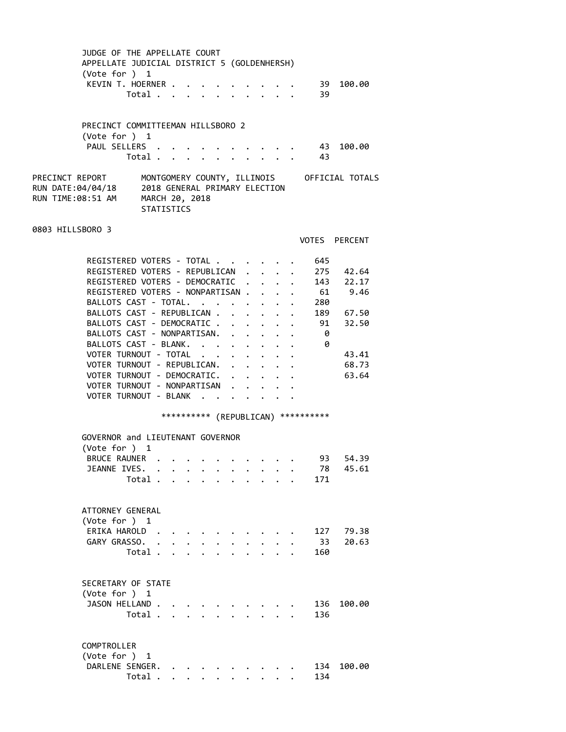JUDGE OF THE APPELLATE COURT
APPELLATE JUDICIAL DISTRICT 5 (GOLDENHERSH)
(Vote for ) 1

| | VOTES | PERCENT |
|---|---|---|
| KEVIN T. HOERNER | 39 | 100.00 |
| Total | 39 | |

PRECINCT COMMITTEEMAN HILLSBORO 2
(Vote for ) 1

| | VOTES | PERCENT |
|---|---|---|
| PAUL SELLERS | 43 | 100.00 |
| Total | 43 | |

PRECINCT REPORT — MONTGOMERY COUNTY, ILLINOIS — OFFICIAL TOTALS
RUN DATE:04/04/18 — 2018 GENERAL PRIMARY ELECTION
RUN TIME:08:51 AM — MARCH 20, 2018
STATISTICS

## 0803 HILLSBORO 3

| | VOTES | PERCENT |
|---|---|---|
| REGISTERED VOTERS - TOTAL | 645 | |
| REGISTERED VOTERS - REPUBLICAN | 275 | 42.64 |
| REGISTERED VOTERS - DEMOCRATIC | 143 | 22.17 |
| REGISTERED VOTERS - NONPARTISAN | 61 | 9.46 |
| BALLOTS CAST - TOTAL. | 280 | |
| BALLOTS CAST - REPUBLICAN | 189 | 67.50 |
| BALLOTS CAST - DEMOCRATIC | 91 | 32.50 |
| BALLOTS CAST - NONPARTISAN. | 0 | |
| BALLOTS CAST - BLANK. | 0 | |
| VOTER TURNOUT - TOTAL | | 43.41 |
| VOTER TURNOUT - REPUBLICAN. | | 68.73 |
| VOTER TURNOUT - DEMOCRATIC. | | 63.64 |
| VOTER TURNOUT - NONPARTISAN | | |
| VOTER TURNOUT - BLANK | | |

********** (REPUBLICAN) **********

GOVERNOR and LIEUTENANT GOVERNOR
(Vote for ) 1

| | VOTES | PERCENT |
|---|---|---|
| BRUCE RAUNER | 93 | 54.39 |
| JEANNE IVES. | 78 | 45.61 |
| Total | 171 | |

ATTORNEY GENERAL
(Vote for ) 1

| | VOTES | PERCENT |
|---|---|---|
| ERIKA HAROLD | 127 | 79.38 |
| GARY GRASSO. | 33 | 20.63 |
| Total | 160 | |

SECRETARY OF STATE
(Vote for ) 1

| | VOTES | PERCENT |
|---|---|---|
| JASON HELLAND | 136 | 100.00 |
| Total | 136 | |

COMPTROLLER
(Vote for ) 1

| | VOTES | PERCENT |
|---|---|---|
| DARLENE SENGER. | 134 | 100.00 |
| Total | 134 | |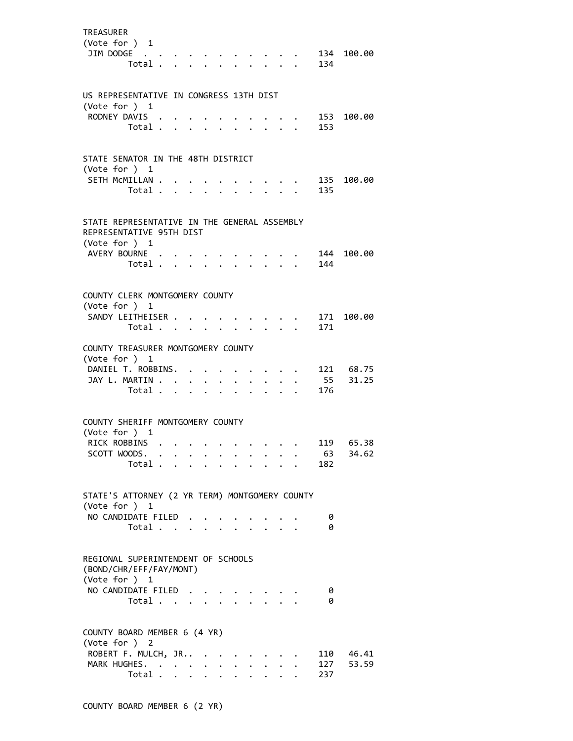TREASURER
(Vote for ) 1

| | | |
|---|---|---|
| JIM DODGE | 134 | 100.00 |
| Total | 134 | |

US REPRESENTATIVE IN CONGRESS 13TH DIST
(Vote for ) 1

| | | |
|---|---|---|
| RODNEY DAVIS | 153 | 100.00 |
| Total | 153 | |

STATE SENATOR IN THE 48TH DISTRICT
(Vote for ) 1

| | | |
|---|---|---|
| SETH McMILLAN | 135 | 100.00 |
| Total | 135 | |

STATE REPRESENTATIVE IN THE GENERAL ASSEMBLY
REPRESENTATIVE 95TH DIST
(Vote for ) 1

| | | |
|---|---|---|
| AVERY BOURNE | 144 | 100.00 |
| Total | 144 | |

COUNTY CLERK MONTGOMERY COUNTY
(Vote for ) 1

| | | |
|---|---|---|
| SANDY LEITHEISER | 171 | 100.00 |
| Total | 171 | |

COUNTY TREASURER MONTGOMERY COUNTY
(Vote for ) 1

| | | |
|---|---|---|
| DANIEL T. ROBBINS. | 121 | 68.75 |
| JAY L. MARTIN | 55 | 31.25 |
| Total | 176 | |

COUNTY SHERIFF MONTGOMERY COUNTY
(Vote for ) 1

| | | |
|---|---|---|
| RICK ROBBINS | 119 | 65.38 |
| SCOTT WOODS. | 63 | 34.62 |
| Total | 182 | |

STATE'S ATTORNEY (2 YR TERM) MONTGOMERY COUNTY
(Vote for ) 1

| | |
|---|---|
| NO CANDIDATE FILED | 0 |
| Total | 0 |

REGIONAL SUPERINTENDENT OF SCHOOLS
(BOND/CHR/EFF/FAY/MONT)
(Vote for ) 1

| | |
|---|---|
| NO CANDIDATE FILED | 0 |
| Total | 0 |

COUNTY BOARD MEMBER 6 (4 YR)
(Vote for ) 2

| | | |
|---|---|---|
| ROBERT F. MULCH, JR.. | 110 | 46.41 |
| MARK HUGHES. | 127 | 53.59 |
| Total | 237 | |

COUNTY BOARD MEMBER 6 (2 YR)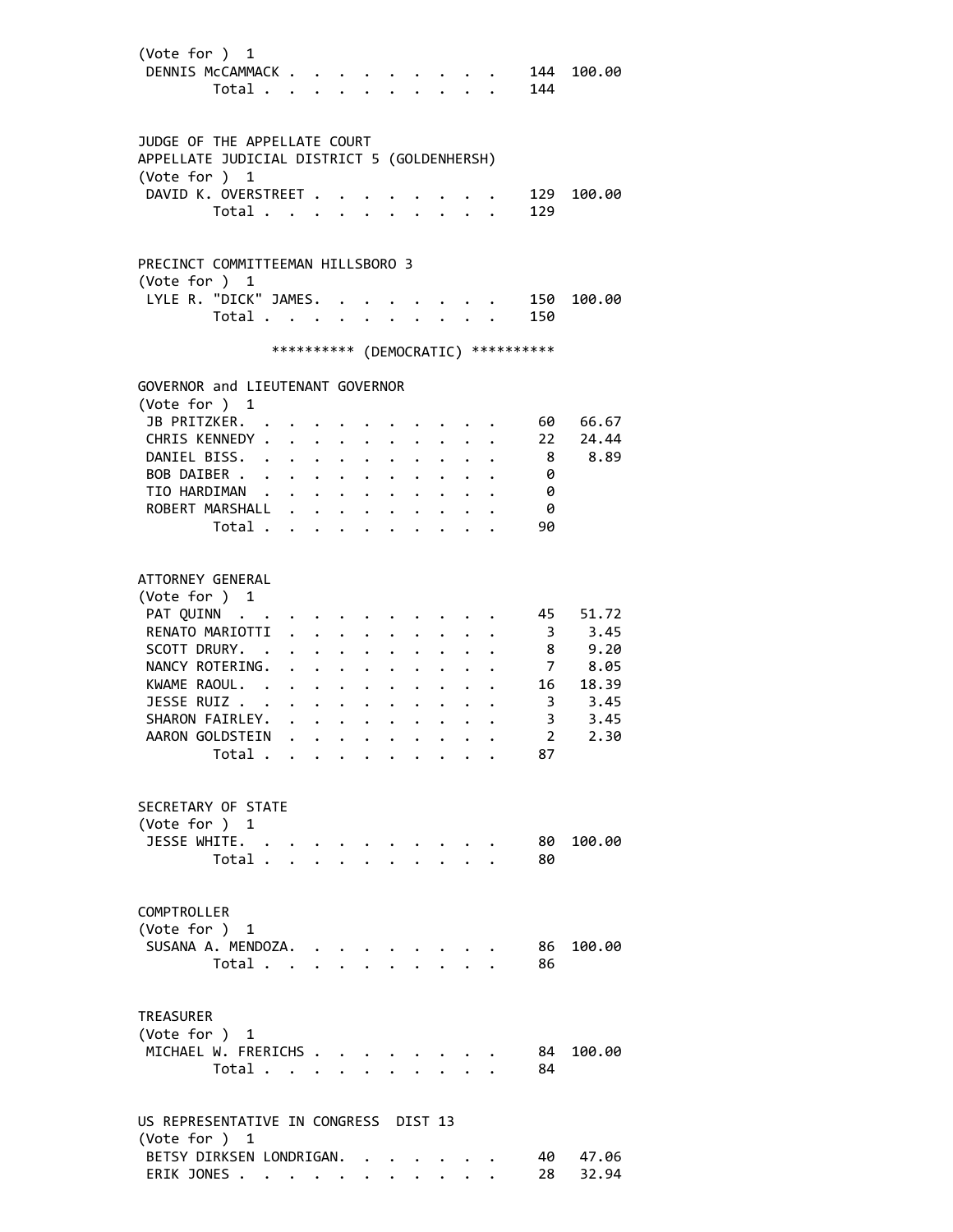(Vote for ) 1

| | | |
|---|---|---|
| DENNIS McCAMMACK | 144 | 100.00 |
| Total | 144 | |

JUDGE OF THE APPELLATE COURT
APPELLATE JUDICIAL DISTRICT 5 (GOLDENHERSH)
(Vote for ) 1

| | | |
|---|---|---|
| DAVID K. OVERSTREET | 129 | 100.00 |
| Total | 129 | |

PRECINCT COMMITTEEMAN HILLSBORO 3
(Vote for ) 1

| | | |
|---|---|---|
| LYLE R. "DICK" JAMES. | 150 | 100.00 |
| Total | 150 | |

********** (DEMOCRATIC) **********

GOVERNOR and LIEUTENANT GOVERNOR
(Vote for ) 1

| | | |
|---|---|---|
| JB PRITZKER. | 60 | 66.67 |
| CHRIS KENNEDY | 22 | 24.44 |
| DANIEL BISS. | 8 | 8.89 |
| BOB DAIBER | 0 | |
| TIO HARDIMAN | 0 | |
| ROBERT MARSHALL | 0 | |
| Total | 90 | |

ATTORNEY GENERAL
(Vote for ) 1

| | | |
|---|---|---|
| PAT QUINN | 45 | 51.72 |
| RENATO MARIOTTI | 3 | 3.45 |
| SCOTT DRURY. | 8 | 9.20 |
| NANCY ROTERING. | 7 | 8.05 |
| KWAME RAOUL. | 16 | 18.39 |
| JESSE RUIZ | 3 | 3.45 |
| SHARON FAIRLEY. | 3 | 3.45 |
| AARON GOLDSTEIN | 2 | 2.30 |
| Total | 87 | |

SECRETARY OF STATE
(Vote for ) 1

| | | |
|---|---|---|
| JESSE WHITE. | 80 | 100.00 |
| Total | 80 | |

COMPTROLLER
(Vote for ) 1

| | | |
|---|---|---|
| SUSANA A. MENDOZA. | 86 | 100.00 |
| Total | 86 | |

TREASURER
(Vote for ) 1

| | | |
|---|---|---|
| MICHAEL W. FRERICHS | 84 | 100.00 |
| Total | 84 | |

US REPRESENTATIVE IN CONGRESS DIST 13
(Vote for ) 1

| | | |
|---|---|---|
| BETSY DIRKSEN LONDRIGAN. | 40 | 47.06 |
| ERIK JONES | 28 | 32.94 |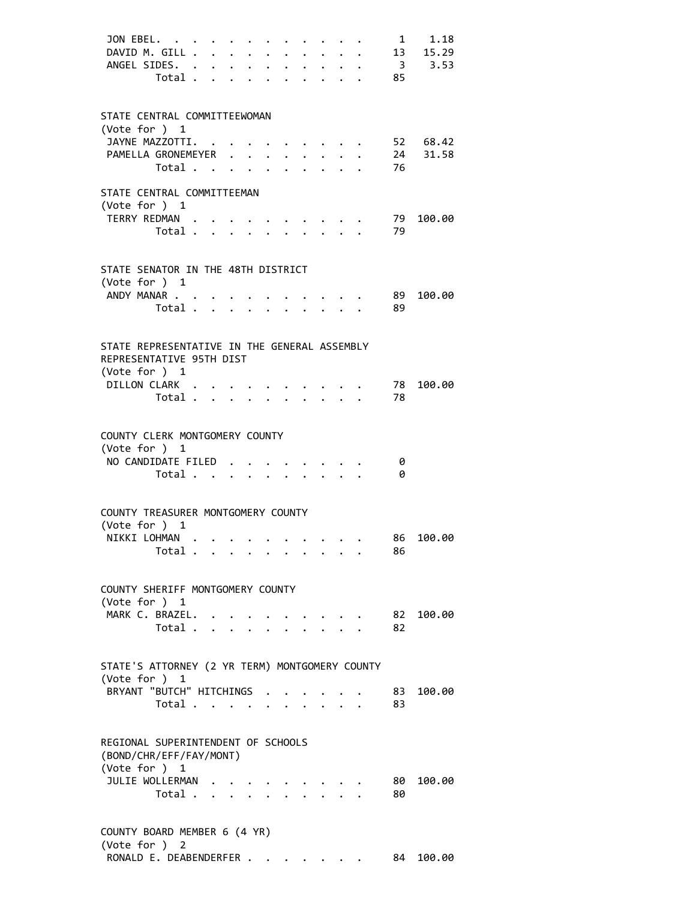| | | |
|---|---|---|
| JON EBEL | 1 | 1.18 |
| DAVID M. GILL | 13 | 15.29 |
| ANGEL SIDES | 3 | 3.53 |
| Total | 85 | |

STATE CENTRAL COMMITTEEWOMAN
(Vote for ) 1

| | | |
|---|---|---|
| JAYNE MAZZOTTI | 52 | 68.42 |
| PAMELLA GRONEMEYER | 24 | 31.58 |
| Total | 76 | |

STATE CENTRAL COMMITTEEMAN
(Vote for ) 1

| | | |
|---|---|---|
| TERRY REDMAN | 79 | 100.00 |
| Total | 79 | |

STATE SENATOR IN THE 48TH DISTRICT
(Vote for ) 1

| | | |
|---|---|---|
| ANDY MANAR | 89 | 100.00 |
| Total | 89 | |

STATE REPRESENTATIVE IN THE GENERAL ASSEMBLY
REPRESENTATIVE 95TH DIST
(Vote for ) 1

| | | |
|---|---|---|
| DILLON CLARK | 78 | 100.00 |
| Total | 78 | |

COUNTY CLERK MONTGOMERY COUNTY
(Vote for ) 1

| | | |
|---|---|---|
| NO CANDIDATE FILED | 0 | |
| Total | 0 | |

COUNTY TREASURER MONTGOMERY COUNTY
(Vote for ) 1

| | | |
|---|---|---|
| NIKKI LOHMAN | 86 | 100.00 |
| Total | 86 | |

COUNTY SHERIFF MONTGOMERY COUNTY
(Vote for ) 1

| | | |
|---|---|---|
| MARK C. BRAZEL | 82 | 100.00 |
| Total | 82 | |

STATE'S ATTORNEY (2 YR TERM) MONTGOMERY COUNTY
(Vote for ) 1

| | | |
|---|---|---|
| BRYANT "BUTCH" HITCHINGS | 83 | 100.00 |
| Total | 83 | |

REGIONAL SUPERINTENDENT OF SCHOOLS
(BOND/CHR/EFF/FAY/MONT)
(Vote for ) 1

| | | |
|---|---|---|
| JULIE WOLLERMAN | 80 | 100.00 |
| Total | 80 | |

COUNTY BOARD MEMBER 6 (4 YR)
(Vote for ) 2

| | | |
|---|---|---|
| RONALD E. DEABENDERFER | 84 | 100.00 |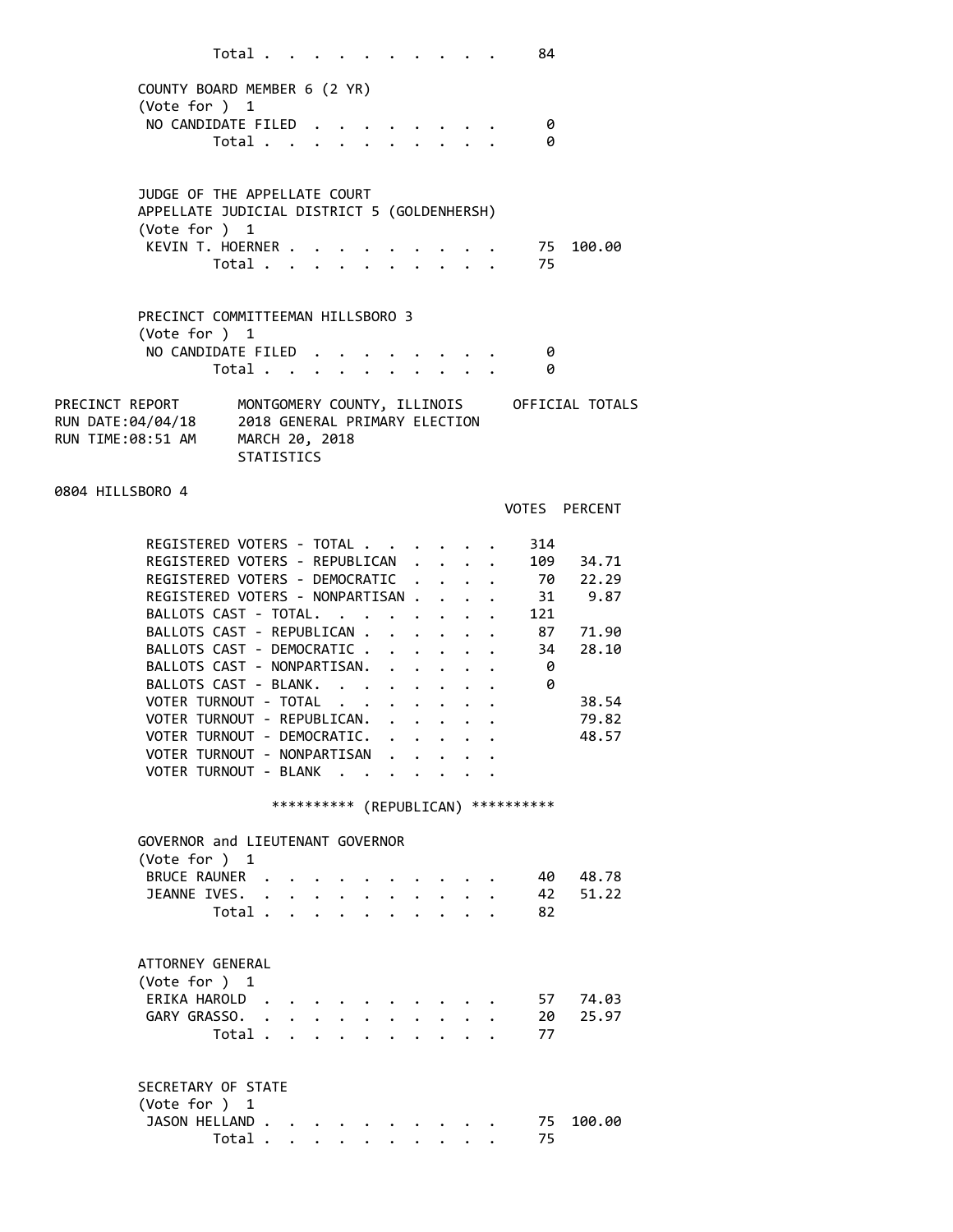| | Votes | Percent |
|---|---|---|
| Total | 84 | |

COUNTY BOARD MEMBER 6 (2 YR)
(Vote for ) 1

| | Votes | Percent |
|---|---|---|
| NO CANDIDATE FILED | 0 | |
| Total | 0 | |

JUDGE OF THE APPELLATE COURT
APPELLATE JUDICIAL DISTRICT 5 (GOLDENHERSH)
(Vote for ) 1

| | Votes | Percent |
|---|---|---|
| KEVIN T. HOERNER | 75 | 100.00 |
| Total | 75 | |

PRECINCT COMMITTEEMAN HILLSBORO 3
(Vote for ) 1

| | Votes | Percent |
|---|---|---|
| NO CANDIDATE FILED | 0 | |
| Total | 0 | |

PRECINCT REPORT — MONTGOMERY COUNTY, ILLINOIS — OFFICIAL TOTALS
RUN DATE:04/04/18 — 2018 GENERAL PRIMARY ELECTION
RUN TIME:08:51 AM — MARCH 20, 2018
STATISTICS

## 0804 HILLSBORO 4

| | VOTES | PERCENT |
|---|---|---|
| REGISTERED VOTERS - TOTAL | 314 | |
| REGISTERED VOTERS - REPUBLICAN | 109 | 34.71 |
| REGISTERED VOTERS - DEMOCRATIC | 70 | 22.29 |
| REGISTERED VOTERS - NONPARTISAN | 31 | 9.87 |
| BALLOTS CAST - TOTAL. | 121 | |
| BALLOTS CAST - REPUBLICAN | 87 | 71.90 |
| BALLOTS CAST - DEMOCRATIC | 34 | 28.10 |
| BALLOTS CAST - NONPARTISAN. | 0 | |
| BALLOTS CAST - BLANK. | 0 | |
| VOTER TURNOUT - TOTAL | | 38.54 |
| VOTER TURNOUT - REPUBLICAN. | | 79.82 |
| VOTER TURNOUT - DEMOCRATIC. | | 48.57 |
| VOTER TURNOUT - NONPARTISAN | | |
| VOTER TURNOUT - BLANK | | |

********** (REPUBLICAN) **********

GOVERNOR and LIEUTENANT GOVERNOR
(Vote for ) 1

| | Votes | Percent |
|---|---|---|
| BRUCE RAUNER | 40 | 48.78 |
| JEANNE IVES. | 42 | 51.22 |
| Total | 82 | |

ATTORNEY GENERAL
(Vote for ) 1

| | Votes | Percent |
|---|---|---|
| ERIKA HAROLD | 57 | 74.03 |
| GARY GRASSO. | 20 | 25.97 |
| Total | 77 | |

SECRETARY OF STATE
(Vote for ) 1

| | Votes | Percent |
|---|---|---|
| JASON HELLAND | 75 | 100.00 |
| Total | 75 | |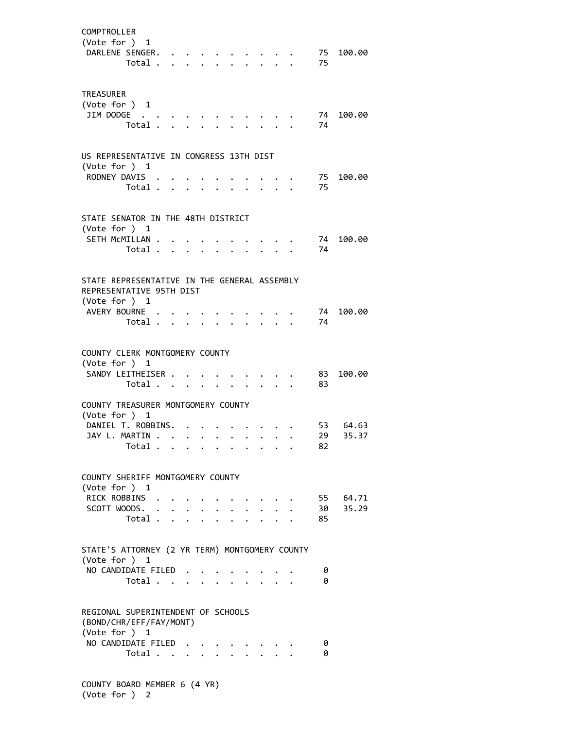COMPTROLLER
(Vote for ) 1

| | | |
|---|---|---|
| DARLENE SENGER | 75 | 100.00 |
| Total | 75 | |

TREASURER
(Vote for ) 1

| | | |
|---|---|---|
| JIM DODGE | 74 | 100.00 |
| Total | 74 | |

US REPRESENTATIVE IN CONGRESS 13TH DIST
(Vote for ) 1

| | | |
|---|---|---|
| RODNEY DAVIS | 75 | 100.00 |
| Total | 75 | |

STATE SENATOR IN THE 48TH DISTRICT
(Vote for ) 1

| | | |
|---|---|---|
| SETH McMILLAN | 74 | 100.00 |
| Total | 74 | |

STATE REPRESENTATIVE IN THE GENERAL ASSEMBLY
REPRESENTATIVE 95TH DIST
(Vote for ) 1

| | | |
|---|---|---|
| AVERY BOURNE | 74 | 100.00 |
| Total | 74 | |

COUNTY CLERK MONTGOMERY COUNTY
(Vote for ) 1

| | | |
|---|---|---|
| SANDY LEITHEISER | 83 | 100.00 |
| Total | 83 | |

COUNTY TREASURER MONTGOMERY COUNTY
(Vote for ) 1

| | | |
|---|---|---|
| DANIEL T. ROBBINS | 53 | 64.63 |
| JAY L. MARTIN | 29 | 35.37 |
| Total | 82 | |

COUNTY SHERIFF MONTGOMERY COUNTY
(Vote for ) 1

| | | |
|---|---|---|
| RICK ROBBINS | 55 | 64.71 |
| SCOTT WOODS | 30 | 35.29 |
| Total | 85 | |

STATE'S ATTORNEY (2 YR TERM) MONTGOMERY COUNTY
(Vote for ) 1

| | |
|---|---|
| NO CANDIDATE FILED | 0 |
| Total | 0 |

REGIONAL SUPERINTENDENT OF SCHOOLS
(BOND/CHR/EFF/FAY/MONT)
(Vote for ) 1

| | |
|---|---|
| NO CANDIDATE FILED | 0 |
| Total | 0 |

COUNTY BOARD MEMBER 6 (4 YR)
(Vote for ) 2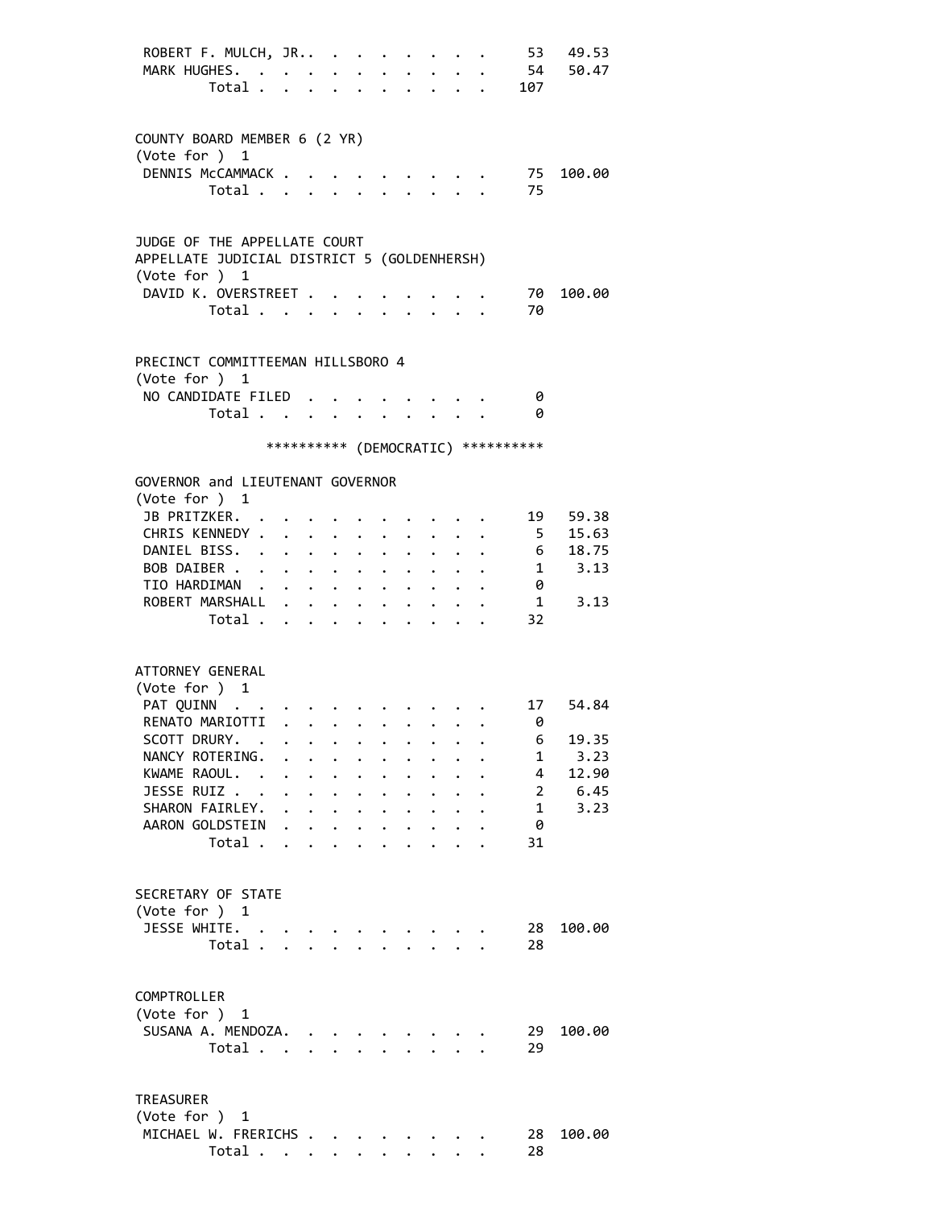| | | |
|---|---|---|
| ROBERT F. MULCH, JR. | 53 | 49.53 |
| MARK HUGHES | 54 | 50.47 |
| Total | 107 | |

COUNTY BOARD MEMBER 6 (2 YR)
(Vote for ) 1

| | | |
|---|---|---|
| DENNIS McCAMMACK | 75 | 100.00 |
| Total | 75 | |

JUDGE OF THE APPELLATE COURT
APPELLATE JUDICIAL DISTRICT 5 (GOLDENHERSH)
(Vote for ) 1

| | | |
|---|---|---|
| DAVID K. OVERSTREET | 70 | 100.00 |
| Total | 70 | |

PRECINCT COMMITTEEMAN HILLSBORO 4
(Vote for ) 1

| | | |
|---|---|---|
| NO CANDIDATE FILED | 0 | |
| Total | 0 | |

********** (DEMOCRATIC) **********

GOVERNOR and LIEUTENANT GOVERNOR
(Vote for ) 1

| | | |
|---|---|---|
| JB PRITZKER | 19 | 59.38 |
| CHRIS KENNEDY | 5 | 15.63 |
| DANIEL BISS | 6 | 18.75 |
| BOB DAIBER | 1 | 3.13 |
| TIO HARDIMAN | 0 | |
| ROBERT MARSHALL | 1 | 3.13 |
| Total | 32 | |

ATTORNEY GENERAL
(Vote for ) 1

| | | |
|---|---|---|
| PAT QUINN | 17 | 54.84 |
| RENATO MARIOTTI | 0 | |
| SCOTT DRURY | 6 | 19.35 |
| NANCY ROTERING | 1 | 3.23 |
| KWAME RAOUL | 4 | 12.90 |
| JESSE RUIZ | 2 | 6.45 |
| SHARON FAIRLEY | 1 | 3.23 |
| AARON GOLDSTEIN | 0 | |
| Total | 31 | |

SECRETARY OF STATE
(Vote for ) 1

| | | |
|---|---|---|
| JESSE WHITE | 28 | 100.00 |
| Total | 28 | |

COMPTROLLER
(Vote for ) 1

| | | |
|---|---|---|
| SUSANA A. MENDOZA | 29 | 100.00 |
| Total | 29 | |

TREASURER
(Vote for ) 1

| | | |
|---|---|---|
| MICHAEL W. FRERICHS | 28 | 100.00 |
| Total | 28 | |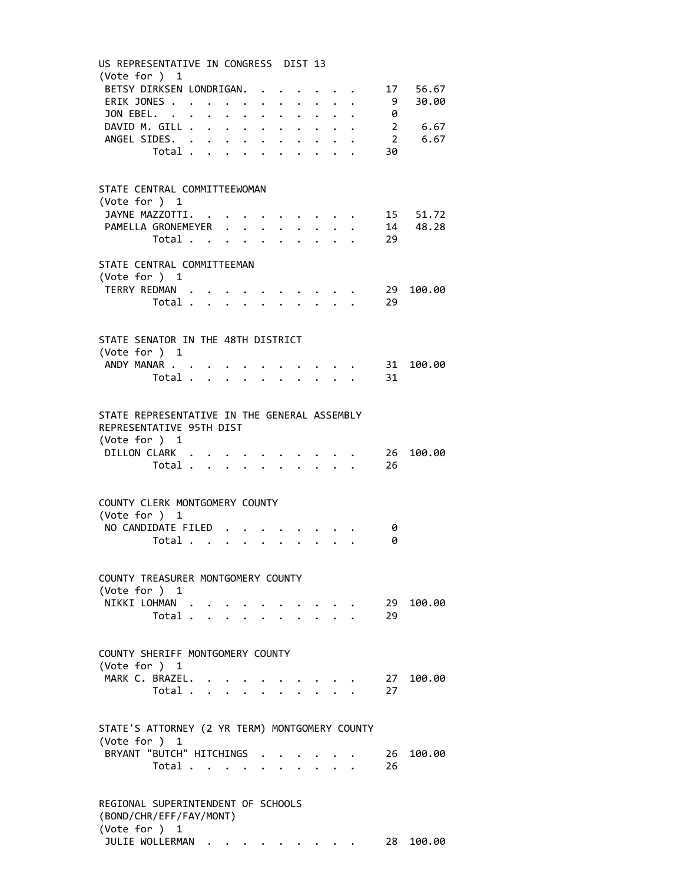US REPRESENTATIVE IN CONGRESS DIST 13
(Vote for ) 1

| Candidate | Votes | Percent |
|---|---|---|
| BETSY DIRKSEN LONDRIGAN | 17 | 56.67 |
| ERIK JONES | 9 | 30.00 |
| JON EBEL | 0 | |
| DAVID M. GILL | 2 | 6.67 |
| ANGEL SIDES | 2 | 6.67 |
| Total | 30 | |

STATE CENTRAL COMMITTEEWOMAN
(Vote for ) 1

| Candidate | Votes | Percent |
|---|---|---|
| JAYNE MAZZOTTI | 15 | 51.72 |
| PAMELLA GRONEMEYER | 14 | 48.28 |
| Total | 29 | |

STATE CENTRAL COMMITTEEMAN
(Vote for ) 1

| Candidate | Votes | Percent |
|---|---|---|
| TERRY REDMAN | 29 | 100.00 |
| Total | 29 | |

STATE SENATOR IN THE 48TH DISTRICT
(Vote for ) 1

| Candidate | Votes | Percent |
|---|---|---|
| ANDY MANAR | 31 | 100.00 |
| Total | 31 | |

STATE REPRESENTATIVE IN THE GENERAL ASSEMBLY
REPRESENTATIVE 95TH DIST
(Vote for ) 1

| Candidate | Votes | Percent |
|---|---|---|
| DILLON CLARK | 26 | 100.00 |
| Total | 26 | |

COUNTY CLERK MONTGOMERY COUNTY
(Vote for ) 1

| Candidate | Votes | Percent |
|---|---|---|
| NO CANDIDATE FILED | 0 | |
| Total | 0 | |

COUNTY TREASURER MONTGOMERY COUNTY
(Vote for ) 1

| Candidate | Votes | Percent |
|---|---|---|
| NIKKI LOHMAN | 29 | 100.00 |
| Total | 29 | |

COUNTY SHERIFF MONTGOMERY COUNTY
(Vote for ) 1

| Candidate | Votes | Percent |
|---|---|---|
| MARK C. BRAZEL | 27 | 100.00 |
| Total | 27 | |

STATE'S ATTORNEY (2 YR TERM) MONTGOMERY COUNTY
(Vote for ) 1

| Candidate | Votes | Percent |
|---|---|---|
| BRYANT "BUTCH" HITCHINGS | 26 | 100.00 |
| Total | 26 | |

REGIONAL SUPERINTENDENT OF SCHOOLS
(BOND/CHR/EFF/FAY/MONT)
(Vote for ) 1

| Candidate | Votes | Percent |
|---|---|---|
| JULIE WOLLERMAN | 28 | 100.00 |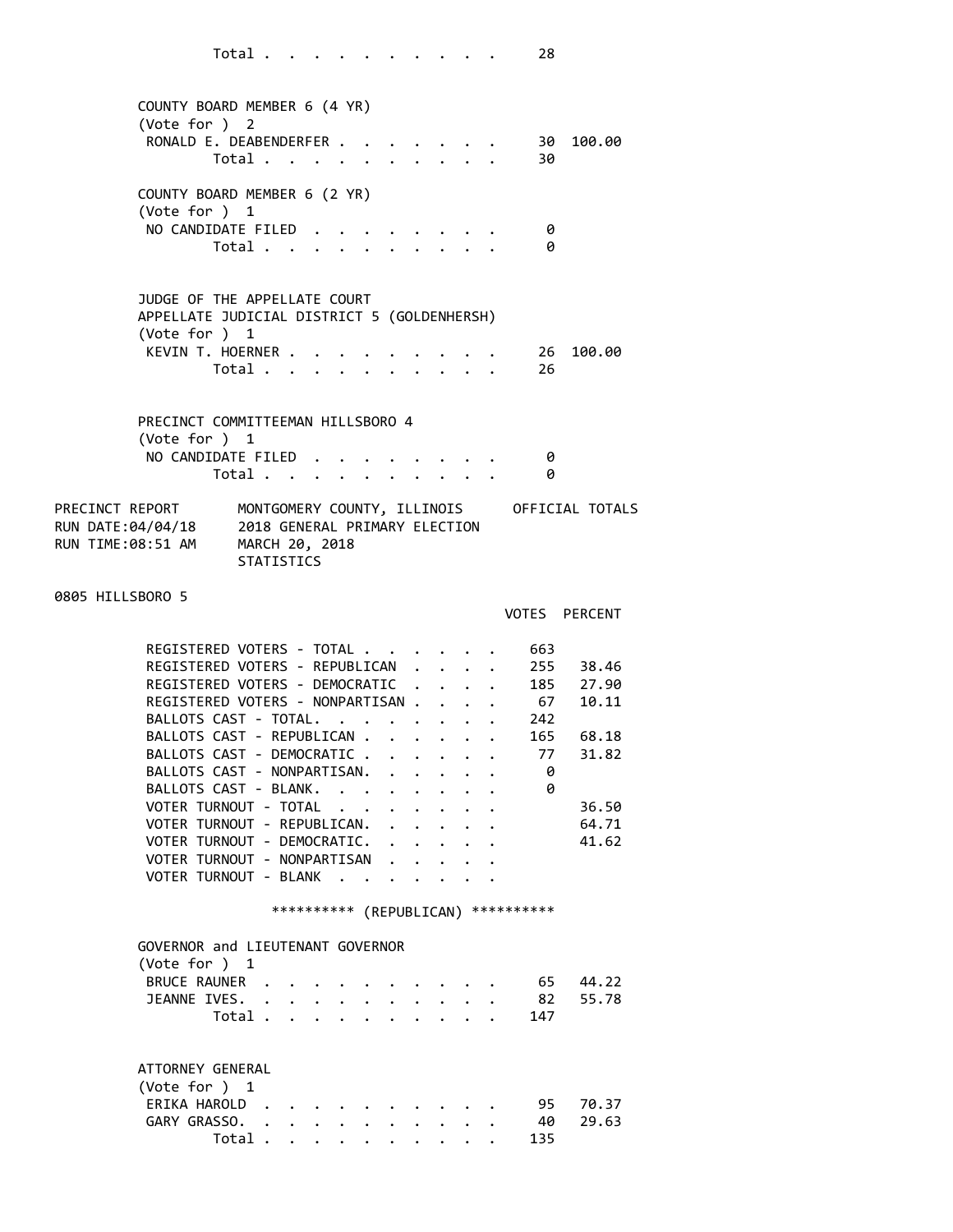| | Votes | Percent |
|---|---|---|
| Total | 28 | |

**COUNTY BOARD MEMBER 6 (4 YR)**
(Vote for ) 2

| | Votes | Percent |
|---|---|---|
| RONALD E. DEABENDERFER | 30 | 100.00 |
| Total | 30 | |

**COUNTY BOARD MEMBER 6 (2 YR)**
(Vote for ) 1

| | Votes | Percent |
|---|---|---|
| NO CANDIDATE FILED | 0 | |
| Total | 0 | |

**JUDGE OF THE APPELLATE COURT**
**APPELLATE JUDICIAL DISTRICT 5 (GOLDENHERSH)**
(Vote for ) 1

| | Votes | Percent |
|---|---|---|
| KEVIN T. HOERNER | 26 | 100.00 |
| Total | 26 | |

**PRECINCT COMMITTEEMAN HILLSBORO 4**
(Vote for ) 1

| | Votes | Percent |
|---|---|---|
| NO CANDIDATE FILED | 0 | |
| Total | 0 | |

PRECINCT REPORT — MONTGOMERY COUNTY, ILLINOIS — OFFICIAL TOTALS
RUN DATE:04/04/18 — 2018 GENERAL PRIMARY ELECTION
RUN TIME:08:51 AM — MARCH 20, 2018
STATISTICS

## 0805 HILLSBORO 5

| | VOTES | PERCENT |
|---|---|---|
| REGISTERED VOTERS - TOTAL | 663 | |
| REGISTERED VOTERS - REPUBLICAN | 255 | 38.46 |
| REGISTERED VOTERS - DEMOCRATIC | 185 | 27.90 |
| REGISTERED VOTERS - NONPARTISAN | 67 | 10.11 |
| BALLOTS CAST - TOTAL. | 242 | |
| BALLOTS CAST - REPUBLICAN | 165 | 68.18 |
| BALLOTS CAST - DEMOCRATIC | 77 | 31.82 |
| BALLOTS CAST - NONPARTISAN. | 0 | |
| BALLOTS CAST - BLANK. | 0 | |
| VOTER TURNOUT - TOTAL | | 36.50 |
| VOTER TURNOUT - REPUBLICAN. | | 64.71 |
| VOTER TURNOUT - DEMOCRATIC. | | 41.62 |
| VOTER TURNOUT - NONPARTISAN | | |
| VOTER TURNOUT - BLANK | | |

********** (REPUBLICAN) **********

**GOVERNOR and LIEUTENANT GOVERNOR**
(Vote for ) 1

| | Votes | Percent |
|---|---|---|
| BRUCE RAUNER | 65 | 44.22 |
| JEANNE IVES. | 82 | 55.78 |
| Total | 147 | |

**ATTORNEY GENERAL**
(Vote for ) 1

| | Votes | Percent |
|---|---|---|
| ERIKA HAROLD | 95 | 70.37 |
| GARY GRASSO. | 40 | 29.63 |
| Total | 135 | |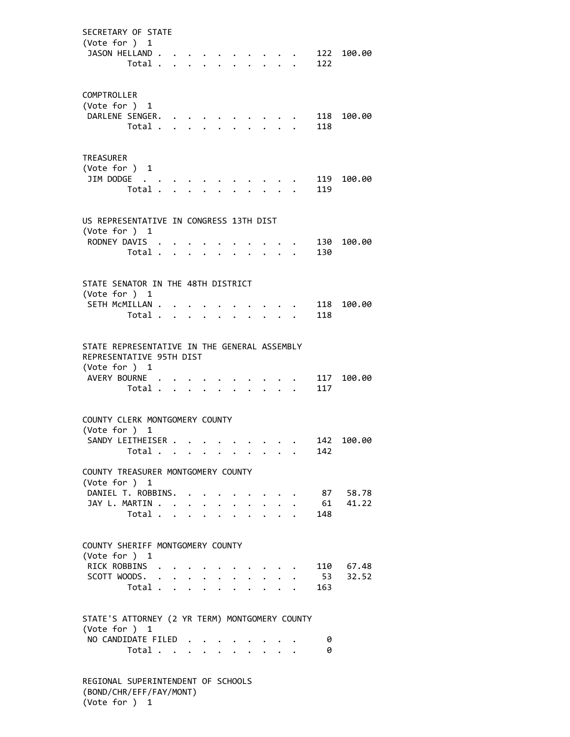SECRETARY OF STATE
(Vote for ) 1

| Candidate | Votes | Percent |
|---|---|---|
| JASON HELLAND | 122 | 100.00 |
| Total | 122 | |

COMPTROLLER
(Vote for ) 1

| Candidate | Votes | Percent |
|---|---|---|
| DARLENE SENGER | 118 | 100.00 |
| Total | 118 | |

TREASURER
(Vote for ) 1

| Candidate | Votes | Percent |
|---|---|---|
| JIM DODGE | 119 | 100.00 |
| Total | 119 | |

US REPRESENTATIVE IN CONGRESS 13TH DIST
(Vote for ) 1

| Candidate | Votes | Percent |
|---|---|---|
| RODNEY DAVIS | 130 | 100.00 |
| Total | 130 | |

STATE SENATOR IN THE 48TH DISTRICT
(Vote for ) 1

| Candidate | Votes | Percent |
|---|---|---|
| SETH McMILLAN | 118 | 100.00 |
| Total | 118 | |

STATE REPRESENTATIVE IN THE GENERAL ASSEMBLY
REPRESENTATIVE 95TH DIST
(Vote for ) 1

| Candidate | Votes | Percent |
|---|---|---|
| AVERY BOURNE | 117 | 100.00 |
| Total | 117 | |

COUNTY CLERK MONTGOMERY COUNTY
(Vote for ) 1

| Candidate | Votes | Percent |
|---|---|---|
| SANDY LEITHEISER | 142 | 100.00 |
| Total | 142 | |

COUNTY TREASURER MONTGOMERY COUNTY
(Vote for ) 1

| Candidate | Votes | Percent |
|---|---|---|
| DANIEL T. ROBBINS | 87 | 58.78 |
| JAY L. MARTIN | 61 | 41.22 |
| Total | 148 | |

COUNTY SHERIFF MONTGOMERY COUNTY
(Vote for ) 1

| Candidate | Votes | Percent |
|---|---|---|
| RICK ROBBINS | 110 | 67.48 |
| SCOTT WOODS | 53 | 32.52 |
| Total | 163 | |

STATE'S ATTORNEY (2 YR TERM) MONTGOMERY COUNTY
(Vote for ) 1

| Candidate | Votes | Percent |
|---|---|---|
| NO CANDIDATE FILED | 0 | |
| Total | 0 | |

REGIONAL SUPERINTENDENT OF SCHOOLS
(BOND/CHR/EFF/FAY/MONT)
(Vote for ) 1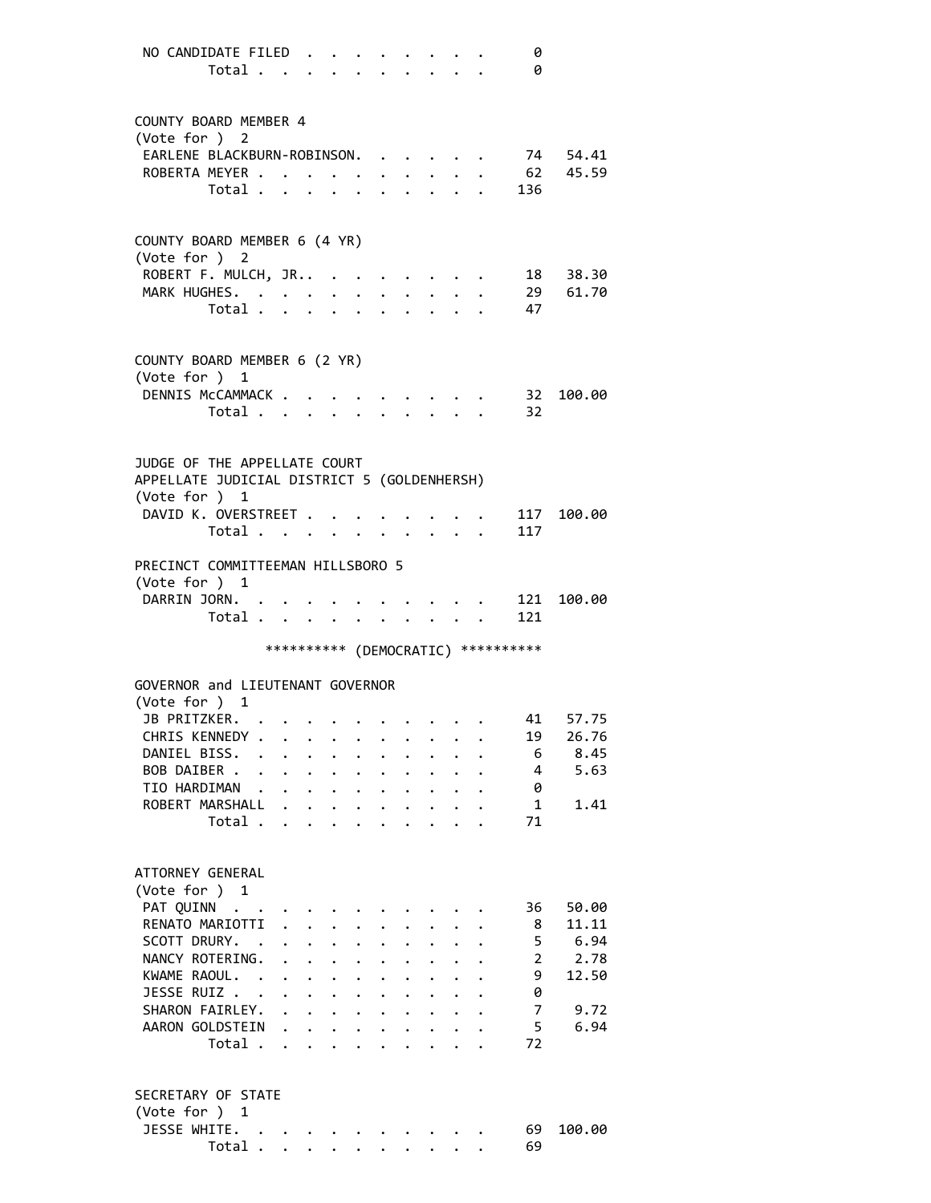NO CANDIDATE FILED . . . . . . . . . 0
Total . . . . . . . . . . 0

COUNTY BOARD MEMBER 4
(Vote for ) 2

| Candidate | Votes | Percent |
|---|---|---|
| EARLENE BLACKBURN-ROBINSON | 74 | 54.41 |
| ROBERTA MEYER | 62 | 45.59 |
| Total | 136 | |

COUNTY BOARD MEMBER 6 (4 YR)
(Vote for ) 2

| Candidate | Votes | Percent |
|---|---|---|
| ROBERT F. MULCH, JR. | 18 | 38.30 |
| MARK HUGHES | 29 | 61.70 |
| Total | 47 | |

COUNTY BOARD MEMBER 6 (2 YR)
(Vote for ) 1

| Candidate | Votes | Percent |
|---|---|---|
| DENNIS McCAMMACK | 32 | 100.00 |
| Total | 32 | |

JUDGE OF THE APPELLATE COURT
APPELLATE JUDICIAL DISTRICT 5 (GOLDENHERSH)
(Vote for ) 1

| Candidate | Votes | Percent |
|---|---|---|
| DAVID K. OVERSTREET | 117 | 100.00 |
| Total | 117 | |

PRECINCT COMMITTEEMAN HILLSBORO 5
(Vote for ) 1

| Candidate | Votes | Percent |
|---|---|---|
| DARRIN JORN | 121 | 100.00 |
| Total | 121 | |

********** (DEMOCRATIC) **********

GOVERNOR and LIEUTENANT GOVERNOR
(Vote for ) 1

| Candidate | Votes | Percent |
|---|---|---|
| JB PRITZKER | 41 | 57.75 |
| CHRIS KENNEDY | 19 | 26.76 |
| DANIEL BISS | 6 | 8.45 |
| BOB DAIBER | 4 | 5.63 |
| TIO HARDIMAN | 0 | |
| ROBERT MARSHALL | 1 | 1.41 |
| Total | 71 | |

ATTORNEY GENERAL
(Vote for ) 1

| Candidate | Votes | Percent |
|---|---|---|
| PAT QUINN | 36 | 50.00 |
| RENATO MARIOTTI | 8 | 11.11 |
| SCOTT DRURY | 5 | 6.94 |
| NANCY ROTERING | 2 | 2.78 |
| KWAME RAOUL | 9 | 12.50 |
| JESSE RUIZ | 0 | |
| SHARON FAIRLEY | 7 | 9.72 |
| AARON GOLDSTEIN | 5 | 6.94 |
| Total | 72 | |

SECRETARY OF STATE
(Vote for ) 1

| Candidate | Votes | Percent |
|---|---|---|
| JESSE WHITE | 69 | 100.00 |
| Total | 69 | |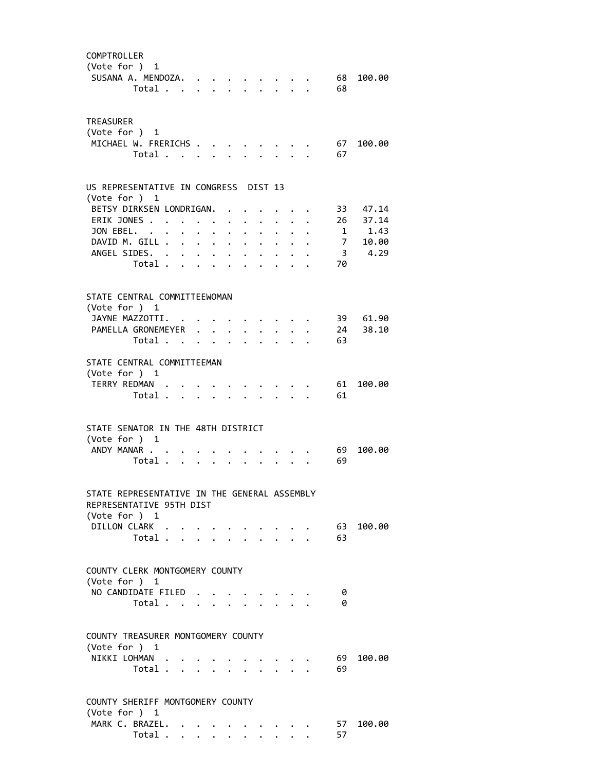COMPTROLLER
(Vote for ) 1

| Candidate | Votes | Percent |
|---|---|---|
| SUSANA A. MENDOZA. | 68 | 100.00 |
| Total | 68 | |

TREASURER
(Vote for ) 1

| Candidate | Votes | Percent |
|---|---|---|
| MICHAEL W. FRERICHS | 67 | 100.00 |
| Total | 67 | |

US REPRESENTATIVE IN CONGRESS DIST 13
(Vote for ) 1

| Candidate | Votes | Percent |
|---|---|---|
| BETSY DIRKSEN LONDRIGAN. | 33 | 47.14 |
| ERIK JONES | 26 | 37.14 |
| JON EBEL. | 1 | 1.43 |
| DAVID M. GILL | 7 | 10.00 |
| ANGEL SIDES. | 3 | 4.29 |
| Total | 70 | |

STATE CENTRAL COMMITTEEWOMAN
(Vote for ) 1

| Candidate | Votes | Percent |
|---|---|---|
| JAYNE MAZZOTTI. | 39 | 61.90 |
| PAMELLA GRONEMEYER | 24 | 38.10 |
| Total | 63 | |

STATE CENTRAL COMMITTEEMAN
(Vote for ) 1

| Candidate | Votes | Percent |
|---|---|---|
| TERRY REDMAN | 61 | 100.00 |
| Total | 61 | |

STATE SENATOR IN THE 48TH DISTRICT
(Vote for ) 1

| Candidate | Votes | Percent |
|---|---|---|
| ANDY MANAR | 69 | 100.00 |
| Total | 69 | |

STATE REPRESENTATIVE IN THE GENERAL ASSEMBLY
REPRESENTATIVE 95TH DIST
(Vote for ) 1

| Candidate | Votes | Percent |
|---|---|---|
| DILLON CLARK | 63 | 100.00 |
| Total | 63 | |

COUNTY CLERK MONTGOMERY COUNTY
(Vote for ) 1

| Candidate | Votes | Percent |
|---|---|---|
| NO CANDIDATE FILED | 0 | |
| Total | 0 | |

COUNTY TREASURER MONTGOMERY COUNTY
(Vote for ) 1

| Candidate | Votes | Percent |
|---|---|---|
| NIKKI LOHMAN | 69 | 100.00 |
| Total | 69 | |

COUNTY SHERIFF MONTGOMERY COUNTY
(Vote for ) 1

| Candidate | Votes | Percent |
|---|---|---|
| MARK C. BRAZEL. | 57 | 100.00 |
| Total | 57 | |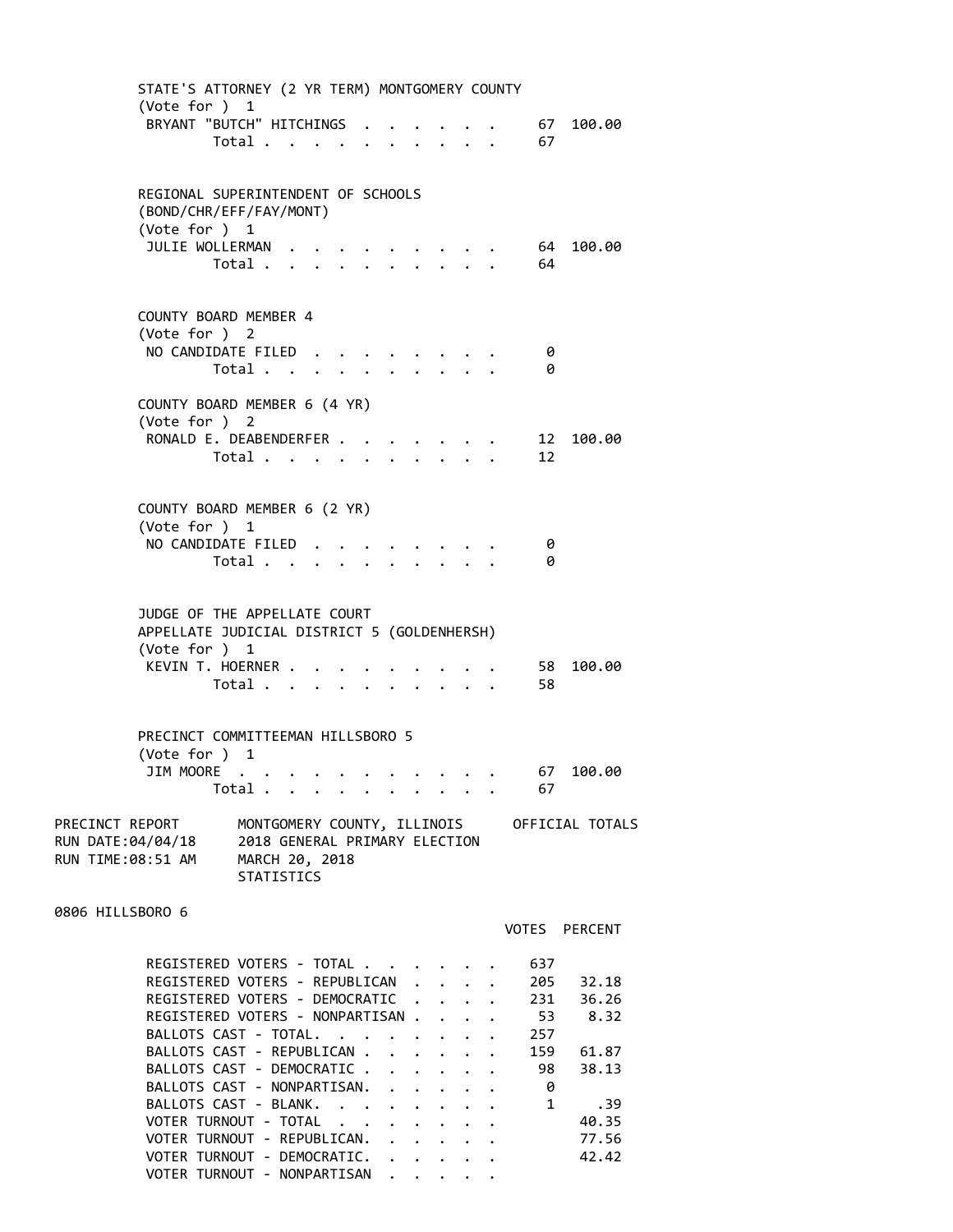STATE'S ATTORNEY (2 YR TERM) MONTGOMERY COUNTY
(Vote for ) 1

| | Votes | Percent |
|---|---|---|
| BRYANT "BUTCH" HITCHINGS | 67 | 100.00 |
| Total | 67 | |

REGIONAL SUPERINTENDENT OF SCHOOLS
(BOND/CHR/EFF/FAY/MONT)
(Vote for ) 1

| | Votes | Percent |
|---|---|---|
| JULIE WOLLERMAN | 64 | 100.00 |
| Total | 64 | |

COUNTY BOARD MEMBER 4
(Vote for ) 2

| | Votes | Percent |
|---|---|---|
| NO CANDIDATE FILED | 0 | |
| Total | 0 | |

COUNTY BOARD MEMBER 6 (4 YR)
(Vote for ) 2

| | Votes | Percent |
|---|---|---|
| RONALD E. DEABENDERFER | 12 | 100.00 |
| Total | 12 | |

COUNTY BOARD MEMBER 6 (2 YR)
(Vote for ) 1

| | Votes | Percent |
|---|---|---|
| NO CANDIDATE FILED | 0 | |
| Total | 0 | |

JUDGE OF THE APPELLATE COURT
APPELLATE JUDICIAL DISTRICT 5 (GOLDENHERSH)
(Vote for ) 1

| | Votes | Percent |
|---|---|---|
| KEVIN T. HOERNER | 58 | 100.00 |
| Total | 58 | |

PRECINCT COMMITTEEMAN HILLSBORO 5
(Vote for ) 1

| | Votes | Percent |
|---|---|---|
| JIM MOORE | 67 | 100.00 |
| Total | 67 | |

PRECINCT REPORT — MONTGOMERY COUNTY, ILLINOIS — OFFICIAL TOTALS
RUN DATE:04/04/18 — 2018 GENERAL PRIMARY ELECTION
RUN TIME:08:51 AM — MARCH 20, 2018
STATISTICS

0806 HILLSBORO 6

| | VOTES | PERCENT |
|---|---|---|
| REGISTERED VOTERS - TOTAL | 637 | |
| REGISTERED VOTERS - REPUBLICAN | 205 | 32.18 |
| REGISTERED VOTERS - DEMOCRATIC | 231 | 36.26 |
| REGISTERED VOTERS - NONPARTISAN | 53 | 8.32 |
| BALLOTS CAST - TOTAL. | 257 | |
| BALLOTS CAST - REPUBLICAN | 159 | 61.87 |
| BALLOTS CAST - DEMOCRATIC | 98 | 38.13 |
| BALLOTS CAST - NONPARTISAN. | 0 | |
| BALLOTS CAST - BLANK. | 1 | .39 |
| VOTER TURNOUT - TOTAL | | 40.35 |
| VOTER TURNOUT - REPUBLICAN. | | 77.56 |
| VOTER TURNOUT - DEMOCRATIC. | | 42.42 |
| VOTER TURNOUT - NONPARTISAN | | |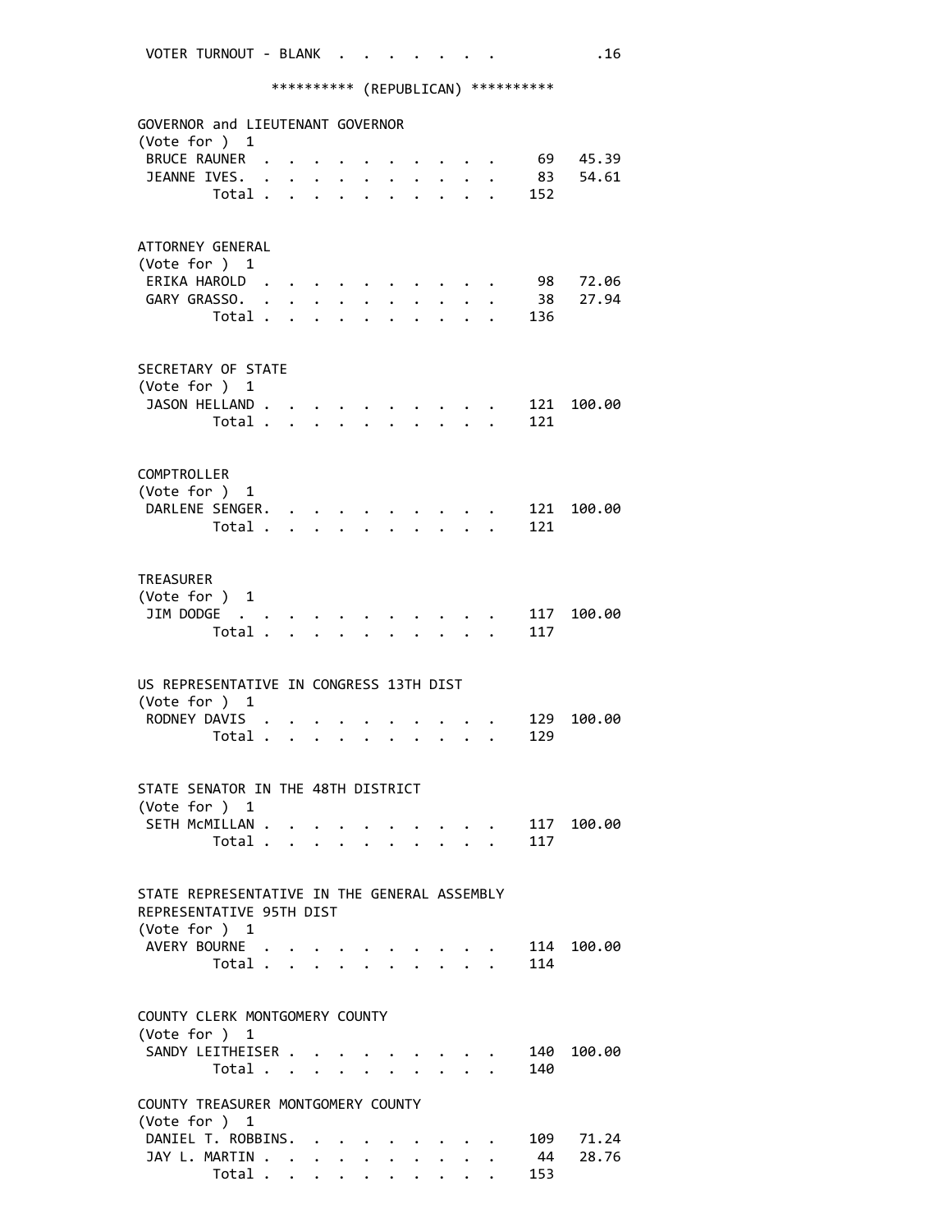VOTER TURNOUT - BLANK . . . . . . . . .16

********** (REPUBLICAN) **********

GOVERNOR and LIEUTENANT GOVERNOR
(Vote for ) 1

| | | |
|---|---|---|
| BRUCE RAUNER | 69 | 45.39 |
| JEANNE IVES. | 83 | 54.61 |
| Total | 152 | |

ATTORNEY GENERAL
(Vote for ) 1

| | | |
|---|---|---|
| ERIKA HAROLD | 98 | 72.06 |
| GARY GRASSO. | 38 | 27.94 |
| Total | 136 | |

SECRETARY OF STATE
(Vote for ) 1

| | | |
|---|---|---|
| JASON HELLAND | 121 | 100.00 |
| Total | 121 | |

COMPTROLLER
(Vote for ) 1

| | | |
|---|---|---|
| DARLENE SENGER. | 121 | 100.00 |
| Total | 121 | |

TREASURER
(Vote for ) 1

| | | |
|---|---|---|
| JIM DODGE | 117 | 100.00 |
| Total | 117 | |

US REPRESENTATIVE IN CONGRESS 13TH DIST
(Vote for ) 1

| | | |
|---|---|---|
| RODNEY DAVIS | 129 | 100.00 |
| Total | 129 | |

STATE SENATOR IN THE 48TH DISTRICT
(Vote for ) 1

| | | |
|---|---|---|
| SETH McMILLAN | 117 | 100.00 |
| Total | 117 | |

STATE REPRESENTATIVE IN THE GENERAL ASSEMBLY
REPRESENTATIVE 95TH DIST
(Vote for ) 1

| | | |
|---|---|---|
| AVERY BOURNE | 114 | 100.00 |
| Total | 114 | |

COUNTY CLERK MONTGOMERY COUNTY
(Vote for ) 1

| | | |
|---|---|---|
| SANDY LEITHEISER | 140 | 100.00 |
| Total | 140 | |

COUNTY TREASURER MONTGOMERY COUNTY
(Vote for ) 1

| | | |
|---|---|---|
| DANIEL T. ROBBINS. | 109 | 71.24 |
| JAY L. MARTIN | 44 | 28.76 |
| Total | 153 | |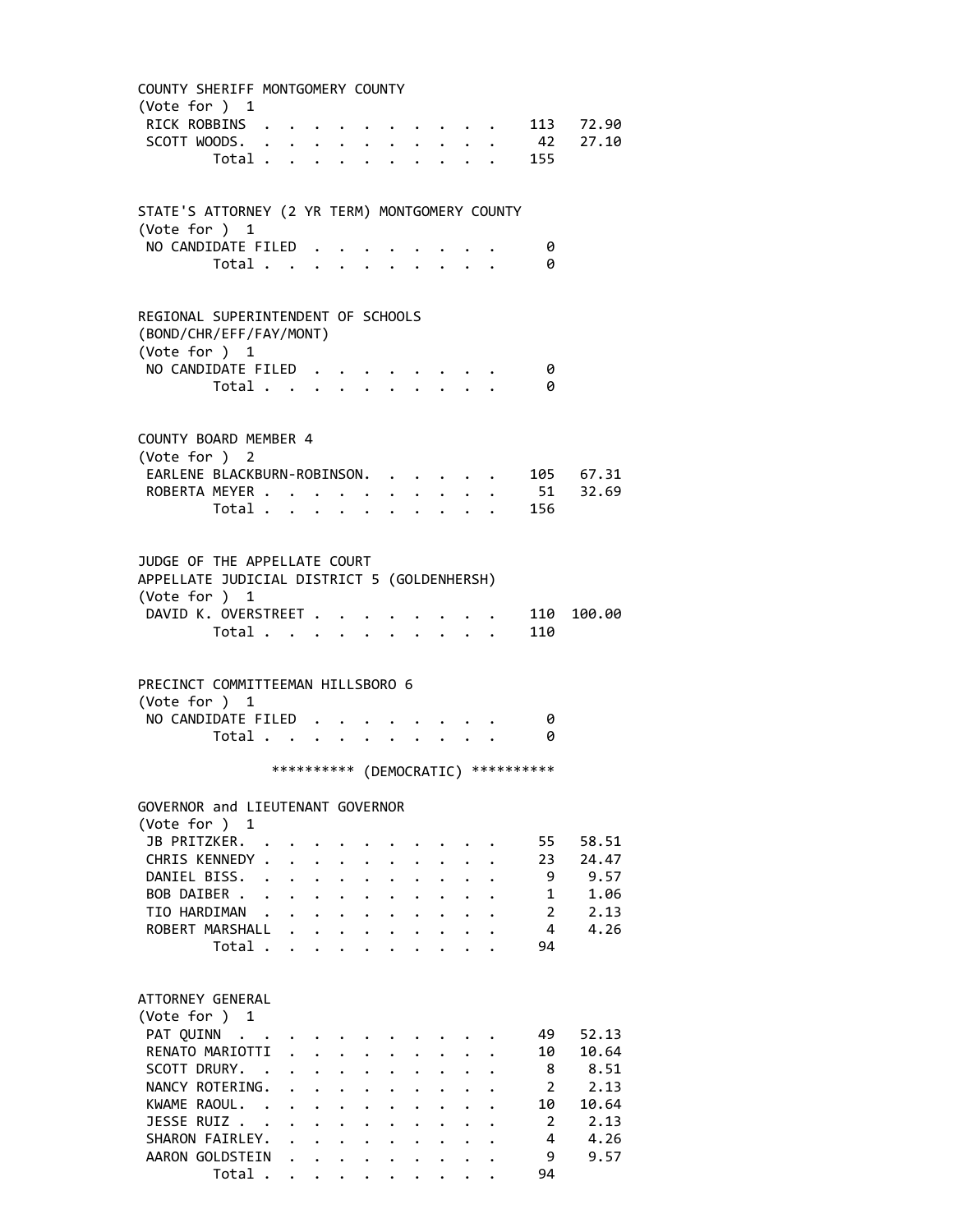COUNTY SHERIFF MONTGOMERY COUNTY
(Vote for ) 1

| Candidate | Votes | Percent |
|---|---|---|
| RICK ROBBINS | 113 | 72.90 |
| SCOTT WOODS. | 42 | 27.10 |
| Total | 155 | |

STATE'S ATTORNEY (2 YR TERM) MONTGOMERY COUNTY
(Vote for ) 1

| Candidate | Votes | Percent |
|---|---|---|
| NO CANDIDATE FILED | 0 | |
| Total | 0 | |

REGIONAL SUPERINTENDENT OF SCHOOLS
(BOND/CHR/EFF/FAY/MONT)
(Vote for ) 1

| Candidate | Votes | Percent |
|---|---|---|
| NO CANDIDATE FILED | 0 | |
| Total | 0 | |

COUNTY BOARD MEMBER 4
(Vote for ) 2

| Candidate | Votes | Percent |
|---|---|---|
| EARLENE BLACKBURN-ROBINSON. | 105 | 67.31 |
| ROBERTA MEYER | 51 | 32.69 |
| Total | 156 | |

JUDGE OF THE APPELLATE COURT
APPELLATE JUDICIAL DISTRICT 5 (GOLDENHERSH)
(Vote for ) 1

| Candidate | Votes | Percent |
|---|---|---|
| DAVID K. OVERSTREET | 110 | 100.00 |
| Total | 110 | |

PRECINCT COMMITTEEMAN HILLSBORO 6
(Vote for ) 1

| Candidate | Votes | Percent |
|---|---|---|
| NO CANDIDATE FILED | 0 | |
| Total | 0 | |

********** (DEMOCRATIC) **********

GOVERNOR and LIEUTENANT GOVERNOR
(Vote for ) 1

| Candidate | Votes | Percent |
|---|---|---|
| JB PRITZKER. | 55 | 58.51 |
| CHRIS KENNEDY | 23 | 24.47 |
| DANIEL BISS. | 9 | 9.57 |
| BOB DAIBER | 1 | 1.06 |
| TIO HARDIMAN | 2 | 2.13 |
| ROBERT MARSHALL | 4 | 4.26 |
| Total | 94 | |

ATTORNEY GENERAL
(Vote for ) 1

| Candidate | Votes | Percent |
|---|---|---|
| PAT QUINN | 49 | 52.13 |
| RENATO MARIOTTI | 10 | 10.64 |
| SCOTT DRURY. | 8 | 8.51 |
| NANCY ROTERING. | 2 | 2.13 |
| KWAME RAOUL. | 10 | 10.64 |
| JESSE RUIZ | 2 | 2.13 |
| SHARON FAIRLEY. | 4 | 4.26 |
| AARON GOLDSTEIN | 9 | 9.57 |
| Total | 94 | |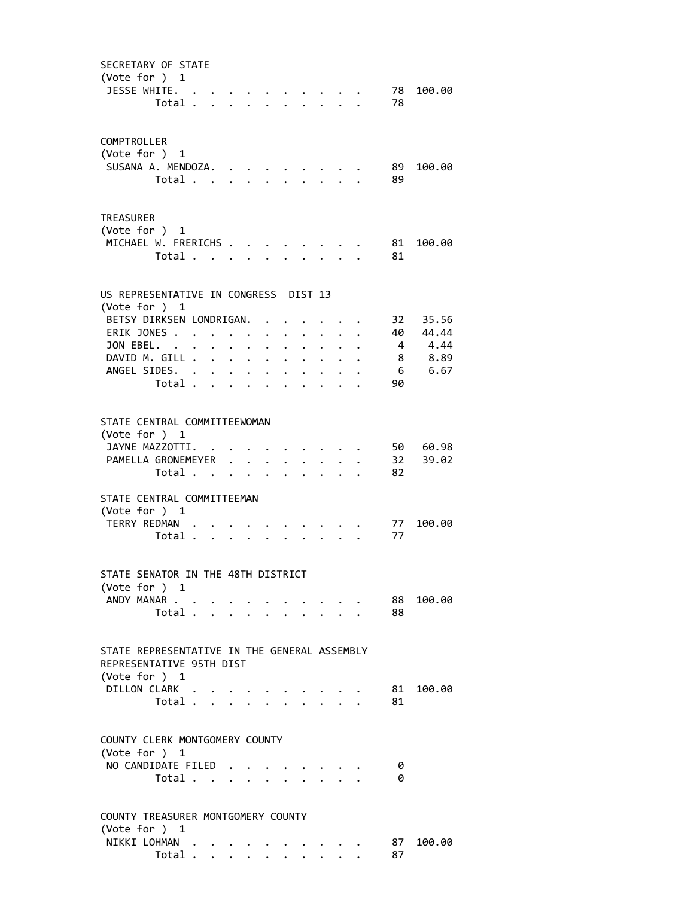## SECRETARY OF STATE

(Vote for ) 1

| Candidate | Votes | Percent |
|---|---|---|
| JESSE WHITE | 78 | 100.00 |
| Total | 78 | |

## COMPTROLLER

(Vote for ) 1

| Candidate | Votes | Percent |
|---|---|---|
| SUSANA A. MENDOZA | 89 | 100.00 |
| Total | 89 | |

## TREASURER

(Vote for ) 1

| Candidate | Votes | Percent |
|---|---|---|
| MICHAEL W. FRERICHS | 81 | 100.00 |
| Total | 81 | |

## US REPRESENTATIVE IN CONGRESS DIST 13

(Vote for ) 1

| Candidate | Votes | Percent |
|---|---|---|
| BETSY DIRKSEN LONDRIGAN | 32 | 35.56 |
| ERIK JONES | 40 | 44.44 |
| JON EBEL | 4 | 4.44 |
| DAVID M. GILL | 8 | 8.89 |
| ANGEL SIDES | 6 | 6.67 |
| Total | 90 | |

## STATE CENTRAL COMMITTEEWOMAN

(Vote for ) 1

| Candidate | Votes | Percent |
|---|---|---|
| JAYNE MAZZOTTI | 50 | 60.98 |
| PAMELLA GRONEMEYER | 32 | 39.02 |
| Total | 82 | |

## STATE CENTRAL COMMITTEEMAN

(Vote for ) 1

| Candidate | Votes | Percent |
|---|---|---|
| TERRY REDMAN | 77 | 100.00 |
| Total | 77 | |

## STATE SENATOR IN THE 48TH DISTRICT

(Vote for ) 1

| Candidate | Votes | Percent |
|---|---|---|
| ANDY MANAR | 88 | 100.00 |
| Total | 88 | |

## STATE REPRESENTATIVE IN THE GENERAL ASSEMBLY REPRESENTATIVE 95TH DIST

(Vote for ) 1

| Candidate | Votes | Percent |
|---|---|---|
| DILLON CLARK | 81 | 100.00 |
| Total | 81 | |

## COUNTY CLERK MONTGOMERY COUNTY

(Vote for ) 1

| Candidate | Votes | Percent |
|---|---|---|
| NO CANDIDATE FILED | 0 | |
| Total | 0 | |

## COUNTY TREASURER MONTGOMERY COUNTY

(Vote for ) 1

| Candidate | Votes | Percent |
|---|---|---|
| NIKKI LOHMAN | 87 | 100.00 |
| Total | 87 | |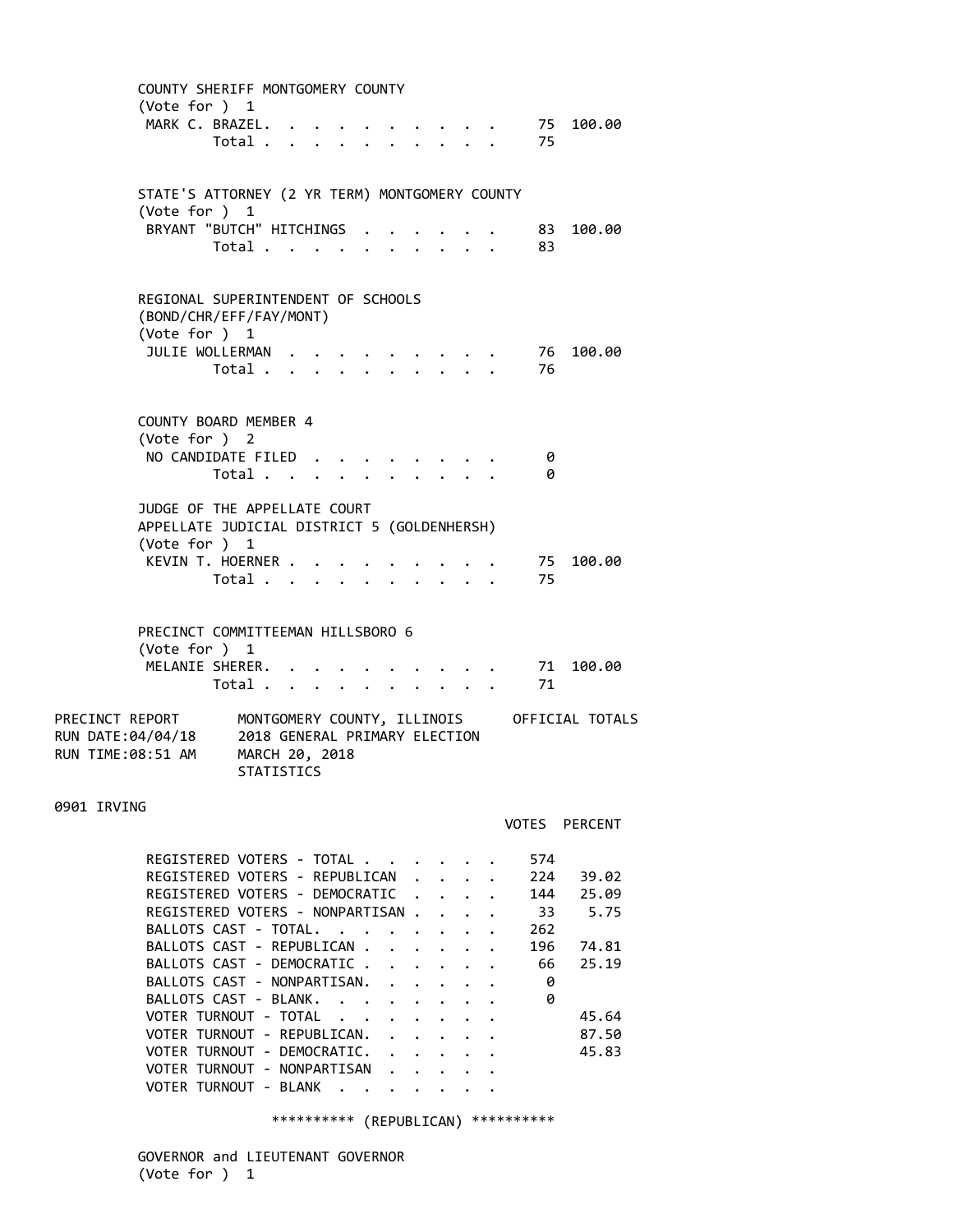COUNTY SHERIFF MONTGOMERY COUNTY
(Vote for ) 1

| | Votes | Percent |
|---|---|---|
| MARK C. BRAZEL | 75 | 100.00 |
| Total | 75 | |

STATE'S ATTORNEY (2 YR TERM) MONTGOMERY COUNTY
(Vote for ) 1

| | Votes | Percent |
|---|---|---|
| BRYANT "BUTCH" HITCHINGS | 83 | 100.00 |
| Total | 83 | |

REGIONAL SUPERINTENDENT OF SCHOOLS
(BOND/CHR/EFF/FAY/MONT)
(Vote for ) 1

| | Votes | Percent |
|---|---|---|
| JULIE WOLLERMAN | 76 | 100.00 |
| Total | 76 | |

COUNTY BOARD MEMBER 4
(Vote for ) 2

| | Votes | Percent |
|---|---|---|
| NO CANDIDATE FILED | 0 | |
| Total | 0 | |

JUDGE OF THE APPELLATE COURT
APPELLATE JUDICIAL DISTRICT 5 (GOLDENHERSH)
(Vote for ) 1

| | Votes | Percent |
|---|---|---|
| KEVIN T. HOERNER | 75 | 100.00 |
| Total | 75 | |

PRECINCT COMMITTEEMAN HILLSBORO 6
(Vote for ) 1

| | Votes | Percent |
|---|---|---|
| MELANIE SHERER | 71 | 100.00 |
| Total | 71 | |

PRECINCT REPORT — MONTGOMERY COUNTY, ILLINOIS — OFFICIAL TOTALS
RUN DATE:04/04/18 — 2018 GENERAL PRIMARY ELECTION
RUN TIME:08:51 AM — MARCH 20, 2018
STATISTICS

0901 IRVING

| | VOTES | PERCENT |
|---|---|---|
| REGISTERED VOTERS - TOTAL | 574 | |
| REGISTERED VOTERS - REPUBLICAN | 224 | 39.02 |
| REGISTERED VOTERS - DEMOCRATIC | 144 | 25.09 |
| REGISTERED VOTERS - NONPARTISAN | 33 | 5.75 |
| BALLOTS CAST - TOTAL | 262 | |
| BALLOTS CAST - REPUBLICAN | 196 | 74.81 |
| BALLOTS CAST - DEMOCRATIC | 66 | 25.19 |
| BALLOTS CAST - NONPARTISAN | 0 | |
| BALLOTS CAST - BLANK | 0 | |
| VOTER TURNOUT - TOTAL | | 45.64 |
| VOTER TURNOUT - REPUBLICAN | | 87.50 |
| VOTER TURNOUT - DEMOCRATIC | | 45.83 |
| VOTER TURNOUT - NONPARTISAN | | |
| VOTER TURNOUT - BLANK | | |

********** (REPUBLICAN) **********

GOVERNOR and LIEUTENANT GOVERNOR
(Vote for ) 1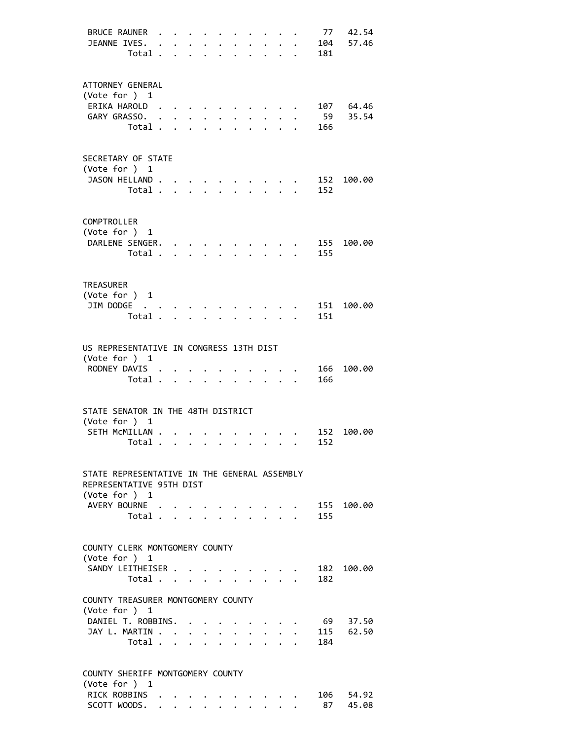| | | |
|---|---|---|
| BRUCE RAUNER | 77 | 42.54 |
| JEANNE IVES. | 104 | 57.46 |
| Total | 181 | |

ATTORNEY GENERAL
(Vote for ) 1

| | | |
|---|---|---|
| ERIKA HAROLD | 107 | 64.46 |
| GARY GRASSO. | 59 | 35.54 |
| Total | 166 | |

SECRETARY OF STATE
(Vote for ) 1

| | | |
|---|---|---|
| JASON HELLAND | 152 | 100.00 |
| Total | 152 | |

COMPTROLLER
(Vote for ) 1

| | | |
|---|---|---|
| DARLENE SENGER. | 155 | 100.00 |
| Total | 155 | |

TREASURER
(Vote for ) 1

| | | |
|---|---|---|
| JIM DODGE | 151 | 100.00 |
| Total | 151 | |

US REPRESENTATIVE IN CONGRESS 13TH DIST
(Vote for ) 1

| | | |
|---|---|---|
| RODNEY DAVIS | 166 | 100.00 |
| Total | 166 | |

STATE SENATOR IN THE 48TH DISTRICT
(Vote for ) 1

| | | |
|---|---|---|
| SETH McMILLAN | 152 | 100.00 |
| Total | 152 | |

STATE REPRESENTATIVE IN THE GENERAL ASSEMBLY
REPRESENTATIVE 95TH DIST
(Vote for ) 1

| | | |
|---|---|---|
| AVERY BOURNE | 155 | 100.00 |
| Total | 155 | |

COUNTY CLERK MONTGOMERY COUNTY
(Vote for ) 1

| | | |
|---|---|---|
| SANDY LEITHEISER | 182 | 100.00 |
| Total | 182 | |

COUNTY TREASURER MONTGOMERY COUNTY
(Vote for ) 1

| | | |
|---|---|---|
| DANIEL T. ROBBINS. | 69 | 37.50 |
| JAY L. MARTIN | 115 | 62.50 |
| Total | 184 | |

COUNTY SHERIFF MONTGOMERY COUNTY
(Vote for ) 1

| | | |
|---|---|---|
| RICK ROBBINS | 106 | 54.92 |
| SCOTT WOODS. | 87 | 45.08 |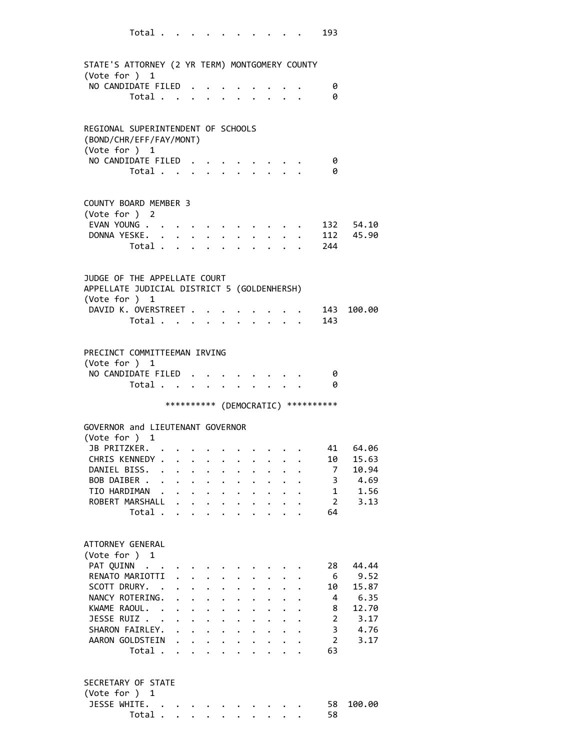Total . . . . . . . . . . . 193

STATE'S ATTORNEY (2 YR TERM) MONTGOMERY COUNTY
(Vote for ) 1

| | | |
|---|---|---|
| NO CANDIDATE FILED | 0 | |
| Total | 0 | |

REGIONAL SUPERINTENDENT OF SCHOOLS
(BOND/CHR/EFF/FAY/MONT)
(Vote for ) 1

| | | |
|---|---|---|
| NO CANDIDATE FILED | 0 | |
| Total | 0 | |

COUNTY BOARD MEMBER 3
(Vote for ) 2

| | | |
|---|---|---|
| EVAN YOUNG | 132 | 54.10 |
| DONNA YESKE | 112 | 45.90 |
| Total | 244 | |

JUDGE OF THE APPELLATE COURT
APPELLATE JUDICIAL DISTRICT 5 (GOLDENHERSH)
(Vote for ) 1

| | | |
|---|---|---|
| DAVID K. OVERSTREET | 143 | 100.00 |
| Total | 143 | |

PRECINCT COMMITTEEMAN IRVING
(Vote for ) 1

| | | |
|---|---|---|
| NO CANDIDATE FILED | 0 | |
| Total | 0 | |

********** (DEMOCRATIC) **********

GOVERNOR and LIEUTENANT GOVERNOR
(Vote for ) 1

| | | |
|---|---|---|
| JB PRITZKER | 41 | 64.06 |
| CHRIS KENNEDY | 10 | 15.63 |
| DANIEL BISS | 7 | 10.94 |
| BOB DAIBER | 3 | 4.69 |
| TIO HARDIMAN | 1 | 1.56 |
| ROBERT MARSHALL | 2 | 3.13 |
| Total | 64 | |

ATTORNEY GENERAL
(Vote for ) 1

| | | |
|---|---|---|
| PAT QUINN | 28 | 44.44 |
| RENATO MARIOTTI | 6 | 9.52 |
| SCOTT DRURY | 10 | 15.87 |
| NANCY ROTERING | 4 | 6.35 |
| KWAME RAOUL | 8 | 12.70 |
| JESSE RUIZ | 2 | 3.17 |
| SHARON FAIRLEY | 3 | 4.76 |
| AARON GOLDSTEIN | 2 | 3.17 |
| Total | 63 | |

SECRETARY OF STATE
(Vote for ) 1

| | | |
|---|---|---|
| JESSE WHITE | 58 | 100.00 |
| Total | 58 | |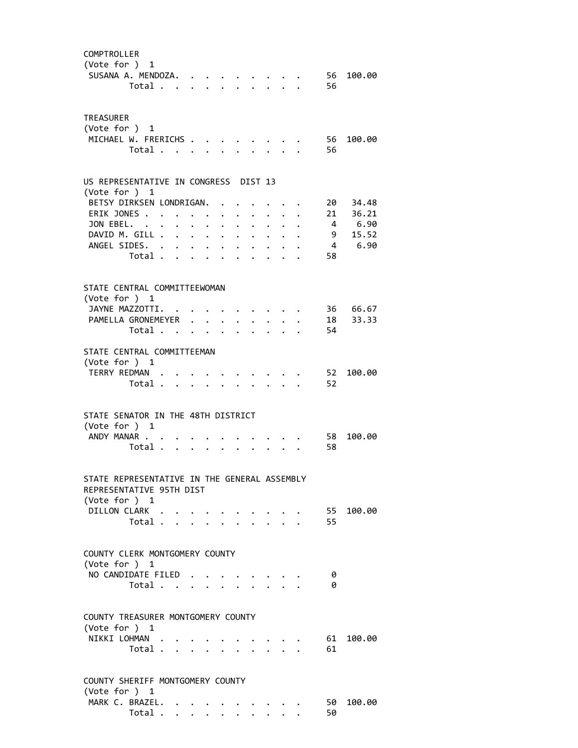COMPTROLLER
(Vote for ) 1

| | | |
|---|---|---|
| SUSANA A. MENDOZA | 56 | 100.00 |
| Total | 56 | |

TREASURER
(Vote for ) 1

| | | |
|---|---|---|
| MICHAEL W. FRERICHS | 56 | 100.00 |
| Total | 56 | |

US REPRESENTATIVE IN CONGRESS DIST 13
(Vote for ) 1

| | | |
|---|---|---|
| BETSY DIRKSEN LONDRIGAN | 20 | 34.48 |
| ERIK JONES | 21 | 36.21 |
| JON EBEL | 4 | 6.90 |
| DAVID M. GILL | 9 | 15.52 |
| ANGEL SIDES | 4 | 6.90 |
| Total | 58 | |

STATE CENTRAL COMMITTEEWOMAN
(Vote for ) 1

| | | |
|---|---|---|
| JAYNE MAZZOTTI | 36 | 66.67 |
| PAMELLA GRONEMEYER | 18 | 33.33 |
| Total | 54 | |

STATE CENTRAL COMMITTEEMAN
(Vote for ) 1

| | | |
|---|---|---|
| TERRY REDMAN | 52 | 100.00 |
| Total | 52 | |

STATE SENATOR IN THE 48TH DISTRICT
(Vote for ) 1

| | | |
|---|---|---|
| ANDY MANAR | 58 | 100.00 |
| Total | 58 | |

STATE REPRESENTATIVE IN THE GENERAL ASSEMBLY
REPRESENTATIVE 95TH DIST
(Vote for ) 1

| | | |
|---|---|---|
| DILLON CLARK | 55 | 100.00 |
| Total | 55 | |

COUNTY CLERK MONTGOMERY COUNTY
(Vote for ) 1

| | | |
|---|---|---|
| NO CANDIDATE FILED | 0 | |
| Total | 0 | |

COUNTY TREASURER MONTGOMERY COUNTY
(Vote for ) 1

| | | |
|---|---|---|
| NIKKI LOHMAN | 61 | 100.00 |
| Total | 61 | |

COUNTY SHERIFF MONTGOMERY COUNTY
(Vote for ) 1

| | | |
|---|---|---|
| MARK C. BRAZEL | 50 | 100.00 |
| Total | 50 | |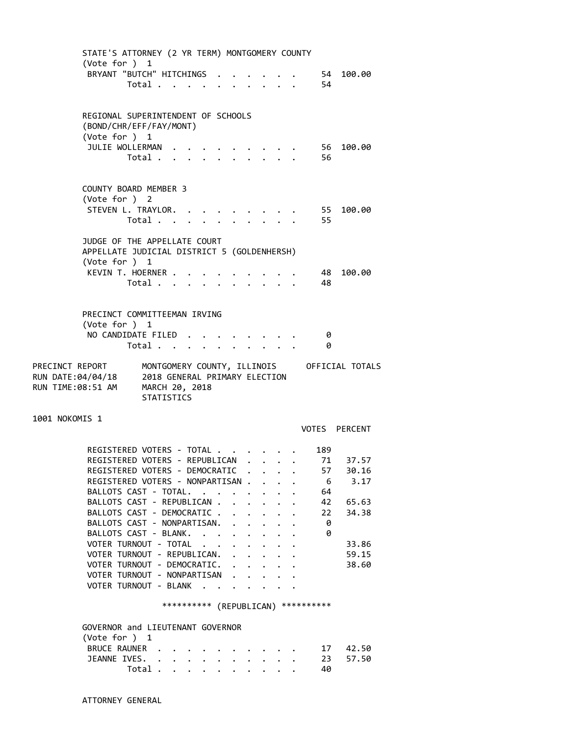STATE'S ATTORNEY (2 YR TERM) MONTGOMERY COUNTY
(Vote for ) 1

| | | |
|---|---|---|
| BRYANT "BUTCH" HITCHINGS | 54 | 100.00 |
| Total | 54 | |

REGIONAL SUPERINTENDENT OF SCHOOLS
(BOND/CHR/EFF/FAY/MONT)
(Vote for ) 1

| | | |
|---|---|---|
| JULIE WOLLERMAN | 56 | 100.00 |
| Total | 56 | |

COUNTY BOARD MEMBER 3
(Vote for ) 2

| | | |
|---|---|---|
| STEVEN L. TRAYLOR. | 55 | 100.00 |
| Total | 55 | |

JUDGE OF THE APPELLATE COURT
APPELLATE JUDICIAL DISTRICT 5 (GOLDENHERSH)
(Vote for ) 1

| | | |
|---|---|---|
| KEVIN T. HOERNER | 48 | 100.00 |
| Total | 48 | |

PRECINCT COMMITTEEMAN IRVING
(Vote for ) 1

| | | |
|---|---|---|
| NO CANDIDATE FILED | 0 | |
| Total | 0 | |

PRECINCT REPORT　　MONTGOMERY COUNTY, ILLINOIS　　OFFICIAL TOTALS
RUN DATE:04/04/18　　2018 GENERAL PRIMARY ELECTION
RUN TIME:08:51 AM　　MARCH 20, 2018
STATISTICS

1001 NOKOMIS 1

| | VOTES | PERCENT |
|---|---|---|
| REGISTERED VOTERS - TOTAL | 189 | |
| REGISTERED VOTERS - REPUBLICAN | 71 | 37.57 |
| REGISTERED VOTERS - DEMOCRATIC | 57 | 30.16 |
| REGISTERED VOTERS - NONPARTISAN | 6 | 3.17 |
| BALLOTS CAST - TOTAL. | 64 | |
| BALLOTS CAST - REPUBLICAN | 42 | 65.63 |
| BALLOTS CAST - DEMOCRATIC | 22 | 34.38 |
| BALLOTS CAST - NONPARTISAN. | 0 | |
| BALLOTS CAST - BLANK. | 0 | |
| VOTER TURNOUT - TOTAL | | 33.86 |
| VOTER TURNOUT - REPUBLICAN. | | 59.15 |
| VOTER TURNOUT - DEMOCRATIC. | | 38.60 |
| VOTER TURNOUT - NONPARTISAN | | |
| VOTER TURNOUT - BLANK | | |

********** (REPUBLICAN) **********

GOVERNOR and LIEUTENANT GOVERNOR
(Vote for ) 1

| | | |
|---|---|---|
| BRUCE RAUNER | 17 | 42.50 |
| JEANNE IVES. | 23 | 57.50 |
| Total | 40 | |

ATTORNEY GENERAL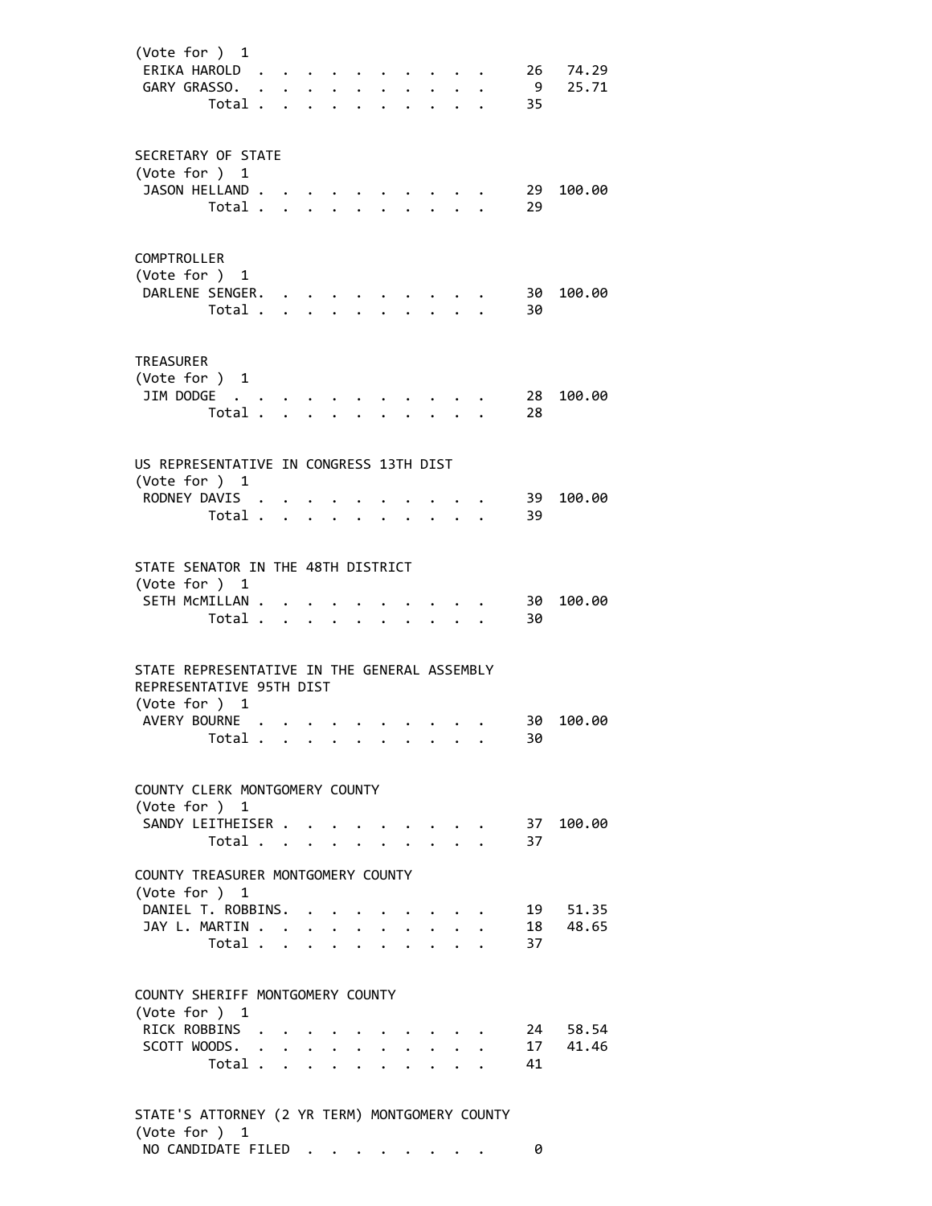(Vote for ) 1

| Candidate | Votes | Percent |
|---|---|---|
| ERIKA HAROLD | 26 | 74.29 |
| GARY GRASSO. | 9 | 25.71 |
| Total | 35 | |

SECRETARY OF STATE
(Vote for ) 1

| Candidate | Votes | Percent |
|---|---|---|
| JASON HELLAND | 29 | 100.00 |
| Total | 29 | |

COMPTROLLER
(Vote for ) 1

| Candidate | Votes | Percent |
|---|---|---|
| DARLENE SENGER. | 30 | 100.00 |
| Total | 30 | |

TREASURER
(Vote for ) 1

| Candidate | Votes | Percent |
|---|---|---|
| JIM DODGE | 28 | 100.00 |
| Total | 28 | |

US REPRESENTATIVE IN CONGRESS 13TH DIST
(Vote for ) 1

| Candidate | Votes | Percent |
|---|---|---|
| RODNEY DAVIS | 39 | 100.00 |
| Total | 39 | |

STATE SENATOR IN THE 48TH DISTRICT
(Vote for ) 1

| Candidate | Votes | Percent |
|---|---|---|
| SETH McMILLAN | 30 | 100.00 |
| Total | 30 | |

STATE REPRESENTATIVE IN THE GENERAL ASSEMBLY
REPRESENTATIVE 95TH DIST
(Vote for ) 1

| Candidate | Votes | Percent |
|---|---|---|
| AVERY BOURNE | 30 | 100.00 |
| Total | 30 | |

COUNTY CLERK MONTGOMERY COUNTY
(Vote for ) 1

| Candidate | Votes | Percent |
|---|---|---|
| SANDY LEITHEISER | 37 | 100.00 |
| Total | 37 | |

COUNTY TREASURER MONTGOMERY COUNTY
(Vote for ) 1

| Candidate | Votes | Percent |
|---|---|---|
| DANIEL T. ROBBINS. | 19 | 51.35 |
| JAY L. MARTIN | 18 | 48.65 |
| Total | 37 | |

COUNTY SHERIFF MONTGOMERY COUNTY
(Vote for ) 1

| Candidate | Votes | Percent |
|---|---|---|
| RICK ROBBINS | 24 | 58.54 |
| SCOTT WOODS. | 17 | 41.46 |
| Total | 41 | |

STATE'S ATTORNEY (2 YR TERM) MONTGOMERY COUNTY
(Vote for ) 1

| Candidate | Votes | Percent |
|---|---|---|
| NO CANDIDATE FILED | 0 | |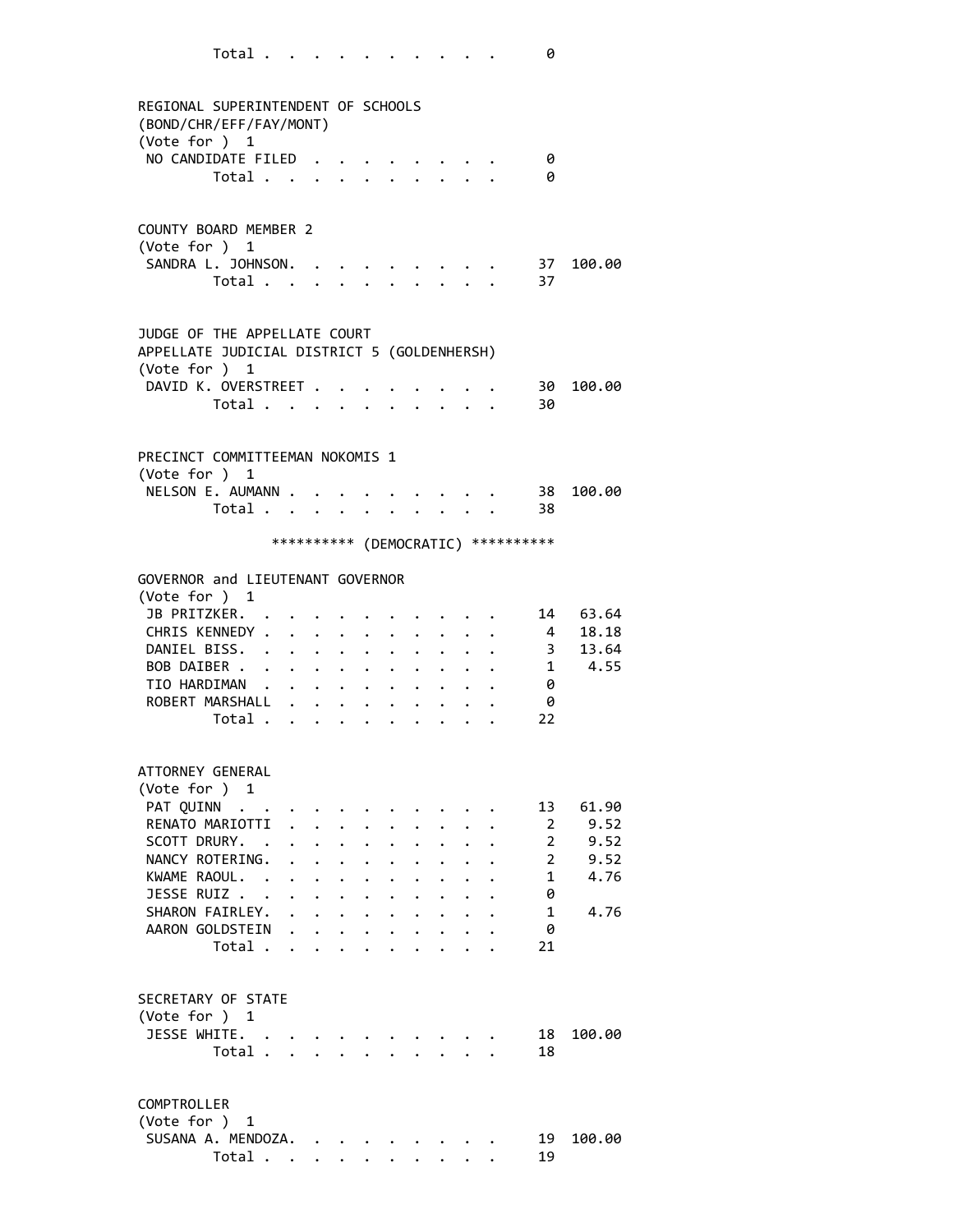| | | |
|---|---|---|
| Total | 0 | |

**REGIONAL SUPERINTENDENT OF SCHOOLS**
**(BOND/CHR/EFF/FAY/MONT)**
(Vote for ) 1

| | | |
|---|---|---|
| NO CANDIDATE FILED | 0 | |
| Total | 0 | |

**COUNTY BOARD MEMBER 2**
(Vote for ) 1

| | | |
|---|---|---|
| SANDRA L. JOHNSON | 37 | 100.00 |
| Total | 37 | |

**JUDGE OF THE APPELLATE COURT**
**APPELLATE JUDICIAL DISTRICT 5 (GOLDENHERSH)**
(Vote for ) 1

| | | |
|---|---|---|
| DAVID K. OVERSTREET | 30 | 100.00 |
| Total | 30 | |

**PRECINCT COMMITTEEMAN NOKOMIS 1**
(Vote for ) 1

| | | |
|---|---|---|
| NELSON E. AUMANN | 38 | 100.00 |
| Total | 38 | |

********** (DEMOCRATIC) **********

**GOVERNOR and LIEUTENANT GOVERNOR**
(Vote for ) 1

| | | |
|---|---|---|
| JB PRITZKER | 14 | 63.64 |
| CHRIS KENNEDY | 4 | 18.18 |
| DANIEL BISS | 3 | 13.64 |
| BOB DAIBER | 1 | 4.55 |
| TIO HARDIMAN | 0 | |
| ROBERT MARSHALL | 0 | |
| Total | 22 | |

**ATTORNEY GENERAL**
(Vote for ) 1

| | | |
|---|---|---|
| PAT QUINN | 13 | 61.90 |
| RENATO MARIOTTI | 2 | 9.52 |
| SCOTT DRURY | 2 | 9.52 |
| NANCY ROTERING | 2 | 9.52 |
| KWAME RAOUL | 1 | 4.76 |
| JESSE RUIZ | 0 | |
| SHARON FAIRLEY | 1 | 4.76 |
| AARON GOLDSTEIN | 0 | |
| Total | 21 | |

**SECRETARY OF STATE**
(Vote for ) 1

| | | |
|---|---|---|
| JESSE WHITE | 18 | 100.00 |
| Total | 18 | |

**COMPTROLLER**
(Vote for ) 1

| | | |
|---|---|---|
| SUSANA A. MENDOZA | 19 | 100.00 |
| Total | 19 | |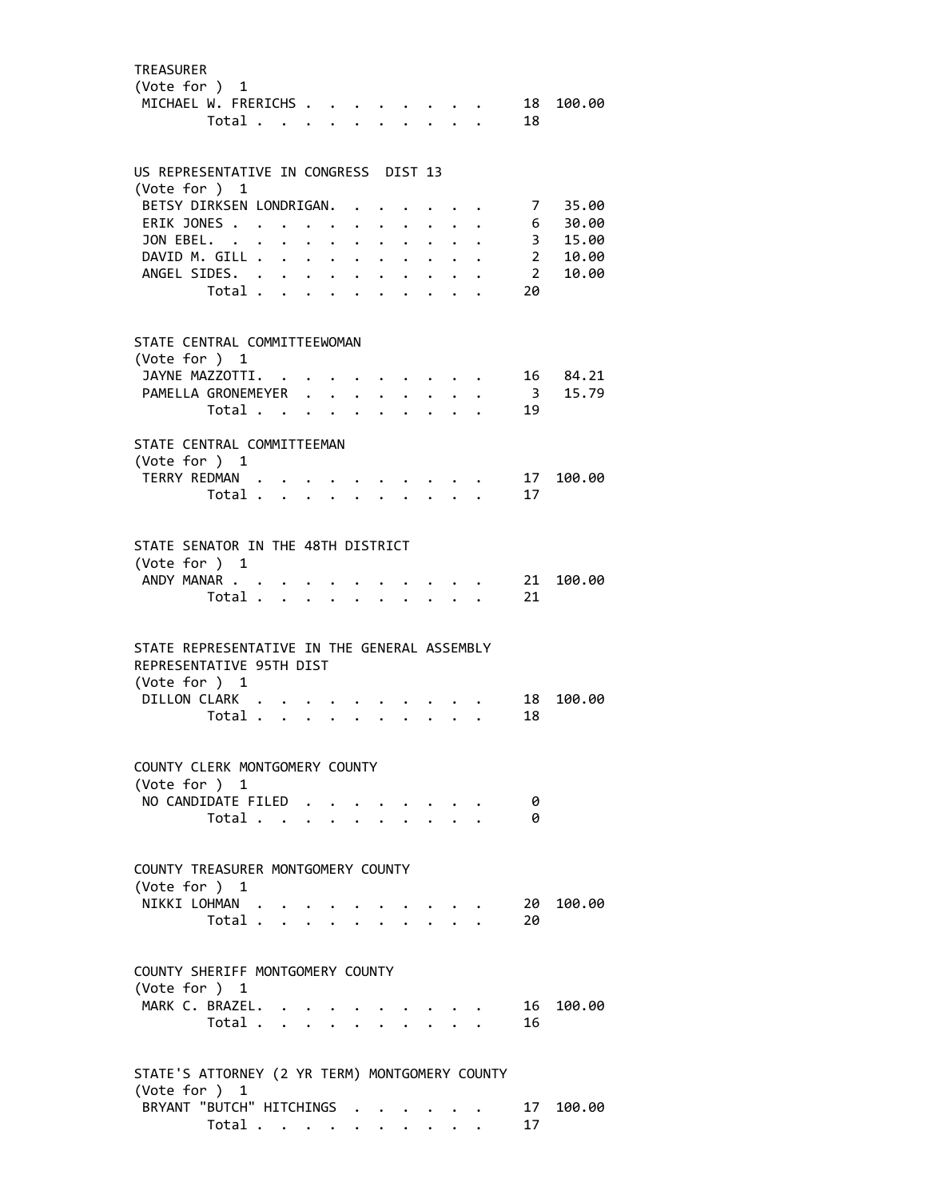TREASURER
(Vote for ) 1

| | | |
|---|---|---|
| MICHAEL W. FRERICHS | 18 | 100.00 |
| Total | 18 | |

US REPRESENTATIVE IN CONGRESS DIST 13
(Vote for ) 1

| | | |
|---|---|---|
| BETSY DIRKSEN LONDRIGAN. | 7 | 35.00 |
| ERIK JONES | 6 | 30.00 |
| JON EBEL. | 3 | 15.00 |
| DAVID M. GILL | 2 | 10.00 |
| ANGEL SIDES. | 2 | 10.00 |
| Total | 20 | |

STATE CENTRAL COMMITTEEWOMAN
(Vote for ) 1

| | | |
|---|---|---|
| JAYNE MAZZOTTI. | 16 | 84.21 |
| PAMELLA GRONEMEYER | 3 | 15.79 |
| Total | 19 | |

STATE CENTRAL COMMITTEEMAN
(Vote for ) 1

| | | |
|---|---|---|
| TERRY REDMAN | 17 | 100.00 |
| Total | 17 | |

STATE SENATOR IN THE 48TH DISTRICT
(Vote for ) 1

| | | |
|---|---|---|
| ANDY MANAR | 21 | 100.00 |
| Total | 21 | |

STATE REPRESENTATIVE IN THE GENERAL ASSEMBLY
REPRESENTATIVE 95TH DIST
(Vote for ) 1

| | | |
|---|---|---|
| DILLON CLARK | 18 | 100.00 |
| Total | 18 | |

COUNTY CLERK MONTGOMERY COUNTY
(Vote for ) 1

| | | |
|---|---|---|
| NO CANDIDATE FILED | 0 | |
| Total | 0 | |

COUNTY TREASURER MONTGOMERY COUNTY
(Vote for ) 1

| | | |
|---|---|---|
| NIKKI LOHMAN | 20 | 100.00 |
| Total | 20 | |

COUNTY SHERIFF MONTGOMERY COUNTY
(Vote for ) 1

| | | |
|---|---|---|
| MARK C. BRAZEL. | 16 | 100.00 |
| Total | 16 | |

STATE'S ATTORNEY (2 YR TERM) MONTGOMERY COUNTY
(Vote for ) 1

| | | |
|---|---|---|
| BRYANT "BUTCH" HITCHINGS | 17 | 100.00 |
| Total | 17 | |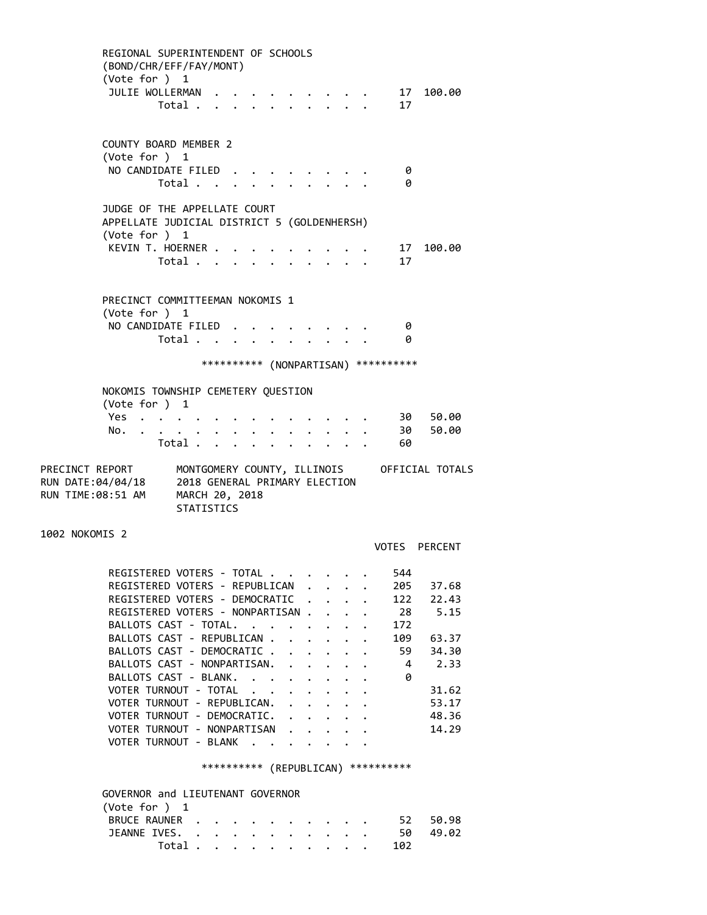REGIONAL SUPERINTENDENT OF SCHOOLS
(BOND/CHR/EFF/FAY/MONT)
(Vote for ) 1

| | VOTES | PERCENT |
|---|---|---|
| JULIE WOLLERMAN | 17 | 100.00 |
| Total | 17 | |

COUNTY BOARD MEMBER 2
(Vote for ) 1

| | VOTES | PERCENT |
|---|---|---|
| NO CANDIDATE FILED | 0 | |
| Total | 0 | |

JUDGE OF THE APPELLATE COURT
APPELLATE JUDICIAL DISTRICT 5 (GOLDENHERSH)
(Vote for ) 1

| | VOTES | PERCENT |
|---|---|---|
| KEVIN T. HOERNER | 17 | 100.00 |
| Total | 17 | |

PRECINCT COMMITTEEMAN NOKOMIS 1
(Vote for ) 1

| | VOTES | PERCENT |
|---|---|---|
| NO CANDIDATE FILED | 0 | |
| Total | 0 | |

********** (NONPARTISAN) **********

NOKOMIS TOWNSHIP CEMETERY QUESTION
(Vote for ) 1

| | VOTES | PERCENT |
|---|---|---|
| Yes | 30 | 50.00 |
| No. | 30 | 50.00 |
| Total | 60 | |

PRECINCT REPORT — MONTGOMERY COUNTY, ILLINOIS — OFFICIAL TOTALS
RUN DATE:04/04/18 — 2018 GENERAL PRIMARY ELECTION
RUN TIME:08:51 AM — MARCH 20, 2018
STATISTICS

1002 NOKOMIS 2

| | VOTES | PERCENT |
|---|---|---|
| REGISTERED VOTERS - TOTAL | 544 | |
| REGISTERED VOTERS - REPUBLICAN | 205 | 37.68 |
| REGISTERED VOTERS - DEMOCRATIC | 122 | 22.43 |
| REGISTERED VOTERS - NONPARTISAN | 28 | 5.15 |
| BALLOTS CAST - TOTAL. | 172 | |
| BALLOTS CAST - REPUBLICAN | 109 | 63.37 |
| BALLOTS CAST - DEMOCRATIC | 59 | 34.30 |
| BALLOTS CAST - NONPARTISAN. | 4 | 2.33 |
| BALLOTS CAST - BLANK. | 0 | |
| VOTER TURNOUT - TOTAL | | 31.62 |
| VOTER TURNOUT - REPUBLICAN. | | 53.17 |
| VOTER TURNOUT - DEMOCRATIC. | | 48.36 |
| VOTER TURNOUT - NONPARTISAN | | 14.29 |
| VOTER TURNOUT - BLANK | | |

********** (REPUBLICAN) **********

GOVERNOR and LIEUTENANT GOVERNOR
(Vote for ) 1

| | VOTES | PERCENT |
|---|---|---|
| BRUCE RAUNER | 52 | 50.98 |
| JEANNE IVES. | 50 | 49.02 |
| Total | 102 | |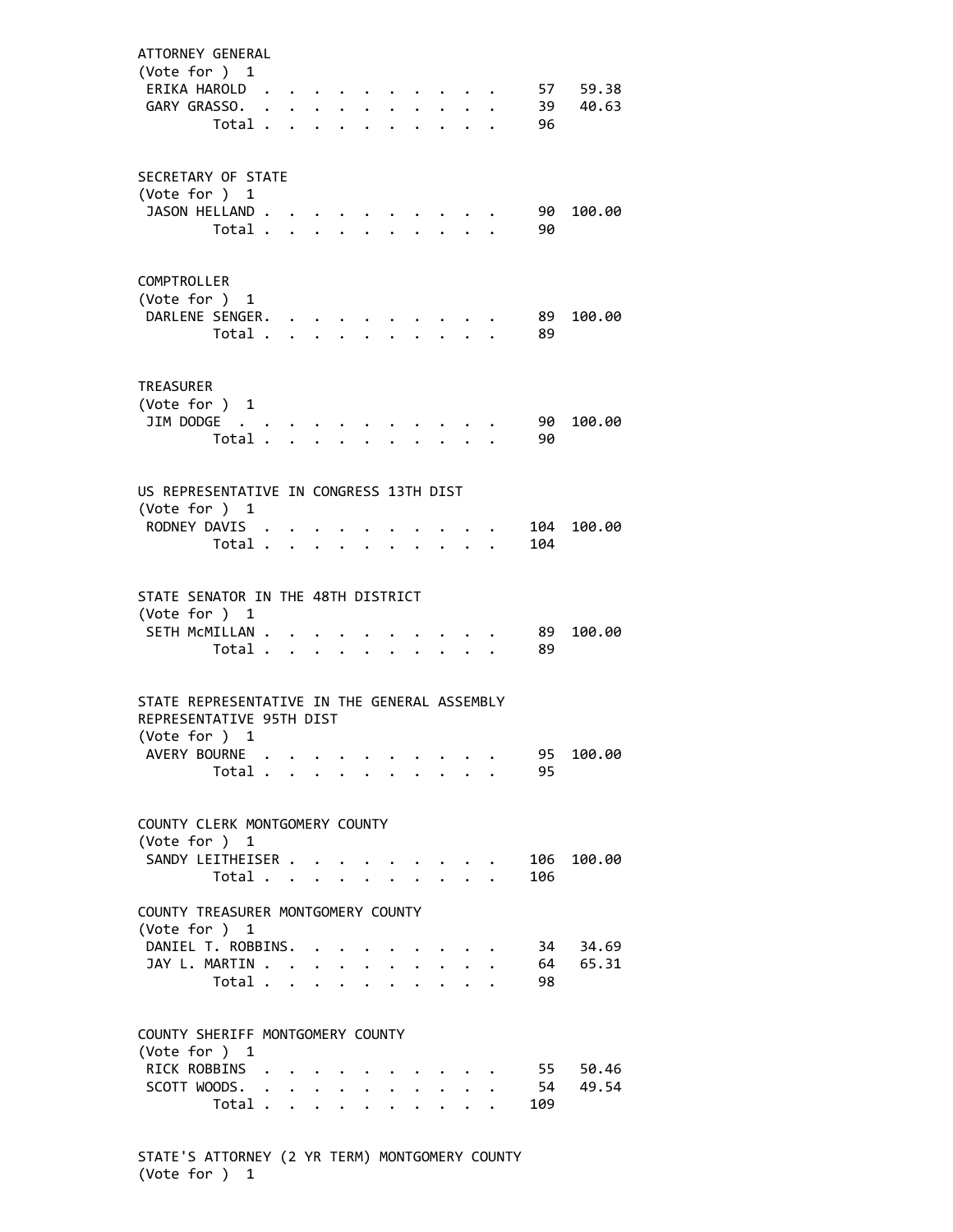ATTORNEY GENERAL
(Vote for ) 1

| Candidate | Votes | Percent |
|---|---|---|
| ERIKA HAROLD | 57 | 59.38 |
| GARY GRASSO. | 39 | 40.63 |
| Total | 96 | |

SECRETARY OF STATE
(Vote for ) 1

| Candidate | Votes | Percent |
|---|---|---|
| JASON HELLAND | 90 | 100.00 |
| Total | 90 | |

COMPTROLLER
(Vote for ) 1

| Candidate | Votes | Percent |
|---|---|---|
| DARLENE SENGER. | 89 | 100.00 |
| Total | 89 | |

TREASURER
(Vote for ) 1

| Candidate | Votes | Percent |
|---|---|---|
| JIM DODGE | 90 | 100.00 |
| Total | 90 | |

US REPRESENTATIVE IN CONGRESS 13TH DIST
(Vote for ) 1

| Candidate | Votes | Percent |
|---|---|---|
| RODNEY DAVIS | 104 | 100.00 |
| Total | 104 | |

STATE SENATOR IN THE 48TH DISTRICT
(Vote for ) 1

| Candidate | Votes | Percent |
|---|---|---|
| SETH McMILLAN | 89 | 100.00 |
| Total | 89 | |

STATE REPRESENTATIVE IN THE GENERAL ASSEMBLY
REPRESENTATIVE 95TH DIST
(Vote for ) 1

| Candidate | Votes | Percent |
|---|---|---|
| AVERY BOURNE | 95 | 100.00 |
| Total | 95 | |

COUNTY CLERK MONTGOMERY COUNTY
(Vote for ) 1

| Candidate | Votes | Percent |
|---|---|---|
| SANDY LEITHEISER | 106 | 100.00 |
| Total | 106 | |

COUNTY TREASURER MONTGOMERY COUNTY
(Vote for ) 1

| Candidate | Votes | Percent |
|---|---|---|
| DANIEL T. ROBBINS. | 34 | 34.69 |
| JAY L. MARTIN | 64 | 65.31 |
| Total | 98 | |

COUNTY SHERIFF MONTGOMERY COUNTY
(Vote for ) 1

| Candidate | Votes | Percent |
|---|---|---|
| RICK ROBBINS | 55 | 50.46 |
| SCOTT WOODS. | 54 | 49.54 |
| Total | 109 | |

STATE'S ATTORNEY (2 YR TERM) MONTGOMERY COUNTY
(Vote for ) 1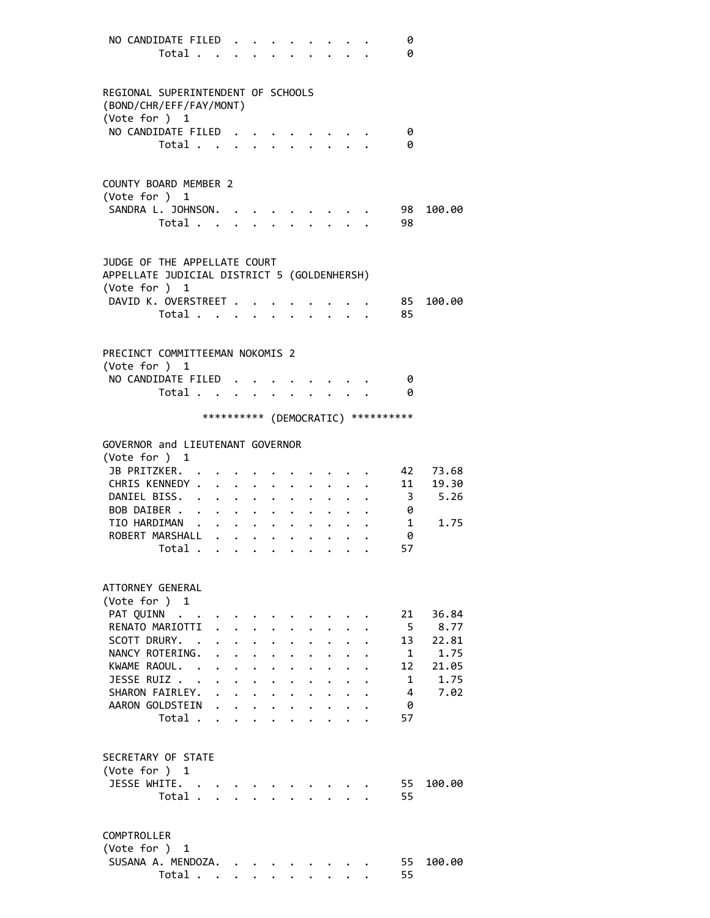| | | |
|---|---|---|
| NO CANDIDATE FILED | 0 | |
| Total | 0 | |

REGIONAL SUPERINTENDENT OF SCHOOLS
(BOND/CHR/EFF/FAY/MONT)
(Vote for ) 1

| | | |
|---|---|---|
| NO CANDIDATE FILED | 0 | |
| Total | 0 | |

COUNTY BOARD MEMBER 2
(Vote for ) 1

| | | |
|---|---|---|
| SANDRA L. JOHNSON | 98 | 100.00 |
| Total | 98 | |

JUDGE OF THE APPELLATE COURT
APPELLATE JUDICIAL DISTRICT 5 (GOLDENHERSH)
(Vote for ) 1

| | | |
|---|---|---|
| DAVID K. OVERSTREET | 85 | 100.00 |
| Total | 85 | |

PRECINCT COMMITTEEMAN NOKOMIS 2
(Vote for ) 1

| | | |
|---|---|---|
| NO CANDIDATE FILED | 0 | |
| Total | 0 | |

********** (DEMOCRATIC) **********

GOVERNOR and LIEUTENANT GOVERNOR
(Vote for ) 1

| | | |
|---|---|---|
| JB PRITZKER | 42 | 73.68 |
| CHRIS KENNEDY | 11 | 19.30 |
| DANIEL BISS | 3 | 5.26 |
| BOB DAIBER | 0 | |
| TIO HARDIMAN | 1 | 1.75 |
| ROBERT MARSHALL | 0 | |
| Total | 57 | |

ATTORNEY GENERAL
(Vote for ) 1

| | | |
|---|---|---|
| PAT QUINN | 21 | 36.84 |
| RENATO MARIOTTI | 5 | 8.77 |
| SCOTT DRURY | 13 | 22.81 |
| NANCY ROTERING | 1 | 1.75 |
| KWAME RAOUL | 12 | 21.05 |
| JESSE RUIZ | 1 | 1.75 |
| SHARON FAIRLEY | 4 | 7.02 |
| AARON GOLDSTEIN | 0 | |
| Total | 57 | |

SECRETARY OF STATE
(Vote for ) 1

| | | |
|---|---|---|
| JESSE WHITE | 55 | 100.00 |
| Total | 55 | |

COMPTROLLER
(Vote for ) 1

| | | |
|---|---|---|
| SUSANA A. MENDOZA | 55 | 100.00 |
| Total | 55 | |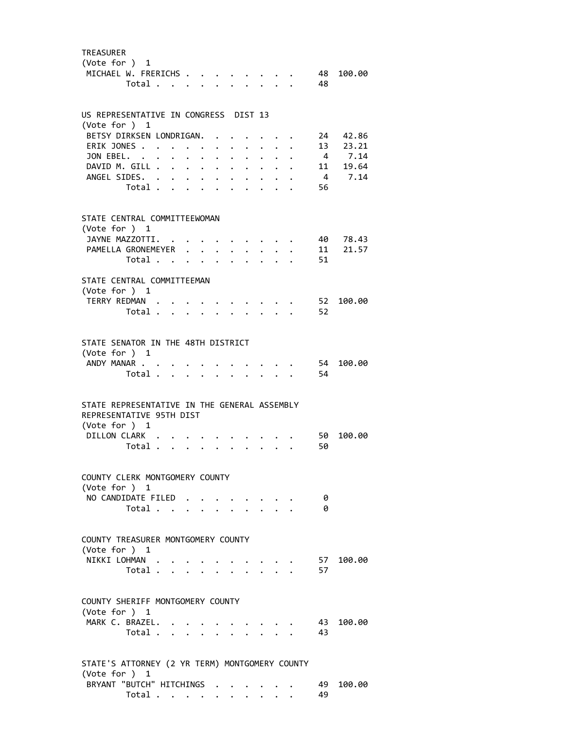TREASURER
(Vote for ) 1

| Candidate | Votes | Percent |
|---|---|---|
| MICHAEL W. FRERICHS | 48 | 100.00 |
| Total | 48 | |

US REPRESENTATIVE IN CONGRESS DIST 13
(Vote for ) 1

| Candidate | Votes | Percent |
|---|---|---|
| BETSY DIRKSEN LONDRIGAN | 24 | 42.86 |
| ERIK JONES | 13 | 23.21 |
| JON EBEL | 4 | 7.14 |
| DAVID M. GILL | 11 | 19.64 |
| ANGEL SIDES | 4 | 7.14 |
| Total | 56 | |

STATE CENTRAL COMMITTEEWOMAN
(Vote for ) 1

| Candidate | Votes | Percent |
|---|---|---|
| JAYNE MAZZOTTI | 40 | 78.43 |
| PAMELLA GRONEMEYER | 11 | 21.57 |
| Total | 51 | |

STATE CENTRAL COMMITTEEMAN
(Vote for ) 1

| Candidate | Votes | Percent |
|---|---|---|
| TERRY REDMAN | 52 | 100.00 |
| Total | 52 | |

STATE SENATOR IN THE 48TH DISTRICT
(Vote for ) 1

| Candidate | Votes | Percent |
|---|---|---|
| ANDY MANAR | 54 | 100.00 |
| Total | 54 | |

STATE REPRESENTATIVE IN THE GENERAL ASSEMBLY
REPRESENTATIVE 95TH DIST
(Vote for ) 1

| Candidate | Votes | Percent |
|---|---|---|
| DILLON CLARK | 50 | 100.00 |
| Total | 50 | |

COUNTY CLERK MONTGOMERY COUNTY
(Vote for ) 1

| Candidate | Votes | Percent |
|---|---|---|
| NO CANDIDATE FILED | 0 | |
| Total | 0 | |

COUNTY TREASURER MONTGOMERY COUNTY
(Vote for ) 1

| Candidate | Votes | Percent |
|---|---|---|
| NIKKI LOHMAN | 57 | 100.00 |
| Total | 57 | |

COUNTY SHERIFF MONTGOMERY COUNTY
(Vote for ) 1

| Candidate | Votes | Percent |
|---|---|---|
| MARK C. BRAZEL | 43 | 100.00 |
| Total | 43 | |

STATE'S ATTORNEY (2 YR TERM) MONTGOMERY COUNTY
(Vote for ) 1

| Candidate | Votes | Percent |
|---|---|---|
| BRYANT "BUTCH" HITCHINGS | 49 | 100.00 |
| Total | 49 | |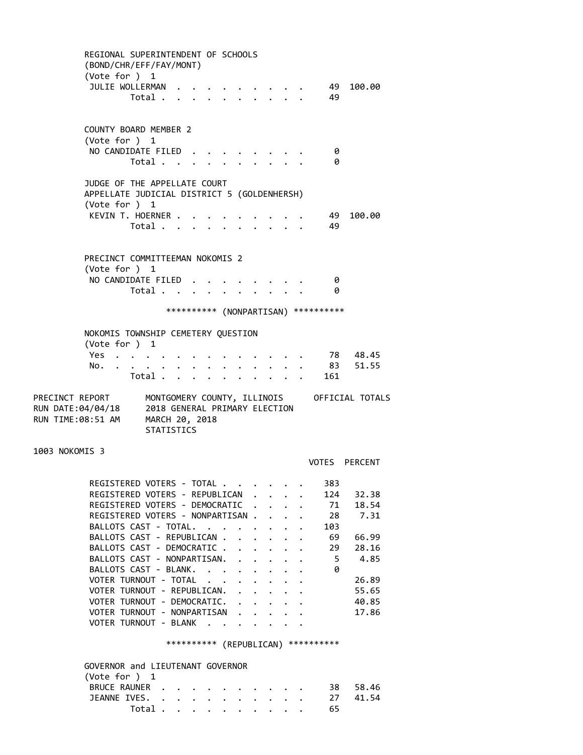REGIONAL SUPERINTENDENT OF SCHOOLS
(BOND/CHR/EFF/FAY/MONT)
(Vote for ) 1

| Candidate | Votes | Percent |
|---|---|---|
| JULIE WOLLERMAN | 49 | 100.00 |
| Total | 49 | |

COUNTY BOARD MEMBER 2
(Vote for ) 1

| Candidate | Votes | Percent |
|---|---|---|
| NO CANDIDATE FILED | 0 | |
| Total | 0 | |

JUDGE OF THE APPELLATE COURT
APPELLATE JUDICIAL DISTRICT 5 (GOLDENHERSH)
(Vote for ) 1

| Candidate | Votes | Percent |
|---|---|---|
| KEVIN T. HOERNER | 49 | 100.00 |
| Total | 49 | |

PRECINCT COMMITTEEMAN NOKOMIS 2
(Vote for ) 1

| Candidate | Votes | Percent |
|---|---|---|
| NO CANDIDATE FILED | 0 | |
| Total | 0 | |

********** (NONPARTISAN) **********

NOKOMIS TOWNSHIP CEMETERY QUESTION
(Vote for ) 1

| Choice | Votes | Percent |
|---|---|---|
| Yes | 78 | 48.45 |
| No. | 83 | 51.55 |
| Total | 161 | |

PRECINCT REPORT — MONTGOMERY COUNTY, ILLINOIS — OFFICIAL TOTALS
RUN DATE:04/04/18 — 2018 GENERAL PRIMARY ELECTION
RUN TIME:08:51 AM — MARCH 20, 2018
STATISTICS

## 1003 NOKOMIS 3

| | VOTES | PERCENT |
|---|---|---|
| REGISTERED VOTERS - TOTAL | 383 | |
| REGISTERED VOTERS - REPUBLICAN | 124 | 32.38 |
| REGISTERED VOTERS - DEMOCRATIC | 71 | 18.54 |
| REGISTERED VOTERS - NONPARTISAN | 28 | 7.31 |
| BALLOTS CAST - TOTAL. | 103 | |
| BALLOTS CAST - REPUBLICAN | 69 | 66.99 |
| BALLOTS CAST - DEMOCRATIC | 29 | 28.16 |
| BALLOTS CAST - NONPARTISAN. | 5 | 4.85 |
| BALLOTS CAST - BLANK. | 0 | |
| VOTER TURNOUT - TOTAL | | 26.89 |
| VOTER TURNOUT - REPUBLICAN. | | 55.65 |
| VOTER TURNOUT - DEMOCRATIC. | | 40.85 |
| VOTER TURNOUT - NONPARTISAN | | 17.86 |
| VOTER TURNOUT - BLANK | | |

********** (REPUBLICAN) **********

GOVERNOR and LIEUTENANT GOVERNOR
(Vote for ) 1

| Candidate | Votes | Percent |
|---|---|---|
| BRUCE RAUNER | 38 | 58.46 |
| JEANNE IVES. | 27 | 41.54 |
| Total | 65 | |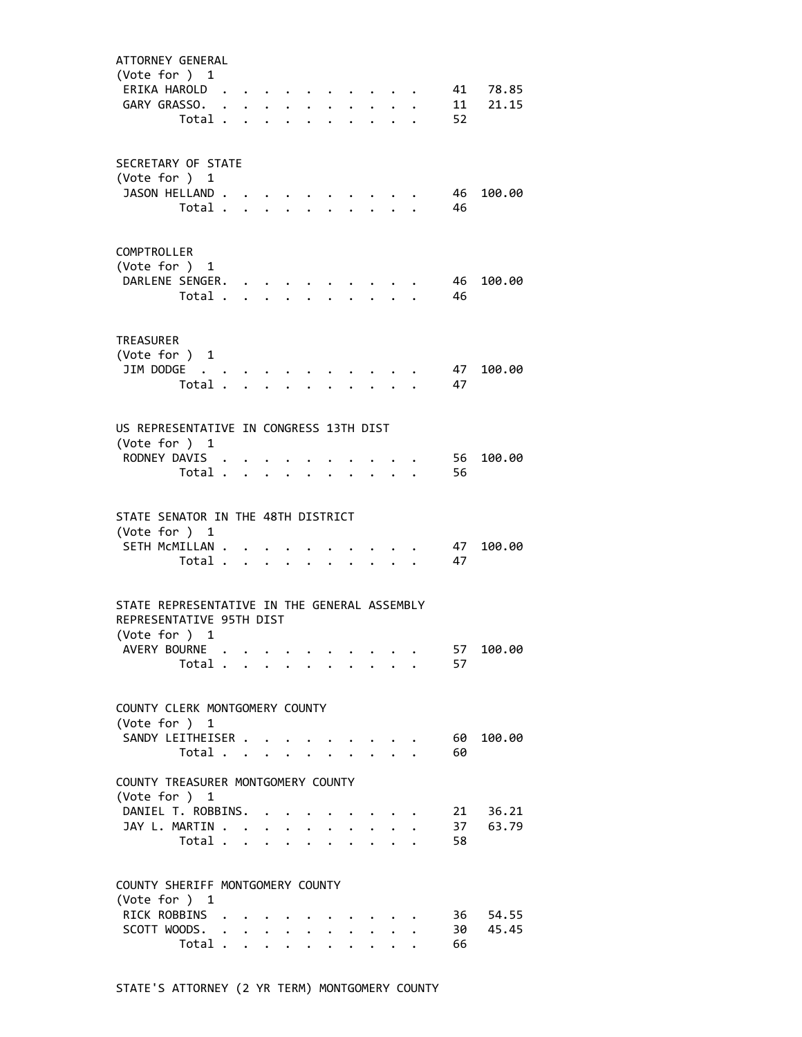ATTORNEY GENERAL
(Vote for ) 1

| | | |
|---|---|---|
| ERIKA HAROLD | 41 | 78.85 |
| GARY GRASSO. | 11 | 21.15 |
| Total | 52 | |

SECRETARY OF STATE
(Vote for ) 1

| | | |
|---|---|---|
| JASON HELLAND | 46 | 100.00 |
| Total | 46 | |

COMPTROLLER
(Vote for ) 1

| | | |
|---|---|---|
| DARLENE SENGER. | 46 | 100.00 |
| Total | 46 | |

TREASURER
(Vote for ) 1

| | | |
|---|---|---|
| JIM DODGE | 47 | 100.00 |
| Total | 47 | |

US REPRESENTATIVE IN CONGRESS 13TH DIST
(Vote for ) 1

| | | |
|---|---|---|
| RODNEY DAVIS | 56 | 100.00 |
| Total | 56 | |

STATE SENATOR IN THE 48TH DISTRICT
(Vote for ) 1

| | | |
|---|---|---|
| SETH McMILLAN | 47 | 100.00 |
| Total | 47 | |

STATE REPRESENTATIVE IN THE GENERAL ASSEMBLY
REPRESENTATIVE 95TH DIST
(Vote for ) 1

| | | |
|---|---|---|
| AVERY BOURNE | 57 | 100.00 |
| Total | 57 | |

COUNTY CLERK MONTGOMERY COUNTY
(Vote for ) 1

| | | |
|---|---|---|
| SANDY LEITHEISER | 60 | 100.00 |
| Total | 60 | |

COUNTY TREASURER MONTGOMERY COUNTY
(Vote for ) 1

| | | |
|---|---|---|
| DANIEL T. ROBBINS. | 21 | 36.21 |
| JAY L. MARTIN | 37 | 63.79 |
| Total | 58 | |

COUNTY SHERIFF MONTGOMERY COUNTY
(Vote for ) 1

| | | |
|---|---|---|
| RICK ROBBINS | 36 | 54.55 |
| SCOTT WOODS. | 30 | 45.45 |
| Total | 66 | |

STATE'S ATTORNEY (2 YR TERM) MONTGOMERY COUNTY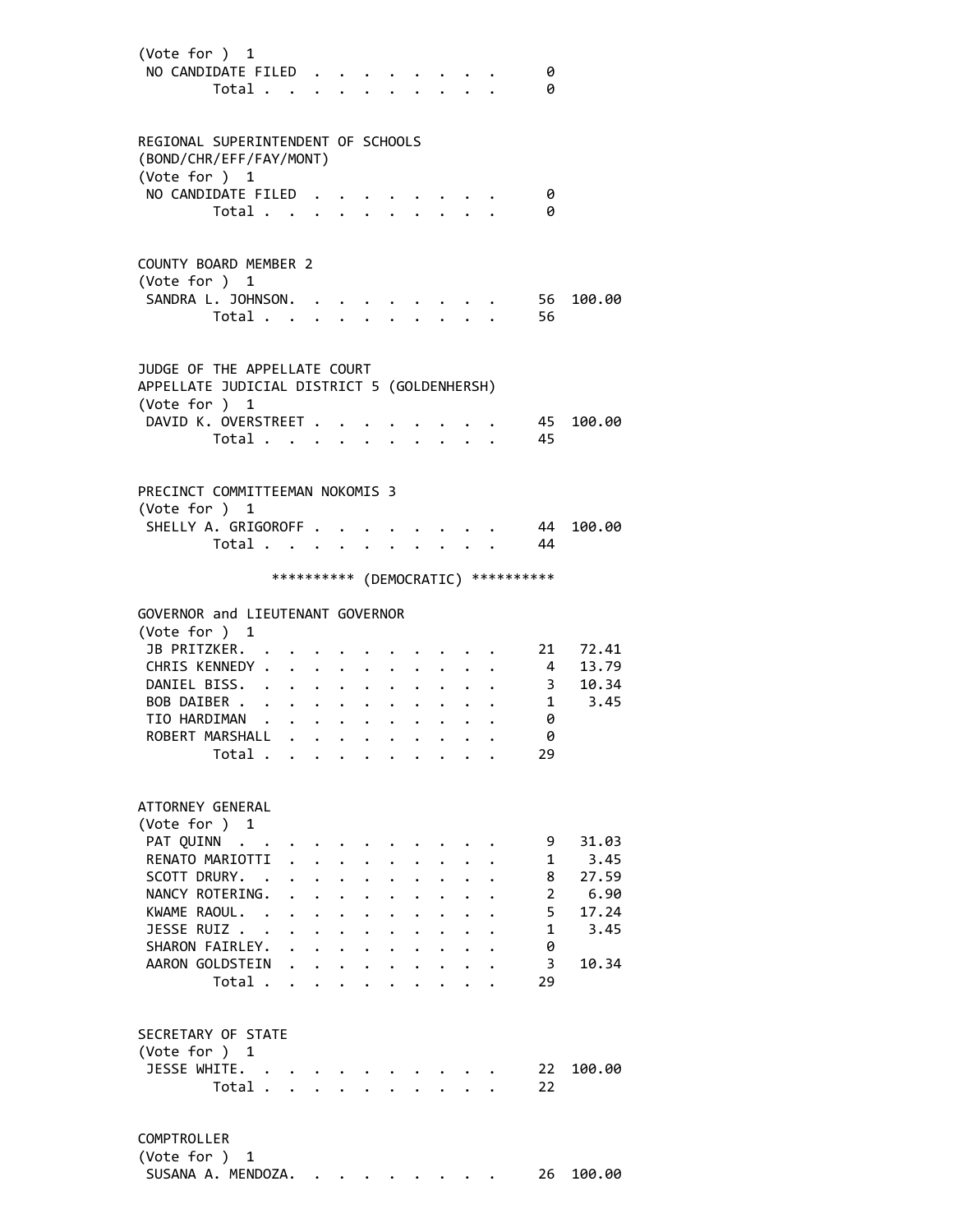(Vote for ) 1

| | | |
|---|---|---|
| NO CANDIDATE FILED | 0 | |
| Total | 0 | |

REGIONAL SUPERINTENDENT OF SCHOOLS
(BOND/CHR/EFF/FAY/MONT)
(Vote for ) 1

| | | |
|---|---|---|
| NO CANDIDATE FILED | 0 | |
| Total | 0 | |

COUNTY BOARD MEMBER 2
(Vote for ) 1

| | | |
|---|---|---|
| SANDRA L. JOHNSON | 56 | 100.00 |
| Total | 56 | |

JUDGE OF THE APPELLATE COURT
APPELLATE JUDICIAL DISTRICT 5 (GOLDENHERSH)
(Vote for ) 1

| | | |
|---|---|---|
| DAVID K. OVERSTREET | 45 | 100.00 |
| Total | 45 | |

PRECINCT COMMITTEEMAN NOKOMIS 3
(Vote for ) 1

| | | |
|---|---|---|
| SHELLY A. GRIGOROFF | 44 | 100.00 |
| Total | 44 | |

********** (DEMOCRATIC) **********

GOVERNOR and LIEUTENANT GOVERNOR
(Vote for ) 1

| | | |
|---|---|---|
| JB PRITZKER | 21 | 72.41 |
| CHRIS KENNEDY | 4 | 13.79 |
| DANIEL BISS | 3 | 10.34 |
| BOB DAIBER | 1 | 3.45 |
| TIO HARDIMAN | 0 | |
| ROBERT MARSHALL | 0 | |
| Total | 29 | |

ATTORNEY GENERAL
(Vote for ) 1

| | | |
|---|---|---|
| PAT QUINN | 9 | 31.03 |
| RENATO MARIOTTI | 1 | 3.45 |
| SCOTT DRURY | 8 | 27.59 |
| NANCY ROTERING | 2 | 6.90 |
| KWAME RAOUL | 5 | 17.24 |
| JESSE RUIZ | 1 | 3.45 |
| SHARON FAIRLEY | 0 | |
| AARON GOLDSTEIN | 3 | 10.34 |
| Total | 29 | |

SECRETARY OF STATE
(Vote for ) 1

| | | |
|---|---|---|
| JESSE WHITE | 22 | 100.00 |
| Total | 22 | |

COMPTROLLER
(Vote for ) 1

| | | |
|---|---|---|
| SUSANA A. MENDOZA | 26 | 100.00 |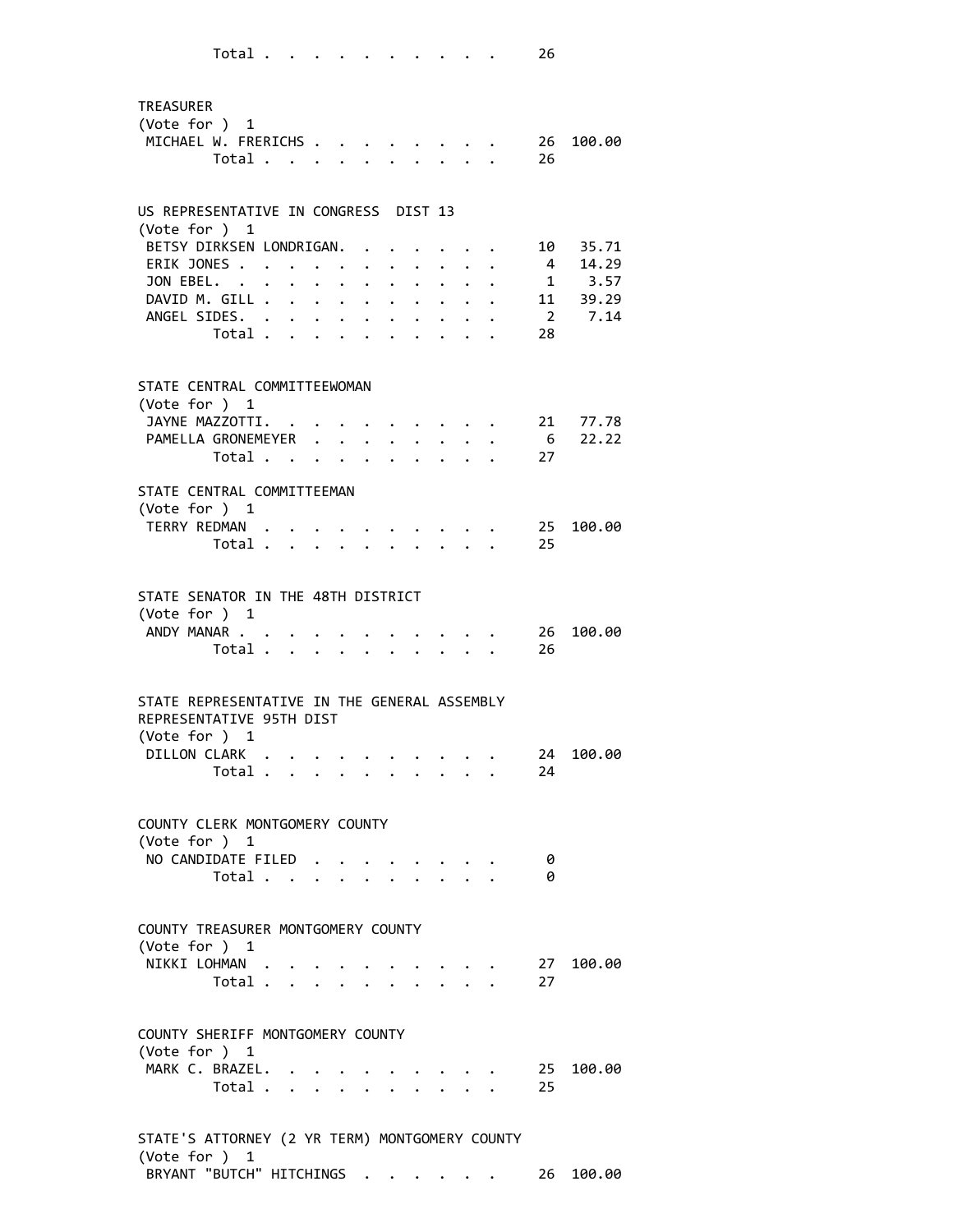Total . . . . . . . . . . . 26

TREASURER
(Vote for ) 1

| Candidate | Votes | Percent |
|---|---|---|
| MICHAEL W. FRERICHS | 26 | 100.00 |
| Total | 26 | |

US REPRESENTATIVE IN CONGRESS DIST 13
(Vote for ) 1

| Candidate | Votes | Percent |
|---|---|---|
| BETSY DIRKSEN LONDRIGAN | 10 | 35.71 |
| ERIK JONES | 4 | 14.29 |
| JON EBEL | 1 | 3.57 |
| DAVID M. GILL | 11 | 39.29 |
| ANGEL SIDES | 2 | 7.14 |
| Total | 28 | |

STATE CENTRAL COMMITTEEWOMAN
(Vote for ) 1

| Candidate | Votes | Percent |
|---|---|---|
| JAYNE MAZZOTTI | 21 | 77.78 |
| PAMELLA GRONEMEYER | 6 | 22.22 |
| Total | 27 | |

STATE CENTRAL COMMITTEEMAN
(Vote for ) 1

| Candidate | Votes | Percent |
|---|---|---|
| TERRY REDMAN | 25 | 100.00 |
| Total | 25 | |

STATE SENATOR IN THE 48TH DISTRICT
(Vote for ) 1

| Candidate | Votes | Percent |
|---|---|---|
| ANDY MANAR | 26 | 100.00 |
| Total | 26 | |

STATE REPRESENTATIVE IN THE GENERAL ASSEMBLY
REPRESENTATIVE 95TH DIST
(Vote for ) 1

| Candidate | Votes | Percent |
|---|---|---|
| DILLON CLARK | 24 | 100.00 |
| Total | 24 | |

COUNTY CLERK MONTGOMERY COUNTY
(Vote for ) 1

| Candidate | Votes | Percent |
|---|---|---|
| NO CANDIDATE FILED | 0 | |
| Total | 0 | |

COUNTY TREASURER MONTGOMERY COUNTY
(Vote for ) 1

| Candidate | Votes | Percent |
|---|---|---|
| NIKKI LOHMAN | 27 | 100.00 |
| Total | 27 | |

COUNTY SHERIFF MONTGOMERY COUNTY
(Vote for ) 1

| Candidate | Votes | Percent |
|---|---|---|
| MARK C. BRAZEL | 25 | 100.00 |
| Total | 25 | |

STATE'S ATTORNEY (2 YR TERM) MONTGOMERY COUNTY
(Vote for ) 1

| Candidate | Votes | Percent |
|---|---|---|
| BRYANT "BUTCH" HITCHINGS | 26 | 100.00 |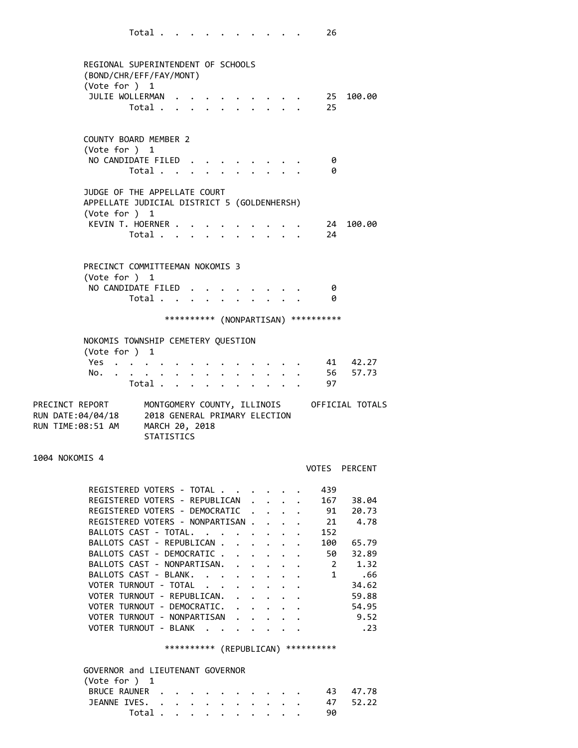Total . . . . . . . . . . . 26

REGIONAL SUPERINTENDENT OF SCHOOLS
(BOND/CHR/EFF/FAY/MONT)
(Vote for ) 1

| | | |
|---|---|---|
| JULIE WOLLERMAN | 25 | 100.00 |
| Total | 25 | |

COUNTY BOARD MEMBER 2
(Vote for ) 1

| | | |
|---|---|---|
| NO CANDIDATE FILED | 0 | |
| Total | 0 | |

JUDGE OF THE APPELLATE COURT
APPELLATE JUDICIAL DISTRICT 5 (GOLDENHERSH)
(Vote for ) 1

| | | |
|---|---|---|
| KEVIN T. HOERNER | 24 | 100.00 |
| Total | 24 | |

PRECINCT COMMITTEEMAN NOKOMIS 3
(Vote for ) 1

| | | |
|---|---|---|
| NO CANDIDATE FILED | 0 | |
| Total | 0 | |

********** (NONPARTISAN) **********

NOKOMIS TOWNSHIP CEMETERY QUESTION
(Vote for ) 1

| | | |
|---|---|---|
| Yes | 41 | 42.27 |
| No. | 56 | 57.73 |
| Total | 97 | |

PRECINCT REPORT MONTGOMERY COUNTY, ILLINOIS OFFICIAL TOTALS
RUN DATE:04/04/18 2018 GENERAL PRIMARY ELECTION
RUN TIME:08:51 AM MARCH 20, 2018
STATISTICS

1004 NOKOMIS 4

| | VOTES | PERCENT |
|---|---|---|
| REGISTERED VOTERS - TOTAL | 439 | |
| REGISTERED VOTERS - REPUBLICAN | 167 | 38.04 |
| REGISTERED VOTERS - DEMOCRATIC | 91 | 20.73 |
| REGISTERED VOTERS - NONPARTISAN | 21 | 4.78 |
| BALLOTS CAST - TOTAL. | 152 | |
| BALLOTS CAST - REPUBLICAN | 100 | 65.79 |
| BALLOTS CAST - DEMOCRATIC | 50 | 32.89 |
| BALLOTS CAST - NONPARTISAN. | 2 | 1.32 |
| BALLOTS CAST - BLANK. | 1 | .66 |
| VOTER TURNOUT - TOTAL | | 34.62 |
| VOTER TURNOUT - REPUBLICAN. | | 59.88 |
| VOTER TURNOUT - DEMOCRATIC. | | 54.95 |
| VOTER TURNOUT - NONPARTISAN | | 9.52 |
| VOTER TURNOUT - BLANK | | .23 |

********** (REPUBLICAN) **********

GOVERNOR and LIEUTENANT GOVERNOR
(Vote for ) 1

| | | |
|---|---|---|
| BRUCE RAUNER | 43 | 47.78 |
| JEANNE IVES. | 47 | 52.22 |
| Total | 90 | |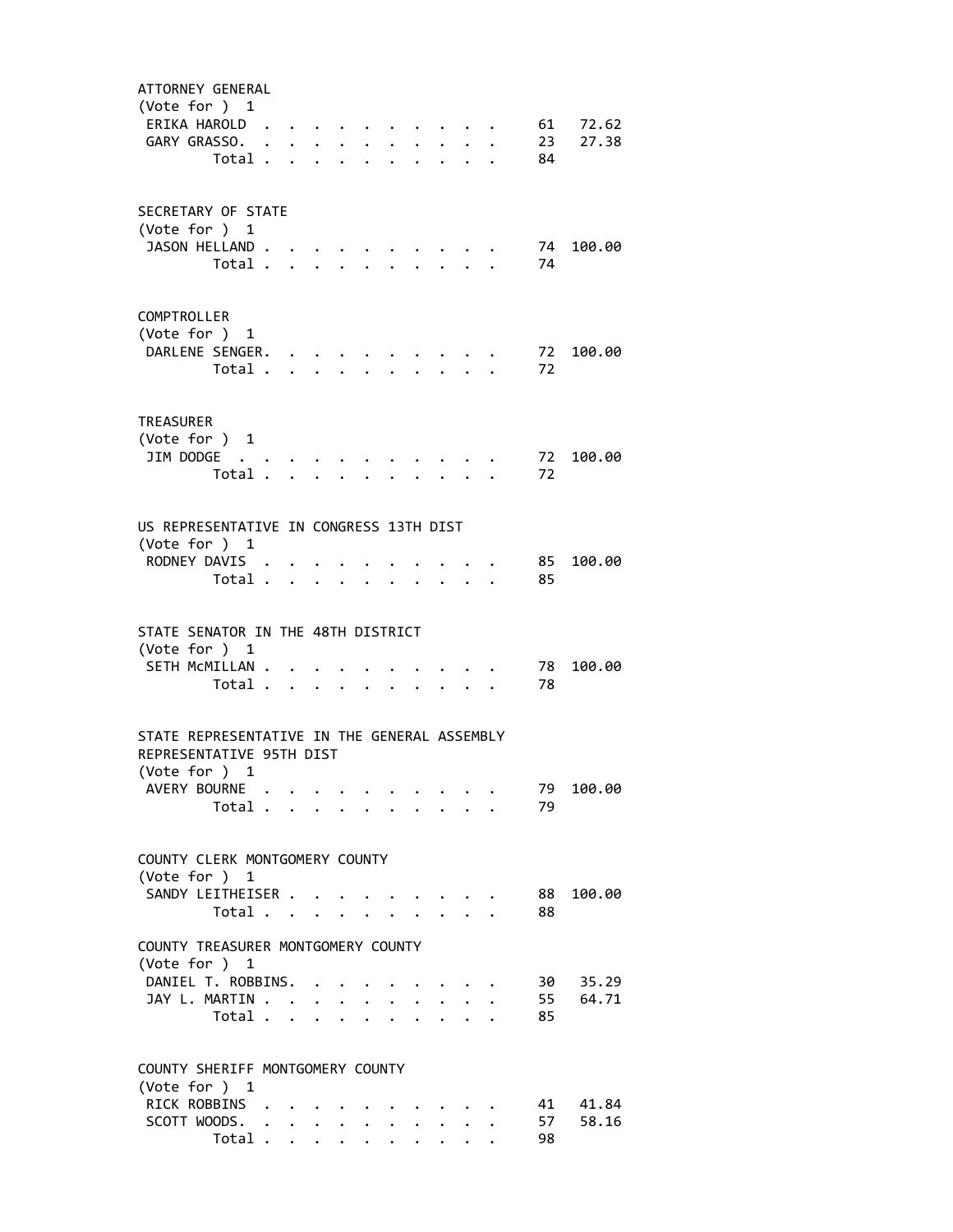ATTORNEY GENERAL
(Vote for ) 1

| Candidate | Votes | Percent |
|---|---|---|
| ERIKA HAROLD | 61 | 72.62 |
| GARY GRASSO. | 23 | 27.38 |
| Total | 84 | |

SECRETARY OF STATE
(Vote for ) 1

| Candidate | Votes | Percent |
|---|---|---|
| JASON HELLAND | 74 | 100.00 |
| Total | 74 | |

COMPTROLLER
(Vote for ) 1

| Candidate | Votes | Percent |
|---|---|---|
| DARLENE SENGER. | 72 | 100.00 |
| Total | 72 | |

TREASURER
(Vote for ) 1

| Candidate | Votes | Percent |
|---|---|---|
| JIM DODGE | 72 | 100.00 |
| Total | 72 | |

US REPRESENTATIVE IN CONGRESS 13TH DIST
(Vote for ) 1

| Candidate | Votes | Percent |
|---|---|---|
| RODNEY DAVIS | 85 | 100.00 |
| Total | 85 | |

STATE SENATOR IN THE 48TH DISTRICT
(Vote for ) 1

| Candidate | Votes | Percent |
|---|---|---|
| SETH McMILLAN | 78 | 100.00 |
| Total | 78 | |

STATE REPRESENTATIVE IN THE GENERAL ASSEMBLY
REPRESENTATIVE 95TH DIST
(Vote for ) 1

| Candidate | Votes | Percent |
|---|---|---|
| AVERY BOURNE | 79 | 100.00 |
| Total | 79 | |

COUNTY CLERK MONTGOMERY COUNTY
(Vote for ) 1

| Candidate | Votes | Percent |
|---|---|---|
| SANDY LEITHEISER | 88 | 100.00 |
| Total | 88 | |

COUNTY TREASURER MONTGOMERY COUNTY
(Vote for ) 1

| Candidate | Votes | Percent |
|---|---|---|
| DANIEL T. ROBBINS. | 30 | 35.29 |
| JAY L. MARTIN | 55 | 64.71 |
| Total | 85 | |

COUNTY SHERIFF MONTGOMERY COUNTY
(Vote for ) 1

| Candidate | Votes | Percent |
|---|---|---|
| RICK ROBBINS | 41 | 41.84 |
| SCOTT WOODS. | 57 | 58.16 |
| Total | 98 | |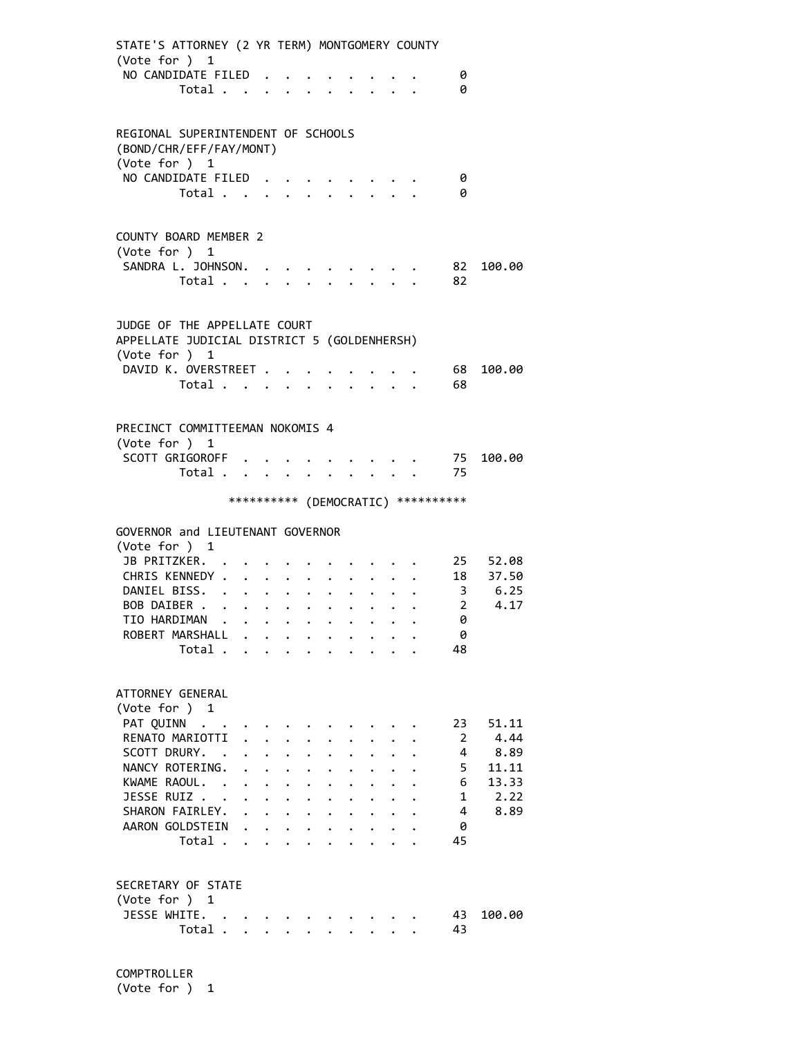STATE'S ATTORNEY (2 YR TERM) MONTGOMERY COUNTY
(Vote for ) 1

| | | |
|---|---|---|
| NO CANDIDATE FILED | 0 | |
| Total | 0 | |

REGIONAL SUPERINTENDENT OF SCHOOLS
(BOND/CHR/EFF/FAY/MONT)
(Vote for ) 1

| | | |
|---|---|---|
| NO CANDIDATE FILED | 0 | |
| Total | 0 | |

COUNTY BOARD MEMBER 2
(Vote for ) 1

| | | |
|---|---|---|
| SANDRA L. JOHNSON. | 82 | 100.00 |
| Total | 82 | |

JUDGE OF THE APPELLATE COURT
APPELLATE JUDICIAL DISTRICT 5 (GOLDENHERSH)
(Vote for ) 1

| | | |
|---|---|---|
| DAVID K. OVERSTREET | 68 | 100.00 |
| Total | 68 | |

PRECINCT COMMITTEEMAN NOKOMIS 4
(Vote for ) 1

| | | |
|---|---|---|
| SCOTT GRIGOROFF | 75 | 100.00 |
| Total | 75 | |

********** (DEMOCRATIC) **********

GOVERNOR and LIEUTENANT GOVERNOR
(Vote for ) 1

| | | |
|---|---|---|
| JB PRITZKER. | 25 | 52.08 |
| CHRIS KENNEDY | 18 | 37.50 |
| DANIEL BISS. | 3 | 6.25 |
| BOB DAIBER | 2 | 4.17 |
| TIO HARDIMAN | 0 | |
| ROBERT MARSHALL | 0 | |
| Total | 48 | |

ATTORNEY GENERAL
(Vote for ) 1

| | | |
|---|---|---|
| PAT QUINN | 23 | 51.11 |
| RENATO MARIOTTI | 2 | 4.44 |
| SCOTT DRURY. | 4 | 8.89 |
| NANCY ROTERING. | 5 | 11.11 |
| KWAME RAOUL. | 6 | 13.33 |
| JESSE RUIZ | 1 | 2.22 |
| SHARON FAIRLEY. | 4 | 8.89 |
| AARON GOLDSTEIN | 0 | |
| Total | 45 | |

SECRETARY OF STATE
(Vote for ) 1

| | | |
|---|---|---|
| JESSE WHITE. | 43 | 100.00 |
| Total | 43 | |

COMPTROLLER
(Vote for ) 1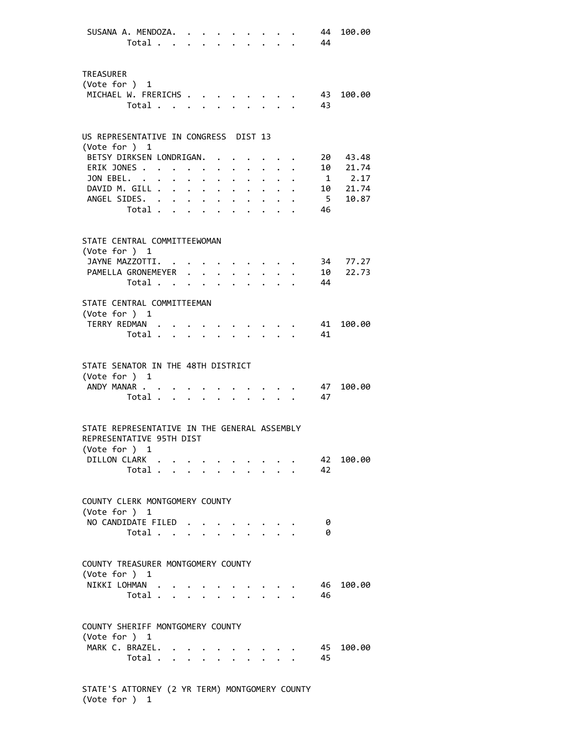| | Votes | Percent |
|---|---|---|
| SUSANA A. MENDOZA | 44 | 100.00 |
| Total | 44 | |

TREASURER
(Vote for ) 1

| | Votes | Percent |
|---|---|---|
| MICHAEL W. FRERICHS | 43 | 100.00 |
| Total | 43 | |

US REPRESENTATIVE IN CONGRESS DIST 13
(Vote for ) 1

| | Votes | Percent |
|---|---|---|
| BETSY DIRKSEN LONDRIGAN | 20 | 43.48 |
| ERIK JONES | 10 | 21.74 |
| JON EBEL | 1 | 2.17 |
| DAVID M. GILL | 10 | 21.74 |
| ANGEL SIDES | 5 | 10.87 |
| Total | 46 | |

STATE CENTRAL COMMITTEEWOMAN
(Vote for ) 1

| | Votes | Percent |
|---|---|---|
| JAYNE MAZZOTTI | 34 | 77.27 |
| PAMELLA GRONEMEYER | 10 | 22.73 |
| Total | 44 | |

STATE CENTRAL COMMITTEEMAN
(Vote for ) 1

| | Votes | Percent |
|---|---|---|
| TERRY REDMAN | 41 | 100.00 |
| Total | 41 | |

STATE SENATOR IN THE 48TH DISTRICT
(Vote for ) 1

| | Votes | Percent |
|---|---|---|
| ANDY MANAR | 47 | 100.00 |
| Total | 47 | |

STATE REPRESENTATIVE IN THE GENERAL ASSEMBLY
REPRESENTATIVE 95TH DIST
(Vote for ) 1

| | Votes | Percent |
|---|---|---|
| DILLON CLARK | 42 | 100.00 |
| Total | 42 | |

COUNTY CLERK MONTGOMERY COUNTY
(Vote for ) 1

| | Votes | Percent |
|---|---|---|
| NO CANDIDATE FILED | 0 | |
| Total | 0 | |

COUNTY TREASURER MONTGOMERY COUNTY
(Vote for ) 1

| | Votes | Percent |
|---|---|---|
| NIKKI LOHMAN | 46 | 100.00 |
| Total | 46 | |

COUNTY SHERIFF MONTGOMERY COUNTY
(Vote for ) 1

| | Votes | Percent |
|---|---|---|
| MARK C. BRAZEL | 45 | 100.00 |
| Total | 45 | |

STATE'S ATTORNEY (2 YR TERM) MONTGOMERY COUNTY
(Vote for ) 1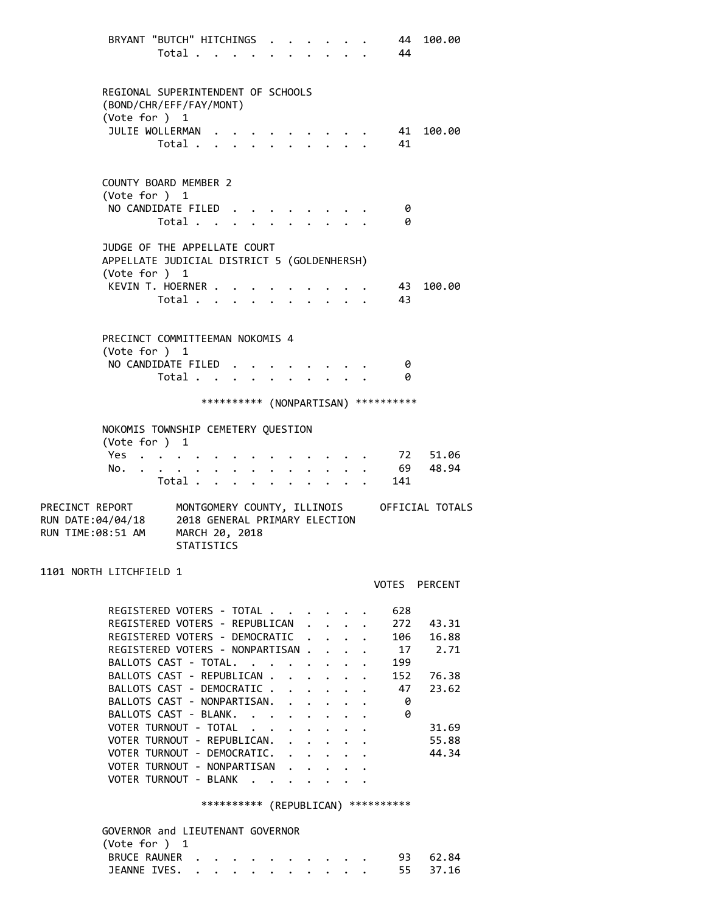| | VOTES | PERCENT |
|---|---|---|
| BRYANT "BUTCH" HITCHINGS | 44 | 100.00 |
| Total | 44 | |

REGIONAL SUPERINTENDENT OF SCHOOLS
(BOND/CHR/EFF/FAY/MONT)
(Vote for ) 1

| | VOTES | PERCENT |
|---|---|---|
| JULIE WOLLERMAN | 41 | 100.00 |
| Total | 41 | |

COUNTY BOARD MEMBER 2
(Vote for ) 1

| | VOTES | PERCENT |
|---|---|---|
| NO CANDIDATE FILED | 0 | |
| Total | 0 | |

JUDGE OF THE APPELLATE COURT
APPELLATE JUDICIAL DISTRICT 5 (GOLDENHERSH)
(Vote for ) 1

| | VOTES | PERCENT |
|---|---|---|
| KEVIN T. HOERNER | 43 | 100.00 |
| Total | 43 | |

PRECINCT COMMITTEEMAN NOKOMIS 4
(Vote for ) 1

| | VOTES | PERCENT |
|---|---|---|
| NO CANDIDATE FILED | 0 | |
| Total | 0 | |

********** (NONPARTISAN) **********

NOKOMIS TOWNSHIP CEMETERY QUESTION
(Vote for ) 1

| | VOTES | PERCENT |
|---|---|---|
| Yes | 72 | 51.06 |
| No. | 69 | 48.94 |
| Total | 141 | |

PRECINCT REPORT — MONTGOMERY COUNTY, ILLINOIS — OFFICIAL TOTALS
RUN DATE:04/04/18 — 2018 GENERAL PRIMARY ELECTION
RUN TIME:08:51 AM — MARCH 20, 2018
STATISTICS

1101 NORTH LITCHFIELD 1

| | VOTES | PERCENT |
|---|---|---|
| REGISTERED VOTERS - TOTAL | 628 | |
| REGISTERED VOTERS - REPUBLICAN | 272 | 43.31 |
| REGISTERED VOTERS - DEMOCRATIC | 106 | 16.88 |
| REGISTERED VOTERS - NONPARTISAN | 17 | 2.71 |
| BALLOTS CAST - TOTAL. | 199 | |
| BALLOTS CAST - REPUBLICAN | 152 | 76.38 |
| BALLOTS CAST - DEMOCRATIC | 47 | 23.62 |
| BALLOTS CAST - NONPARTISAN. | 0 | |
| BALLOTS CAST - BLANK. | 0 | |
| VOTER TURNOUT - TOTAL | | 31.69 |
| VOTER TURNOUT - REPUBLICAN. | | 55.88 |
| VOTER TURNOUT - DEMOCRATIC. | | 44.34 |
| VOTER TURNOUT - NONPARTISAN | | |
| VOTER TURNOUT - BLANK | | |

********** (REPUBLICAN) **********

GOVERNOR and LIEUTENANT GOVERNOR
(Vote for ) 1

| | VOTES | PERCENT |
|---|---|---|
| BRUCE RAUNER | 93 | 62.84 |
| JEANNE IVES. | 55 | 37.16 |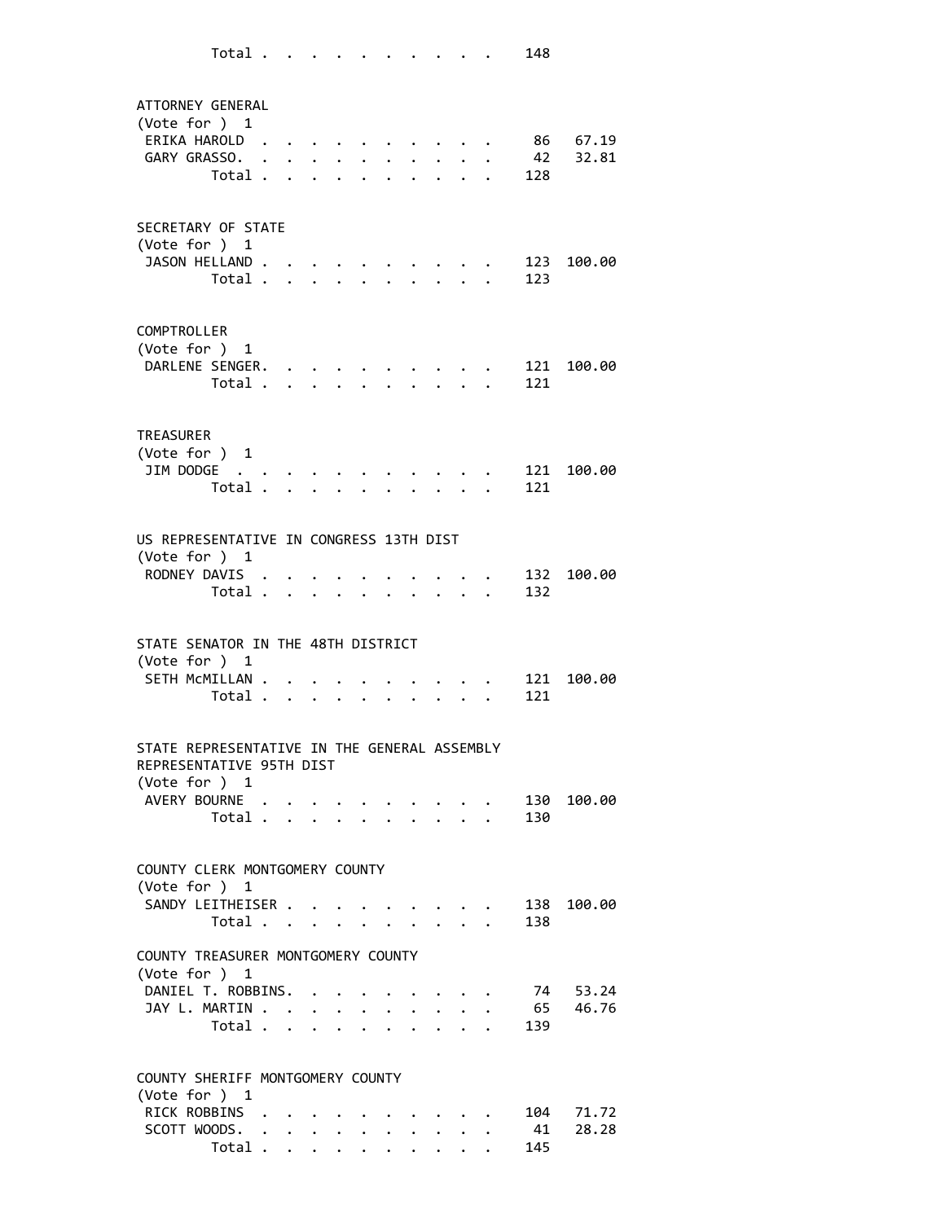Total . . . . . . . . . . . 148

ATTORNEY GENERAL
(Vote for ) 1

| Candidate | Votes | Percent |
|---|---|---|
| ERIKA HAROLD | 86 | 67.19 |
| GARY GRASSO. | 42 | 32.81 |
| Total | 128 | |

SECRETARY OF STATE
(Vote for ) 1

| Candidate | Votes | Percent |
|---|---|---|
| JASON HELLAND | 123 | 100.00 |
| Total | 123 | |

COMPTROLLER
(Vote for ) 1

| Candidate | Votes | Percent |
|---|---|---|
| DARLENE SENGER. | 121 | 100.00 |
| Total | 121 | |

TREASURER
(Vote for ) 1

| Candidate | Votes | Percent |
|---|---|---|
| JIM DODGE | 121 | 100.00 |
| Total | 121 | |

US REPRESENTATIVE IN CONGRESS 13TH DIST
(Vote for ) 1

| Candidate | Votes | Percent |
|---|---|---|
| RODNEY DAVIS | 132 | 100.00 |
| Total | 132 | |

STATE SENATOR IN THE 48TH DISTRICT
(Vote for ) 1

| Candidate | Votes | Percent |
|---|---|---|
| SETH McMILLAN | 121 | 100.00 |
| Total | 121 | |

STATE REPRESENTATIVE IN THE GENERAL ASSEMBLY
REPRESENTATIVE 95TH DIST
(Vote for ) 1

| Candidate | Votes | Percent |
|---|---|---|
| AVERY BOURNE | 130 | 100.00 |
| Total | 130 | |

COUNTY CLERK MONTGOMERY COUNTY
(Vote for ) 1

| Candidate | Votes | Percent |
|---|---|---|
| SANDY LEITHEISER | 138 | 100.00 |
| Total | 138 | |

COUNTY TREASURER MONTGOMERY COUNTY
(Vote for ) 1

| Candidate | Votes | Percent |
|---|---|---|
| DANIEL T. ROBBINS. | 74 | 53.24 |
| JAY L. MARTIN | 65 | 46.76 |
| Total | 139 | |

COUNTY SHERIFF MONTGOMERY COUNTY
(Vote for ) 1

| Candidate | Votes | Percent |
|---|---|---|
| RICK ROBBINS | 104 | 71.72 |
| SCOTT WOODS. | 41 | 28.28 |
| Total | 145 | |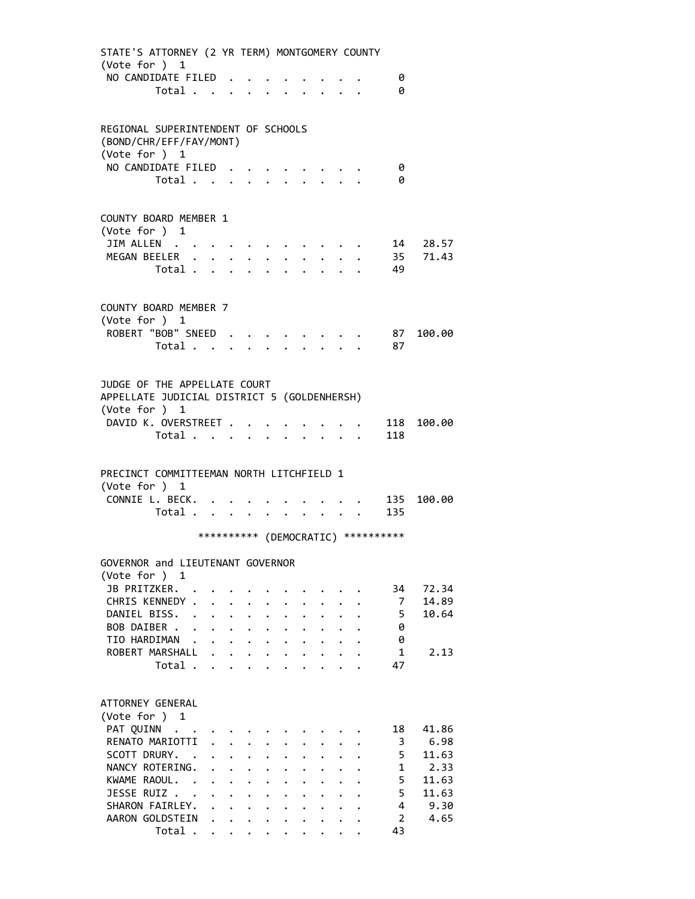STATE'S ATTORNEY (2 YR TERM) MONTGOMERY COUNTY
(Vote for ) 1

| | | |
|---|---|---|
| NO CANDIDATE FILED | 0 | |
| Total | 0 | |

REGIONAL SUPERINTENDENT OF SCHOOLS
(BOND/CHR/EFF/FAY/MONT)
(Vote for ) 1

| | | |
|---|---|---|
| NO CANDIDATE FILED | 0 | |
| Total | 0 | |

COUNTY BOARD MEMBER 1
(Vote for ) 1

| | | |
|---|---|---|
| JIM ALLEN | 14 | 28.57 |
| MEGAN BEELER | 35 | 71.43 |
| Total | 49 | |

COUNTY BOARD MEMBER 7
(Vote for ) 1

| | | |
|---|---|---|
| ROBERT "BOB" SNEED | 87 | 100.00 |
| Total | 87 | |

JUDGE OF THE APPELLATE COURT
APPELLATE JUDICIAL DISTRICT 5 (GOLDENHERSH)
(Vote for ) 1

| | | |
|---|---|---|
| DAVID K. OVERSTREET | 118 | 100.00 |
| Total | 118 | |

PRECINCT COMMITTEEMAN NORTH LITCHFIELD 1
(Vote for ) 1

| | | |
|---|---|---|
| CONNIE L. BECK. | 135 | 100.00 |
| Total | 135 | |

********** (DEMOCRATIC) **********

GOVERNOR and LIEUTENANT GOVERNOR
(Vote for ) 1

| | | |
|---|---|---|
| JB PRITZKER. | 34 | 72.34 |
| CHRIS KENNEDY | 7 | 14.89 |
| DANIEL BISS. | 5 | 10.64 |
| BOB DAIBER | 0 | |
| TIO HARDIMAN | 0 | |
| ROBERT MARSHALL | 1 | 2.13 |
| Total | 47 | |

ATTORNEY GENERAL
(Vote for ) 1

| | | |
|---|---|---|
| PAT QUINN | 18 | 41.86 |
| RENATO MARIOTTI | 3 | 6.98 |
| SCOTT DRURY. | 5 | 11.63 |
| NANCY ROTERING. | 1 | 2.33 |
| KWAME RAOUL. | 5 | 11.63 |
| JESSE RUIZ | 5 | 11.63 |
| SHARON FAIRLEY. | 4 | 9.30 |
| AARON GOLDSTEIN | 2 | 4.65 |
| Total | 43 | |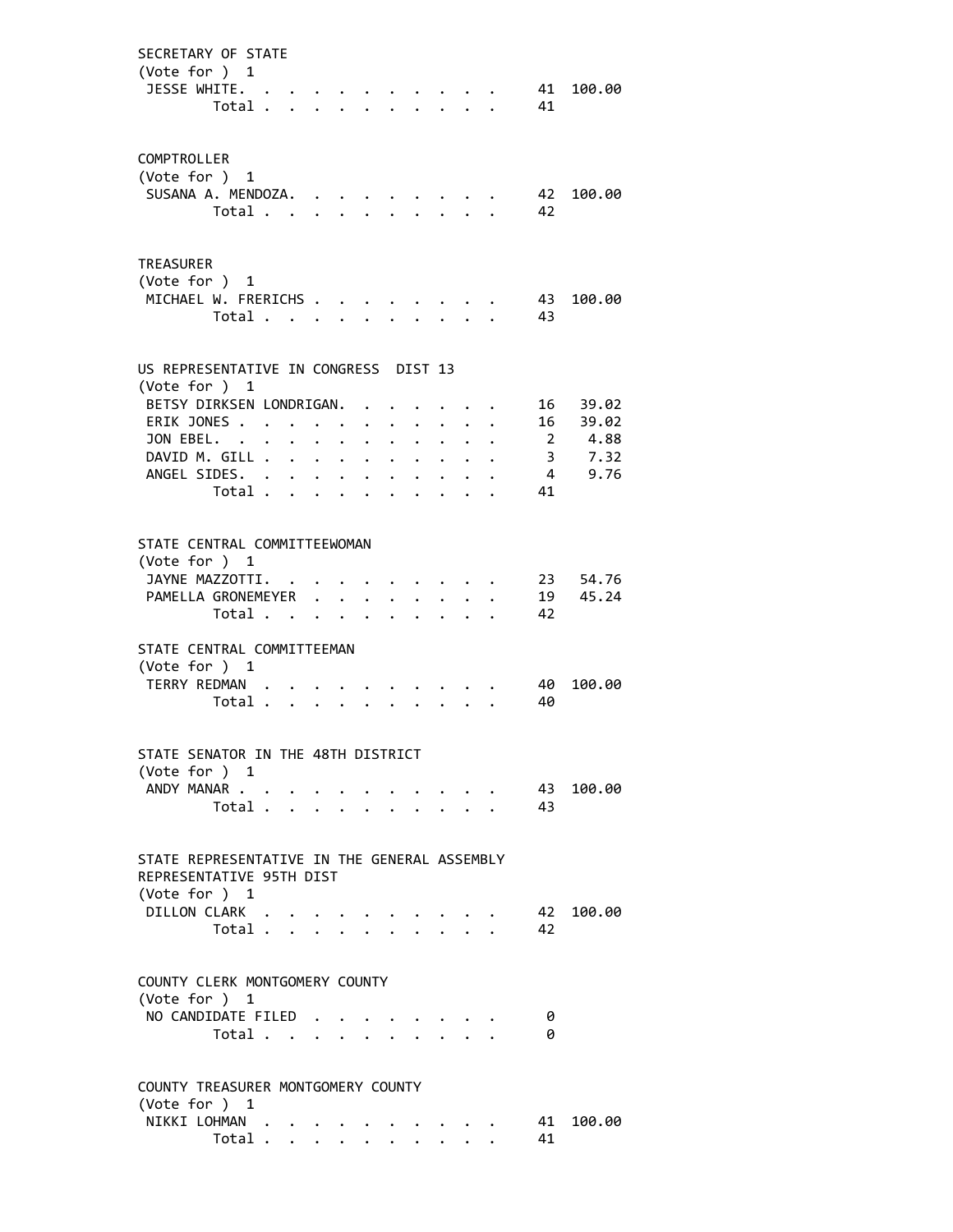SECRETARY OF STATE
(Vote for ) 1

| Candidate | Votes | Percent |
|---|---|---|
| JESSE WHITE | 41 | 100.00 |
| Total | 41 | |

COMPTROLLER
(Vote for ) 1

| Candidate | Votes | Percent |
|---|---|---|
| SUSANA A. MENDOZA | 42 | 100.00 |
| Total | 42 | |

TREASURER
(Vote for ) 1

| Candidate | Votes | Percent |
|---|---|---|
| MICHAEL W. FRERICHS | 43 | 100.00 |
| Total | 43 | |

US REPRESENTATIVE IN CONGRESS DIST 13
(Vote for ) 1

| Candidate | Votes | Percent |
|---|---|---|
| BETSY DIRKSEN LONDRIGAN | 16 | 39.02 |
| ERIK JONES | 16 | 39.02 |
| JON EBEL | 2 | 4.88 |
| DAVID M. GILL | 3 | 7.32 |
| ANGEL SIDES | 4 | 9.76 |
| Total | 41 | |

STATE CENTRAL COMMITTEEWOMAN
(Vote for ) 1

| Candidate | Votes | Percent |
|---|---|---|
| JAYNE MAZZOTTI | 23 | 54.76 |
| PAMELLA GRONEMEYER | 19 | 45.24 |
| Total | 42 | |

STATE CENTRAL COMMITTEEMAN
(Vote for ) 1

| Candidate | Votes | Percent |
|---|---|---|
| TERRY REDMAN | 40 | 100.00 |
| Total | 40 | |

STATE SENATOR IN THE 48TH DISTRICT
(Vote for ) 1

| Candidate | Votes | Percent |
|---|---|---|
| ANDY MANAR | 43 | 100.00 |
| Total | 43 | |

STATE REPRESENTATIVE IN THE GENERAL ASSEMBLY
REPRESENTATIVE 95TH DIST
(Vote for ) 1

| Candidate | Votes | Percent |
|---|---|---|
| DILLON CLARK | 42 | 100.00 |
| Total | 42 | |

COUNTY CLERK MONTGOMERY COUNTY
(Vote for ) 1

| Candidate | Votes | Percent |
|---|---|---|
| NO CANDIDATE FILED | 0 | |
| Total | 0 | |

COUNTY TREASURER MONTGOMERY COUNTY
(Vote for ) 1

| Candidate | Votes | Percent |
|---|---|---|
| NIKKI LOHMAN | 41 | 100.00 |
| Total | 41 | |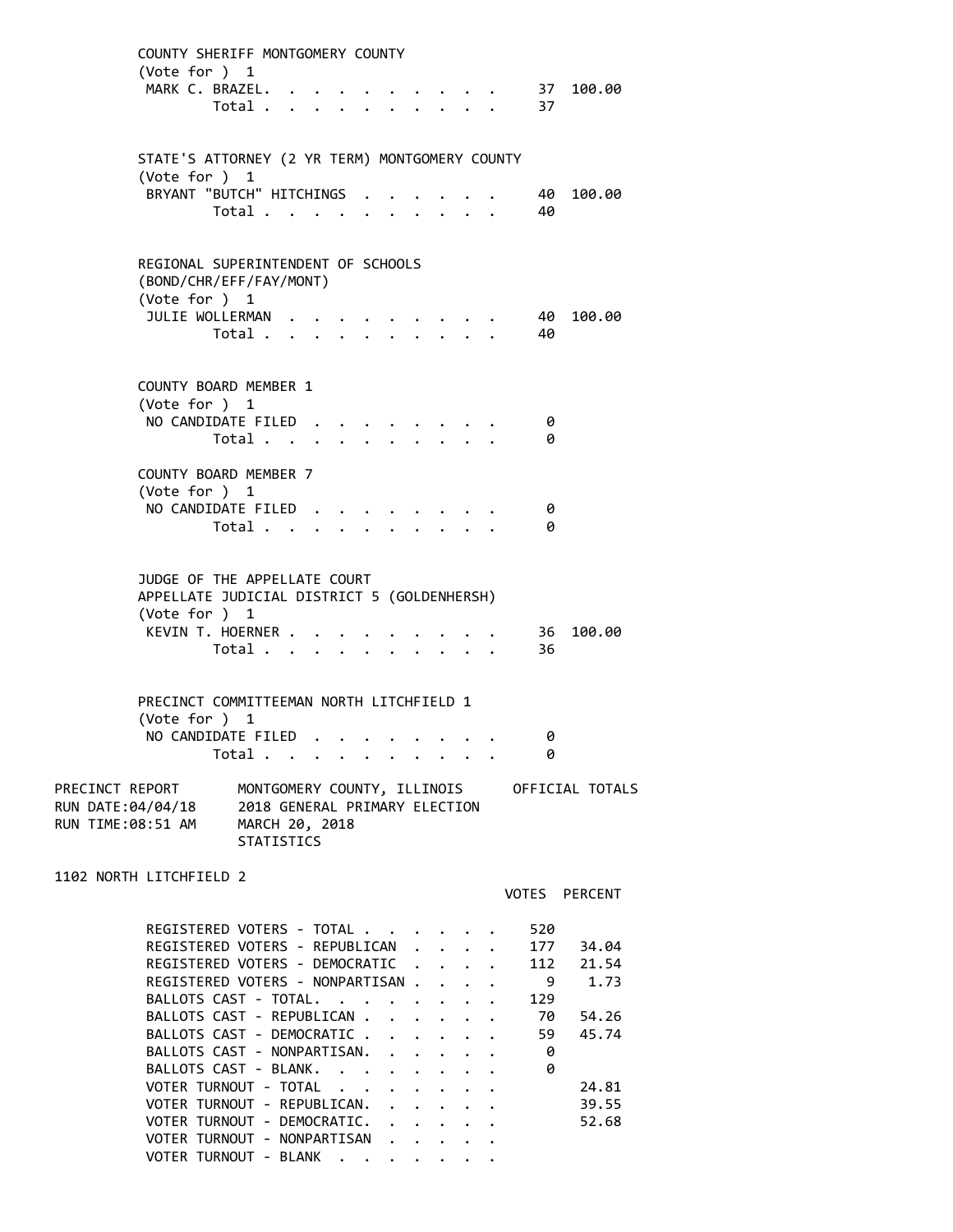COUNTY SHERIFF MONTGOMERY COUNTY
(Vote for ) 1

| | Votes | Percent |
|---|---|---|
| MARK C. BRAZEL | 37 | 100.00 |
| Total | 37 | |

STATE'S ATTORNEY (2 YR TERM) MONTGOMERY COUNTY
(Vote for ) 1

| | Votes | Percent |
|---|---|---|
| BRYANT "BUTCH" HITCHINGS | 40 | 100.00 |
| Total | 40 | |

REGIONAL SUPERINTENDENT OF SCHOOLS
(BOND/CHR/EFF/FAY/MONT)
(Vote for ) 1

| | Votes | Percent |
|---|---|---|
| JULIE WOLLERMAN | 40 | 100.00 |
| Total | 40 | |

COUNTY BOARD MEMBER 1
(Vote for ) 1

| | Votes | Percent |
|---|---|---|
| NO CANDIDATE FILED | 0 | |
| Total | 0 | |

COUNTY BOARD MEMBER 7
(Vote for ) 1

| | Votes | Percent |
|---|---|---|
| NO CANDIDATE FILED | 0 | |
| Total | 0 | |

JUDGE OF THE APPELLATE COURT
APPELLATE JUDICIAL DISTRICT 5 (GOLDENHERSH)
(Vote for ) 1

| | Votes | Percent |
|---|---|---|
| KEVIN T. HOERNER | 36 | 100.00 |
| Total | 36 | |

PRECINCT COMMITTEEMAN NORTH LITCHFIELD 1
(Vote for ) 1

| | Votes | Percent |
|---|---|---|
| NO CANDIDATE FILED | 0 | |
| Total | 0 | |

PRECINCT REPORT — MONTGOMERY COUNTY, ILLINOIS — OFFICIAL TOTALS
RUN DATE:04/04/18 — 2018 GENERAL PRIMARY ELECTION
RUN TIME:08:51 AM — MARCH 20, 2018
STATISTICS

1102 NORTH LITCHFIELD 2

| | VOTES | PERCENT |
|---|---|---|
| REGISTERED VOTERS - TOTAL | 520 | |
| REGISTERED VOTERS - REPUBLICAN | 177 | 34.04 |
| REGISTERED VOTERS - DEMOCRATIC | 112 | 21.54 |
| REGISTERED VOTERS - NONPARTISAN | 9 | 1.73 |
| BALLOTS CAST - TOTAL | 129 | |
| BALLOTS CAST - REPUBLICAN | 70 | 54.26 |
| BALLOTS CAST - DEMOCRATIC | 59 | 45.74 |
| BALLOTS CAST - NONPARTISAN | 0 | |
| BALLOTS CAST - BLANK | 0 | |
| VOTER TURNOUT - TOTAL | | 24.81 |
| VOTER TURNOUT - REPUBLICAN | | 39.55 |
| VOTER TURNOUT - DEMOCRATIC | | 52.68 |
| VOTER TURNOUT - NONPARTISAN | | |
| VOTER TURNOUT - BLANK | | |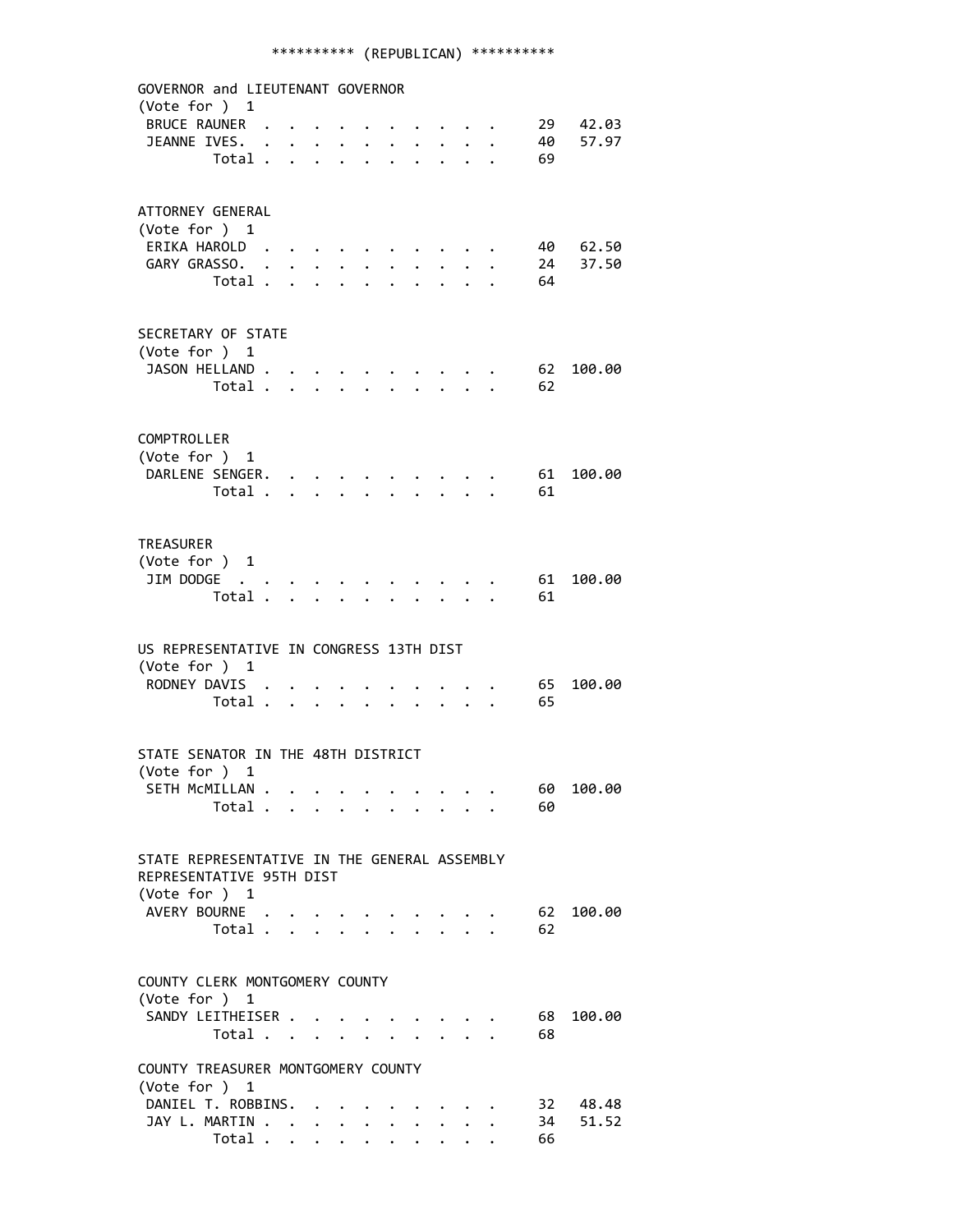********** (REPUBLICAN) **********

GOVERNOR and LIEUTENANT GOVERNOR
(Vote for ) 1

| Candidate | Votes | Percent |
|---|---|---|
| BRUCE RAUNER | 29 | 42.03 |
| JEANNE IVES. | 40 | 57.97 |
| Total | 69 | |

ATTORNEY GENERAL
(Vote for ) 1

| Candidate | Votes | Percent |
|---|---|---|
| ERIKA HAROLD | 40 | 62.50 |
| GARY GRASSO. | 24 | 37.50 |
| Total | 64 | |

SECRETARY OF STATE
(Vote for ) 1

| Candidate | Votes | Percent |
|---|---|---|
| JASON HELLAND | 62 | 100.00 |
| Total | 62 | |

COMPTROLLER
(Vote for ) 1

| Candidate | Votes | Percent |
|---|---|---|
| DARLENE SENGER. | 61 | 100.00 |
| Total | 61 | |

TREASURER
(Vote for ) 1

| Candidate | Votes | Percent |
|---|---|---|
| JIM DODGE | 61 | 100.00 |
| Total | 61 | |

US REPRESENTATIVE IN CONGRESS 13TH DIST
(Vote for ) 1

| Candidate | Votes | Percent |
|---|---|---|
| RODNEY DAVIS | 65 | 100.00 |
| Total | 65 | |

STATE SENATOR IN THE 48TH DISTRICT
(Vote for ) 1

| Candidate | Votes | Percent |
|---|---|---|
| SETH McMILLAN | 60 | 100.00 |
| Total | 60 | |

STATE REPRESENTATIVE IN THE GENERAL ASSEMBLY
REPRESENTATIVE 95TH DIST
(Vote for ) 1

| Candidate | Votes | Percent |
|---|---|---|
| AVERY BOURNE | 62 | 100.00 |
| Total | 62 | |

COUNTY CLERK MONTGOMERY COUNTY
(Vote for ) 1

| Candidate | Votes | Percent |
|---|---|---|
| SANDY LEITHEISER | 68 | 100.00 |
| Total | 68 | |

COUNTY TREASURER MONTGOMERY COUNTY
(Vote for ) 1

| Candidate | Votes | Percent |
|---|---|---|
| DANIEL T. ROBBINS. | 32 | 48.48 |
| JAY L. MARTIN | 34 | 51.52 |
| Total | 66 | |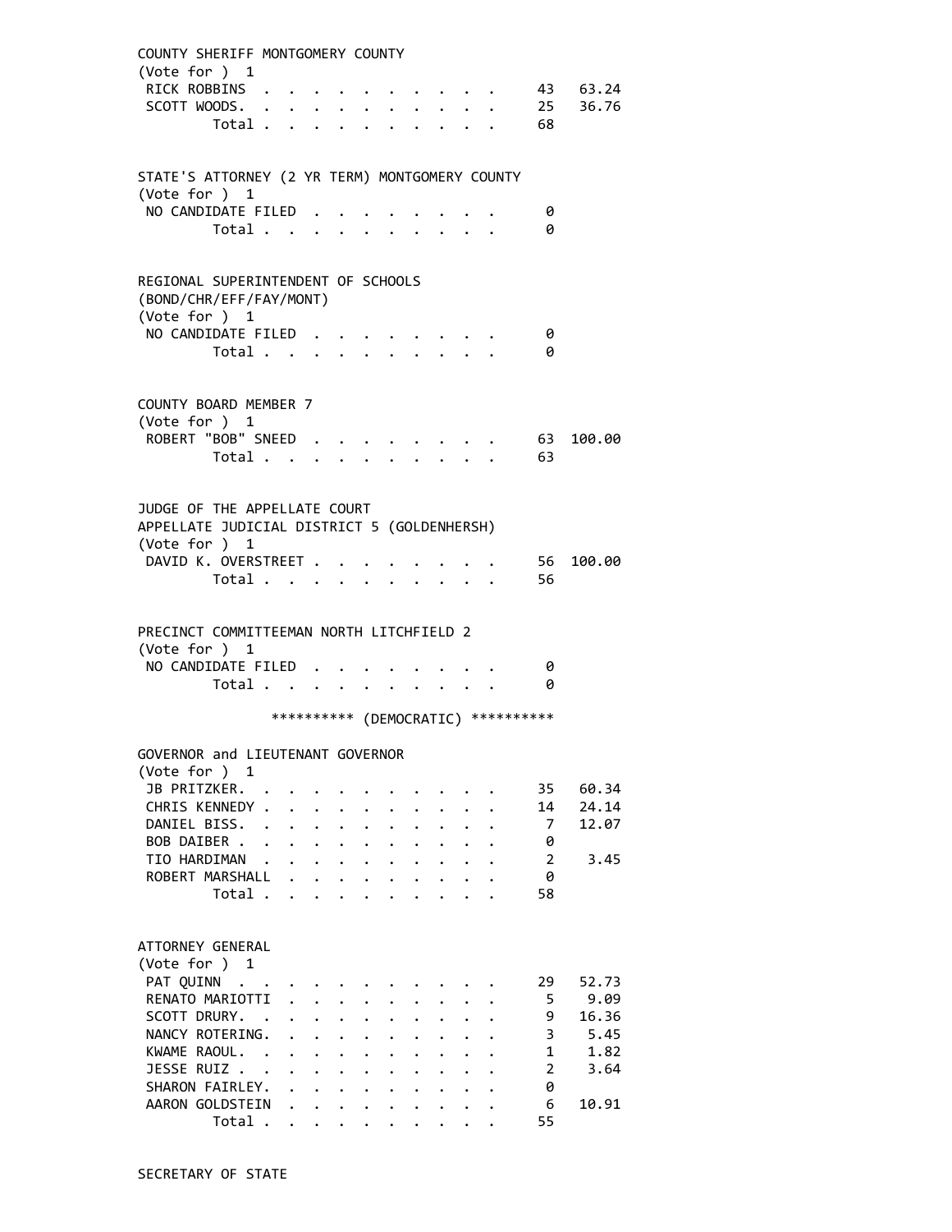COUNTY SHERIFF MONTGOMERY COUNTY
(Vote for ) 1

| Candidate | Votes | Percent |
|---|---|---|
| RICK ROBBINS | 43 | 63.24 |
| SCOTT WOODS. | 25 | 36.76 |
| Total | 68 | |

STATE'S ATTORNEY (2 YR TERM) MONTGOMERY COUNTY
(Vote for ) 1

| Candidate | Votes | Percent |
|---|---|---|
| NO CANDIDATE FILED | 0 | |
| Total | 0 | |

REGIONAL SUPERINTENDENT OF SCHOOLS
(BOND/CHR/EFF/FAY/MONT)
(Vote for ) 1

| Candidate | Votes | Percent |
|---|---|---|
| NO CANDIDATE FILED | 0 | |
| Total | 0 | |

COUNTY BOARD MEMBER 7
(Vote for ) 1

| Candidate | Votes | Percent |
|---|---|---|
| ROBERT "BOB" SNEED | 63 | 100.00 |
| Total | 63 | |

JUDGE OF THE APPELLATE COURT
APPELLATE JUDICIAL DISTRICT 5 (GOLDENHERSH)
(Vote for ) 1

| Candidate | Votes | Percent |
|---|---|---|
| DAVID K. OVERSTREET | 56 | 100.00 |
| Total | 56 | |

PRECINCT COMMITTEEMAN NORTH LITCHFIELD 2
(Vote for ) 1

| Candidate | Votes | Percent |
|---|---|---|
| NO CANDIDATE FILED | 0 | |
| Total | 0 | |

********** (DEMOCRATIC) **********

GOVERNOR and LIEUTENANT GOVERNOR
(Vote for ) 1

| Candidate | Votes | Percent |
|---|---|---|
| JB PRITZKER. | 35 | 60.34 |
| CHRIS KENNEDY | 14 | 24.14 |
| DANIEL BISS. | 7 | 12.07 |
| BOB DAIBER | 0 | |
| TIO HARDIMAN | 2 | 3.45 |
| ROBERT MARSHALL | 0 | |
| Total | 58 | |

ATTORNEY GENERAL
(Vote for ) 1

| Candidate | Votes | Percent |
|---|---|---|
| PAT QUINN | 29 | 52.73 |
| RENATO MARIOTTI | 5 | 9.09 |
| SCOTT DRURY. | 9 | 16.36 |
| NANCY ROTERING. | 3 | 5.45 |
| KWAME RAOUL. | 1 | 1.82 |
| JESSE RUIZ | 2 | 3.64 |
| SHARON FAIRLEY. | 0 | |
| AARON GOLDSTEIN | 6 | 10.91 |
| Total | 55 | |

SECRETARY OF STATE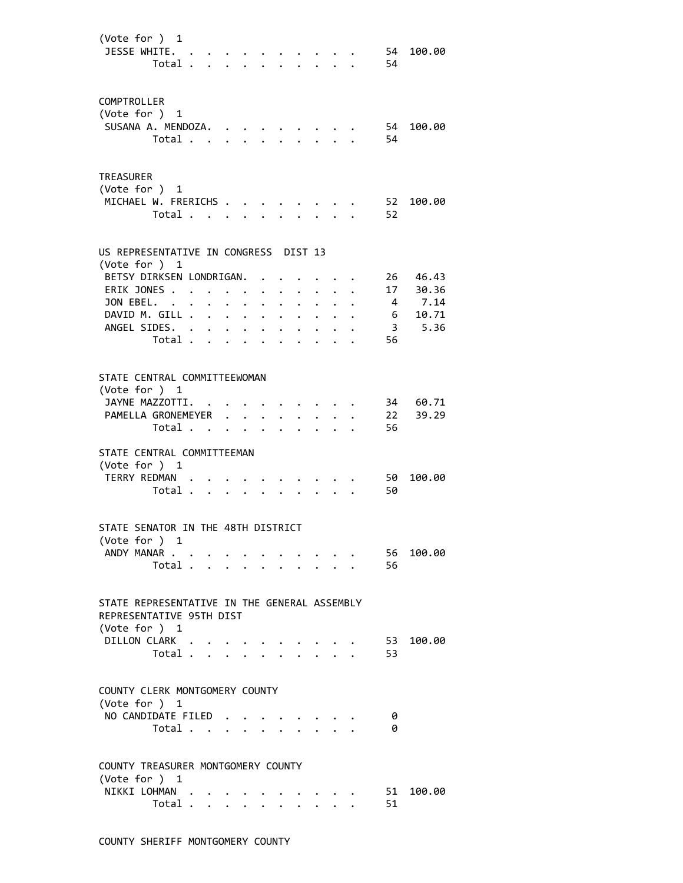(Vote for ) 1

| | | |
|---|---|---|
| JESSE WHITE | 54 | 100.00 |
| Total | 54 | |

COMPTROLLER

(Vote for ) 1

| | | |
|---|---|---|
| SUSANA A. MENDOZA | 54 | 100.00 |
| Total | 54 | |

TREASURER

(Vote for ) 1

| | | |
|---|---|---|
| MICHAEL W. FRERICHS | 52 | 100.00 |
| Total | 52 | |

US REPRESENTATIVE IN CONGRESS DIST 13

(Vote for ) 1

| | | |
|---|---|---|
| BETSY DIRKSEN LONDRIGAN | 26 | 46.43 |
| ERIK JONES | 17 | 30.36 |
| JON EBEL | 4 | 7.14 |
| DAVID M. GILL | 6 | 10.71 |
| ANGEL SIDES | 3 | 5.36 |
| Total | 56 | |

STATE CENTRAL COMMITTEEWOMAN

(Vote for ) 1

| | | |
|---|---|---|
| JAYNE MAZZOTTI | 34 | 60.71 |
| PAMELLA GRONEMEYER | 22 | 39.29 |
| Total | 56 | |

STATE CENTRAL COMMITTEEMAN

(Vote for ) 1

| | | |
|---|---|---|
| TERRY REDMAN | 50 | 100.00 |
| Total | 50 | |

STATE SENATOR IN THE 48TH DISTRICT

(Vote for ) 1

| | | |
|---|---|---|
| ANDY MANAR | 56 | 100.00 |
| Total | 56 | |

STATE REPRESENTATIVE IN THE GENERAL ASSEMBLY
REPRESENTATIVE 95TH DIST

(Vote for ) 1

| | | |
|---|---|---|
| DILLON CLARK | 53 | 100.00 |
| Total | 53 | |

COUNTY CLERK MONTGOMERY COUNTY

(Vote for ) 1

| | | |
|---|---|---|
| NO CANDIDATE FILED | 0 | |
| Total | 0 | |

COUNTY TREASURER MONTGOMERY COUNTY

(Vote for ) 1

| | | |
|---|---|---|
| NIKKI LOHMAN | 51 | 100.00 |
| Total | 51 | |

COUNTY SHERIFF MONTGOMERY COUNTY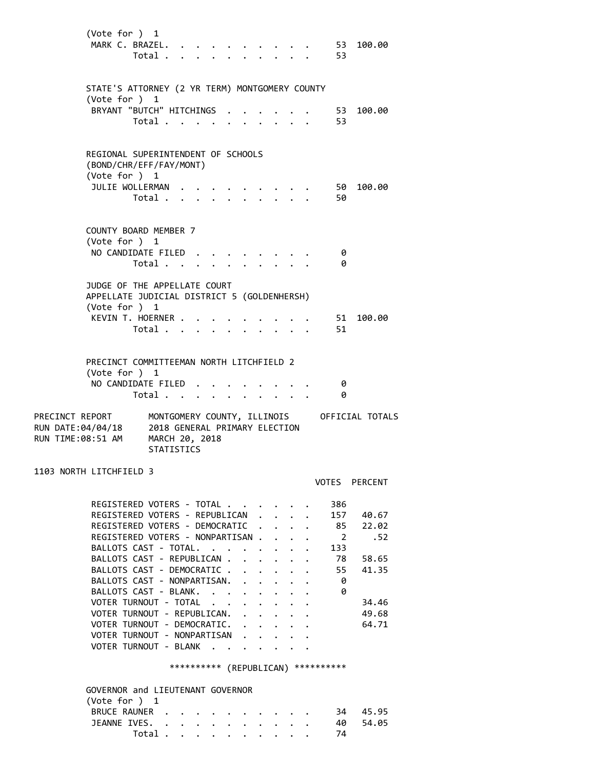(Vote for ) 1

| | Votes | Percent |
|---|---|---|
| MARK C. BRAZEL | 53 | 100.00 |
| Total | 53 | |

STATE'S ATTORNEY (2 YR TERM) MONTGOMERY COUNTY
(Vote for ) 1

| | Votes | Percent |
|---|---|---|
| BRYANT "BUTCH" HITCHINGS | 53 | 100.00 |
| Total | 53 | |

REGIONAL SUPERINTENDENT OF SCHOOLS
(BOND/CHR/EFF/FAY/MONT)
(Vote for ) 1

| | Votes | Percent |
|---|---|---|
| JULIE WOLLERMAN | 50 | 100.00 |
| Total | 50 | |

COUNTY BOARD MEMBER 7
(Vote for ) 1

| | Votes | Percent |
|---|---|---|
| NO CANDIDATE FILED | 0 | |
| Total | 0 | |

JUDGE OF THE APPELLATE COURT
APPELLATE JUDICIAL DISTRICT 5 (GOLDENHERSH)
(Vote for ) 1

| | Votes | Percent |
|---|---|---|
| KEVIN T. HOERNER | 51 | 100.00 |
| Total | 51 | |

PRECINCT COMMITTEEMAN NORTH LITCHFIELD 2
(Vote for ) 1

| | Votes | Percent |
|---|---|---|
| NO CANDIDATE FILED | 0 | |
| Total | 0 | |

PRECINCT REPORT — MONTGOMERY COUNTY, ILLINOIS — OFFICIAL TOTALS
RUN DATE:04/04/18 — 2018 GENERAL PRIMARY ELECTION
RUN TIME:08:51 AM — MARCH 20, 2018
STATISTICS

## 1103 NORTH LITCHFIELD 3

| | VOTES | PERCENT |
|---|---|---|
| REGISTERED VOTERS - TOTAL | 386 | |
| REGISTERED VOTERS - REPUBLICAN | 157 | 40.67 |
| REGISTERED VOTERS - DEMOCRATIC | 85 | 22.02 |
| REGISTERED VOTERS - NONPARTISAN | 2 | .52 |
| BALLOTS CAST - TOTAL | 133 | |
| BALLOTS CAST - REPUBLICAN | 78 | 58.65 |
| BALLOTS CAST - DEMOCRATIC | 55 | 41.35 |
| BALLOTS CAST - NONPARTISAN | 0 | |
| BALLOTS CAST - BLANK | 0 | |
| VOTER TURNOUT - TOTAL | | 34.46 |
| VOTER TURNOUT - REPUBLICAN | | 49.68 |
| VOTER TURNOUT - DEMOCRATIC | | 64.71 |
| VOTER TURNOUT - NONPARTISAN | | |
| VOTER TURNOUT - BLANK | | |

********** (REPUBLICAN) **********

GOVERNOR and LIEUTENANT GOVERNOR
(Vote for ) 1

| | Votes | Percent |
|---|---|---|
| BRUCE RAUNER | 34 | 45.95 |
| JEANNE IVES | 40 | 54.05 |
| Total | 74 | |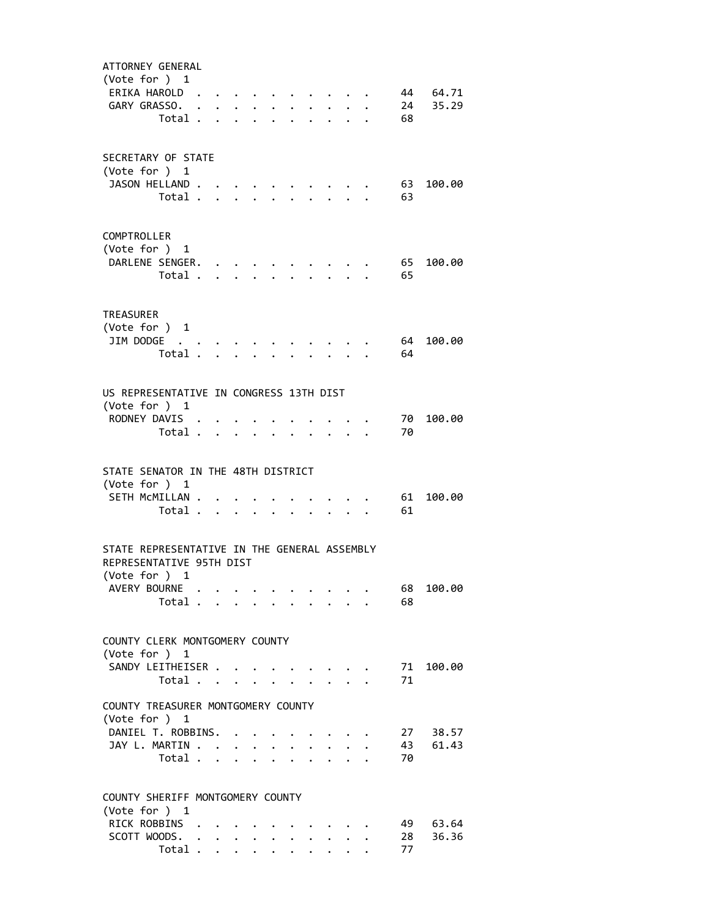ATTORNEY GENERAL
(Vote for ) 1

| Candidate | Votes | Percent |
|---|---|---|
| ERIKA HAROLD | 44 | 64.71 |
| GARY GRASSO | 24 | 35.29 |
| Total | 68 | |

SECRETARY OF STATE
(Vote for ) 1

| Candidate | Votes | Percent |
|---|---|---|
| JASON HELLAND | 63 | 100.00 |
| Total | 63 | |

COMPTROLLER
(Vote for ) 1

| Candidate | Votes | Percent |
|---|---|---|
| DARLENE SENGER | 65 | 100.00 |
| Total | 65 | |

TREASURER
(Vote for ) 1

| Candidate | Votes | Percent |
|---|---|---|
| JIM DODGE | 64 | 100.00 |
| Total | 64 | |

US REPRESENTATIVE IN CONGRESS 13TH DIST
(Vote for ) 1

| Candidate | Votes | Percent |
|---|---|---|
| RODNEY DAVIS | 70 | 100.00 |
| Total | 70 | |

STATE SENATOR IN THE 48TH DISTRICT
(Vote for ) 1

| Candidate | Votes | Percent |
|---|---|---|
| SETH McMILLAN | 61 | 100.00 |
| Total | 61 | |

STATE REPRESENTATIVE IN THE GENERAL ASSEMBLY
REPRESENTATIVE 95TH DIST
(Vote for ) 1

| Candidate | Votes | Percent |
|---|---|---|
| AVERY BOURNE | 68 | 100.00 |
| Total | 68 | |

COUNTY CLERK MONTGOMERY COUNTY
(Vote for ) 1

| Candidate | Votes | Percent |
|---|---|---|
| SANDY LEITHEISER | 71 | 100.00 |
| Total | 71 | |

COUNTY TREASURER MONTGOMERY COUNTY
(Vote for ) 1

| Candidate | Votes | Percent |
|---|---|---|
| DANIEL T. ROBBINS | 27 | 38.57 |
| JAY L. MARTIN | 43 | 61.43 |
| Total | 70 | |

COUNTY SHERIFF MONTGOMERY COUNTY
(Vote for ) 1

| Candidate | Votes | Percent |
|---|---|---|
| RICK ROBBINS | 49 | 63.64 |
| SCOTT WOODS | 28 | 36.36 |
| Total | 77 | |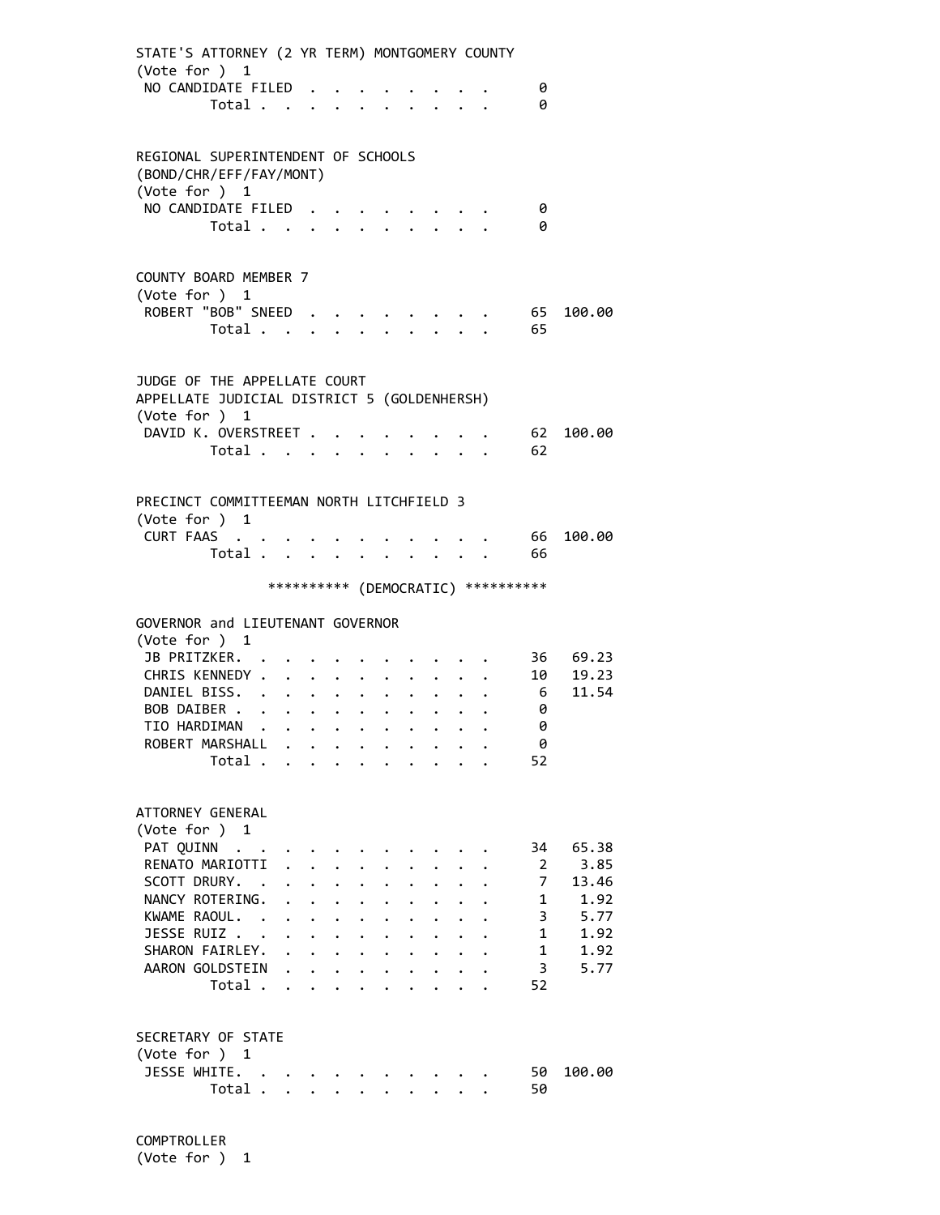STATE'S ATTORNEY (2 YR TERM) MONTGOMERY COUNTY
(Vote for ) 1

| | | |
|---|---|---|
| NO CANDIDATE FILED | 0 | |
| Total | 0 | |

REGIONAL SUPERINTENDENT OF SCHOOLS
(BOND/CHR/EFF/FAY/MONT)
(Vote for ) 1

| | | |
|---|---|---|
| NO CANDIDATE FILED | 0 | |
| Total | 0 | |

COUNTY BOARD MEMBER 7
(Vote for ) 1

| | | |
|---|---|---|
| ROBERT "BOB" SNEED | 65 | 100.00 |
| Total | 65 | |

JUDGE OF THE APPELLATE COURT
APPELLATE JUDICIAL DISTRICT 5 (GOLDENHERSH)
(Vote for ) 1

| | | |
|---|---|---|
| DAVID K. OVERSTREET | 62 | 100.00 |
| Total | 62 | |

PRECINCT COMMITTEEMAN NORTH LITCHFIELD 3
(Vote for ) 1

| | | |
|---|---|---|
| CURT FAAS | 66 | 100.00 |
| Total | 66 | |

********** (DEMOCRATIC) **********

GOVERNOR and LIEUTENANT GOVERNOR
(Vote for ) 1

| | | |
|---|---|---|
| JB PRITZKER | 36 | 69.23 |
| CHRIS KENNEDY | 10 | 19.23 |
| DANIEL BISS | 6 | 11.54 |
| BOB DAIBER | 0 | |
| TIO HARDIMAN | 0 | |
| ROBERT MARSHALL | 0 | |
| Total | 52 | |

ATTORNEY GENERAL
(Vote for ) 1

| | | |
|---|---|---|
| PAT QUINN | 34 | 65.38 |
| RENATO MARIOTTI | 2 | 3.85 |
| SCOTT DRURY | 7 | 13.46 |
| NANCY ROTERING | 1 | 1.92 |
| KWAME RAOUL | 3 | 5.77 |
| JESSE RUIZ | 1 | 1.92 |
| SHARON FAIRLEY | 1 | 1.92 |
| AARON GOLDSTEIN | 3 | 5.77 |
| Total | 52 | |

SECRETARY OF STATE
(Vote for ) 1

| | | |
|---|---|---|
| JESSE WHITE | 50 | 100.00 |
| Total | 50 | |

COMPTROLLER
(Vote for ) 1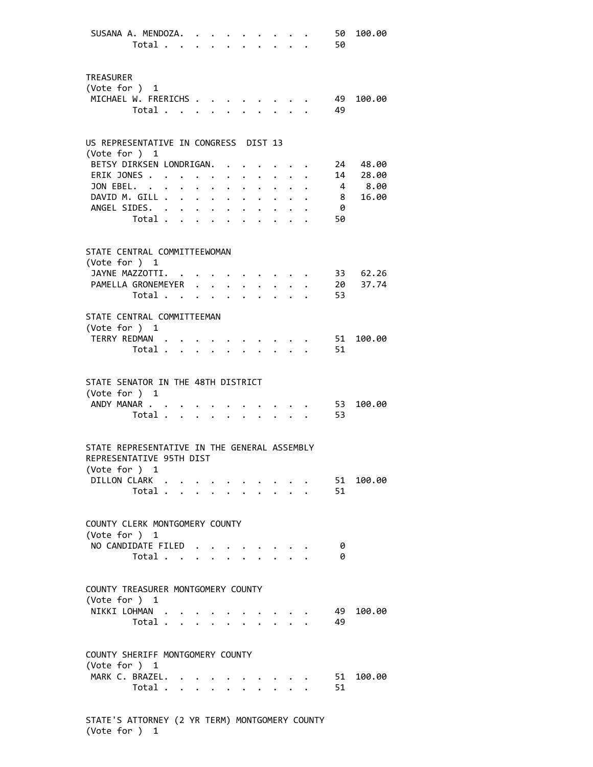SUSANA A. MENDOZA. . . . . . . . . . 50 100.00
Total . . . . . . . . . . 50

TREASURER
(Vote for ) 1

| | | |
|---|---|---|
| MICHAEL W. FRERICHS | 49 | 100.00 |
| Total | 49 | |

US REPRESENTATIVE IN CONGRESS DIST 13
(Vote for ) 1

| | | |
|---|---|---|
| BETSY DIRKSEN LONDRIGAN | 24 | 48.00 |
| ERIK JONES | 14 | 28.00 |
| JON EBEL | 4 | 8.00 |
| DAVID M. GILL | 8 | 16.00 |
| ANGEL SIDES | 0 | |
| Total | 50 | |

STATE CENTRAL COMMITTEEWOMAN
(Vote for ) 1

| | | |
|---|---|---|
| JAYNE MAZZOTTI | 33 | 62.26 |
| PAMELLA GRONEMEYER | 20 | 37.74 |
| Total | 53 | |

STATE CENTRAL COMMITTEEMAN
(Vote for ) 1

| | | |
|---|---|---|
| TERRY REDMAN | 51 | 100.00 |
| Total | 51 | |

STATE SENATOR IN THE 48TH DISTRICT
(Vote for ) 1

| | | |
|---|---|---|
| ANDY MANAR | 53 | 100.00 |
| Total | 53 | |

STATE REPRESENTATIVE IN THE GENERAL ASSEMBLY
REPRESENTATIVE 95TH DIST
(Vote for ) 1

| | | |
|---|---|---|
| DILLON CLARK | 51 | 100.00 |
| Total | 51 | |

COUNTY CLERK MONTGOMERY COUNTY
(Vote for ) 1

| | | |
|---|---|---|
| NO CANDIDATE FILED | 0 | |
| Total | 0 | |

COUNTY TREASURER MONTGOMERY COUNTY
(Vote for ) 1

| | | |
|---|---|---|
| NIKKI LOHMAN | 49 | 100.00 |
| Total | 49 | |

COUNTY SHERIFF MONTGOMERY COUNTY
(Vote for ) 1

| | | |
|---|---|---|
| MARK C. BRAZEL | 51 | 100.00 |
| Total | 51 | |

STATE'S ATTORNEY (2 YR TERM) MONTGOMERY COUNTY
(Vote for ) 1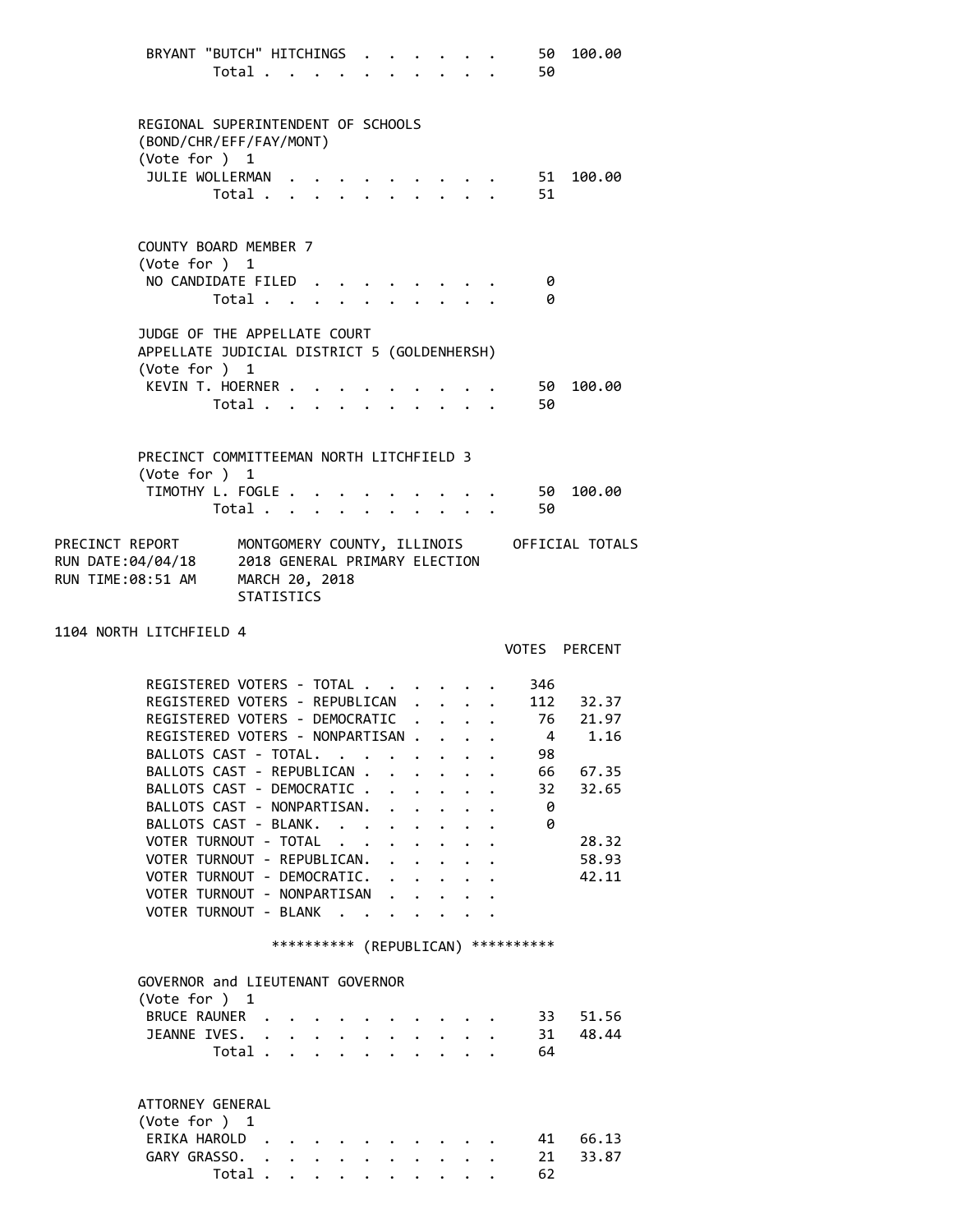| | VOTES | PERCENT |
|---|---|---|
| BRYANT "BUTCH" HITCHINGS | 50 | 100.00 |
| Total | 50 | |

REGIONAL SUPERINTENDENT OF SCHOOLS
(BOND/CHR/EFF/FAY/MONT)
(Vote for ) 1

| | VOTES | PERCENT |
|---|---|---|
| JULIE WOLLERMAN | 51 | 100.00 |
| Total | 51 | |

COUNTY BOARD MEMBER 7
(Vote for ) 1

| | VOTES | PERCENT |
|---|---|---|
| NO CANDIDATE FILED | 0 | |
| Total | 0 | |

JUDGE OF THE APPELLATE COURT
APPELLATE JUDICIAL DISTRICT 5 (GOLDENHERSH)
(Vote for ) 1

| | VOTES | PERCENT |
|---|---|---|
| KEVIN T. HOERNER | 50 | 100.00 |
| Total | 50 | |

PRECINCT COMMITTEEMAN NORTH LITCHFIELD 3
(Vote for ) 1

| | VOTES | PERCENT |
|---|---|---|
| TIMOTHY L. FOGLE | 50 | 100.00 |
| Total | 50 | |

PRECINCT REPORT MONTGOMERY COUNTY, ILLINOIS OFFICIAL TOTALS
RUN DATE:04/04/18 2018 GENERAL PRIMARY ELECTION
RUN TIME:08:51 AM MARCH 20, 2018
STATISTICS

## 1104 NORTH LITCHFIELD 4

| | VOTES | PERCENT |
|---|---|---|
| REGISTERED VOTERS - TOTAL | 346 | |
| REGISTERED VOTERS - REPUBLICAN | 112 | 32.37 |
| REGISTERED VOTERS - DEMOCRATIC | 76 | 21.97 |
| REGISTERED VOTERS - NONPARTISAN | 4 | 1.16 |
| BALLOTS CAST - TOTAL. | 98 | |
| BALLOTS CAST - REPUBLICAN | 66 | 67.35 |
| BALLOTS CAST - DEMOCRATIC | 32 | 32.65 |
| BALLOTS CAST - NONPARTISAN. | 0 | |
| BALLOTS CAST - BLANK. | 0 | |
| VOTER TURNOUT - TOTAL | | 28.32 |
| VOTER TURNOUT - REPUBLICAN. | | 58.93 |
| VOTER TURNOUT - DEMOCRATIC. | | 42.11 |
| VOTER TURNOUT - NONPARTISAN | | |
| VOTER TURNOUT - BLANK | | |

********** (REPUBLICAN) **********

GOVERNOR and LIEUTENANT GOVERNOR
(Vote for ) 1

| | VOTES | PERCENT |
|---|---|---|
| BRUCE RAUNER | 33 | 51.56 |
| JEANNE IVES. | 31 | 48.44 |
| Total | 64 | |

ATTORNEY GENERAL
(Vote for ) 1

| | VOTES | PERCENT |
|---|---|---|
| ERIKA HAROLD | 41 | 66.13 |
| GARY GRASSO. | 21 | 33.87 |
| Total | 62 | |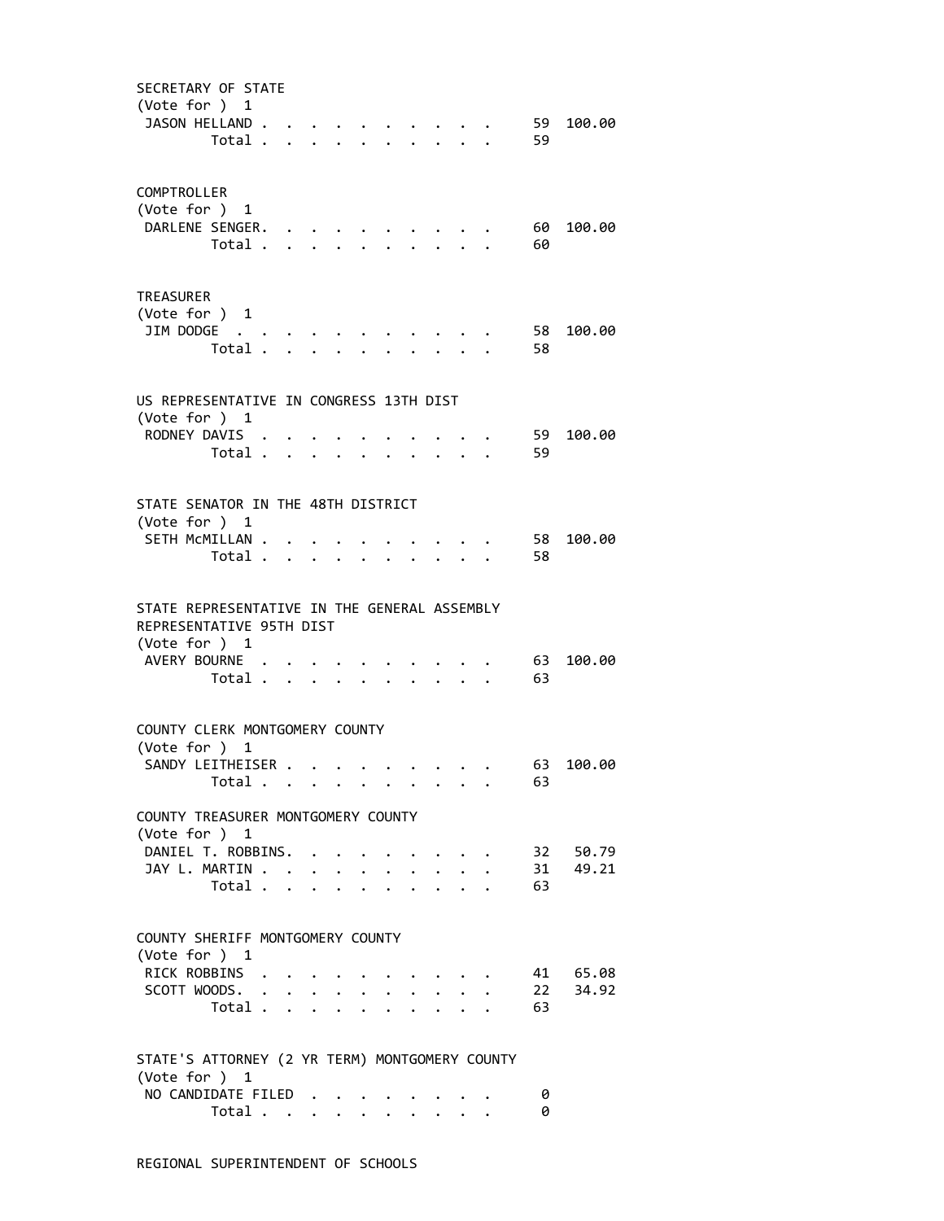SECRETARY OF STATE
(Vote for ) 1

| Candidate | Votes | Percent |
|---|---|---|
| JASON HELLAND | 59 | 100.00 |
| Total | 59 | |

COMPTROLLER
(Vote for ) 1

| Candidate | Votes | Percent |
|---|---|---|
| DARLENE SENGER | 60 | 100.00 |
| Total | 60 | |

TREASURER
(Vote for ) 1

| Candidate | Votes | Percent |
|---|---|---|
| JIM DODGE | 58 | 100.00 |
| Total | 58 | |

US REPRESENTATIVE IN CONGRESS 13TH DIST
(Vote for ) 1

| Candidate | Votes | Percent |
|---|---|---|
| RODNEY DAVIS | 59 | 100.00 |
| Total | 59 | |

STATE SENATOR IN THE 48TH DISTRICT
(Vote for ) 1

| Candidate | Votes | Percent |
|---|---|---|
| SETH McMILLAN | 58 | 100.00 |
| Total | 58 | |

STATE REPRESENTATIVE IN THE GENERAL ASSEMBLY
REPRESENTATIVE 95TH DIST
(Vote for ) 1

| Candidate | Votes | Percent |
|---|---|---|
| AVERY BOURNE | 63 | 100.00 |
| Total | 63 | |

COUNTY CLERK MONTGOMERY COUNTY
(Vote for ) 1

| Candidate | Votes | Percent |
|---|---|---|
| SANDY LEITHEISER | 63 | 100.00 |
| Total | 63 | |

COUNTY TREASURER MONTGOMERY COUNTY
(Vote for ) 1

| Candidate | Votes | Percent |
|---|---|---|
| DANIEL T. ROBBINS | 32 | 50.79 |
| JAY L. MARTIN | 31 | 49.21 |
| Total | 63 | |

COUNTY SHERIFF MONTGOMERY COUNTY
(Vote for ) 1

| Candidate | Votes | Percent |
|---|---|---|
| RICK ROBBINS | 41 | 65.08 |
| SCOTT WOODS | 22 | 34.92 |
| Total | 63 | |

STATE'S ATTORNEY (2 YR TERM) MONTGOMERY COUNTY
(Vote for ) 1

| Candidate | Votes | Percent |
|---|---|---|
| NO CANDIDATE FILED | 0 | |
| Total | 0 | |

REGIONAL SUPERINTENDENT OF SCHOOLS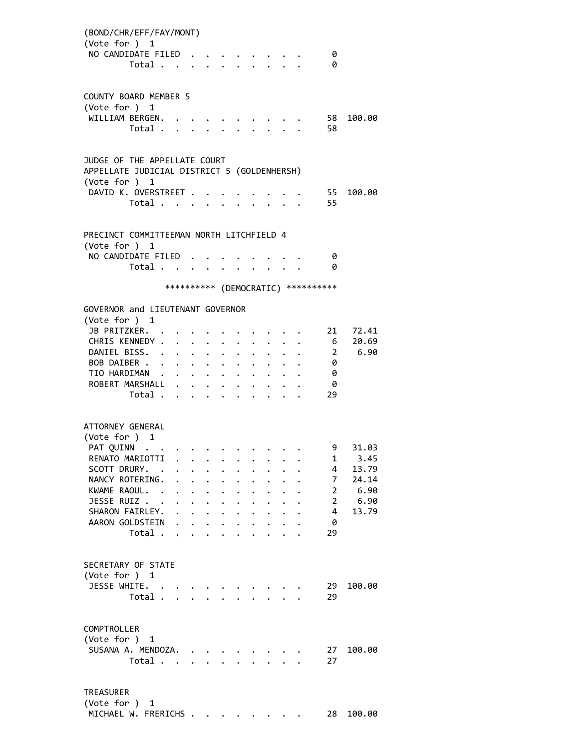(BOND/CHR/EFF/FAY/MONT)
(Vote for ) 1

| | | |
|---|---|---|
| NO CANDIDATE FILED | 0 | |
| Total | 0 | |

COUNTY BOARD MEMBER 5
(Vote for ) 1

| | | |
|---|---|---|
| WILLIAM BERGEN. | 58 | 100.00 |
| Total | 58 | |

JUDGE OF THE APPELLATE COURT
APPELLATE JUDICIAL DISTRICT 5 (GOLDENHERSH)
(Vote for ) 1

| | | |
|---|---|---|
| DAVID K. OVERSTREET | 55 | 100.00 |
| Total | 55 | |

PRECINCT COMMITTEEMAN NORTH LITCHFIELD 4
(Vote for ) 1

| | | |
|---|---|---|
| NO CANDIDATE FILED | 0 | |
| Total | 0 | |

********** (DEMOCRATIC) **********

GOVERNOR and LIEUTENANT GOVERNOR
(Vote for ) 1

| | | |
|---|---|---|
| JB PRITZKER. | 21 | 72.41 |
| CHRIS KENNEDY | 6 | 20.69 |
| DANIEL BISS. | 2 | 6.90 |
| BOB DAIBER | 0 | |
| TIO HARDIMAN | 0 | |
| ROBERT MARSHALL | 0 | |
| Total | 29 | |

ATTORNEY GENERAL
(Vote for ) 1

| | | |
|---|---|---|
| PAT QUINN | 9 | 31.03 |
| RENATO MARIOTTI | 1 | 3.45 |
| SCOTT DRURY. | 4 | 13.79 |
| NANCY ROTERING. | 7 | 24.14 |
| KWAME RAOUL. | 2 | 6.90 |
| JESSE RUIZ | 2 | 6.90 |
| SHARON FAIRLEY. | 4 | 13.79 |
| AARON GOLDSTEIN | 0 | |
| Total | 29 | |

SECRETARY OF STATE
(Vote for ) 1

| | | |
|---|---|---|
| JESSE WHITE. | 29 | 100.00 |
| Total | 29 | |

COMPTROLLER
(Vote for ) 1

| | | |
|---|---|---|
| SUSANA A. MENDOZA. | 27 | 100.00 |
| Total | 27 | |

TREASURER
(Vote for ) 1

| | | |
|---|---|---|
| MICHAEL W. FRERICHS | 28 | 100.00 |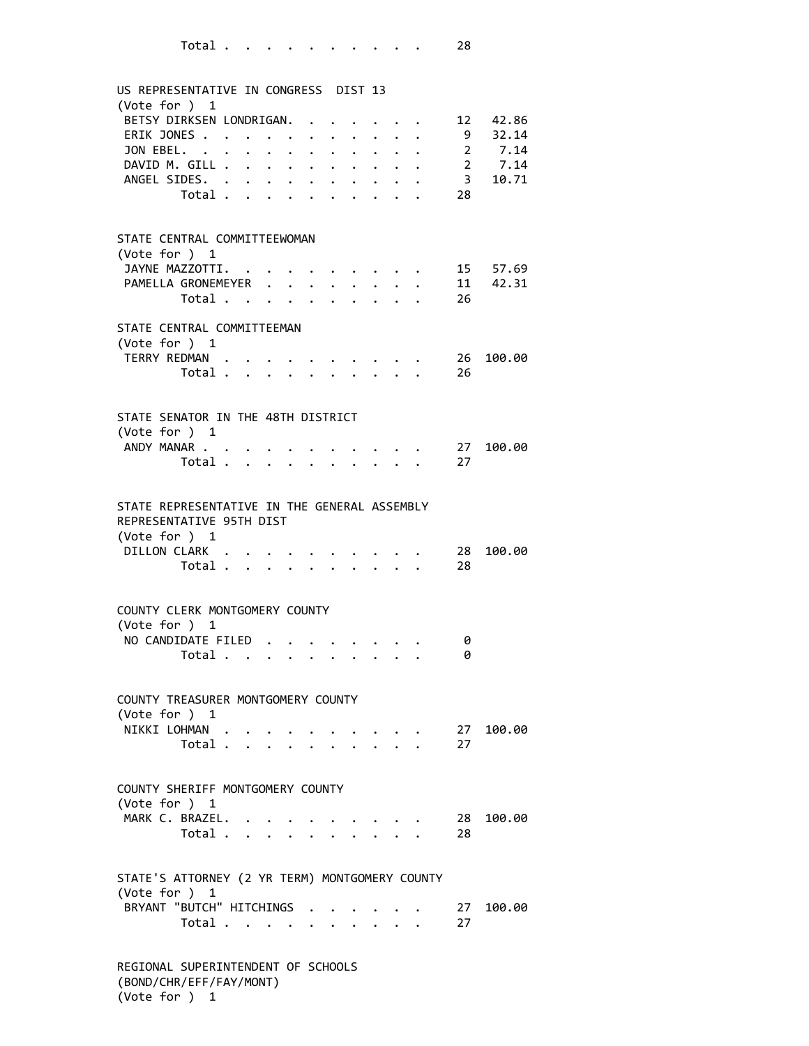Total . . . . . . . . . . . 28

US REPRESENTATIVE IN CONGRESS DIST 13
(Vote for ) 1

| | | |
|---|---|---|
| BETSY DIRKSEN LONDRIGAN. . . . . . . . | 12 | 42.86 |
| ERIK JONES . . . . . . . . . . . . . | 9 | 32.14 |
| JON EBEL. . . . . . . . . . . . . . | 2 | 7.14 |
| DAVID M. GILL . . . . . . . . . . . . | 2 | 7.14 |
| ANGEL SIDES. . . . . . . . . . . . . | 3 | 10.71 |
| Total . . . . . . . . . . . | 28 | |

STATE CENTRAL COMMITTEEWOMAN
(Vote for ) 1

| | | |
|---|---|---|
| JAYNE MAZZOTTI. . . . . . . . . . . | 15 | 57.69 |
| PAMELLA GRONEMEYER . . . . . . . . . | 11 | 42.31 |
| Total . . . . . . . . . . . | 26 | |

STATE CENTRAL COMMITTEEMAN
(Vote for ) 1

| | | |
|---|---|---|
| TERRY REDMAN . . . . . . . . . . . | 26 | 100.00 |
| Total . . . . . . . . . . . | 26 | |

STATE SENATOR IN THE 48TH DISTRICT
(Vote for ) 1

| | | |
|---|---|---|
| ANDY MANAR . . . . . . . . . . . . | 27 | 100.00 |
| Total . . . . . . . . . . . | 27 | |

STATE REPRESENTATIVE IN THE GENERAL ASSEMBLY
REPRESENTATIVE 95TH DIST
(Vote for ) 1

| | | |
|---|---|---|
| DILLON CLARK . . . . . . . . . . . | 28 | 100.00 |
| Total . . . . . . . . . . . | 28 | |

COUNTY CLERK MONTGOMERY COUNTY
(Vote for ) 1

| | | |
|---|---|---|
| NO CANDIDATE FILED . . . . . . . . . | 0 | |
| Total . . . . . . . . . . . | 0 | |

COUNTY TREASURER MONTGOMERY COUNTY
(Vote for ) 1

| | | |
|---|---|---|
| NIKKI LOHMAN . . . . . . . . . . . | 27 | 100.00 |
| Total . . . . . . . . . . . | 27 | |

COUNTY SHERIFF MONTGOMERY COUNTY
(Vote for ) 1

| | | |
|---|---|---|
| MARK C. BRAZEL. . . . . . . . . . . | 28 | 100.00 |
| Total . . . . . . . . . . . | 28 | |

STATE'S ATTORNEY (2 YR TERM) MONTGOMERY COUNTY
(Vote for ) 1

| | | |
|---|---|---|
| BRYANT "BUTCH" HITCHINGS . . . . . . . | 27 | 100.00 |
| Total . . . . . . . . . . . | 27 | |

REGIONAL SUPERINTENDENT OF SCHOOLS
(BOND/CHR/EFF/FAY/MONT)
(Vote for ) 1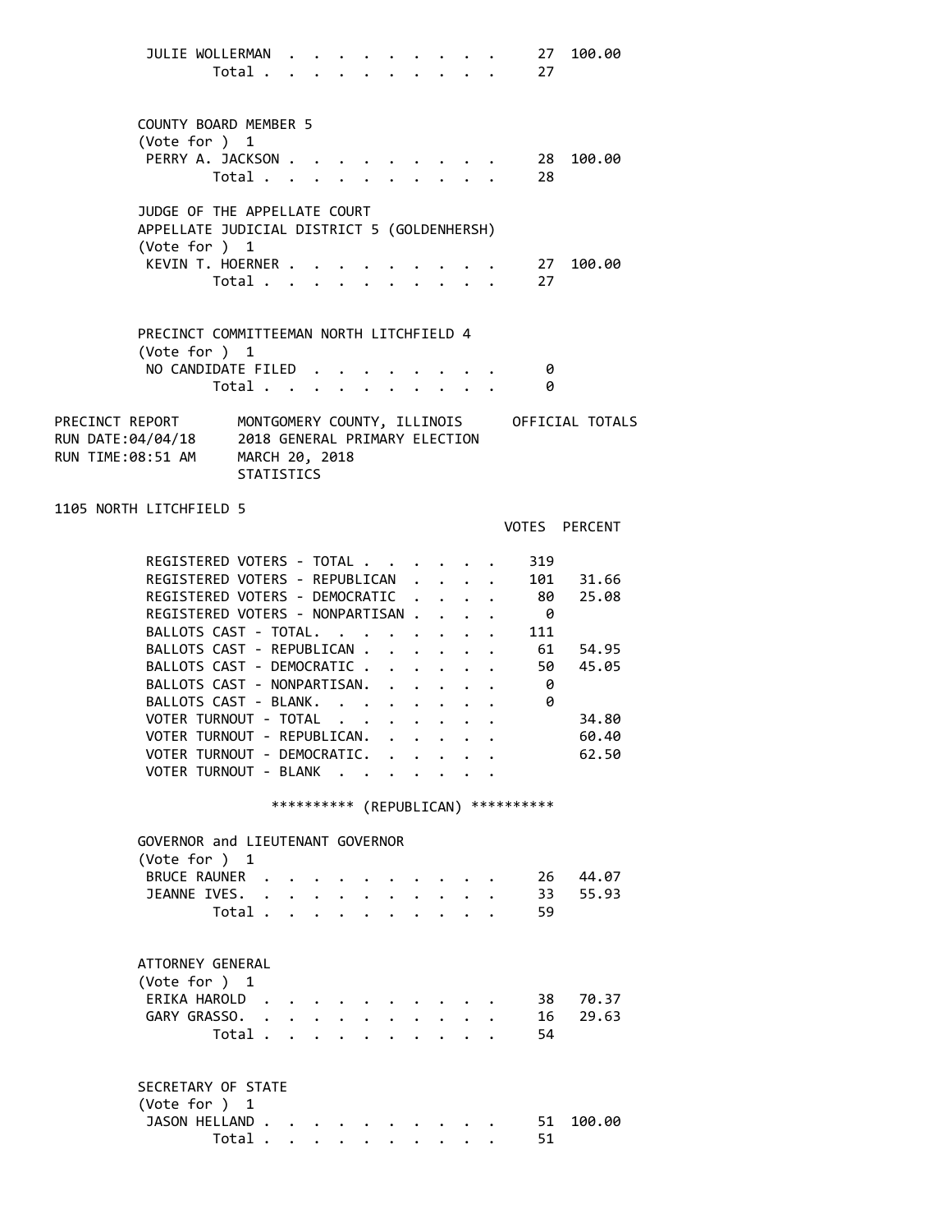| | VOTES | PERCENT |
|---|---|---|
| JULIE WOLLERMAN | 27 | 100.00 |
| Total | 27 | |

COUNTY BOARD MEMBER 5
(Vote for ) 1

| | VOTES | PERCENT |
|---|---|---|
| PERRY A. JACKSON | 28 | 100.00 |
| Total | 28 | |

JUDGE OF THE APPELLATE COURT
APPELLATE JUDICIAL DISTRICT 5 (GOLDENHERSH)
(Vote for ) 1

| | VOTES | PERCENT |
|---|---|---|
| KEVIN T. HOERNER | 27 | 100.00 |
| Total | 27 | |

PRECINCT COMMITTEEMAN NORTH LITCHFIELD 4
(Vote for ) 1

| | VOTES | PERCENT |
|---|---|---|
| NO CANDIDATE FILED | 0 | |
| Total | 0 | |

PRECINCT REPORT MONTGOMERY COUNTY, ILLINOIS OFFICIAL TOTALS
RUN DATE:04/04/18 2018 GENERAL PRIMARY ELECTION
RUN TIME:08:51 AM MARCH 20, 2018
STATISTICS

1105 NORTH LITCHFIELD 5

| | VOTES | PERCENT |
|---|---|---|
| REGISTERED VOTERS - TOTAL | 319 | |
| REGISTERED VOTERS - REPUBLICAN | 101 | 31.66 |
| REGISTERED VOTERS - DEMOCRATIC | 80 | 25.08 |
| REGISTERED VOTERS - NONPARTISAN | 0 | |
| BALLOTS CAST - TOTAL | 111 | |
| BALLOTS CAST - REPUBLICAN | 61 | 54.95 |
| BALLOTS CAST - DEMOCRATIC | 50 | 45.05 |
| BALLOTS CAST - NONPARTISAN | 0 | |
| BALLOTS CAST - BLANK | 0 | |
| VOTER TURNOUT - TOTAL | | 34.80 |
| VOTER TURNOUT - REPUBLICAN | | 60.40 |
| VOTER TURNOUT - DEMOCRATIC | | 62.50 |
| VOTER TURNOUT - BLANK | | |

********** (REPUBLICAN) **********

GOVERNOR and LIEUTENANT GOVERNOR
(Vote for ) 1

| | VOTES | PERCENT |
|---|---|---|
| BRUCE RAUNER | 26 | 44.07 |
| JEANNE IVES | 33 | 55.93 |
| Total | 59 | |

ATTORNEY GENERAL
(Vote for ) 1

| | VOTES | PERCENT |
|---|---|---|
| ERIKA HAROLD | 38 | 70.37 |
| GARY GRASSO | 16 | 29.63 |
| Total | 54 | |

SECRETARY OF STATE
(Vote for ) 1

| | VOTES | PERCENT |
|---|---|---|
| JASON HELLAND | 51 | 100.00 |
| Total | 51 | |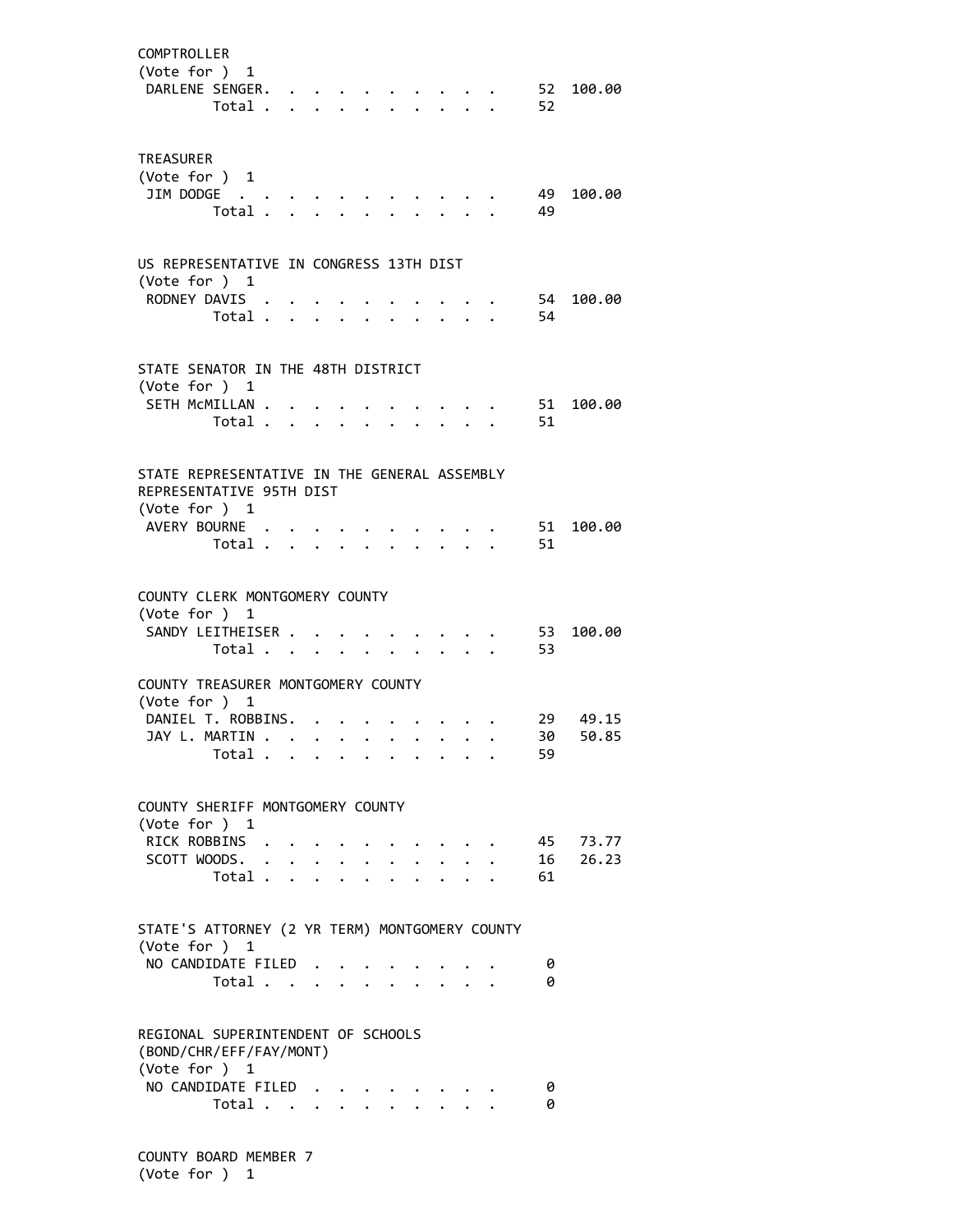COMPTROLLER
(Vote for ) 1

| | | |
|---|---|---|
| DARLENE SENGER | 52 | 100.00 |
| Total | 52 | |

TREASURER
(Vote for ) 1

| | | |
|---|---|---|
| JIM DODGE | 49 | 100.00 |
| Total | 49 | |

US REPRESENTATIVE IN CONGRESS 13TH DIST
(Vote for ) 1

| | | |
|---|---|---|
| RODNEY DAVIS | 54 | 100.00 |
| Total | 54 | |

STATE SENATOR IN THE 48TH DISTRICT
(Vote for ) 1

| | | |
|---|---|---|
| SETH McMILLAN | 51 | 100.00 |
| Total | 51 | |

STATE REPRESENTATIVE IN THE GENERAL ASSEMBLY
REPRESENTATIVE 95TH DIST
(Vote for ) 1

| | | |
|---|---|---|
| AVERY BOURNE | 51 | 100.00 |
| Total | 51 | |

COUNTY CLERK MONTGOMERY COUNTY
(Vote for ) 1

| | | |
|---|---|---|
| SANDY LEITHEISER | 53 | 100.00 |
| Total | 53 | |

COUNTY TREASURER MONTGOMERY COUNTY
(Vote for ) 1

| | | |
|---|---|---|
| DANIEL T. ROBBINS | 29 | 49.15 |
| JAY L. MARTIN | 30 | 50.85 |
| Total | 59 | |

COUNTY SHERIFF MONTGOMERY COUNTY
(Vote for ) 1

| | | |
|---|---|---|
| RICK ROBBINS | 45 | 73.77 |
| SCOTT WOODS | 16 | 26.23 |
| Total | 61 | |

STATE'S ATTORNEY (2 YR TERM) MONTGOMERY COUNTY
(Vote for ) 1

| | | |
|---|---|---|
| NO CANDIDATE FILED | 0 | |
| Total | 0 | |

REGIONAL SUPERINTENDENT OF SCHOOLS
(BOND/CHR/EFF/FAY/MONT)
(Vote for ) 1

| | | |
|---|---|---|
| NO CANDIDATE FILED | 0 | |
| Total | 0 | |

COUNTY BOARD MEMBER 7
(Vote for ) 1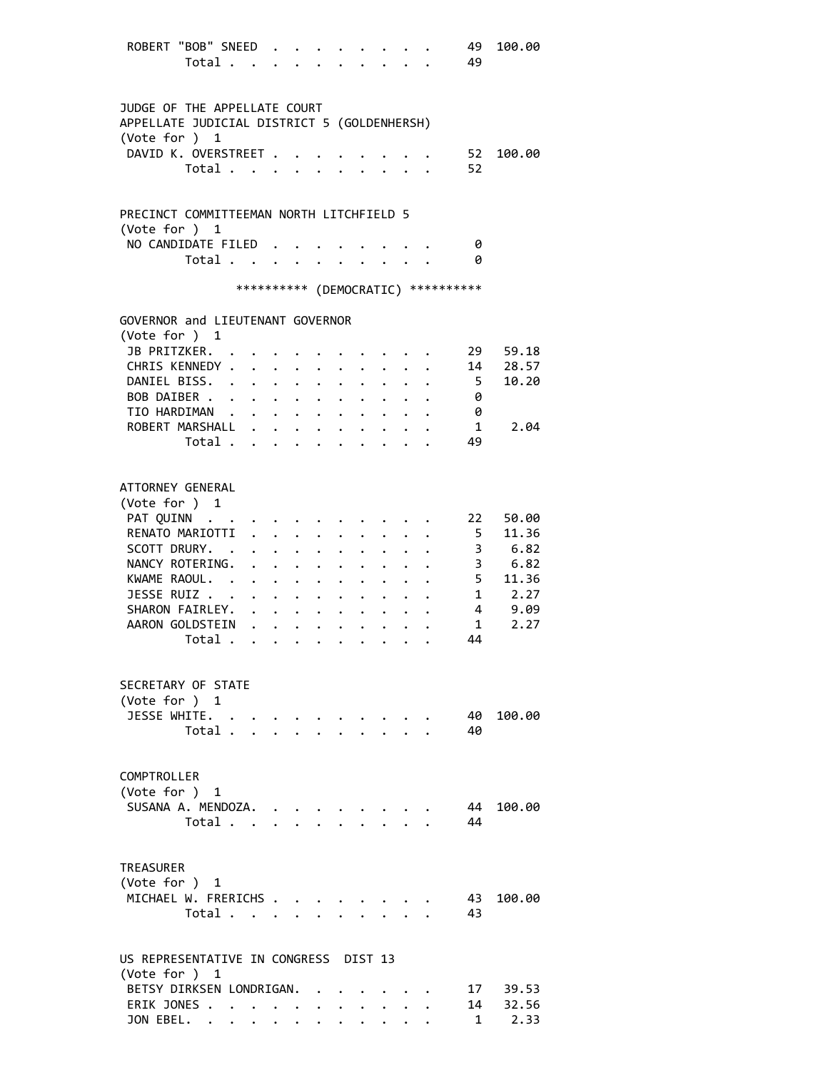| | | |
|---|---|---|
| ROBERT "BOB" SNEED | 49 | 100.00 |
| Total | 49 | |

JUDGE OF THE APPELLATE COURT
APPELLATE JUDICIAL DISTRICT 5 (GOLDENHERSH)
(Vote for ) 1

| | | |
|---|---|---|
| DAVID K. OVERSTREET | 52 | 100.00 |
| Total | 52 | |

PRECINCT COMMITTEEMAN NORTH LITCHFIELD 5
(Vote for ) 1

| | | |
|---|---|---|
| NO CANDIDATE FILED | 0 | |
| Total | 0 | |

********** (DEMOCRATIC) **********

GOVERNOR and LIEUTENANT GOVERNOR
(Vote for ) 1

| | | |
|---|---|---|
| JB PRITZKER | 29 | 59.18 |
| CHRIS KENNEDY | 14 | 28.57 |
| DANIEL BISS | 5 | 10.20 |
| BOB DAIBER | 0 | |
| TIO HARDIMAN | 0 | |
| ROBERT MARSHALL | 1 | 2.04 |
| Total | 49 | |

ATTORNEY GENERAL
(Vote for ) 1

| | | |
|---|---|---|
| PAT QUINN | 22 | 50.00 |
| RENATO MARIOTTI | 5 | 11.36 |
| SCOTT DRURY | 3 | 6.82 |
| NANCY ROTERING | 3 | 6.82 |
| KWAME RAOUL | 5 | 11.36 |
| JESSE RUIZ | 1 | 2.27 |
| SHARON FAIRLEY | 4 | 9.09 |
| AARON GOLDSTEIN | 1 | 2.27 |
| Total | 44 | |

SECRETARY OF STATE
(Vote for ) 1

| | | |
|---|---|---|
| JESSE WHITE | 40 | 100.00 |
| Total | 40 | |

COMPTROLLER
(Vote for ) 1

| | | |
|---|---|---|
| SUSANA A. MENDOZA | 44 | 100.00 |
| Total | 44 | |

TREASURER
(Vote for ) 1

| | | |
|---|---|---|
| MICHAEL W. FRERICHS | 43 | 100.00 |
| Total | 43 | |

US REPRESENTATIVE IN CONGRESS DIST 13
(Vote for ) 1

| | | |
|---|---|---|
| BETSY DIRKSEN LONDRIGAN | 17 | 39.53 |
| ERIK JONES | 14 | 32.56 |
| JON EBEL | 1 | 2.33 |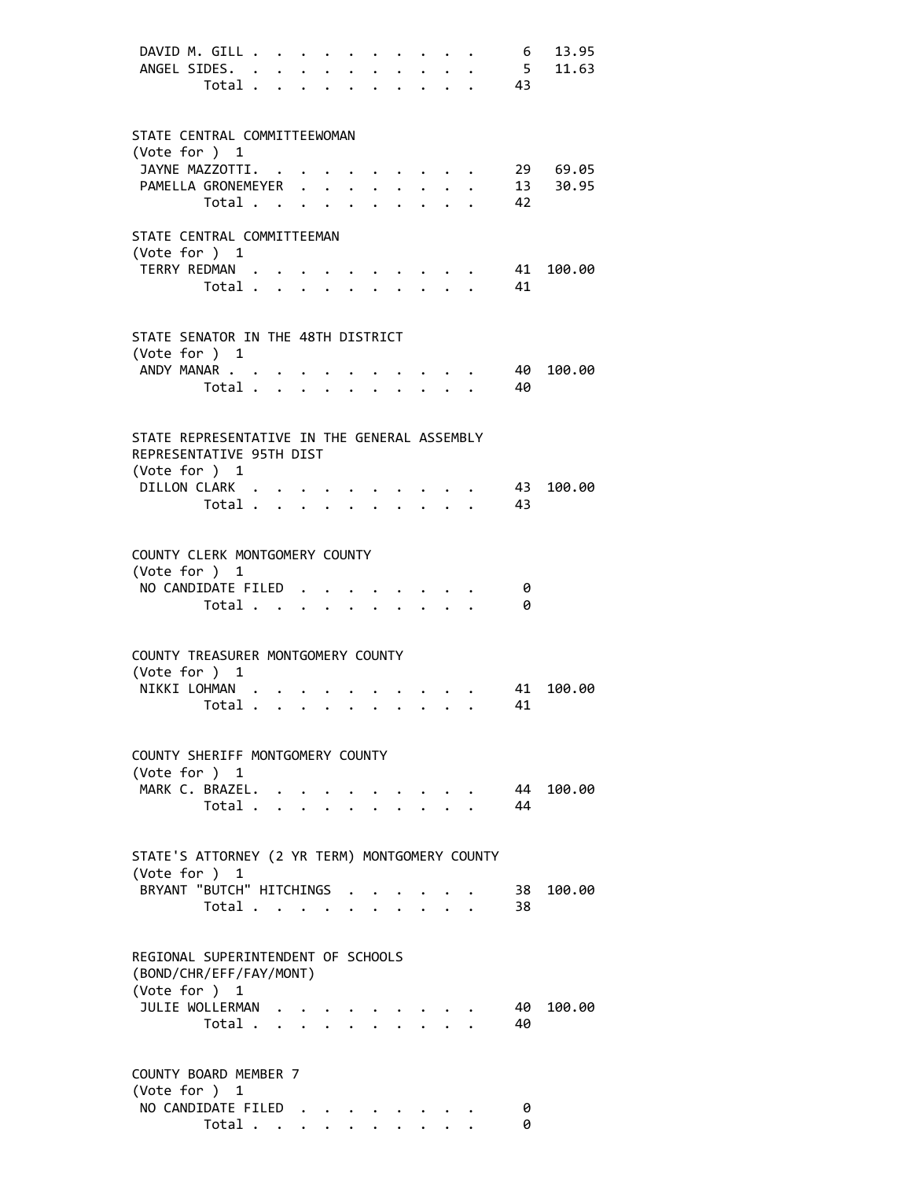| | | |
|---|---|---|
| DAVID M. GILL | 6 | 13.95 |
| ANGEL SIDES | 5 | 11.63 |
| Total | 43 | |

STATE CENTRAL COMMITTEEWOMAN
(Vote for ) 1

| | | |
|---|---|---|
| JAYNE MAZZOTTI | 29 | 69.05 |
| PAMELLA GRONEMEYER | 13 | 30.95 |
| Total | 42 | |

STATE CENTRAL COMMITTEEMAN
(Vote for ) 1

| | | |
|---|---|---|
| TERRY REDMAN | 41 | 100.00 |
| Total | 41 | |

STATE SENATOR IN THE 48TH DISTRICT
(Vote for ) 1

| | | |
|---|---|---|
| ANDY MANAR | 40 | 100.00 |
| Total | 40 | |

STATE REPRESENTATIVE IN THE GENERAL ASSEMBLY
REPRESENTATIVE 95TH DIST
(Vote for ) 1

| | | |
|---|---|---|
| DILLON CLARK | 43 | 100.00 |
| Total | 43 | |

COUNTY CLERK MONTGOMERY COUNTY
(Vote for ) 1

| | | |
|---|---|---|
| NO CANDIDATE FILED | 0 | |
| Total | 0 | |

COUNTY TREASURER MONTGOMERY COUNTY
(Vote for ) 1

| | | |
|---|---|---|
| NIKKI LOHMAN | 41 | 100.00 |
| Total | 41 | |

COUNTY SHERIFF MONTGOMERY COUNTY
(Vote for ) 1

| | | |
|---|---|---|
| MARK C. BRAZEL | 44 | 100.00 |
| Total | 44 | |

STATE'S ATTORNEY (2 YR TERM) MONTGOMERY COUNTY
(Vote for ) 1

| | | |
|---|---|---|
| BRYANT "BUTCH" HITCHINGS | 38 | 100.00 |
| Total | 38 | |

REGIONAL SUPERINTENDENT OF SCHOOLS
(BOND/CHR/EFF/FAY/MONT)
(Vote for ) 1

| | | |
|---|---|---|
| JULIE WOLLERMAN | 40 | 100.00 |
| Total | 40 | |

COUNTY BOARD MEMBER 7
(Vote for ) 1

| | | |
|---|---|---|
| NO CANDIDATE FILED | 0 | |
| Total | 0 | |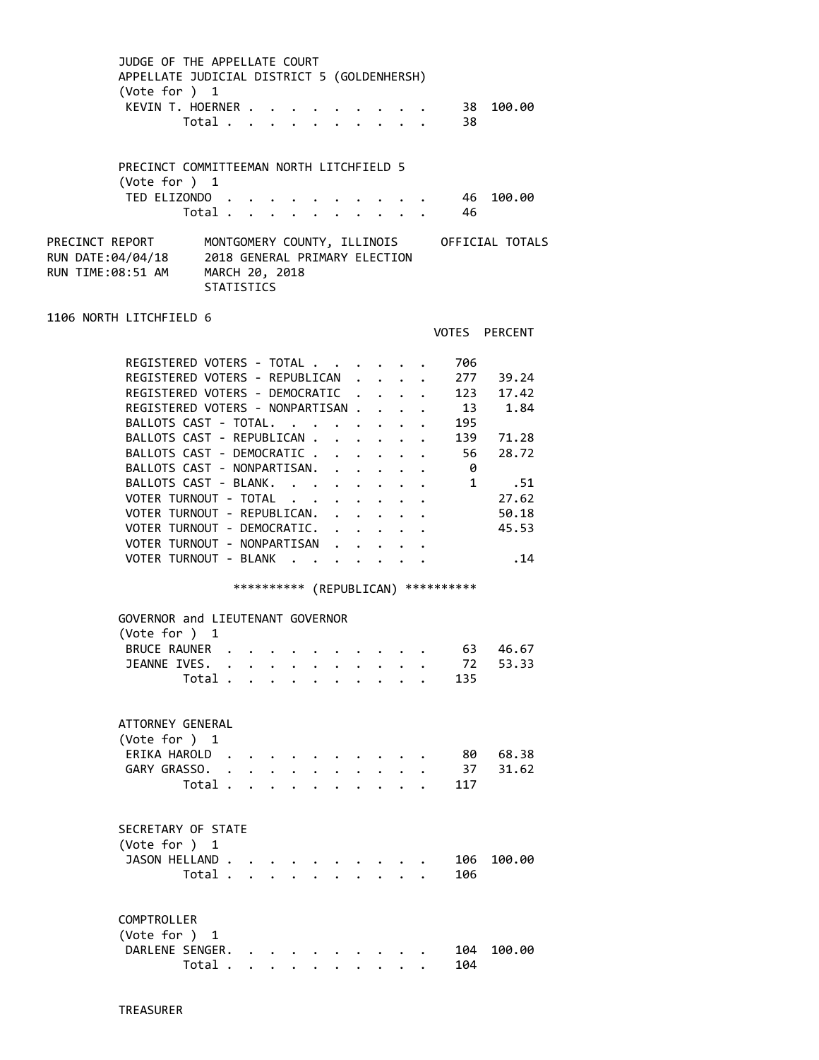JUDGE OF THE APPELLATE COURT
APPELLATE JUDICIAL DISTRICT 5 (GOLDENHERSH)
(Vote for ) 1

| | VOTES | PERCENT |
|---|---|---|
| KEVIN T. HOERNER | 38 | 100.00 |
| Total | 38 | |

PRECINCT COMMITTEEMAN NORTH LITCHFIELD 5
(Vote for ) 1

| | VOTES | PERCENT |
|---|---|---|
| TED ELIZONDO | 46 | 100.00 |
| Total | 46 | |

PRECINCT REPORT — MONTGOMERY COUNTY, ILLINOIS — OFFICIAL TOTALS
RUN DATE:04/04/18 — 2018 GENERAL PRIMARY ELECTION
RUN TIME:08:51 AM — MARCH 20, 2018
STATISTICS

## 1106 NORTH LITCHFIELD 6

| | VOTES | PERCENT |
|---|---|---|
| REGISTERED VOTERS - TOTAL | 706 | |
| REGISTERED VOTERS - REPUBLICAN | 277 | 39.24 |
| REGISTERED VOTERS - DEMOCRATIC | 123 | 17.42 |
| REGISTERED VOTERS - NONPARTISAN | 13 | 1.84 |
| BALLOTS CAST - TOTAL. | 195 | |
| BALLOTS CAST - REPUBLICAN | 139 | 71.28 |
| BALLOTS CAST - DEMOCRATIC | 56 | 28.72 |
| BALLOTS CAST - NONPARTISAN. | 0 | |
| BALLOTS CAST - BLANK. | 1 | .51 |
| VOTER TURNOUT - TOTAL | | 27.62 |
| VOTER TURNOUT - REPUBLICAN. | | 50.18 |
| VOTER TURNOUT - DEMOCRATIC. | | 45.53 |
| VOTER TURNOUT - NONPARTISAN | | |
| VOTER TURNOUT - BLANK | | .14 |

********** (REPUBLICAN) **********

GOVERNOR and LIEUTENANT GOVERNOR
(Vote for ) 1

| | VOTES | PERCENT |
|---|---|---|
| BRUCE RAUNER | 63 | 46.67 |
| JEANNE IVES. | 72 | 53.33 |
| Total | 135 | |

ATTORNEY GENERAL
(Vote for ) 1

| | VOTES | PERCENT |
|---|---|---|
| ERIKA HAROLD | 80 | 68.38 |
| GARY GRASSO. | 37 | 31.62 |
| Total | 117 | |

SECRETARY OF STATE
(Vote for ) 1

| | VOTES | PERCENT |
|---|---|---|
| JASON HELLAND | 106 | 100.00 |
| Total | 106 | |

COMPTROLLER
(Vote for ) 1

| | VOTES | PERCENT |
|---|---|---|
| DARLENE SENGER. | 104 | 100.00 |
| Total | 104 | |

TREASURER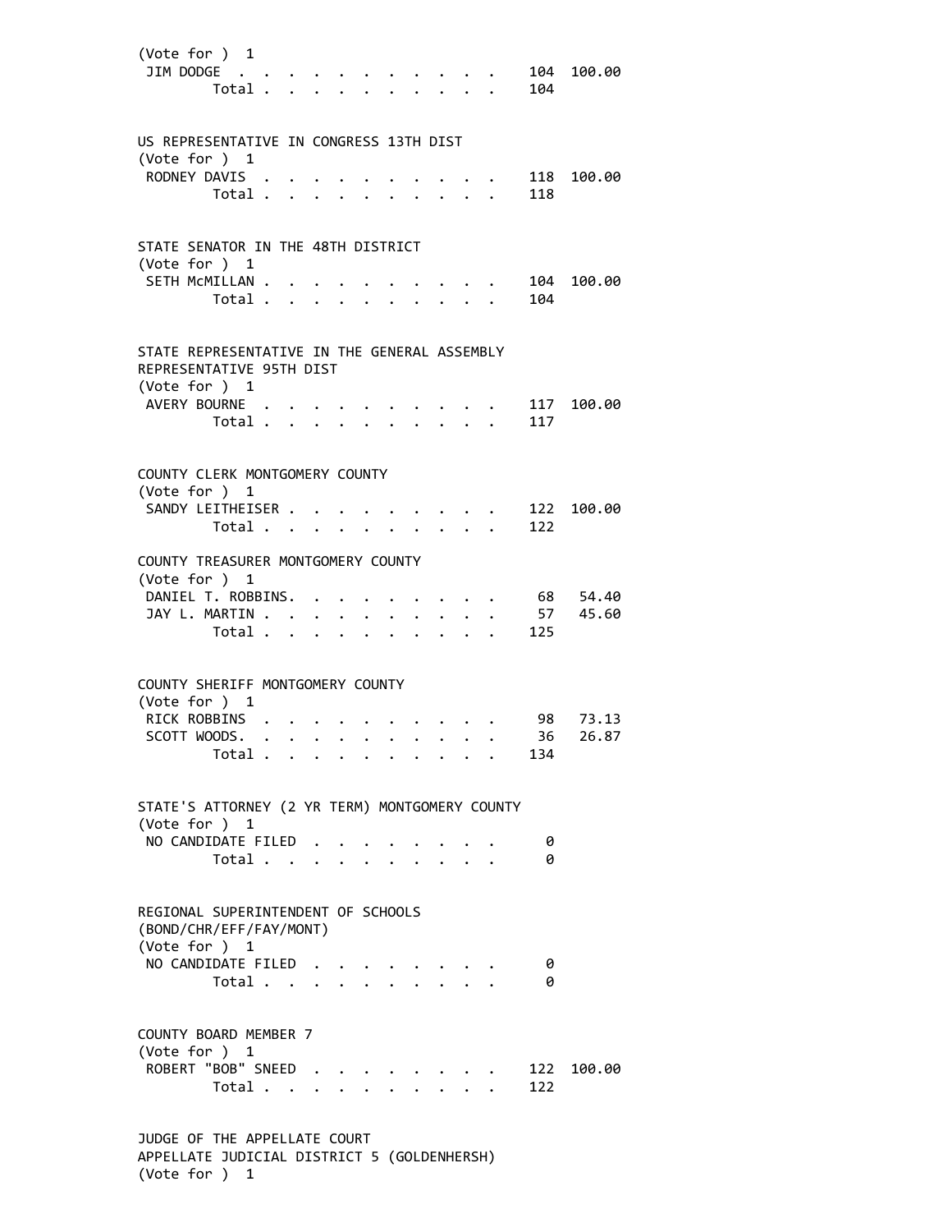(Vote for ) 1

| | | |
|---|---|---|
| JIM DODGE | 104 | 100.00 |
| Total | 104 | |

US REPRESENTATIVE IN CONGRESS 13TH DIST
(Vote for ) 1

| | | |
|---|---|---|
| RODNEY DAVIS | 118 | 100.00 |
| Total | 118 | |

STATE SENATOR IN THE 48TH DISTRICT
(Vote for ) 1

| | | |
|---|---|---|
| SETH McMILLAN | 104 | 100.00 |
| Total | 104 | |

STATE REPRESENTATIVE IN THE GENERAL ASSEMBLY
REPRESENTATIVE 95TH DIST
(Vote for ) 1

| | | |
|---|---|---|
| AVERY BOURNE | 117 | 100.00 |
| Total | 117 | |

COUNTY CLERK MONTGOMERY COUNTY
(Vote for ) 1

| | | |
|---|---|---|
| SANDY LEITHEISER | 122 | 100.00 |
| Total | 122 | |

COUNTY TREASURER MONTGOMERY COUNTY
(Vote for ) 1

| | | |
|---|---|---|
| DANIEL T. ROBBINS | 68 | 54.40 |
| JAY L. MARTIN | 57 | 45.60 |
| Total | 125 | |

COUNTY SHERIFF MONTGOMERY COUNTY
(Vote for ) 1

| | | |
|---|---|---|
| RICK ROBBINS | 98 | 73.13 |
| SCOTT WOODS | 36 | 26.87 |
| Total | 134 | |

STATE'S ATTORNEY (2 YR TERM) MONTGOMERY COUNTY
(Vote for ) 1

| | | |
|---|---|---|
| NO CANDIDATE FILED | 0 | |
| Total | 0 | |

REGIONAL SUPERINTENDENT OF SCHOOLS
(BOND/CHR/EFF/FAY/MONT)
(Vote for ) 1

| | | |
|---|---|---|
| NO CANDIDATE FILED | 0 | |
| Total | 0 | |

COUNTY BOARD MEMBER 7
(Vote for ) 1

| | | |
|---|---|---|
| ROBERT "BOB" SNEED | 122 | 100.00 |
| Total | 122 | |

JUDGE OF THE APPELLATE COURT
APPELLATE JUDICIAL DISTRICT 5 (GOLDENHERSH)
(Vote for ) 1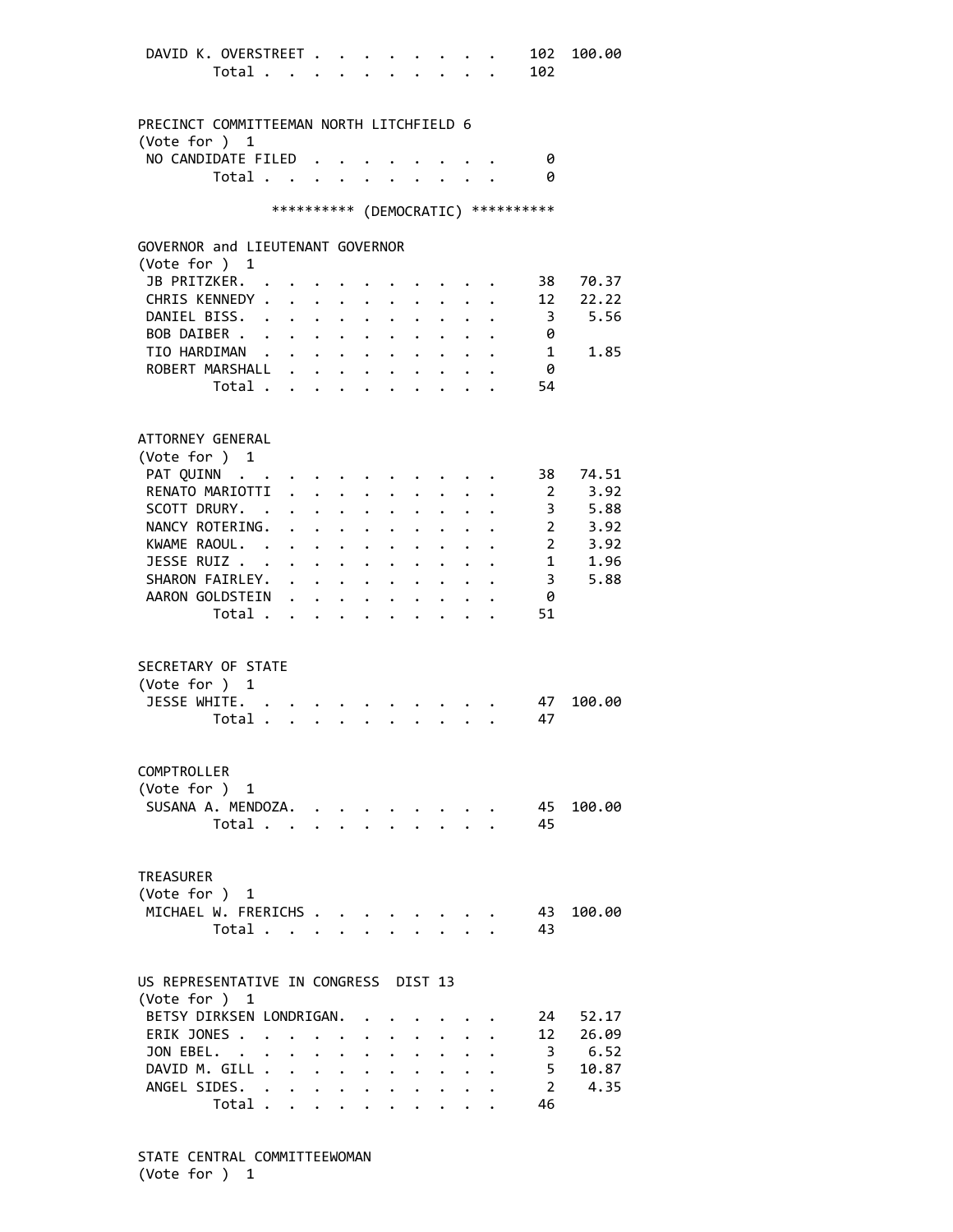| | | |
|---|---|---|
| DAVID K. OVERSTREET | 102 | 100.00 |
| Total | 102 | |

PRECINCT COMMITTEEMAN NORTH LITCHFIELD 6
(Vote for ) 1

| | | |
|---|---|---|
| NO CANDIDATE FILED | 0 | |
| Total | 0 | |

********** (DEMOCRATIC) **********

GOVERNOR and LIEUTENANT GOVERNOR
(Vote for ) 1

| | | |
|---|---|---|
| JB PRITZKER | 38 | 70.37 |
| CHRIS KENNEDY | 12 | 22.22 |
| DANIEL BISS | 3 | 5.56 |
| BOB DAIBER | 0 | |
| TIO HARDIMAN | 1 | 1.85 |
| ROBERT MARSHALL | 0 | |
| Total | 54 | |

ATTORNEY GENERAL
(Vote for ) 1

| | | |
|---|---|---|
| PAT QUINN | 38 | 74.51 |
| RENATO MARIOTTI | 2 | 3.92 |
| SCOTT DRURY | 3 | 5.88 |
| NANCY ROTERING | 2 | 3.92 |
| KWAME RAOUL | 2 | 3.92 |
| JESSE RUIZ | 1 | 1.96 |
| SHARON FAIRLEY | 3 | 5.88 |
| AARON GOLDSTEIN | 0 | |
| Total | 51 | |

SECRETARY OF STATE
(Vote for ) 1

| | | |
|---|---|---|
| JESSE WHITE | 47 | 100.00 |
| Total | 47 | |

COMPTROLLER
(Vote for ) 1

| | | |
|---|---|---|
| SUSANA A. MENDOZA | 45 | 100.00 |
| Total | 45 | |

TREASURER
(Vote for ) 1

| | | |
|---|---|---|
| MICHAEL W. FRERICHS | 43 | 100.00 |
| Total | 43 | |

US REPRESENTATIVE IN CONGRESS DIST 13
(Vote for ) 1

| | | |
|---|---|---|
| BETSY DIRKSEN LONDRIGAN | 24 | 52.17 |
| ERIK JONES | 12 | 26.09 |
| JON EBEL | 3 | 6.52 |
| DAVID M. GILL | 5 | 10.87 |
| ANGEL SIDES | 2 | 4.35 |
| Total | 46 | |

STATE CENTRAL COMMITTEEWOMAN
(Vote for ) 1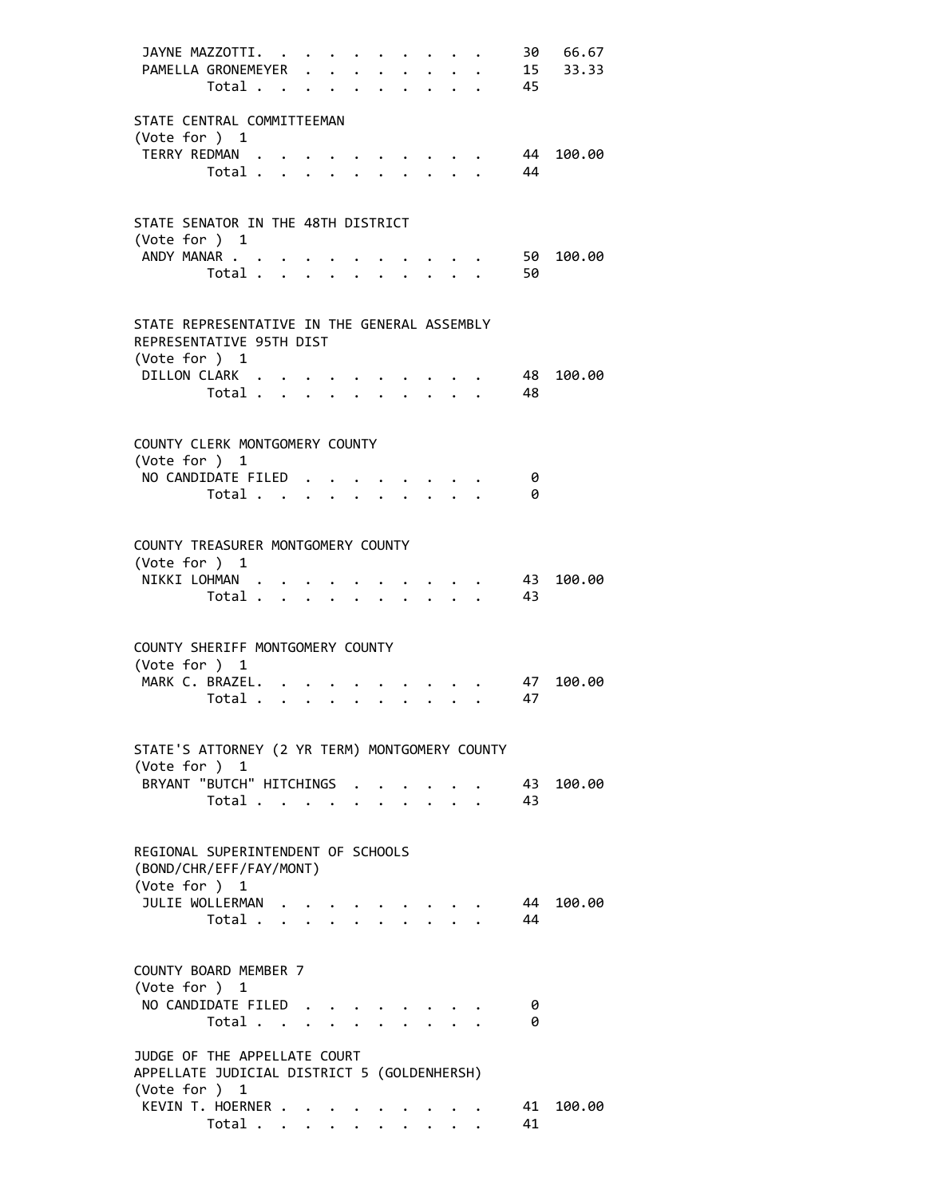| | | |
|---|---|---|
| JAYNE MAZZOTTI | 30 | 66.67 |
| PAMELLA GRONEMEYER | 15 | 33.33 |
| Total | 45 | |

STATE CENTRAL COMMITTEEMAN
(Vote for ) 1

| | | |
|---|---|---|
| TERRY REDMAN | 44 | 100.00 |
| Total | 44 | |

STATE SENATOR IN THE 48TH DISTRICT
(Vote for ) 1

| | | |
|---|---|---|
| ANDY MANAR | 50 | 100.00 |
| Total | 50 | |

STATE REPRESENTATIVE IN THE GENERAL ASSEMBLY
REPRESENTATIVE 95TH DIST
(Vote for ) 1

| | | |
|---|---|---|
| DILLON CLARK | 48 | 100.00 |
| Total | 48 | |

COUNTY CLERK MONTGOMERY COUNTY
(Vote for ) 1

| | | |
|---|---|---|
| NO CANDIDATE FILED | 0 | |
| Total | 0 | |

COUNTY TREASURER MONTGOMERY COUNTY
(Vote for ) 1

| | | |
|---|---|---|
| NIKKI LOHMAN | 43 | 100.00 |
| Total | 43 | |

COUNTY SHERIFF MONTGOMERY COUNTY
(Vote for ) 1

| | | |
|---|---|---|
| MARK C. BRAZEL | 47 | 100.00 |
| Total | 47 | |

STATE'S ATTORNEY (2 YR TERM) MONTGOMERY COUNTY
(Vote for ) 1

| | | |
|---|---|---|
| BRYANT "BUTCH" HITCHINGS | 43 | 100.00 |
| Total | 43 | |

REGIONAL SUPERINTENDENT OF SCHOOLS
(BOND/CHR/EFF/FAY/MONT)
(Vote for ) 1

| | | |
|---|---|---|
| JULIE WOLLERMAN | 44 | 100.00 |
| Total | 44 | |

COUNTY BOARD MEMBER 7
(Vote for ) 1

| | | |
|---|---|---|
| NO CANDIDATE FILED | 0 | |
| Total | 0 | |

JUDGE OF THE APPELLATE COURT
APPELLATE JUDICIAL DISTRICT 5 (GOLDENHERSH)
(Vote for ) 1

| | | |
|---|---|---|
| KEVIN T. HOERNER | 41 | 100.00 |
| Total | 41 | |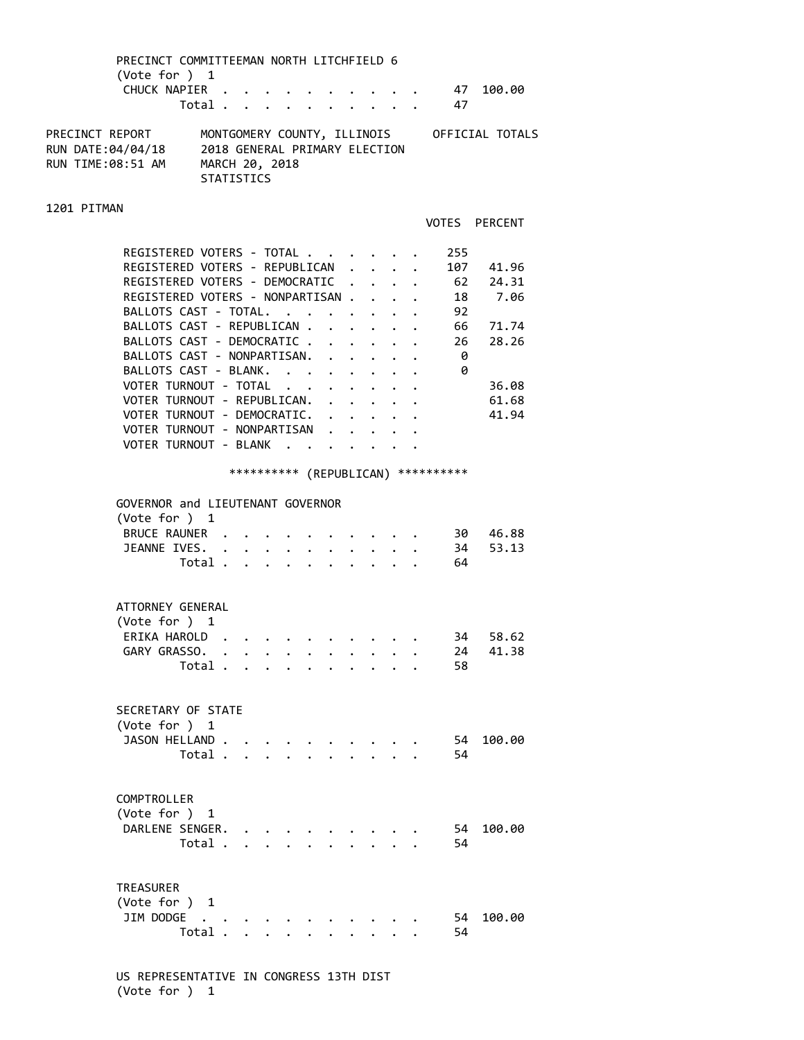PRECINCT COMMITTEEMAN NORTH LITCHFIELD 6
(Vote for ) 1

| | Votes | Percent |
|---|---|---|
| CHUCK NAPIER | 47 | 100.00 |
| Total | 47 | |

PRECINCT REPORT — MONTGOMERY COUNTY, ILLINOIS — OFFICIAL TOTALS
RUN DATE:04/04/18 — 2018 GENERAL PRIMARY ELECTION
RUN TIME:08:51 AM — MARCH 20, 2018
STATISTICS

## 1201 PITMAN

| | VOTES | PERCENT |
|---|---|---|
| REGISTERED VOTERS - TOTAL | 255 | |
| REGISTERED VOTERS - REPUBLICAN | 107 | 41.96 |
| REGISTERED VOTERS - DEMOCRATIC | 62 | 24.31 |
| REGISTERED VOTERS - NONPARTISAN | 18 | 7.06 |
| BALLOTS CAST - TOTAL. | 92 | |
| BALLOTS CAST - REPUBLICAN | 66 | 71.74 |
| BALLOTS CAST - DEMOCRATIC | 26 | 28.26 |
| BALLOTS CAST - NONPARTISAN. | 0 | |
| BALLOTS CAST - BLANK. | 0 | |
| VOTER TURNOUT - TOTAL | | 36.08 |
| VOTER TURNOUT - REPUBLICAN. | | 61.68 |
| VOTER TURNOUT - DEMOCRATIC. | | 41.94 |
| VOTER TURNOUT - NONPARTISAN | | |
| VOTER TURNOUT - BLANK | | |

********** (REPUBLICAN) **********

GOVERNOR and LIEUTENANT GOVERNOR
(Vote for ) 1

| | Votes | Percent |
|---|---|---|
| BRUCE RAUNER | 30 | 46.88 |
| JEANNE IVES. | 34 | 53.13 |
| Total | 64 | |

ATTORNEY GENERAL
(Vote for ) 1

| | Votes | Percent |
|---|---|---|
| ERIKA HAROLD | 34 | 58.62 |
| GARY GRASSO. | 24 | 41.38 |
| Total | 58 | |

SECRETARY OF STATE
(Vote for ) 1

| | Votes | Percent |
|---|---|---|
| JASON HELLAND | 54 | 100.00 |
| Total | 54 | |

COMPTROLLER
(Vote for ) 1

| | Votes | Percent |
|---|---|---|
| DARLENE SENGER. | 54 | 100.00 |
| Total | 54 | |

TREASURER
(Vote for ) 1

| | Votes | Percent |
|---|---|---|
| JIM DODGE | 54 | 100.00 |
| Total | 54 | |

US REPRESENTATIVE IN CONGRESS 13TH DIST
(Vote for ) 1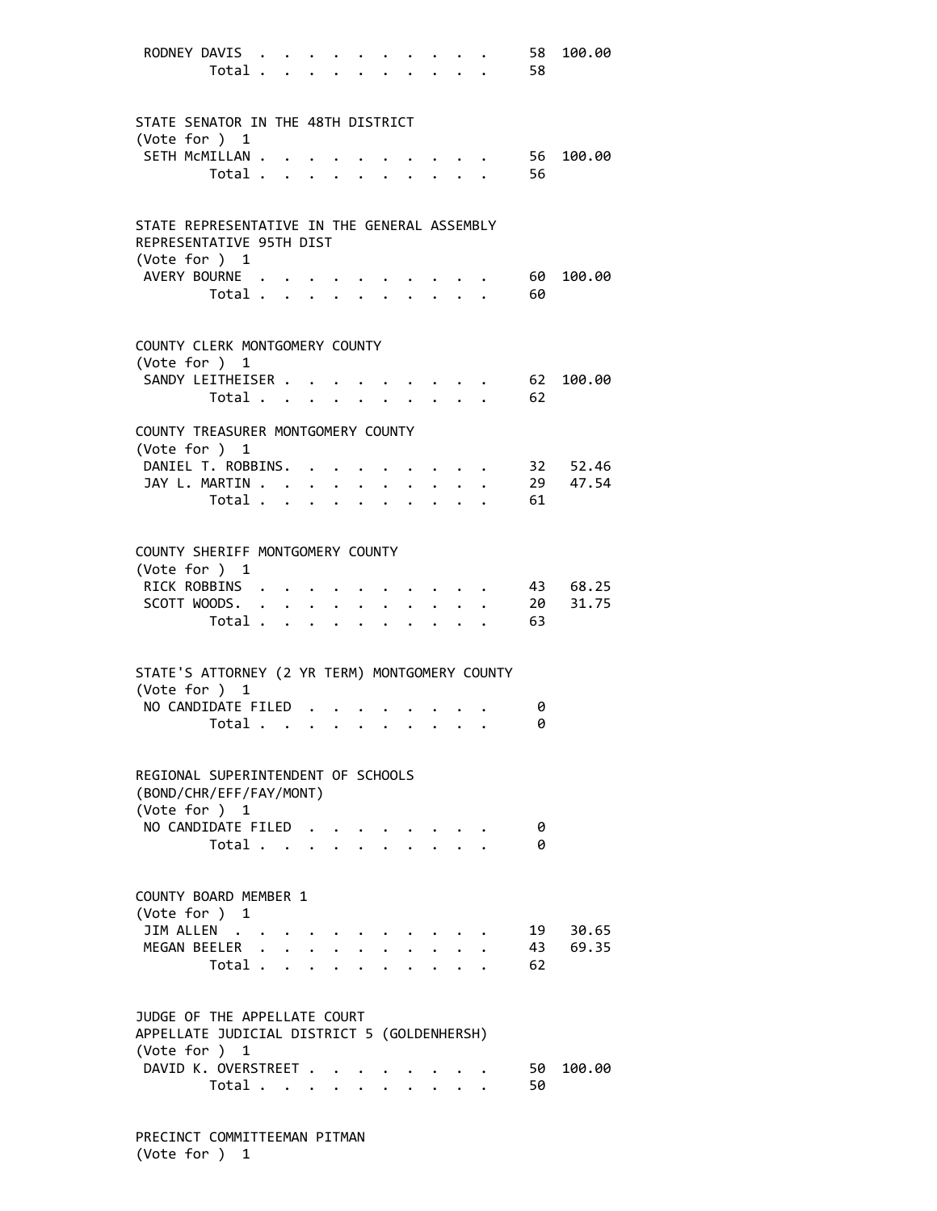```
 RODNEY DAVIS  . . . . . . . . . . .    58  100.00
        Total . . . . . . . . . . .    58


STATE SENATOR IN THE 48TH DISTRICT
(Vote for )  1
 SETH McMILLAN . . . . . . . . . . .    56  100.00
        Total . . . . . . . . . . .    56


STATE REPRESENTATIVE IN THE GENERAL ASSEMBLY
REPRESENTATIVE 95TH DIST
(Vote for )  1
 AVERY BOURNE  . . . . . . . . . . .    60  100.00
        Total . . . . . . . . . . .    60


COUNTY CLERK MONTGOMERY COUNTY
(Vote for )  1
 SANDY LEITHEISER . . . . . . . . . .   62  100.00
        Total . . . . . . . . . . .    62

COUNTY TREASURER MONTGOMERY COUNTY
(Vote for )  1
 DANIEL T. ROBBINS. . . . . . . . . .   32   52.46
 JAY L. MARTIN . . . . . . . . . . .    29   47.54
        Total . . . . . . . . . . .    61


COUNTY SHERIFF MONTGOMERY COUNTY
(Vote for )  1
 RICK ROBBINS  . . . . . . . . . . .    43   68.25
 SCOTT WOODS. . . . . . . . . . . .     20   31.75
        Total . . . . . . . . . . .    63


STATE'S ATTORNEY (2 YR TERM) MONTGOMERY COUNTY
(Vote for )  1
 NO CANDIDATE FILED  . . . . . . . . .   0
        Total . . . . . . . . . . .     0


REGIONAL SUPERINTENDENT OF SCHOOLS
(BOND/CHR/EFF/FAY/MONT)
(Vote for )  1
 NO CANDIDATE FILED  . . . . . . . . .   0
        Total . . . . . . . . . . .     0


COUNTY BOARD MEMBER 1
(Vote for )  1
 JIM ALLEN  . . . . . . . . . . . .     19   30.65
 MEGAN BEELER . . . . . . . . . . .     43   69.35
        Total . . . . . . . . . . .    62


JUDGE OF THE APPELLATE COURT
APPELLATE JUDICIAL DISTRICT 5 (GOLDENHERSH)
(Vote for )  1
 DAVID K. OVERSTREET . . . . . . . . .  50  100.00
        Total . . . . . . . . . . .    50


PRECINCT COMMITTEEMAN PITMAN
(Vote for )  1
```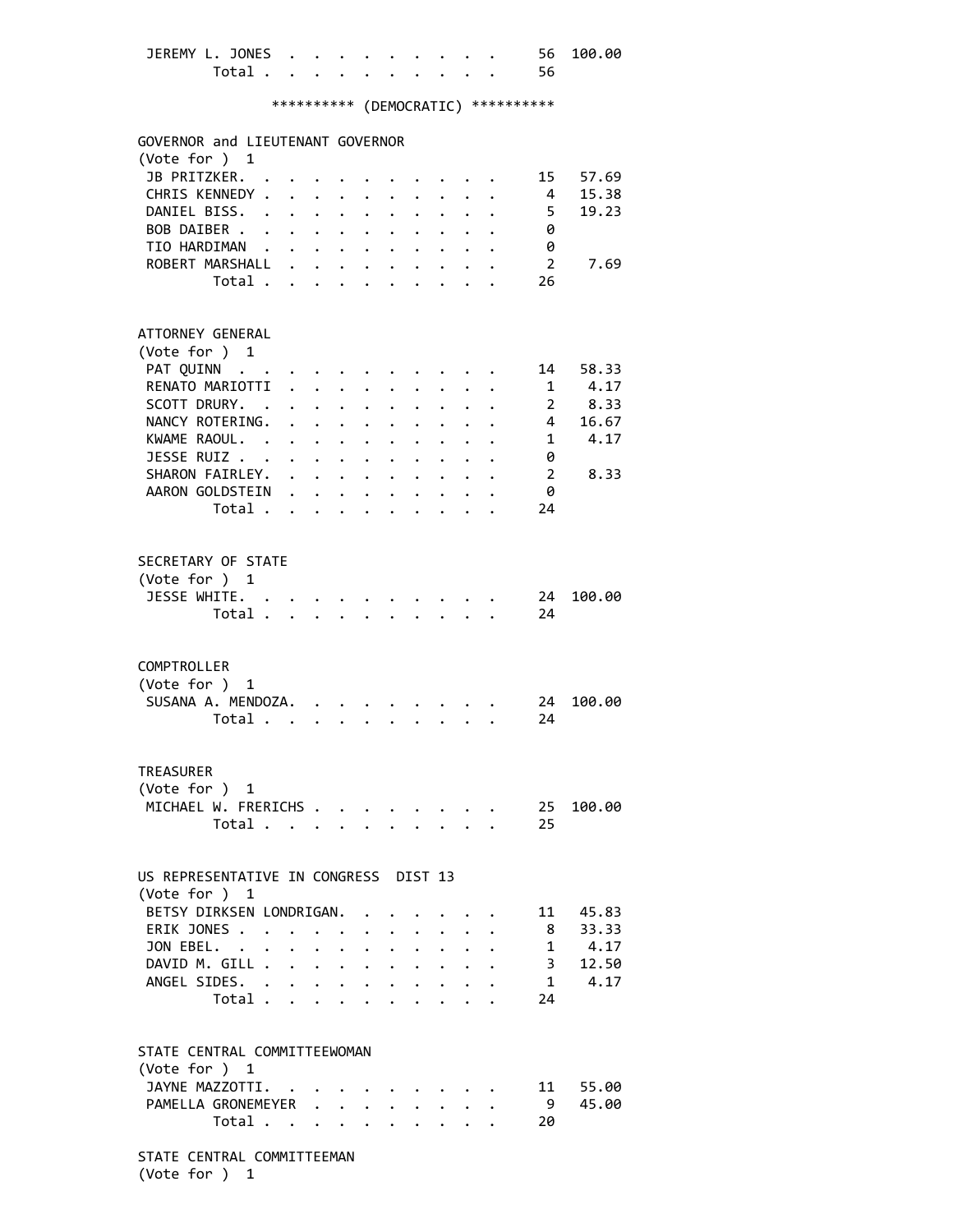| Candidate | Votes | Percent |
|---|---|---|
| JEREMY L. JONES | 56 | 100.00 |
| Total | 56 | |

********** (DEMOCRATIC) **********

GOVERNOR and LIEUTENANT GOVERNOR
(Vote for ) 1

| Candidate | Votes | Percent |
|---|---|---|
| JB PRITZKER | 15 | 57.69 |
| CHRIS KENNEDY | 4 | 15.38 |
| DANIEL BISS | 5 | 19.23 |
| BOB DAIBER | 0 | |
| TIO HARDIMAN | 0 | |
| ROBERT MARSHALL | 2 | 7.69 |
| Total | 26 | |

ATTORNEY GENERAL
(Vote for ) 1

| Candidate | Votes | Percent |
|---|---|---|
| PAT QUINN | 14 | 58.33 |
| RENATO MARIOTTI | 1 | 4.17 |
| SCOTT DRURY | 2 | 8.33 |
| NANCY ROTERING | 4 | 16.67 |
| KWAME RAOUL | 1 | 4.17 |
| JESSE RUIZ | 0 | |
| SHARON FAIRLEY | 2 | 8.33 |
| AARON GOLDSTEIN | 0 | |
| Total | 24 | |

SECRETARY OF STATE
(Vote for ) 1

| Candidate | Votes | Percent |
|---|---|---|
| JESSE WHITE | 24 | 100.00 |
| Total | 24 | |

COMPTROLLER
(Vote for ) 1

| Candidate | Votes | Percent |
|---|---|---|
| SUSANA A. MENDOZA | 24 | 100.00 |
| Total | 24 | |

TREASURER
(Vote for ) 1

| Candidate | Votes | Percent |
|---|---|---|
| MICHAEL W. FRERICHS | 25 | 100.00 |
| Total | 25 | |

US REPRESENTATIVE IN CONGRESS DIST 13
(Vote for ) 1

| Candidate | Votes | Percent |
|---|---|---|
| BETSY DIRKSEN LONDRIGAN | 11 | 45.83 |
| ERIK JONES | 8 | 33.33 |
| JON EBEL | 1 | 4.17 |
| DAVID M. GILL | 3 | 12.50 |
| ANGEL SIDES | 1 | 4.17 |
| Total | 24 | |

STATE CENTRAL COMMITTEEWOMAN
(Vote for ) 1

| Candidate | Votes | Percent |
|---|---|---|
| JAYNE MAZZOTTI | 11 | 55.00 |
| PAMELLA GRONEMEYER | 9 | 45.00 |
| Total | 20 | |

STATE CENTRAL COMMITTEEMAN
(Vote for ) 1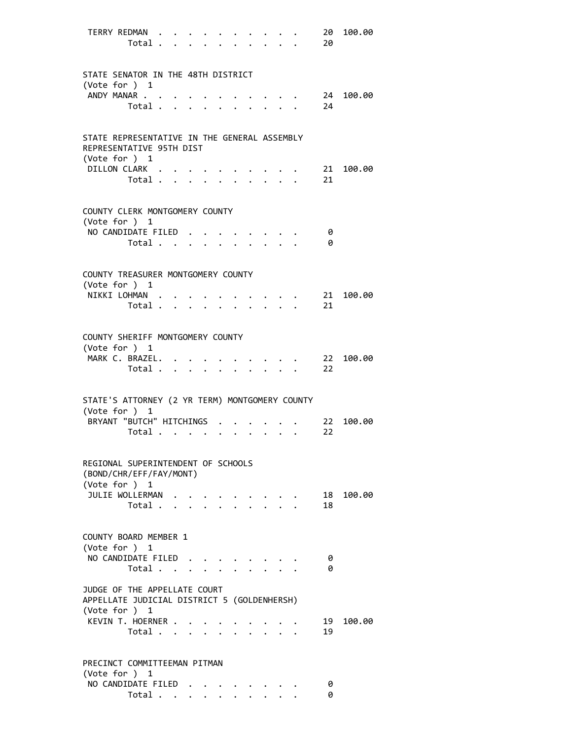TERRY REDMAN . . . . . . . . . . . 20 100.00
Total . . . . . . . . . . 20

STATE SENATOR IN THE 48TH DISTRICT
(Vote for ) 1

| | Votes | Percent |
|---|---|---|
| ANDY MANAR | 24 | 100.00 |
| Total | 24 | |

STATE REPRESENTATIVE IN THE GENERAL ASSEMBLY
REPRESENTATIVE 95TH DIST
(Vote for ) 1

| | Votes | Percent |
|---|---|---|
| DILLON CLARK | 21 | 100.00 |
| Total | 21 | |

COUNTY CLERK MONTGOMERY COUNTY
(Vote for ) 1

| | Votes | Percent |
|---|---|---|
| NO CANDIDATE FILED | 0 | |
| Total | 0 | |

COUNTY TREASURER MONTGOMERY COUNTY
(Vote for ) 1

| | Votes | Percent |
|---|---|---|
| NIKKI LOHMAN | 21 | 100.00 |
| Total | 21 | |

COUNTY SHERIFF MONTGOMERY COUNTY
(Vote for ) 1

| | Votes | Percent |
|---|---|---|
| MARK C. BRAZEL | 22 | 100.00 |
| Total | 22 | |

STATE'S ATTORNEY (2 YR TERM) MONTGOMERY COUNTY
(Vote for ) 1

| | Votes | Percent |
|---|---|---|
| BRYANT "BUTCH" HITCHINGS | 22 | 100.00 |
| Total | 22 | |

REGIONAL SUPERINTENDENT OF SCHOOLS
(BOND/CHR/EFF/FAY/MONT)
(Vote for ) 1

| | Votes | Percent |
|---|---|---|
| JULIE WOLLERMAN | 18 | 100.00 |
| Total | 18 | |

COUNTY BOARD MEMBER 1
(Vote for ) 1

| | Votes | Percent |
|---|---|---|
| NO CANDIDATE FILED | 0 | |
| Total | 0 | |

JUDGE OF THE APPELLATE COURT
APPELLATE JUDICIAL DISTRICT 5 (GOLDENHERSH)
(Vote for ) 1

| | Votes | Percent |
|---|---|---|
| KEVIN T. HOERNER | 19 | 100.00 |
| Total | 19 | |

PRECINCT COMMITTEEMAN PITMAN
(Vote for ) 1

| | Votes | Percent |
|---|---|---|
| NO CANDIDATE FILED | 0 | |
| Total | 0 | |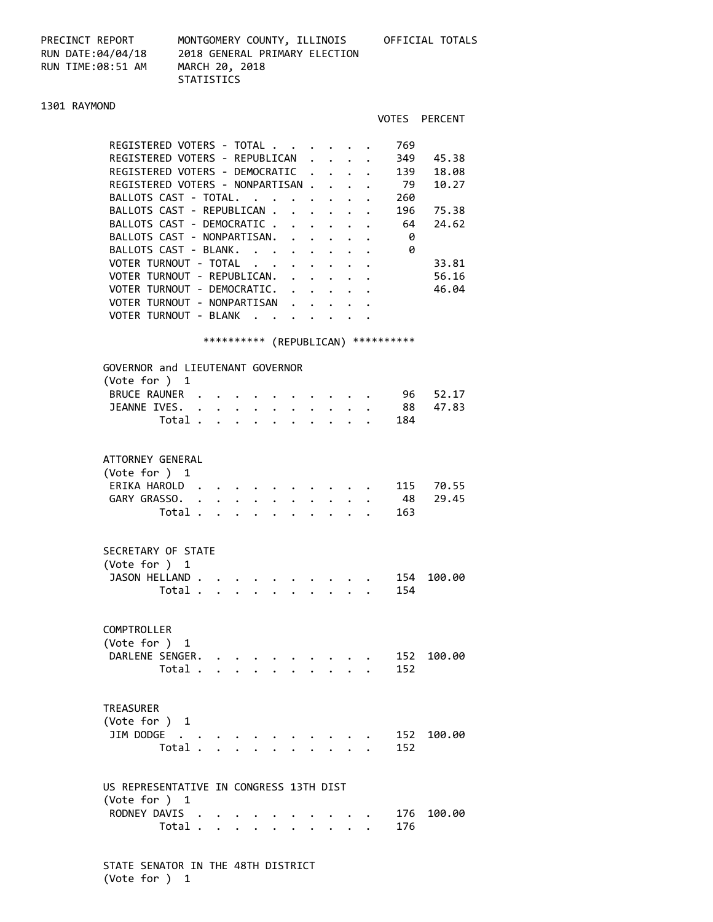PRECINCT REPORT — MONTGOMERY COUNTY, ILLINOIS — OFFICIAL TOTALS
RUN DATE:04/04/18 — 2018 GENERAL PRIMARY ELECTION
RUN TIME:08:51 AM — MARCH 20, 2018

STATISTICS

## 1301 RAYMOND

| | VOTES | PERCENT |
|---|---|---|
| REGISTERED VOTERS - TOTAL | 769 | |
| REGISTERED VOTERS - REPUBLICAN | 349 | 45.38 |
| REGISTERED VOTERS - DEMOCRATIC | 139 | 18.08 |
| REGISTERED VOTERS - NONPARTISAN | 79 | 10.27 |
| BALLOTS CAST - TOTAL | 260 | |
| BALLOTS CAST - REPUBLICAN | 196 | 75.38 |
| BALLOTS CAST - DEMOCRATIC | 64 | 24.62 |
| BALLOTS CAST - NONPARTISAN | 0 | |
| BALLOTS CAST - BLANK | 0 | |
| VOTER TURNOUT - TOTAL | | 33.81 |
| VOTER TURNOUT - REPUBLICAN | | 56.16 |
| VOTER TURNOUT - DEMOCRATIC | | 46.04 |
| VOTER TURNOUT - NONPARTISAN | | |
| VOTER TURNOUT - BLANK | | |

********** (REPUBLICAN) **********

### GOVERNOR and LIEUTENANT GOVERNOR
(Vote for ) 1

| | VOTES | PERCENT |
|---|---|---|
| BRUCE RAUNER | 96 | 52.17 |
| JEANNE IVES | 88 | 47.83 |
| Total | 184 | |

### ATTORNEY GENERAL
(Vote for ) 1

| | VOTES | PERCENT |
|---|---|---|
| ERIKA HAROLD | 115 | 70.55 |
| GARY GRASSO | 48 | 29.45 |
| Total | 163 | |

### SECRETARY OF STATE
(Vote for ) 1

| | VOTES | PERCENT |
|---|---|---|
| JASON HELLAND | 154 | 100.00 |
| Total | 154 | |

### COMPTROLLER
(Vote for ) 1

| | VOTES | PERCENT |
|---|---|---|
| DARLENE SENGER | 152 | 100.00 |
| Total | 152 | |

### TREASURER
(Vote for ) 1

| | VOTES | PERCENT |
|---|---|---|
| JIM DODGE | 152 | 100.00 |
| Total | 152 | |

### US REPRESENTATIVE IN CONGRESS 13TH DIST
(Vote for ) 1

| | VOTES | PERCENT |
|---|---|---|
| RODNEY DAVIS | 176 | 100.00 |
| Total | 176 | |

### STATE SENATOR IN THE 48TH DISTRICT
(Vote for ) 1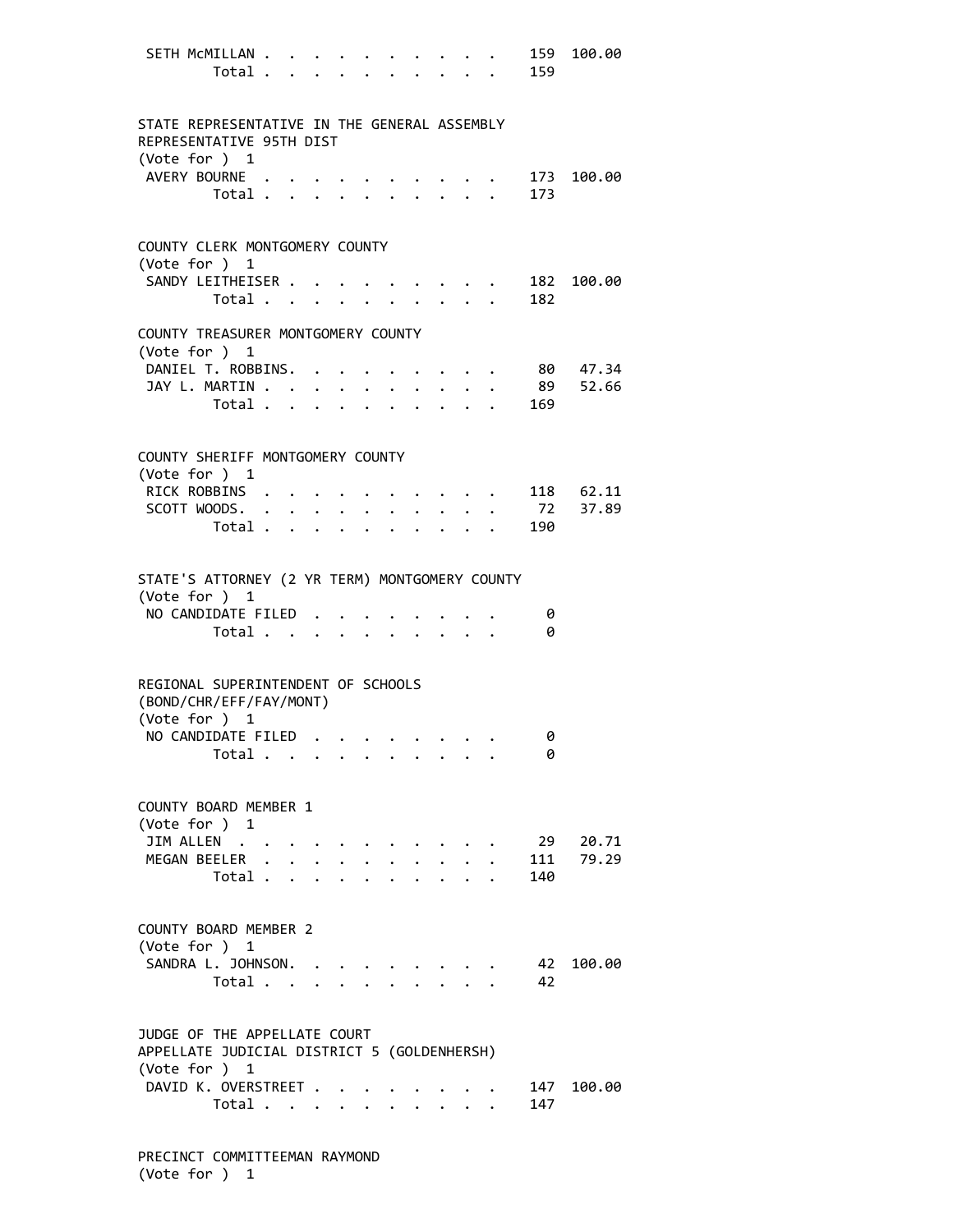| | | |
|---|---|---|
| SETH McMILLAN | 159 | 100.00 |
| Total | 159 | |

STATE REPRESENTATIVE IN THE GENERAL ASSEMBLY
REPRESENTATIVE 95TH DIST
(Vote for ) 1

| | | |
|---|---|---|
| AVERY BOURNE | 173 | 100.00 |
| Total | 173 | |

COUNTY CLERK MONTGOMERY COUNTY
(Vote for ) 1

| | | |
|---|---|---|
| SANDY LEITHEISER | 182 | 100.00 |
| Total | 182 | |

COUNTY TREASURER MONTGOMERY COUNTY
(Vote for ) 1

| | | |
|---|---|---|
| DANIEL T. ROBBINS | 80 | 47.34 |
| JAY L. MARTIN | 89 | 52.66 |
| Total | 169 | |

COUNTY SHERIFF MONTGOMERY COUNTY
(Vote for ) 1

| | | |
|---|---|---|
| RICK ROBBINS | 118 | 62.11 |
| SCOTT WOODS | 72 | 37.89 |
| Total | 190 | |

STATE'S ATTORNEY (2 YR TERM) MONTGOMERY COUNTY
(Vote for ) 1

| | | |
|---|---|---|
| NO CANDIDATE FILED | 0 | |
| Total | 0 | |

REGIONAL SUPERINTENDENT OF SCHOOLS
(BOND/CHR/EFF/FAY/MONT)
(Vote for ) 1

| | | |
|---|---|---|
| NO CANDIDATE FILED | 0 | |
| Total | 0 | |

COUNTY BOARD MEMBER 1
(Vote for ) 1

| | | |
|---|---|---|
| JIM ALLEN | 29 | 20.71 |
| MEGAN BEELER | 111 | 79.29 |
| Total | 140 | |

COUNTY BOARD MEMBER 2
(Vote for ) 1

| | | |
|---|---|---|
| SANDRA L. JOHNSON | 42 | 100.00 |
| Total | 42 | |

JUDGE OF THE APPELLATE COURT
APPELLATE JUDICIAL DISTRICT 5 (GOLDENHERSH)
(Vote for ) 1

| | | |
|---|---|---|
| DAVID K. OVERSTREET | 147 | 100.00 |
| Total | 147 | |

PRECINCT COMMITTEEMAN RAYMOND
(Vote for ) 1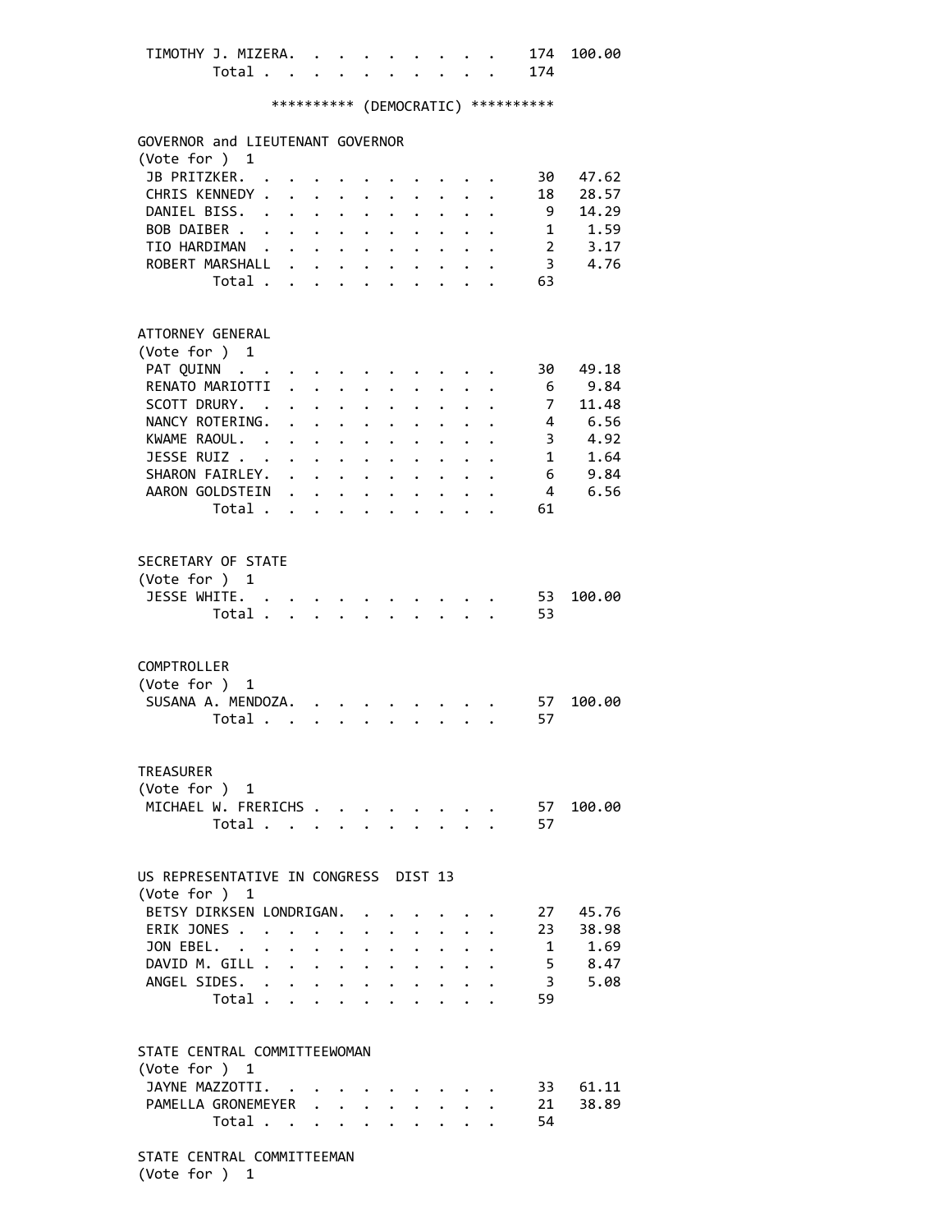| | | |
|---|---|---|
| TIMOTHY J. MIZERA | 174 | 100.00 |
| Total | 174 | |

********** (DEMOCRATIC) **********

GOVERNOR and LIEUTENANT GOVERNOR
(Vote for ) 1

| Candidate | Votes | Percent |
|---|---|---|
| JB PRITZKER | 30 | 47.62 |
| CHRIS KENNEDY | 18 | 28.57 |
| DANIEL BISS | 9 | 14.29 |
| BOB DAIBER | 1 | 1.59 |
| TIO HARDIMAN | 2 | 3.17 |
| ROBERT MARSHALL | 3 | 4.76 |
| Total | 63 | |

ATTORNEY GENERAL
(Vote for ) 1

| Candidate | Votes | Percent |
|---|---|---|
| PAT QUINN | 30 | 49.18 |
| RENATO MARIOTTI | 6 | 9.84 |
| SCOTT DRURY | 7 | 11.48 |
| NANCY ROTERING | 4 | 6.56 |
| KWAME RAOUL | 3 | 4.92 |
| JESSE RUIZ | 1 | 1.64 |
| SHARON FAIRLEY | 6 | 9.84 |
| AARON GOLDSTEIN | 4 | 6.56 |
| Total | 61 | |

SECRETARY OF STATE
(Vote for ) 1

| Candidate | Votes | Percent |
|---|---|---|
| JESSE WHITE | 53 | 100.00 |
| Total | 53 | |

COMPTROLLER
(Vote for ) 1

| Candidate | Votes | Percent |
|---|---|---|
| SUSANA A. MENDOZA | 57 | 100.00 |
| Total | 57 | |

TREASURER
(Vote for ) 1

| Candidate | Votes | Percent |
|---|---|---|
| MICHAEL W. FRERICHS | 57 | 100.00 |
| Total | 57 | |

US REPRESENTATIVE IN CONGRESS DIST 13
(Vote for ) 1

| Candidate | Votes | Percent |
|---|---|---|
| BETSY DIRKSEN LONDRIGAN | 27 | 45.76 |
| ERIK JONES | 23 | 38.98 |
| JON EBEL | 1 | 1.69 |
| DAVID M. GILL | 5 | 8.47 |
| ANGEL SIDES | 3 | 5.08 |
| Total | 59 | |

STATE CENTRAL COMMITTEEWOMAN
(Vote for ) 1

| Candidate | Votes | Percent |
|---|---|---|
| JAYNE MAZZOTTI | 33 | 61.11 |
| PAMELLA GRONEMEYER | 21 | 38.89 |
| Total | 54 | |

STATE CENTRAL COMMITTEEMAN
(Vote for ) 1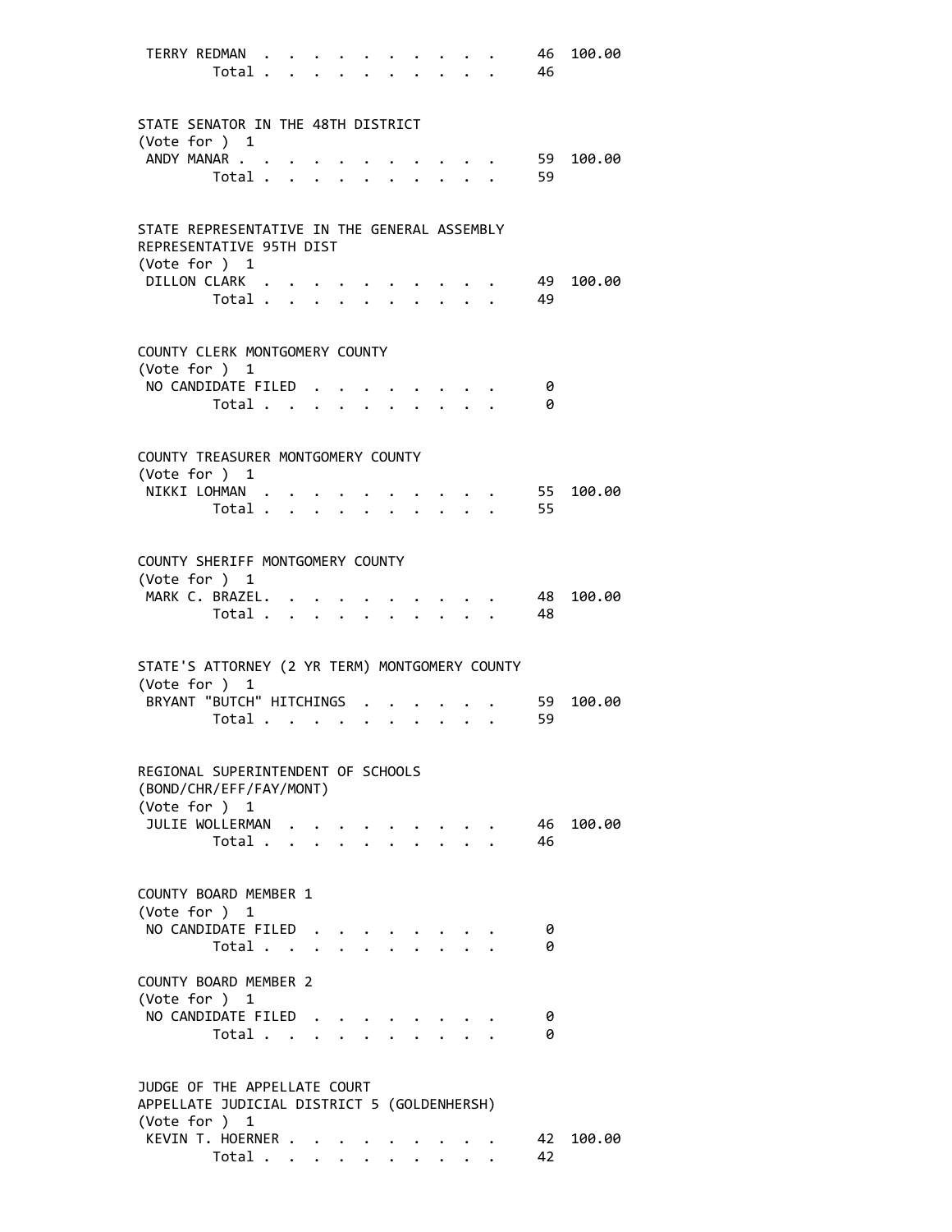TERRY REDMAN . . . . . . . . . . . 46 100.00
Total . . . . . . . . . . 46

STATE SENATOR IN THE 48TH DISTRICT
(Vote for ) 1

| | | |
|---|---|---|
| ANDY MANAR | 59 | 100.00 |
| Total | 59 | |

STATE REPRESENTATIVE IN THE GENERAL ASSEMBLY
REPRESENTATIVE 95TH DIST
(Vote for ) 1

| | | |
|---|---|---|
| DILLON CLARK | 49 | 100.00 |
| Total | 49 | |

COUNTY CLERK MONTGOMERY COUNTY
(Vote for ) 1

| | | |
|---|---|---|
| NO CANDIDATE FILED | 0 | |
| Total | 0 | |

COUNTY TREASURER MONTGOMERY COUNTY
(Vote for ) 1

| | | |
|---|---|---|
| NIKKI LOHMAN | 55 | 100.00 |
| Total | 55 | |

COUNTY SHERIFF MONTGOMERY COUNTY
(Vote for ) 1

| | | |
|---|---|---|
| MARK C. BRAZEL | 48 | 100.00 |
| Total | 48 | |

STATE'S ATTORNEY (2 YR TERM) MONTGOMERY COUNTY
(Vote for ) 1

| | | |
|---|---|---|
| BRYANT "BUTCH" HITCHINGS | 59 | 100.00 |
| Total | 59 | |

REGIONAL SUPERINTENDENT OF SCHOOLS
(BOND/CHR/EFF/FAY/MONT)
(Vote for ) 1

| | | |
|---|---|---|
| JULIE WOLLERMAN | 46 | 100.00 |
| Total | 46 | |

COUNTY BOARD MEMBER 1
(Vote for ) 1

| | | |
|---|---|---|
| NO CANDIDATE FILED | 0 | |
| Total | 0 | |

COUNTY BOARD MEMBER 2
(Vote for ) 1

| | | |
|---|---|---|
| NO CANDIDATE FILED | 0 | |
| Total | 0 | |

JUDGE OF THE APPELLATE COURT
APPELLATE JUDICIAL DISTRICT 5 (GOLDENHERSH)
(Vote for ) 1

| | | |
|---|---|---|
| KEVIN T. HOERNER | 42 | 100.00 |
| Total | 42 | |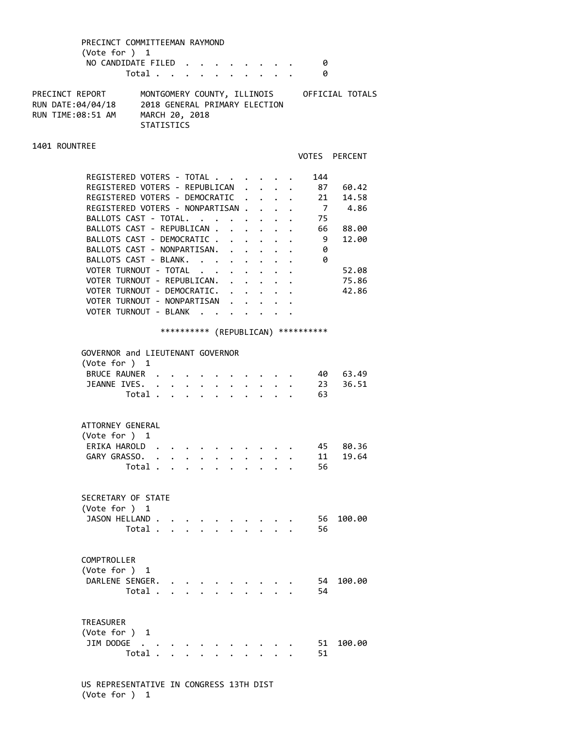PRECINCT COMMITTEEMAN RAYMOND
(Vote for ) 1

| | |
|---|---|
| NO CANDIDATE FILED | 0 |
| Total | 0 |

PRECINCT REPORT — MONTGOMERY COUNTY, ILLINOIS — OFFICIAL TOTALS
RUN DATE:04/04/18 — 2018 GENERAL PRIMARY ELECTION
RUN TIME:08:51 AM — MARCH 20, 2018
STATISTICS

## 1401 ROUNTREE

| | VOTES | PERCENT |
|---|---|---|
| REGISTERED VOTERS - TOTAL | 144 | |
| REGISTERED VOTERS - REPUBLICAN | 87 | 60.42 |
| REGISTERED VOTERS - DEMOCRATIC | 21 | 14.58 |
| REGISTERED VOTERS - NONPARTISAN | 7 | 4.86 |
| BALLOTS CAST - TOTAL. | 75 | |
| BALLOTS CAST - REPUBLICAN | 66 | 88.00 |
| BALLOTS CAST - DEMOCRATIC | 9 | 12.00 |
| BALLOTS CAST - NONPARTISAN. | 0 | |
| BALLOTS CAST - BLANK. | 0 | |
| VOTER TURNOUT - TOTAL | | 52.08 |
| VOTER TURNOUT - REPUBLICAN. | | 75.86 |
| VOTER TURNOUT - DEMOCRATIC. | | 42.86 |
| VOTER TURNOUT - NONPARTISAN | | |
| VOTER TURNOUT - BLANK | | |

********** (REPUBLICAN) **********

GOVERNOR and LIEUTENANT GOVERNOR
(Vote for ) 1

| | | |
|---|---|---|
| BRUCE RAUNER | 40 | 63.49 |
| JEANNE IVES. | 23 | 36.51 |
| Total | 63 | |

ATTORNEY GENERAL
(Vote for ) 1

| | | |
|---|---|---|
| ERIKA HAROLD | 45 | 80.36 |
| GARY GRASSO. | 11 | 19.64 |
| Total | 56 | |

SECRETARY OF STATE
(Vote for ) 1

| | | |
|---|---|---|
| JASON HELLAND | 56 | 100.00 |
| Total | 56 | |

COMPTROLLER
(Vote for ) 1

| | | |
|---|---|---|
| DARLENE SENGER. | 54 | 100.00 |
| Total | 54 | |

TREASURER
(Vote for ) 1

| | | |
|---|---|---|
| JIM DODGE | 51 | 100.00 |
| Total | 51 | |

US REPRESENTATIVE IN CONGRESS 13TH DIST
(Vote for ) 1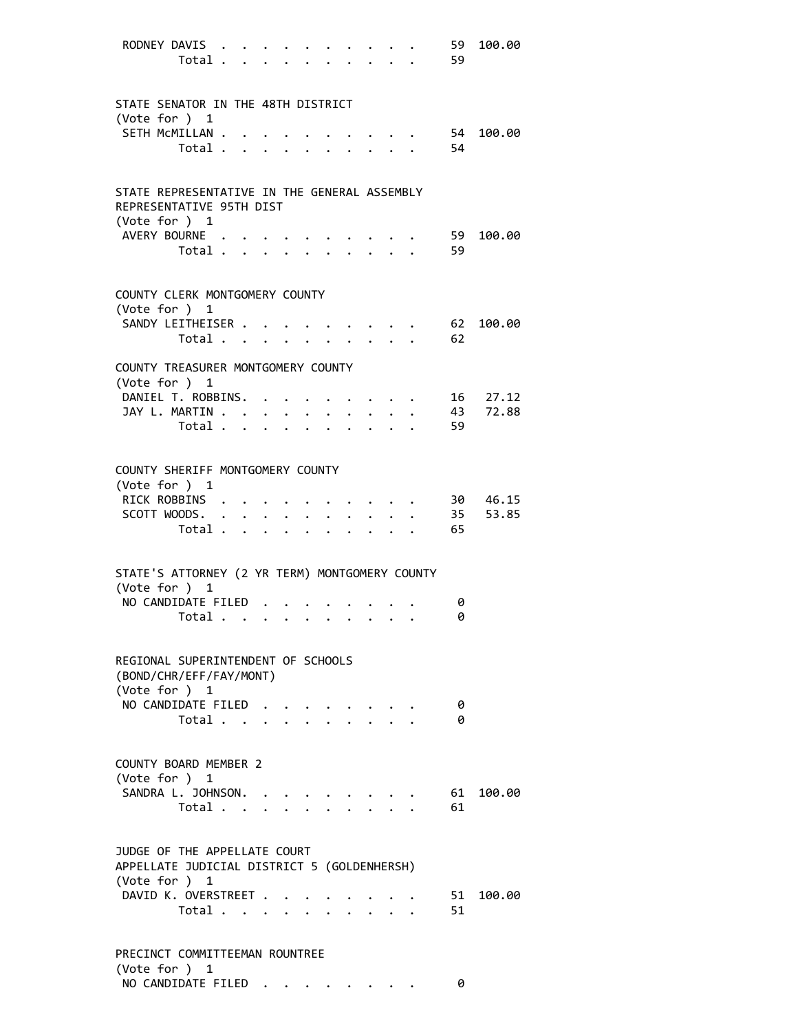```
 RODNEY DAVIS  . . . . . . . . . . .    59  100.00
        Total . . . . . . . . . . .    59


STATE SENATOR IN THE 48TH DISTRICT
(Vote for )  1
 SETH McMILLAN . . . . . . . . . . .    54  100.00
        Total . . . . . . . . . . .    54


STATE REPRESENTATIVE IN THE GENERAL ASSEMBLY
REPRESENTATIVE 95TH DIST
(Vote for )  1
 AVERY BOURNE  . . . . . . . . . . .    59  100.00
        Total . . . . . . . . . . .    59


COUNTY CLERK MONTGOMERY COUNTY
(Vote for )  1
 SANDY LEITHEISER . . . . . . . . . .   62  100.00
        Total . . . . . . . . . . .    62

COUNTY TREASURER MONTGOMERY COUNTY
(Vote for )  1
 DANIEL T. ROBBINS. . . . . . . . . .   16   27.12
 JAY L. MARTIN . . . . . . . . . . .    43   72.88
        Total . . . . . . . . . . .    59


COUNTY SHERIFF MONTGOMERY COUNTY
(Vote for )  1
 RICK ROBBINS  . . . . . . . . . . .    30   46.15
 SCOTT WOODS. . . . . . . . . . . .     35   53.85
        Total . . . . . . . . . . .    65


STATE'S ATTORNEY (2 YR TERM) MONTGOMERY COUNTY
(Vote for )  1
 NO CANDIDATE FILED  . . . . . . . . .   0
        Total . . . . . . . . . . .     0


REGIONAL SUPERINTENDENT OF SCHOOLS
(BOND/CHR/EFF/FAY/MONT)
(Vote for )  1
 NO CANDIDATE FILED  . . . . . . . . .   0
        Total . . . . . . . . . . .     0


COUNTY BOARD MEMBER 2
(Vote for )  1
 SANDRA L. JOHNSON. . . . . . . . . .   61  100.00
        Total . . . . . . . . . . .    61


JUDGE OF THE APPELLATE COURT
APPELLATE JUDICIAL DISTRICT 5 (GOLDENHERSH)
(Vote for )  1
 DAVID K. OVERSTREET . . . . . . . . .  51  100.00
        Total . . . . . . . . . . .    51


PRECINCT COMMITTEEMAN ROUNTREE
(Vote for )  1
 NO CANDIDATE FILED  . . . . . . . . .   0
```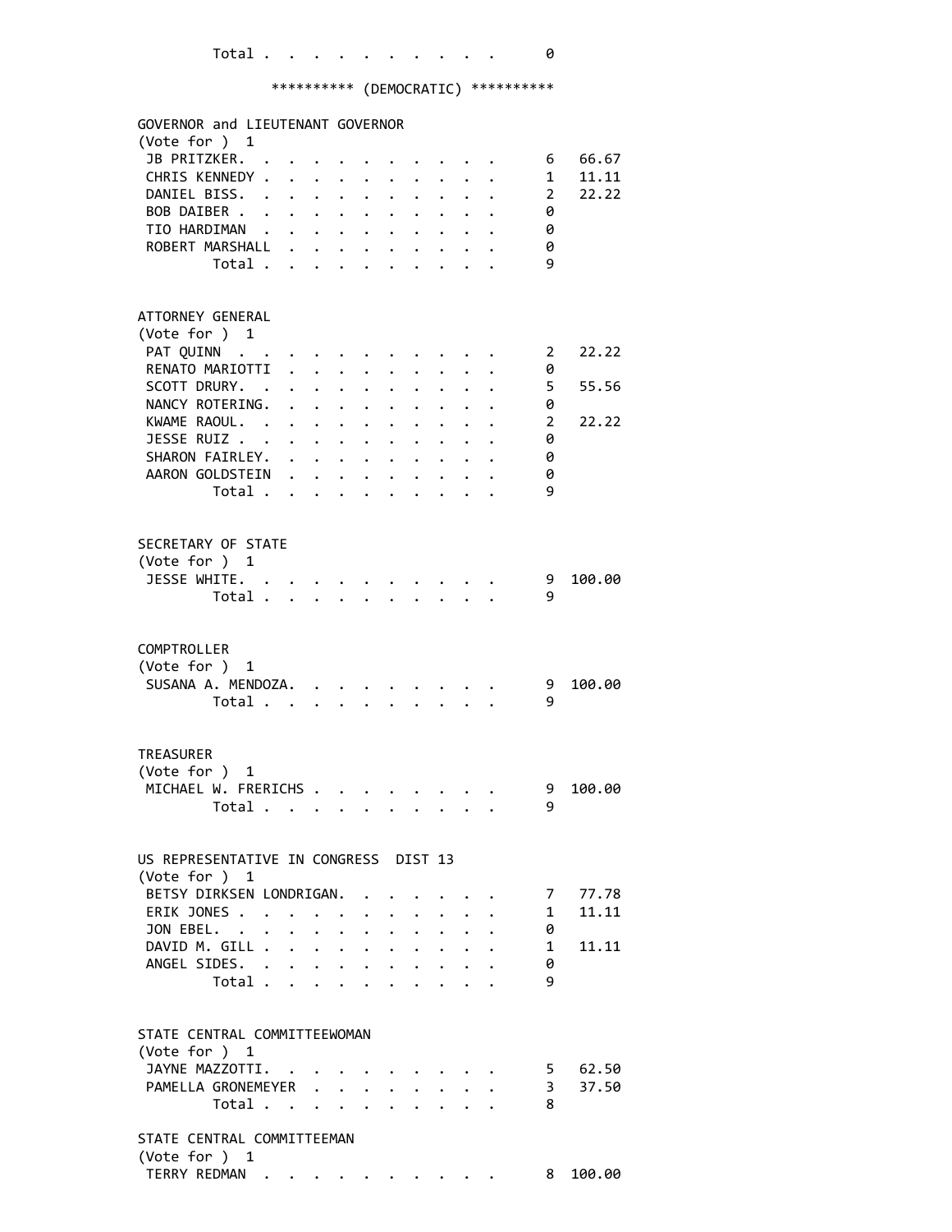Total . . . . . . . . . . . 0

********** (DEMOCRATIC) **********

GOVERNOR and LIEUTENANT GOVERNOR
(Vote for ) 1

| | | |
|---|---|---|
| JB PRITZKER | 6 | 66.67 |
| CHRIS KENNEDY | 1 | 11.11 |
| DANIEL BISS | 2 | 22.22 |
| BOB DAIBER | 0 | |
| TIO HARDIMAN | 0 | |
| ROBERT MARSHALL | 0 | |
| Total | 9 | |

ATTORNEY GENERAL
(Vote for ) 1

| | | |
|---|---|---|
| PAT QUINN | 2 | 22.22 |
| RENATO MARIOTTI | 0 | |
| SCOTT DRURY | 5 | 55.56 |
| NANCY ROTERING | 0 | |
| KWAME RAOUL | 2 | 22.22 |
| JESSE RUIZ | 0 | |
| SHARON FAIRLEY | 0 | |
| AARON GOLDSTEIN | 0 | |
| Total | 9 | |

SECRETARY OF STATE
(Vote for ) 1

| | | |
|---|---|---|
| JESSE WHITE | 9 | 100.00 |
| Total | 9 | |

COMPTROLLER
(Vote for ) 1

| | | |
|---|---|---|
| SUSANA A. MENDOZA | 9 | 100.00 |
| Total | 9 | |

TREASURER
(Vote for ) 1

| | | |
|---|---|---|
| MICHAEL W. FRERICHS | 9 | 100.00 |
| Total | 9 | |

US REPRESENTATIVE IN CONGRESS DIST 13
(Vote for ) 1

| | | |
|---|---|---|
| BETSY DIRKSEN LONDRIGAN | 7 | 77.78 |
| ERIK JONES | 1 | 11.11 |
| JON EBEL | 0 | |
| DAVID M. GILL | 1 | 11.11 |
| ANGEL SIDES | 0 | |
| Total | 9 | |

STATE CENTRAL COMMITTEEWOMAN
(Vote for ) 1

| | | |
|---|---|---|
| JAYNE MAZZOTTI | 5 | 62.50 |
| PAMELLA GRONEMEYER | 3 | 37.50 |
| Total | 8 | |

STATE CENTRAL COMMITTEEMAN
(Vote for ) 1

| | | |
|---|---|---|
| TERRY REDMAN | 8 | 100.00 |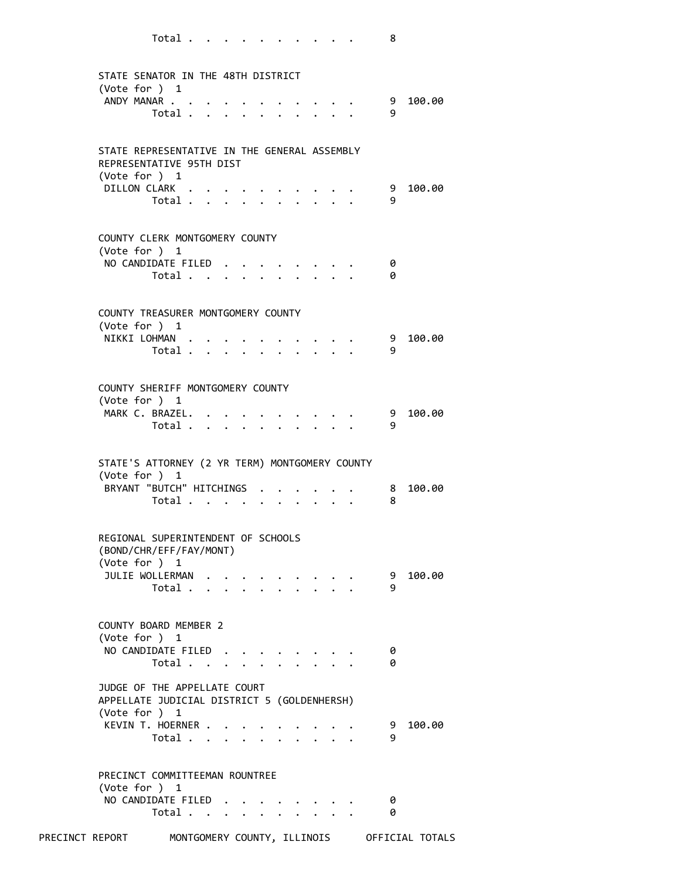| | | |
|---|---|---|
| Total | 8 | |

**STATE SENATOR IN THE 48TH DISTRICT**
(Vote for ) 1

| | | |
|---|---|---|
| ANDY MANAR | 9 | 100.00 |
| Total | 9 | |

**STATE REPRESENTATIVE IN THE GENERAL ASSEMBLY REPRESENTATIVE 95TH DIST**
(Vote for ) 1

| | | |
|---|---|---|
| DILLON CLARK | 9 | 100.00 |
| Total | 9 | |

**COUNTY CLERK MONTGOMERY COUNTY**
(Vote for ) 1

| | | |
|---|---|---|
| NO CANDIDATE FILED | 0 | |
| Total | 0 | |

**COUNTY TREASURER MONTGOMERY COUNTY**
(Vote for ) 1

| | | |
|---|---|---|
| NIKKI LOHMAN | 9 | 100.00 |
| Total | 9 | |

**COUNTY SHERIFF MONTGOMERY COUNTY**
(Vote for ) 1

| | | |
|---|---|---|
| MARK C. BRAZEL | 9 | 100.00 |
| Total | 9 | |

**STATE'S ATTORNEY (2 YR TERM) MONTGOMERY COUNTY**
(Vote for ) 1

| | | |
|---|---|---|
| BRYANT "BUTCH" HITCHINGS | 8 | 100.00 |
| Total | 8 | |

**REGIONAL SUPERINTENDENT OF SCHOOLS (BOND/CHR/EFF/FAY/MONT)**
(Vote for ) 1

| | | |
|---|---|---|
| JULIE WOLLERMAN | 9 | 100.00 |
| Total | 9 | |

**COUNTY BOARD MEMBER 2**
(Vote for ) 1

| | | |
|---|---|---|
| NO CANDIDATE FILED | 0 | |
| Total | 0 | |

**JUDGE OF THE APPELLATE COURT APPELLATE JUDICIAL DISTRICT 5 (GOLDENHERSH)**
(Vote for ) 1

| | | |
|---|---|---|
| KEVIN T. HOERNER | 9 | 100.00 |
| Total | 9 | |

**PRECINCT COMMITTEEMAN ROUNTREE**
(Vote for ) 1

| | | |
|---|---|---|
| NO CANDIDATE FILED | 0 | |
| Total | 0 | |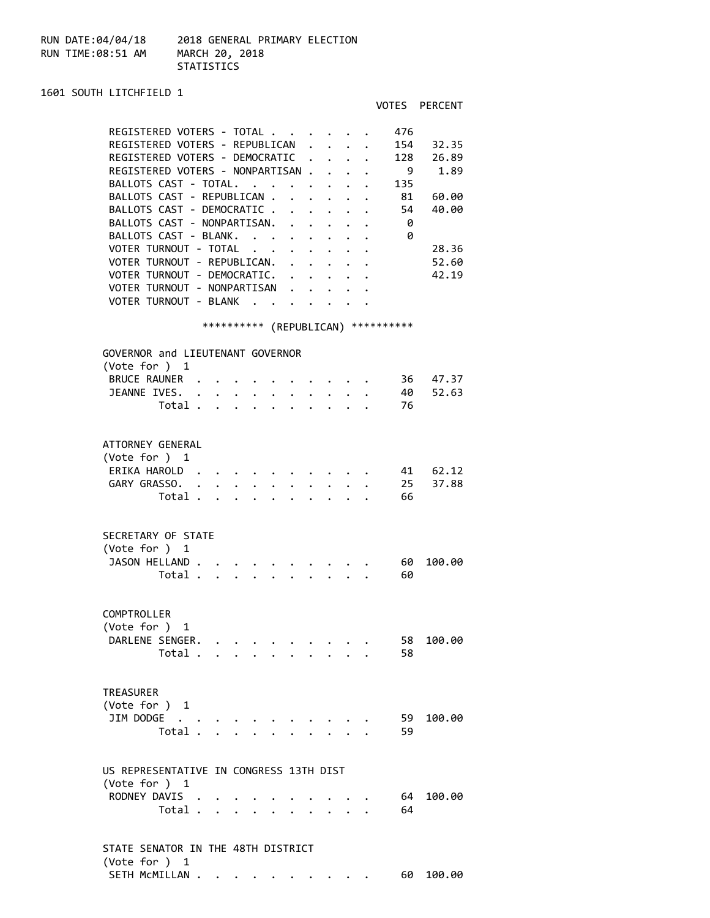RUN DATE:04/04/18 2018 GENERAL PRIMARY ELECTION
RUN TIME:08:51 AM MARCH 20, 2018
STATISTICS

## 1601 SOUTH LITCHFIELD 1

| | VOTES | PERCENT |
|---|---|---|
| REGISTERED VOTERS - TOTAL | 476 | |
| REGISTERED VOTERS - REPUBLICAN | 154 | 32.35 |
| REGISTERED VOTERS - DEMOCRATIC | 128 | 26.89 |
| REGISTERED VOTERS - NONPARTISAN | 9 | 1.89 |
| BALLOTS CAST - TOTAL. | 135 | |
| BALLOTS CAST - REPUBLICAN | 81 | 60.00 |
| BALLOTS CAST - DEMOCRATIC | 54 | 40.00 |
| BALLOTS CAST - NONPARTISAN. | 0 | |
| BALLOTS CAST - BLANK. | 0 | |
| VOTER TURNOUT - TOTAL | | 28.36 |
| VOTER TURNOUT - REPUBLICAN. | | 52.60 |
| VOTER TURNOUT - DEMOCRATIC. | | 42.19 |
| VOTER TURNOUT - NONPARTISAN | | |
| VOTER TURNOUT - BLANK | | |

********** (REPUBLICAN) **********

### GOVERNOR and LIEUTENANT GOVERNOR
(Vote for ) 1

| | VOTES | PERCENT |
|---|---|---|
| BRUCE RAUNER | 36 | 47.37 |
| JEANNE IVES. | 40 | 52.63 |
| Total | 76 | |

### ATTORNEY GENERAL
(Vote for ) 1

| | VOTES | PERCENT |
|---|---|---|
| ERIKA HAROLD | 41 | 62.12 |
| GARY GRASSO. | 25 | 37.88 |
| Total | 66 | |

### SECRETARY OF STATE
(Vote for ) 1

| | VOTES | PERCENT |
|---|---|---|
| JASON HELLAND | 60 | 100.00 |
| Total | 60 | |

### COMPTROLLER
(Vote for ) 1

| | VOTES | PERCENT |
|---|---|---|
| DARLENE SENGER. | 58 | 100.00 |
| Total | 58 | |

### TREASURER
(Vote for ) 1

| | VOTES | PERCENT |
|---|---|---|
| JIM DODGE | 59 | 100.00 |
| Total | 59 | |

### US REPRESENTATIVE IN CONGRESS 13TH DIST
(Vote for ) 1

| | VOTES | PERCENT |
|---|---|---|
| RODNEY DAVIS | 64 | 100.00 |
| Total | 64 | |

### STATE SENATOR IN THE 48TH DISTRICT
(Vote for ) 1

| | VOTES | PERCENT |
|---|---|---|
| SETH McMILLAN | 60 | 100.00 |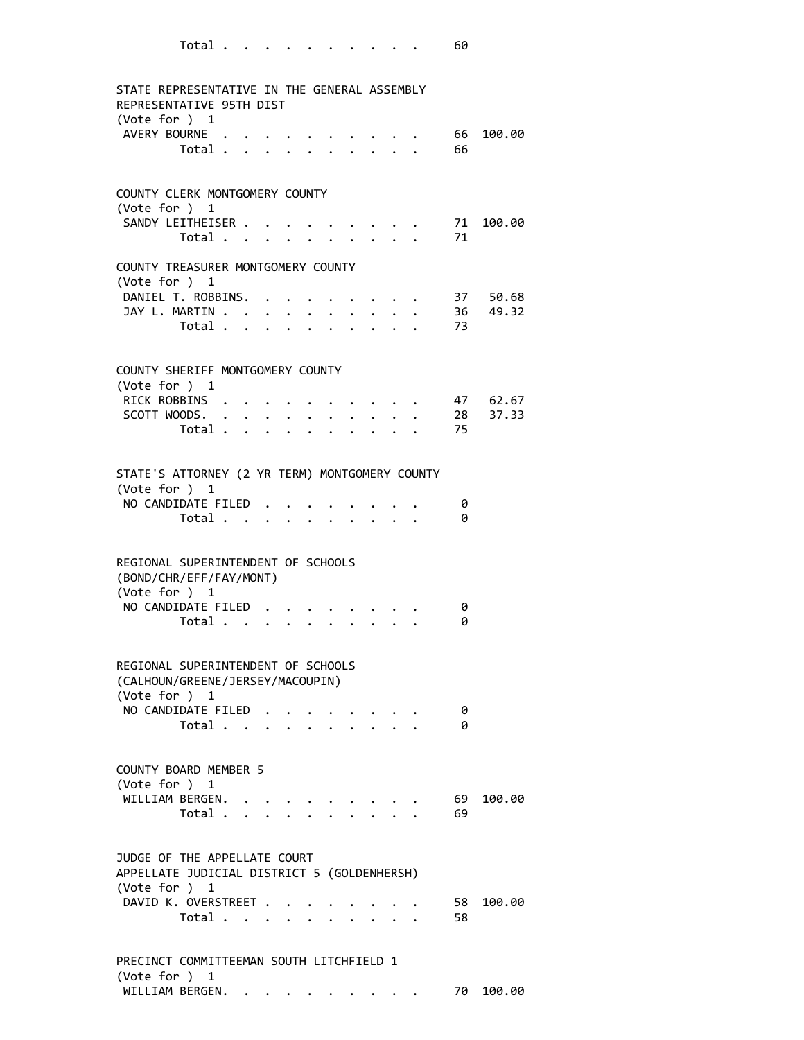Total . . . . . . . . . . . 60

STATE REPRESENTATIVE IN THE GENERAL ASSEMBLY
REPRESENTATIVE 95TH DIST
(Vote for ) 1

| Candidate | Votes | Percent |
|---|---|---|
| AVERY BOURNE | 66 | 100.00 |
| Total | 66 | |

COUNTY CLERK MONTGOMERY COUNTY
(Vote for ) 1

| Candidate | Votes | Percent |
|---|---|---|
| SANDY LEITHEISER | 71 | 100.00 |
| Total | 71 | |

COUNTY TREASURER MONTGOMERY COUNTY
(Vote for ) 1

| Candidate | Votes | Percent |
|---|---|---|
| DANIEL T. ROBBINS | 37 | 50.68 |
| JAY L. MARTIN | 36 | 49.32 |
| Total | 73 | |

COUNTY SHERIFF MONTGOMERY COUNTY
(Vote for ) 1

| Candidate | Votes | Percent |
|---|---|---|
| RICK ROBBINS | 47 | 62.67 |
| SCOTT WOODS | 28 | 37.33 |
| Total | 75 | |

STATE'S ATTORNEY (2 YR TERM) MONTGOMERY COUNTY
(Vote for ) 1

| Candidate | Votes | Percent |
|---|---|---|
| NO CANDIDATE FILED | 0 | |
| Total | 0 | |

REGIONAL SUPERINTENDENT OF SCHOOLS
(BOND/CHR/EFF/FAY/MONT)
(Vote for ) 1

| Candidate | Votes | Percent |
|---|---|---|
| NO CANDIDATE FILED | 0 | |
| Total | 0 | |

REGIONAL SUPERINTENDENT OF SCHOOLS
(CALHOUN/GREENE/JERSEY/MACOUPIN)
(Vote for ) 1

| Candidate | Votes | Percent |
|---|---|---|
| NO CANDIDATE FILED | 0 | |
| Total | 0 | |

COUNTY BOARD MEMBER 5
(Vote for ) 1

| Candidate | Votes | Percent |
|---|---|---|
| WILLIAM BERGEN | 69 | 100.00 |
| Total | 69 | |

JUDGE OF THE APPELLATE COURT
APPELLATE JUDICIAL DISTRICT 5 (GOLDENHERSH)
(Vote for ) 1

| Candidate | Votes | Percent |
|---|---|---|
| DAVID K. OVERSTREET | 58 | 100.00 |
| Total | 58 | |

PRECINCT COMMITTEEMAN SOUTH LITCHFIELD 1
(Vote for ) 1

| Candidate | Votes | Percent |
|---|---|---|
| WILLIAM BERGEN | 70 | 100.00 |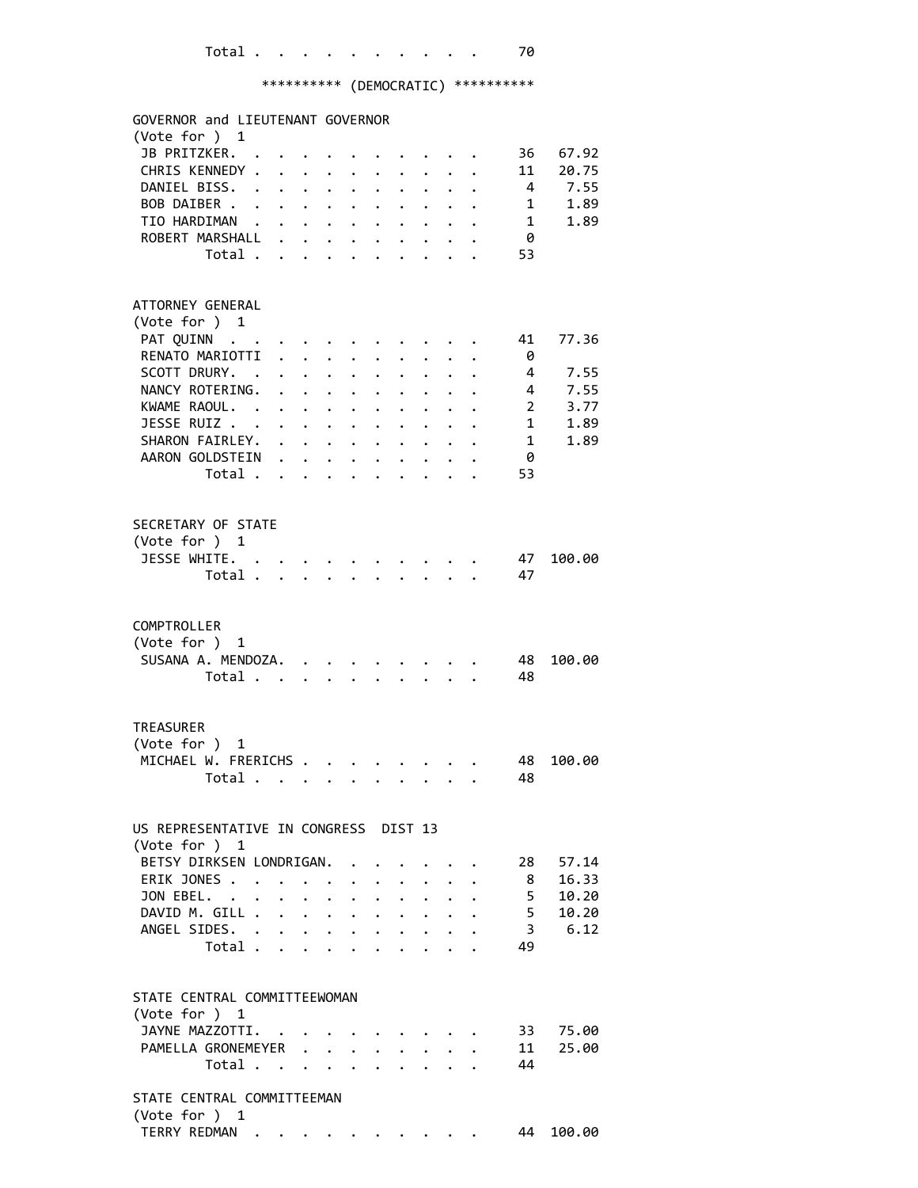Total . . . . . . . . . . . 70

********** (DEMOCRATIC) **********

GOVERNOR and LIEUTENANT GOVERNOR
(Vote for ) 1

| Candidate | Votes | Percent |
|---|---|---|
| JB PRITZKER | 36 | 67.92 |
| CHRIS KENNEDY | 11 | 20.75 |
| DANIEL BISS | 4 | 7.55 |
| BOB DAIBER | 1 | 1.89 |
| TIO HARDIMAN | 1 | 1.89 |
| ROBERT MARSHALL | 0 | |
| Total | 53 | |

ATTORNEY GENERAL
(Vote for ) 1

| Candidate | Votes | Percent |
|---|---|---|
| PAT QUINN | 41 | 77.36 |
| RENATO MARIOTTI | 0 | |
| SCOTT DRURY | 4 | 7.55 |
| NANCY ROTERING | 4 | 7.55 |
| KWAME RAOUL | 2 | 3.77 |
| JESSE RUIZ | 1 | 1.89 |
| SHARON FAIRLEY | 1 | 1.89 |
| AARON GOLDSTEIN | 0 | |
| Total | 53 | |

SECRETARY OF STATE
(Vote for ) 1

| Candidate | Votes | Percent |
|---|---|---|
| JESSE WHITE | 47 | 100.00 |
| Total | 47 | |

COMPTROLLER
(Vote for ) 1

| Candidate | Votes | Percent |
|---|---|---|
| SUSANA A. MENDOZA | 48 | 100.00 |
| Total | 48 | |

TREASURER
(Vote for ) 1

| Candidate | Votes | Percent |
|---|---|---|
| MICHAEL W. FRERICHS | 48 | 100.00 |
| Total | 48 | |

US REPRESENTATIVE IN CONGRESS DIST 13
(Vote for ) 1

| Candidate | Votes | Percent |
|---|---|---|
| BETSY DIRKSEN LONDRIGAN | 28 | 57.14 |
| ERIK JONES | 8 | 16.33 |
| JON EBEL | 5 | 10.20 |
| DAVID M. GILL | 5 | 10.20 |
| ANGEL SIDES | 3 | 6.12 |
| Total | 49 | |

STATE CENTRAL COMMITTEEWOMAN
(Vote for ) 1

| Candidate | Votes | Percent |
|---|---|---|
| JAYNE MAZZOTTI | 33 | 75.00 |
| PAMELLA GRONEMEYER | 11 | 25.00 |
| Total | 44 | |

STATE CENTRAL COMMITTEEMAN
(Vote for ) 1

| Candidate | Votes | Percent |
|---|---|---|
| TERRY REDMAN | 44 | 100.00 |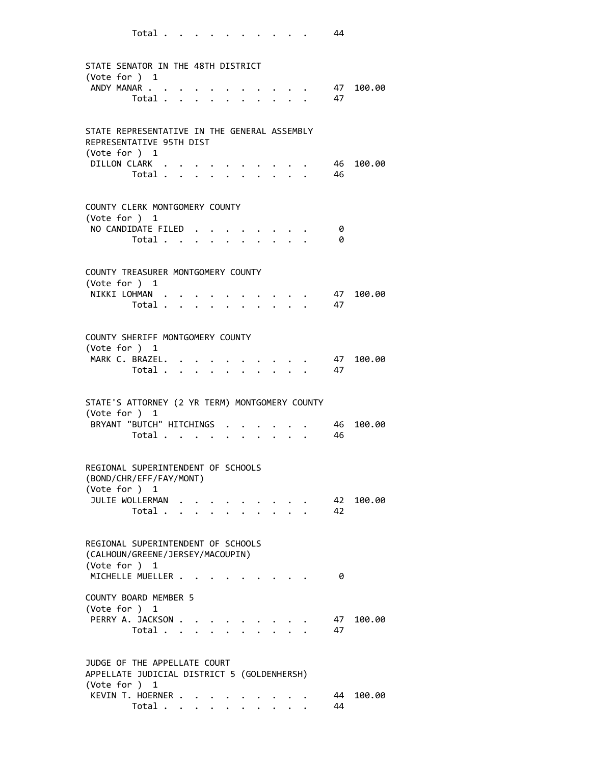Total . . . . . . . . . . . 44

STATE SENATOR IN THE 48TH DISTRICT
(Vote for ) 1

| | | |
|---|---|---|
| ANDY MANAR . . . . . . . . . . . . | 47 | 100.00 |
| Total . . . . . . . . . . . | 47 | |

STATE REPRESENTATIVE IN THE GENERAL ASSEMBLY
REPRESENTATIVE 95TH DIST
(Vote for ) 1

| | | |
|---|---|---|
| DILLON CLARK . . . . . . . . . . . | 46 | 100.00 |
| Total . . . . . . . . . . . | 46 | |

COUNTY CLERK MONTGOMERY COUNTY
(Vote for ) 1

| | | |
|---|---|---|
| NO CANDIDATE FILED . . . . . . . . | 0 | |
| Total . . . . . . . . . . . | 0 | |

COUNTY TREASURER MONTGOMERY COUNTY
(Vote for ) 1

| | | |
|---|---|---|
| NIKKI LOHMAN . . . . . . . . . . . | 47 | 100.00 |
| Total . . . . . . . . . . . | 47 | |

COUNTY SHERIFF MONTGOMERY COUNTY
(Vote for ) 1

| | | |
|---|---|---|
| MARK C. BRAZEL. . . . . . . . . . . | 47 | 100.00 |
| Total . . . . . . . . . . . | 47 | |

STATE'S ATTORNEY (2 YR TERM) MONTGOMERY COUNTY
(Vote for ) 1

| | | |
|---|---|---|
| BRYANT "BUTCH" HITCHINGS . . . . . . . | 46 | 100.00 |
| Total . . . . . . . . . . . | 46 | |

REGIONAL SUPERINTENDENT OF SCHOOLS
(BOND/CHR/EFF/FAY/MONT)
(Vote for ) 1

| | | |
|---|---|---|
| JULIE WOLLERMAN . . . . . . . . . . | 42 | 100.00 |
| Total . . . . . . . . . . . | 42 | |

REGIONAL SUPERINTENDENT OF SCHOOLS
(CALHOUN/GREENE/JERSEY/MACOUPIN)
(Vote for ) 1

| | | |
|---|---|---|
| MICHELLE MUELLER . . . . . . . . . . | 0 | |

COUNTY BOARD MEMBER 5
(Vote for ) 1

| | | |
|---|---|---|
| PERRY A. JACKSON . . . . . . . . . . | 47 | 100.00 |
| Total . . . . . . . . . . . | 47 | |

JUDGE OF THE APPELLATE COURT
APPELLATE JUDICIAL DISTRICT 5 (GOLDENHERSH)
(Vote for ) 1

| | | |
|---|---|---|
| KEVIN T. HOERNER . . . . . . . . . . | 44 | 100.00 |
| Total . . . . . . . . . . . | 44 | |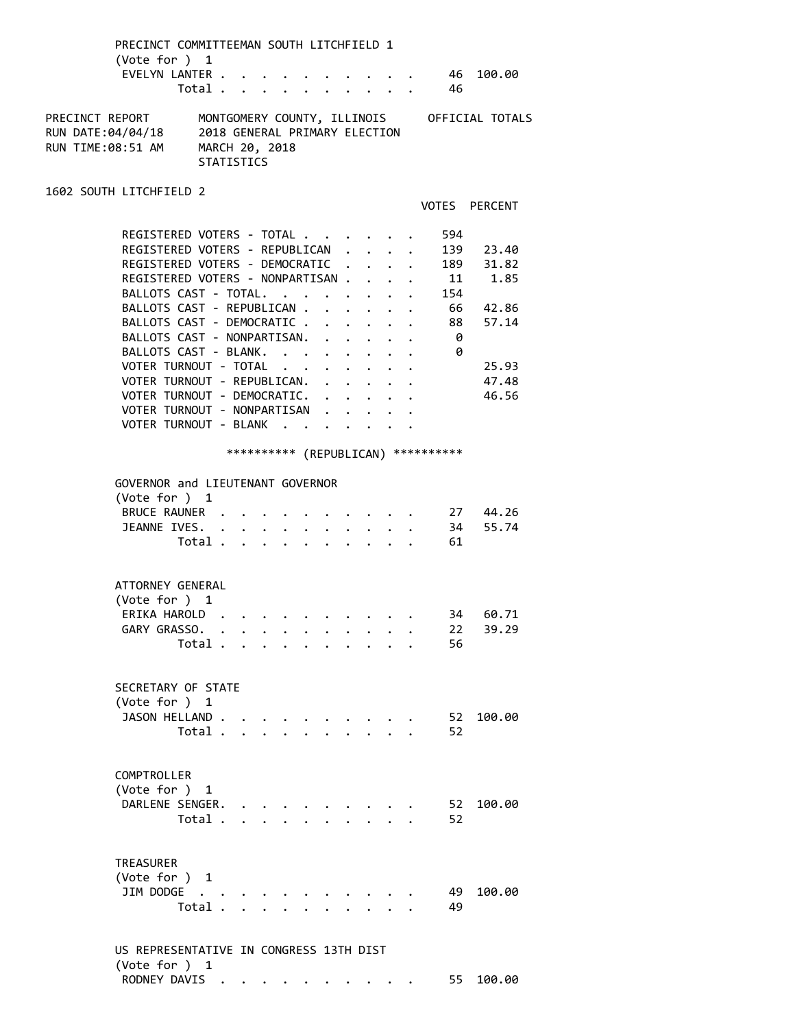PRECINCT COMMITTEEMAN SOUTH LITCHFIELD 1
(Vote for ) 1

| | VOTES | PERCENT |
|---|---|---|
| EVELYN LANTER | 46 | 100.00 |
| Total | 46 | |

PRECINCT REPORT — MONTGOMERY COUNTY, ILLINOIS — OFFICIAL TOTALS
RUN DATE:04/04/18 — 2018 GENERAL PRIMARY ELECTION
RUN TIME:08:51 AM — MARCH 20, 2018
STATISTICS

## 1602 SOUTH LITCHFIELD 2

| | VOTES | PERCENT |
|---|---|---|
| REGISTERED VOTERS - TOTAL | 594 | |
| REGISTERED VOTERS - REPUBLICAN | 139 | 23.40 |
| REGISTERED VOTERS - DEMOCRATIC | 189 | 31.82 |
| REGISTERED VOTERS - NONPARTISAN | 11 | 1.85 |
| BALLOTS CAST - TOTAL. | 154 | |
| BALLOTS CAST - REPUBLICAN | 66 | 42.86 |
| BALLOTS CAST - DEMOCRATIC | 88 | 57.14 |
| BALLOTS CAST - NONPARTISAN. | 0 | |
| BALLOTS CAST - BLANK. | 0 | |
| VOTER TURNOUT - TOTAL | | 25.93 |
| VOTER TURNOUT - REPUBLICAN. | | 47.48 |
| VOTER TURNOUT - DEMOCRATIC. | | 46.56 |
| VOTER TURNOUT - NONPARTISAN | | |
| VOTER TURNOUT - BLANK | | |

********** (REPUBLICAN) **********

GOVERNOR and LIEUTENANT GOVERNOR
(Vote for ) 1

| | VOTES | PERCENT |
|---|---|---|
| BRUCE RAUNER | 27 | 44.26 |
| JEANNE IVES. | 34 | 55.74 |
| Total | 61 | |

ATTORNEY GENERAL
(Vote for ) 1

| | VOTES | PERCENT |
|---|---|---|
| ERIKA HAROLD | 34 | 60.71 |
| GARY GRASSO. | 22 | 39.29 |
| Total | 56 | |

SECRETARY OF STATE
(Vote for ) 1

| | VOTES | PERCENT |
|---|---|---|
| JASON HELLAND | 52 | 100.00 |
| Total | 52 | |

COMPTROLLER
(Vote for ) 1

| | VOTES | PERCENT |
|---|---|---|
| DARLENE SENGER. | 52 | 100.00 |
| Total | 52 | |

TREASURER
(Vote for ) 1

| | VOTES | PERCENT |
|---|---|---|
| JIM DODGE | 49 | 100.00 |
| Total | 49 | |

US REPRESENTATIVE IN CONGRESS 13TH DIST
(Vote for ) 1

| | VOTES | PERCENT |
|---|---|---|
| RODNEY DAVIS | 55 | 100.00 |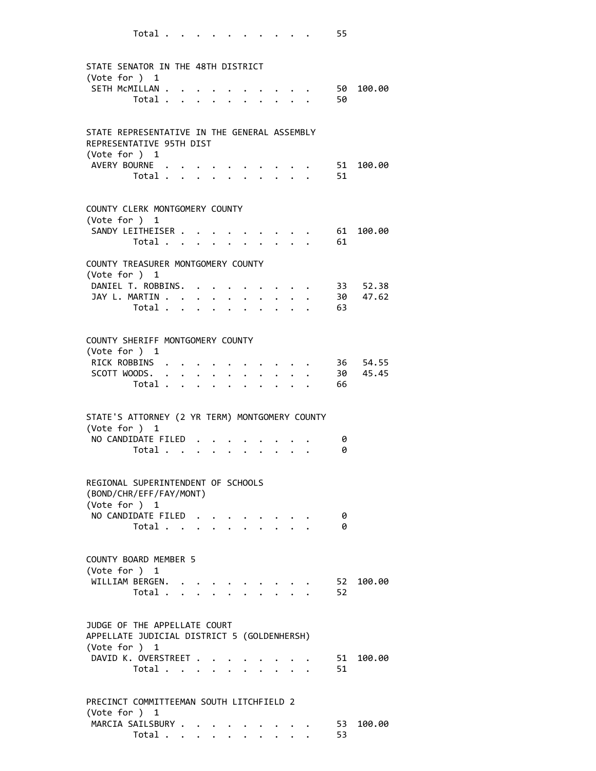```
        Total . . . . . . . . . . .    55


STATE SENATOR IN THE 48TH DISTRICT
(Vote for )  1
 SETH McMILLAN . . . . . . . . . . .    50  100.00
        Total . . . . . . . . . . .    50


STATE REPRESENTATIVE IN THE GENERAL ASSEMBLY
REPRESENTATIVE 95TH DIST
(Vote for )  1
 AVERY BOURNE  . . . . . . . . . . .    51  100.00
        Total . . . . . . . . . . .    51


COUNTY CLERK MONTGOMERY COUNTY
(Vote for )  1
 SANDY LEITHEISER . . . . . . . . .    61  100.00
        Total . . . . . . . . . . .    61

COUNTY TREASURER MONTGOMERY COUNTY
(Vote for )  1
 DANIEL T. ROBBINS. . . . . . . . .    33   52.38
 JAY L. MARTIN . . . . . . . . . . .   30   47.62
        Total . . . . . . . . . . .    63


COUNTY SHERIFF MONTGOMERY COUNTY
(Vote for )  1
 RICK ROBBINS  . . . . . . . . . . .   36   54.55
 SCOTT WOODS. . . . . . . . . . . .    30   45.45
        Total . . . . . . . . . . .    66


STATE'S ATTORNEY (2 YR TERM) MONTGOMERY COUNTY
(Vote for )  1
 NO CANDIDATE FILED  . . . . . . . .    0
        Total . . . . . . . . . . .     0


REGIONAL SUPERINTENDENT OF SCHOOLS
(BOND/CHR/EFF/FAY/MONT)
(Vote for )  1
 NO CANDIDATE FILED  . . . . . . . .    0
        Total . . . . . . . . . . .     0


COUNTY BOARD MEMBER 5
(Vote for )  1
 WILLIAM BERGEN. . . . . . . . . . .   52  100.00
        Total . . . . . . . . . . .    52


JUDGE OF THE APPELLATE COURT
APPELLATE JUDICIAL DISTRICT 5 (GOLDENHERSH)
(Vote for )  1
 DAVID K. OVERSTREET . . . . . . . .   51  100.00
        Total . . . . . . . . . . .    51


PRECINCT COMMITTEEMAN SOUTH LITCHFIELD 2
(Vote for )  1
 MARCIA SAILSBURY . . . . . . . . .    53  100.00
        Total . . . . . . . . . . .    53
```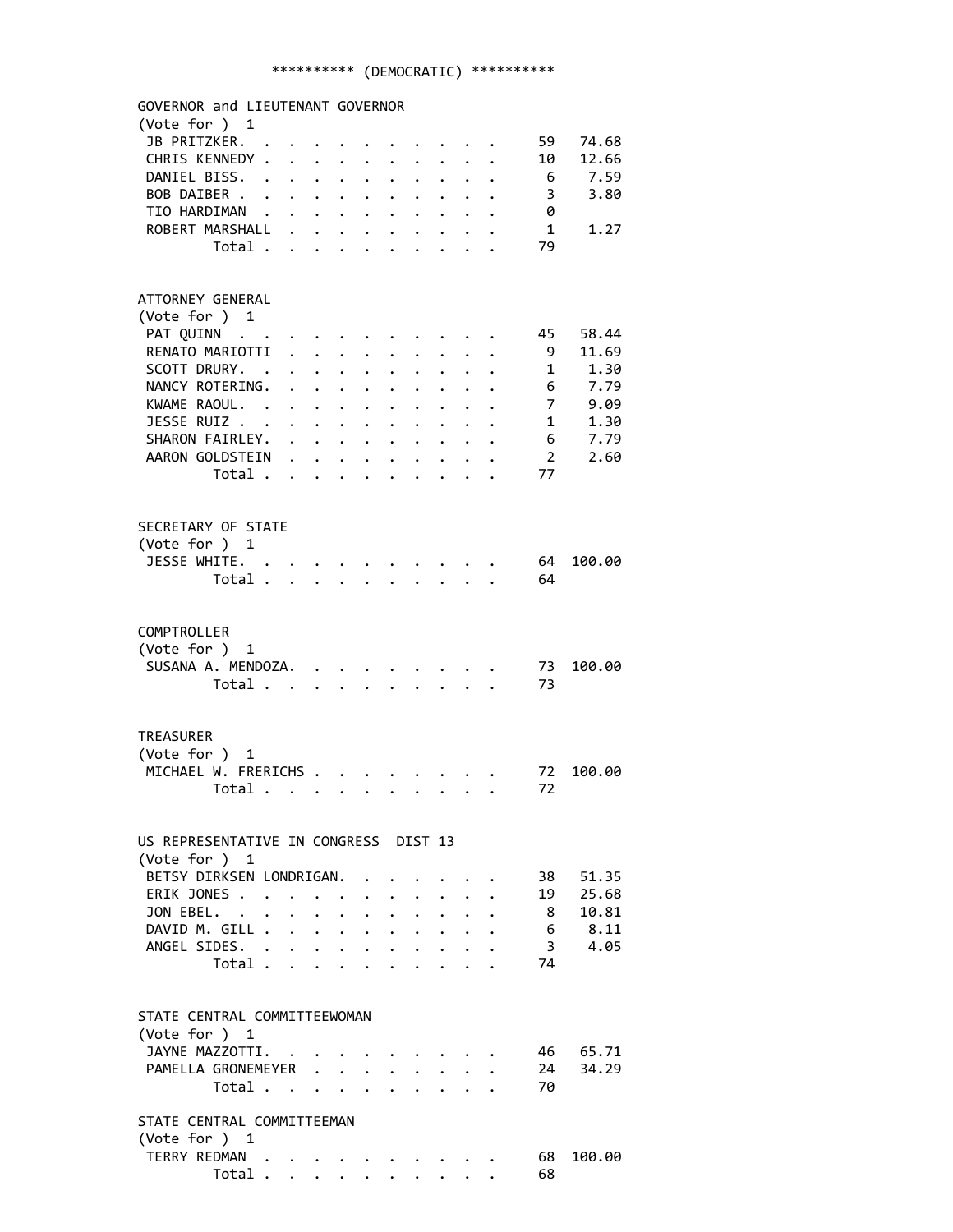********** (DEMOCRATIC) **********

GOVERNOR and LIEUTENANT GOVERNOR
(Vote for ) 1

| Candidate | Votes | Percent |
|---|---|---|
| JB PRITZKER | 59 | 74.68 |
| CHRIS KENNEDY | 10 | 12.66 |
| DANIEL BISS | 6 | 7.59 |
| BOB DAIBER | 3 | 3.80 |
| TIO HARDIMAN | 0 | |
| ROBERT MARSHALL | 1 | 1.27 |
| Total | 79 | |

ATTORNEY GENERAL
(Vote for ) 1

| Candidate | Votes | Percent |
|---|---|---|
| PAT QUINN | 45 | 58.44 |
| RENATO MARIOTTI | 9 | 11.69 |
| SCOTT DRURY | 1 | 1.30 |
| NANCY ROTERING | 6 | 7.79 |
| KWAME RAOUL | 7 | 9.09 |
| JESSE RUIZ | 1 | 1.30 |
| SHARON FAIRLEY | 6 | 7.79 |
| AARON GOLDSTEIN | 2 | 2.60 |
| Total | 77 | |

SECRETARY OF STATE
(Vote for ) 1

| Candidate | Votes | Percent |
|---|---|---|
| JESSE WHITE | 64 | 100.00 |
| Total | 64 | |

COMPTROLLER
(Vote for ) 1

| Candidate | Votes | Percent |
|---|---|---|
| SUSANA A. MENDOZA | 73 | 100.00 |
| Total | 73 | |

TREASURER
(Vote for ) 1

| Candidate | Votes | Percent |
|---|---|---|
| MICHAEL W. FRERICHS | 72 | 100.00 |
| Total | 72 | |

US REPRESENTATIVE IN CONGRESS DIST 13
(Vote for ) 1

| Candidate | Votes | Percent |
|---|---|---|
| BETSY DIRKSEN LONDRIGAN | 38 | 51.35 |
| ERIK JONES | 19 | 25.68 |
| JON EBEL | 8 | 10.81 |
| DAVID M. GILL | 6 | 8.11 |
| ANGEL SIDES | 3 | 4.05 |
| Total | 74 | |

STATE CENTRAL COMMITTEEWOMAN
(Vote for ) 1

| Candidate | Votes | Percent |
|---|---|---|
| JAYNE MAZZOTTI | 46 | 65.71 |
| PAMELLA GRONEMEYER | 24 | 34.29 |
| Total | 70 | |

STATE CENTRAL COMMITTEEMAN
(Vote for ) 1

| Candidate | Votes | Percent |
|---|---|---|
| TERRY REDMAN | 68 | 100.00 |
| Total | 68 | |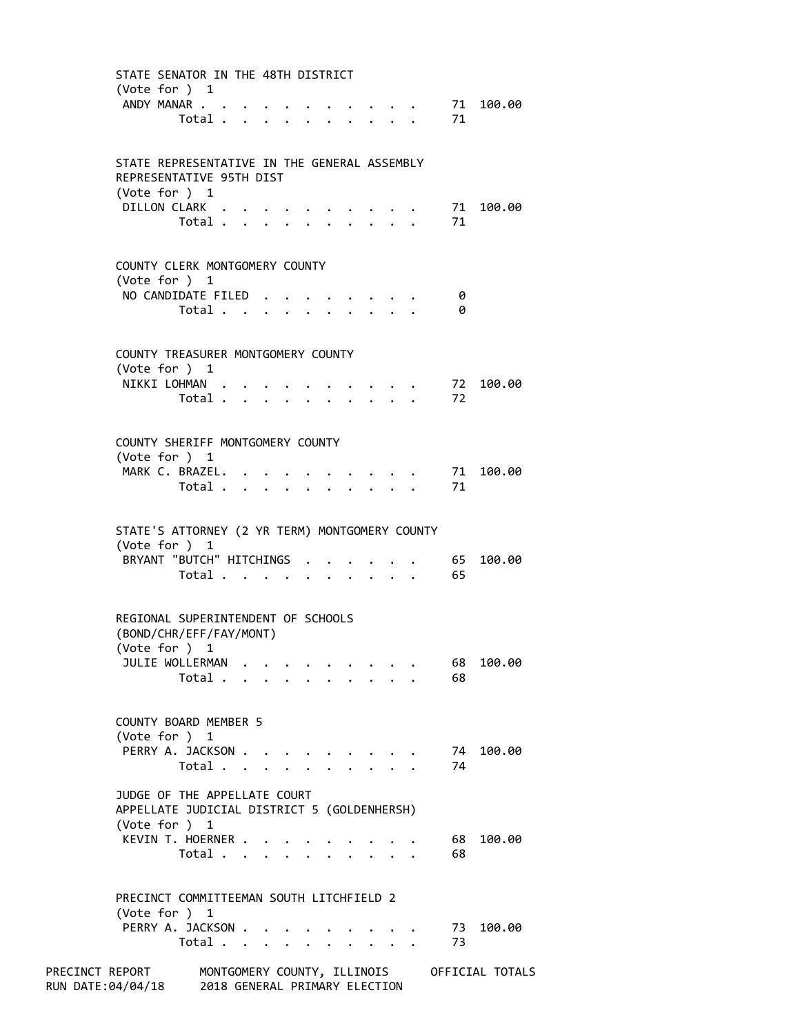STATE SENATOR IN THE 48TH DISTRICT
(Vote for ) 1

| Candidate | Votes | Percent |
|---|---|---|
| ANDY MANAR | 71 | 100.00 |
| Total | 71 | |

STATE REPRESENTATIVE IN THE GENERAL ASSEMBLY
REPRESENTATIVE 95TH DIST
(Vote for ) 1

| Candidate | Votes | Percent |
|---|---|---|
| DILLON CLARK | 71 | 100.00 |
| Total | 71 | |

COUNTY CLERK MONTGOMERY COUNTY
(Vote for ) 1

| Candidate | Votes | Percent |
|---|---|---|
| NO CANDIDATE FILED | 0 | |
| Total | 0 | |

COUNTY TREASURER MONTGOMERY COUNTY
(Vote for ) 1

| Candidate | Votes | Percent |
|---|---|---|
| NIKKI LOHMAN | 72 | 100.00 |
| Total | 72 | |

COUNTY SHERIFF MONTGOMERY COUNTY
(Vote for ) 1

| Candidate | Votes | Percent |
|---|---|---|
| MARK C. BRAZEL | 71 | 100.00 |
| Total | 71 | |

STATE'S ATTORNEY (2 YR TERM) MONTGOMERY COUNTY
(Vote for ) 1

| Candidate | Votes | Percent |
|---|---|---|
| BRYANT "BUTCH" HITCHINGS | 65 | 100.00 |
| Total | 65 | |

REGIONAL SUPERINTENDENT OF SCHOOLS
(BOND/CHR/EFF/FAY/MONT)
(Vote for ) 1

| Candidate | Votes | Percent |
|---|---|---|
| JULIE WOLLERMAN | 68 | 100.00 |
| Total | 68 | |

COUNTY BOARD MEMBER 5
(Vote for ) 1

| Candidate | Votes | Percent |
|---|---|---|
| PERRY A. JACKSON | 74 | 100.00 |
| Total | 74 | |

JUDGE OF THE APPELLATE COURT
APPELLATE JUDICIAL DISTRICT 5 (GOLDENHERSH)
(Vote for ) 1

| Candidate | Votes | Percent |
|---|---|---|
| KEVIN T. HOERNER | 68 | 100.00 |
| Total | 68 | |

PRECINCT COMMITTEEMAN SOUTH LITCHFIELD 2
(Vote for ) 1

| Candidate | Votes | Percent |
|---|---|---|
| PERRY A. JACKSON | 73 | 100.00 |
| Total | 73 | |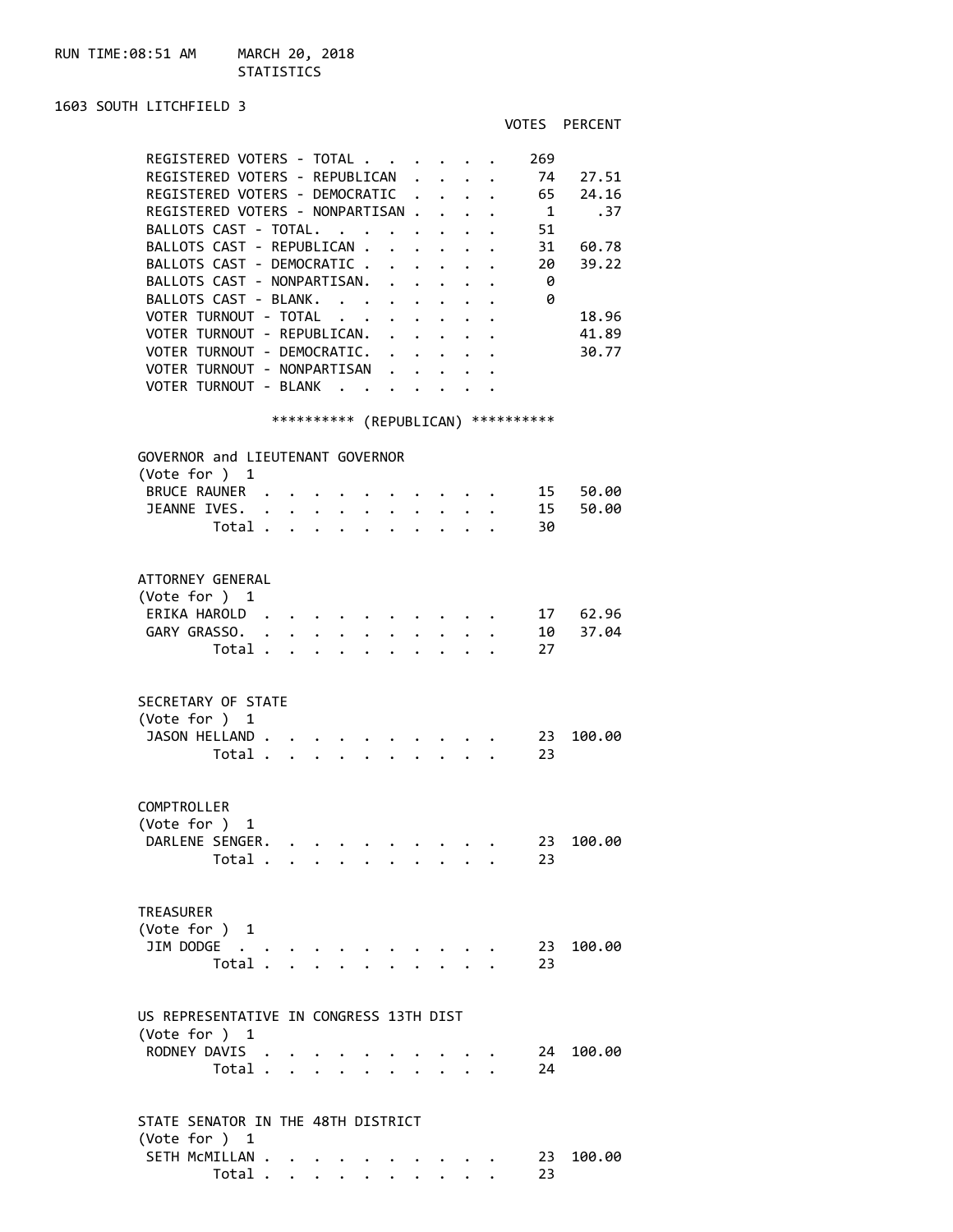RUN TIME:08:51 AM MARCH 20, 2018

STATISTICS

## 1603 SOUTH LITCHFIELD 3

| | VOTES | PERCENT |
|---|---|---|
| REGISTERED VOTERS - TOTAL | 269 | |
| REGISTERED VOTERS - REPUBLICAN | 74 | 27.51 |
| REGISTERED VOTERS - DEMOCRATIC | 65 | 24.16 |
| REGISTERED VOTERS - NONPARTISAN | 1 | .37 |
| BALLOTS CAST - TOTAL | 51 | |
| BALLOTS CAST - REPUBLICAN | 31 | 60.78 |
| BALLOTS CAST - DEMOCRATIC | 20 | 39.22 |
| BALLOTS CAST - NONPARTISAN | 0 | |
| BALLOTS CAST - BLANK | 0 | |
| VOTER TURNOUT - TOTAL | | 18.96 |
| VOTER TURNOUT - REPUBLICAN | | 41.89 |
| VOTER TURNOUT - DEMOCRATIC | | 30.77 |
| VOTER TURNOUT - NONPARTISAN | | |
| VOTER TURNOUT - BLANK | | |

********** (REPUBLICAN) **********

### GOVERNOR and LIEUTENANT GOVERNOR
(Vote for ) 1

| | VOTES | PERCENT |
|---|---|---|
| BRUCE RAUNER | 15 | 50.00 |
| JEANNE IVES | 15 | 50.00 |
| Total | 30 | |

### ATTORNEY GENERAL
(Vote for ) 1

| | VOTES | PERCENT |
|---|---|---|
| ERIKA HAROLD | 17 | 62.96 |
| GARY GRASSO | 10 | 37.04 |
| Total | 27 | |

### SECRETARY OF STATE
(Vote for ) 1

| | VOTES | PERCENT |
|---|---|---|
| JASON HELLAND | 23 | 100.00 |
| Total | 23 | |

### COMPTROLLER
(Vote for ) 1

| | VOTES | PERCENT |
|---|---|---|
| DARLENE SENGER | 23 | 100.00 |
| Total | 23 | |

### TREASURER
(Vote for ) 1

| | VOTES | PERCENT |
|---|---|---|
| JIM DODGE | 23 | 100.00 |
| Total | 23 | |

### US REPRESENTATIVE IN CONGRESS 13TH DIST
(Vote for ) 1

| | VOTES | PERCENT |
|---|---|---|
| RODNEY DAVIS | 24 | 100.00 |
| Total | 24 | |

### STATE SENATOR IN THE 48TH DISTRICT
(Vote for ) 1

| | VOTES | PERCENT |
|---|---|---|
| SETH McMILLAN | 23 | 100.00 |
| Total | 23 | |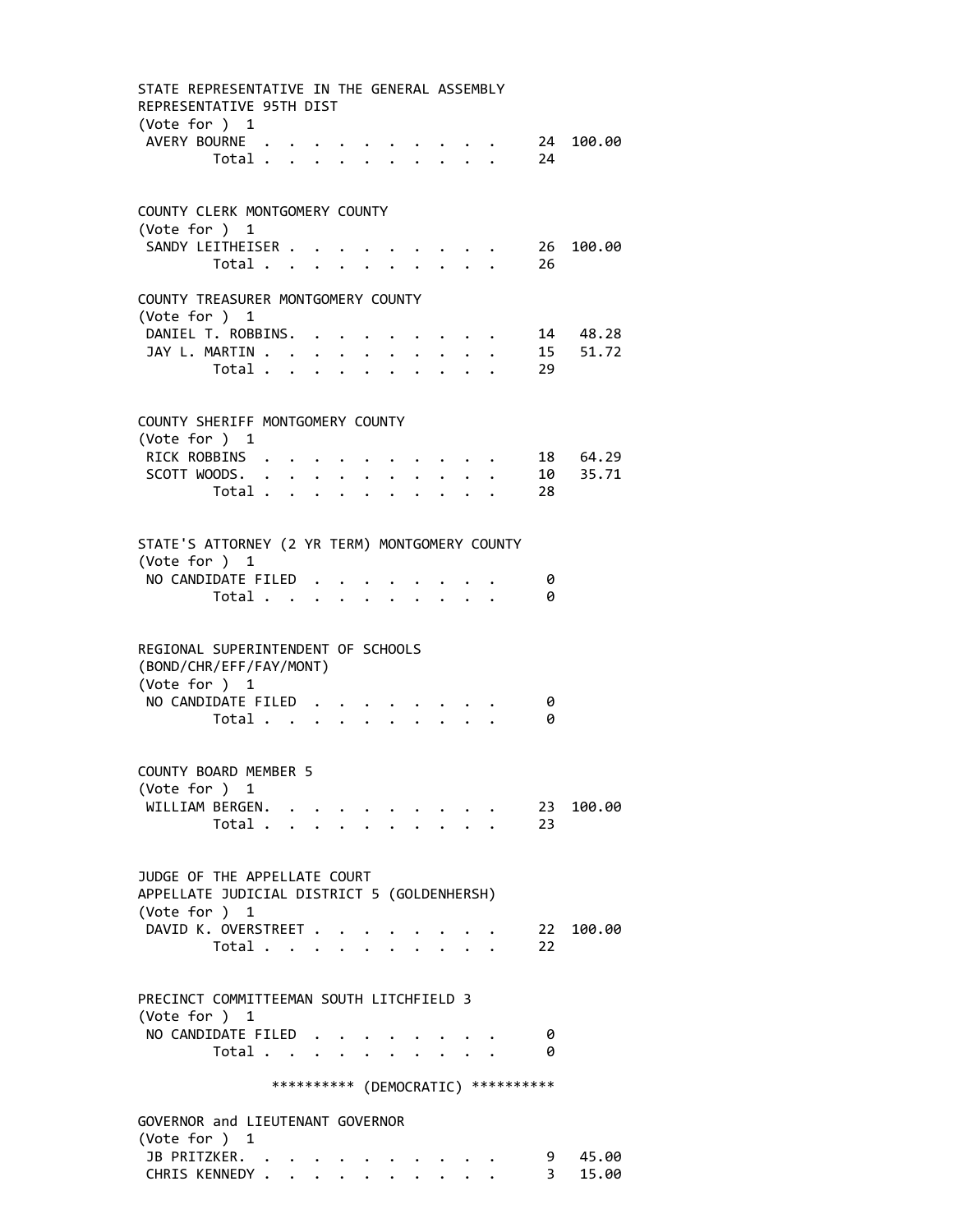STATE REPRESENTATIVE IN THE GENERAL ASSEMBLY
REPRESENTATIVE 95TH DIST
(Vote for ) 1

| | | |
|---|---|---|
| AVERY BOURNE | 24 | 100.00 |
| Total | 24 | |

COUNTY CLERK MONTGOMERY COUNTY
(Vote for ) 1

| | | |
|---|---|---|
| SANDY LEITHEISER | 26 | 100.00 |
| Total | 26 | |

COUNTY TREASURER MONTGOMERY COUNTY
(Vote for ) 1

| | | |
|---|---|---|
| DANIEL T. ROBBINS | 14 | 48.28 |
| JAY L. MARTIN | 15 | 51.72 |
| Total | 29 | |

COUNTY SHERIFF MONTGOMERY COUNTY
(Vote for ) 1

| | | |
|---|---|---|
| RICK ROBBINS | 18 | 64.29 |
| SCOTT WOODS | 10 | 35.71 |
| Total | 28 | |

STATE'S ATTORNEY (2 YR TERM) MONTGOMERY COUNTY
(Vote for ) 1

| | | |
|---|---|---|
| NO CANDIDATE FILED | 0 | |
| Total | 0 | |

REGIONAL SUPERINTENDENT OF SCHOOLS
(BOND/CHR/EFF/FAY/MONT)
(Vote for ) 1

| | | |
|---|---|---|
| NO CANDIDATE FILED | 0 | |
| Total | 0 | |

COUNTY BOARD MEMBER 5
(Vote for ) 1

| | | |
|---|---|---|
| WILLIAM BERGEN | 23 | 100.00 |
| Total | 23 | |

JUDGE OF THE APPELLATE COURT
APPELLATE JUDICIAL DISTRICT 5 (GOLDENHERSH)
(Vote for ) 1

| | | |
|---|---|---|
| DAVID K. OVERSTREET | 22 | 100.00 |
| Total | 22 | |

PRECINCT COMMITTEEMAN SOUTH LITCHFIELD 3
(Vote for ) 1

| | | |
|---|---|---|
| NO CANDIDATE FILED | 0 | |
| Total | 0 | |

********** (DEMOCRATIC) **********

GOVERNOR and LIEUTENANT GOVERNOR
(Vote for ) 1

| | | |
|---|---|---|
| JB PRITZKER | 9 | 45.00 |
| CHRIS KENNEDY | 3 | 15.00 |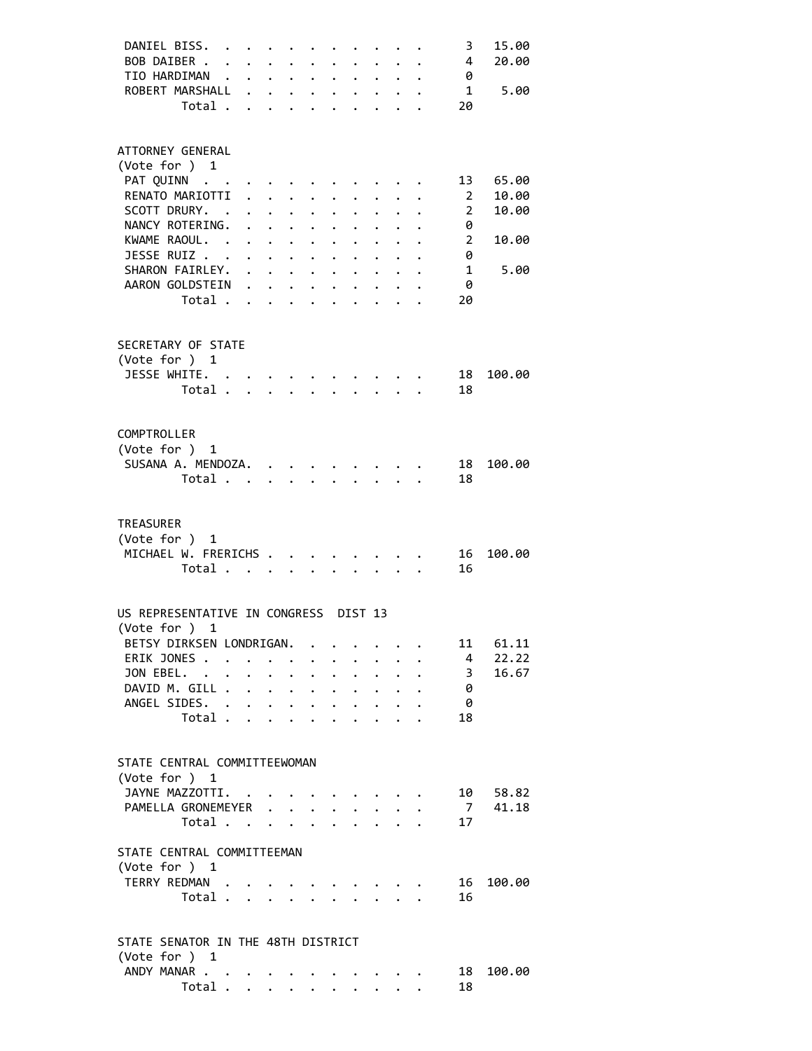| | | |
|---|---|---|
| DANIEL BISS | 3 | 15.00 |
| BOB DAIBER | 4 | 20.00 |
| TIO HARDIMAN | 0 | |
| ROBERT MARSHALL | 1 | 5.00 |
| Total | 20 | |

ATTORNEY GENERAL
(Vote for ) 1

| | | |
|---|---|---|
| PAT QUINN | 13 | 65.00 |
| RENATO MARIOTTI | 2 | 10.00 |
| SCOTT DRURY | 2 | 10.00 |
| NANCY ROTERING | 0 | |
| KWAME RAOUL | 2 | 10.00 |
| JESSE RUIZ | 0 | |
| SHARON FAIRLEY | 1 | 5.00 |
| AARON GOLDSTEIN | 0 | |
| Total | 20 | |

SECRETARY OF STATE
(Vote for ) 1

| | | |
|---|---|---|
| JESSE WHITE | 18 | 100.00 |
| Total | 18 | |

COMPTROLLER
(Vote for ) 1

| | | |
|---|---|---|
| SUSANA A. MENDOZA | 18 | 100.00 |
| Total | 18 | |

TREASURER
(Vote for ) 1

| | | |
|---|---|---|
| MICHAEL W. FRERICHS | 16 | 100.00 |
| Total | 16 | |

US REPRESENTATIVE IN CONGRESS DIST 13
(Vote for ) 1

| | | |
|---|---|---|
| BETSY DIRKSEN LONDRIGAN | 11 | 61.11 |
| ERIK JONES | 4 | 22.22 |
| JON EBEL | 3 | 16.67 |
| DAVID M. GILL | 0 | |
| ANGEL SIDES | 0 | |
| Total | 18 | |

STATE CENTRAL COMMITTEEWOMAN
(Vote for ) 1

| | | |
|---|---|---|
| JAYNE MAZZOTTI | 10 | 58.82 |
| PAMELLA GRONEMEYER | 7 | 41.18 |
| Total | 17 | |

STATE CENTRAL COMMITTEEMAN
(Vote for ) 1

| | | |
|---|---|---|
| TERRY REDMAN | 16 | 100.00 |
| Total | 16 | |

STATE SENATOR IN THE 48TH DISTRICT
(Vote for ) 1

| | | |
|---|---|---|
| ANDY MANAR | 18 | 100.00 |
| Total | 18 | |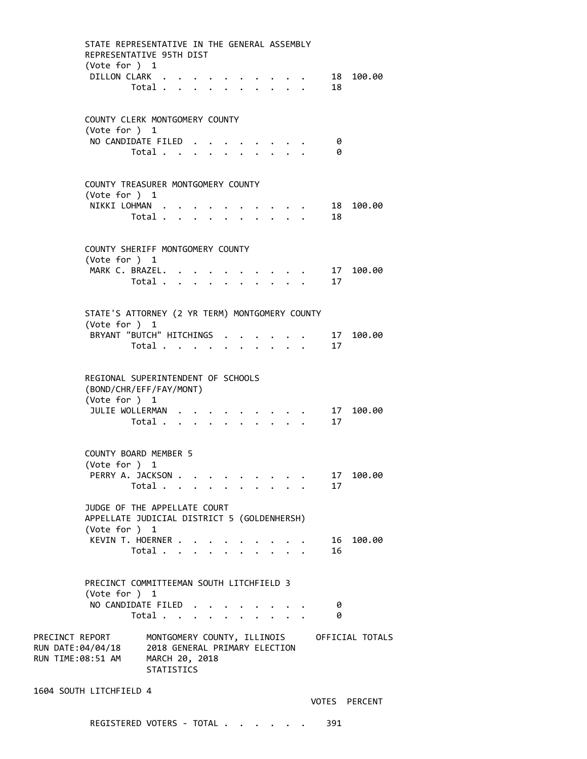STATE REPRESENTATIVE IN THE GENERAL ASSEMBLY
REPRESENTATIVE 95TH DIST
(Vote for ) 1

| | VOTES | PERCENT |
|---|---|---|
| DILLON CLARK | 18 | 100.00 |
| Total | 18 | |

COUNTY CLERK MONTGOMERY COUNTY
(Vote for ) 1

| | VOTES | PERCENT |
|---|---|---|
| NO CANDIDATE FILED | 0 | |
| Total | 0 | |

COUNTY TREASURER MONTGOMERY COUNTY
(Vote for ) 1

| | VOTES | PERCENT |
|---|---|---|
| NIKKI LOHMAN | 18 | 100.00 |
| Total | 18 | |

COUNTY SHERIFF MONTGOMERY COUNTY
(Vote for ) 1

| | VOTES | PERCENT |
|---|---|---|
| MARK C. BRAZEL | 17 | 100.00 |
| Total | 17 | |

STATE'S ATTORNEY (2 YR TERM) MONTGOMERY COUNTY
(Vote for ) 1

| | VOTES | PERCENT |
|---|---|---|
| BRYANT "BUTCH" HITCHINGS | 17 | 100.00 |
| Total | 17 | |

REGIONAL SUPERINTENDENT OF SCHOOLS
(BOND/CHR/EFF/FAY/MONT)
(Vote for ) 1

| | VOTES | PERCENT |
|---|---|---|
| JULIE WOLLERMAN | 17 | 100.00 |
| Total | 17 | |

COUNTY BOARD MEMBER 5
(Vote for ) 1

| | VOTES | PERCENT |
|---|---|---|
| PERRY A. JACKSON | 17 | 100.00 |
| Total | 17 | |

JUDGE OF THE APPELLATE COURT
APPELLATE JUDICIAL DISTRICT 5 (GOLDENHERSH)
(Vote for ) 1

| | VOTES | PERCENT |
|---|---|---|
| KEVIN T. HOERNER | 16 | 100.00 |
| Total | 16 | |

PRECINCT COMMITTEEMAN SOUTH LITCHFIELD 3
(Vote for ) 1

| | VOTES | PERCENT |
|---|---|---|
| NO CANDIDATE FILED | 0 | |
| Total | 0 | |

PRECINCT REPORT — MONTGOMERY COUNTY, ILLINOIS — OFFICIAL TOTALS
RUN DATE:04/04/18 — 2018 GENERAL PRIMARY ELECTION
RUN TIME:08:51 AM — MARCH 20, 2018
STATISTICS

1604 SOUTH LITCHFIELD 4

| | VOTES | PERCENT |
|---|---|---|
| REGISTERED VOTERS - TOTAL | 391 | |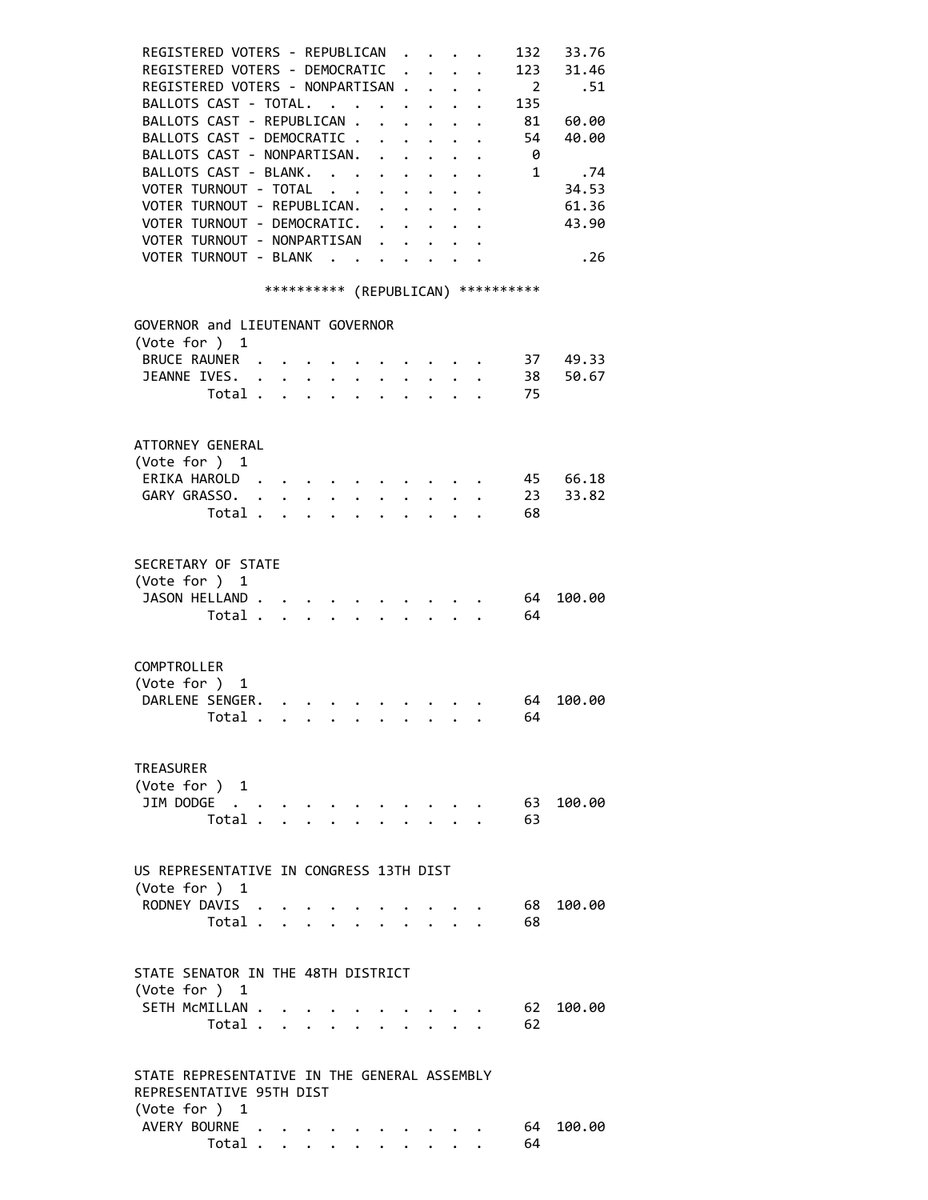| | | |
|---|---|---|
| REGISTERED VOTERS - REPUBLICAN | 132 | 33.76 |
| REGISTERED VOTERS - DEMOCRATIC | 123 | 31.46 |
| REGISTERED VOTERS - NONPARTISAN | 2 | .51 |
| BALLOTS CAST - TOTAL | 135 | |
| BALLOTS CAST - REPUBLICAN | 81 | 60.00 |
| BALLOTS CAST - DEMOCRATIC | 54 | 40.00 |
| BALLOTS CAST - NONPARTISAN | 0 | |
| BALLOTS CAST - BLANK | 1 | .74 |
| VOTER TURNOUT - TOTAL | | 34.53 |
| VOTER TURNOUT - REPUBLICAN | | 61.36 |
| VOTER TURNOUT - DEMOCRATIC | | 43.90 |
| VOTER TURNOUT - NONPARTISAN | | |
| VOTER TURNOUT - BLANK | | .26 |

********** (REPUBLICAN) **********

**GOVERNOR and LIEUTENANT GOVERNOR**
(Vote for ) 1

| | | |
|---|---|---|
| BRUCE RAUNER | 37 | 49.33 |
| JEANNE IVES | 38 | 50.67 |
| Total | 75 | |

**ATTORNEY GENERAL**
(Vote for ) 1

| | | |
|---|---|---|
| ERIKA HAROLD | 45 | 66.18 |
| GARY GRASSO | 23 | 33.82 |
| Total | 68 | |

**SECRETARY OF STATE**
(Vote for ) 1

| | | |
|---|---|---|
| JASON HELLAND | 64 | 100.00 |
| Total | 64 | |

**COMPTROLLER**
(Vote for ) 1

| | | |
|---|---|---|
| DARLENE SENGER | 64 | 100.00 |
| Total | 64 | |

**TREASURER**
(Vote for ) 1

| | | |
|---|---|---|
| JIM DODGE | 63 | 100.00 |
| Total | 63 | |

**US REPRESENTATIVE IN CONGRESS 13TH DIST**
(Vote for ) 1

| | | |
|---|---|---|
| RODNEY DAVIS | 68 | 100.00 |
| Total | 68 | |

**STATE SENATOR IN THE 48TH DISTRICT**
(Vote for ) 1

| | | |
|---|---|---|
| SETH McMILLAN | 62 | 100.00 |
| Total | 62 | |

**STATE REPRESENTATIVE IN THE GENERAL ASSEMBLY REPRESENTATIVE 95TH DIST**
(Vote for ) 1

| | | |
|---|---|---|
| AVERY BOURNE | 64 | 100.00 |
| Total | 64 | |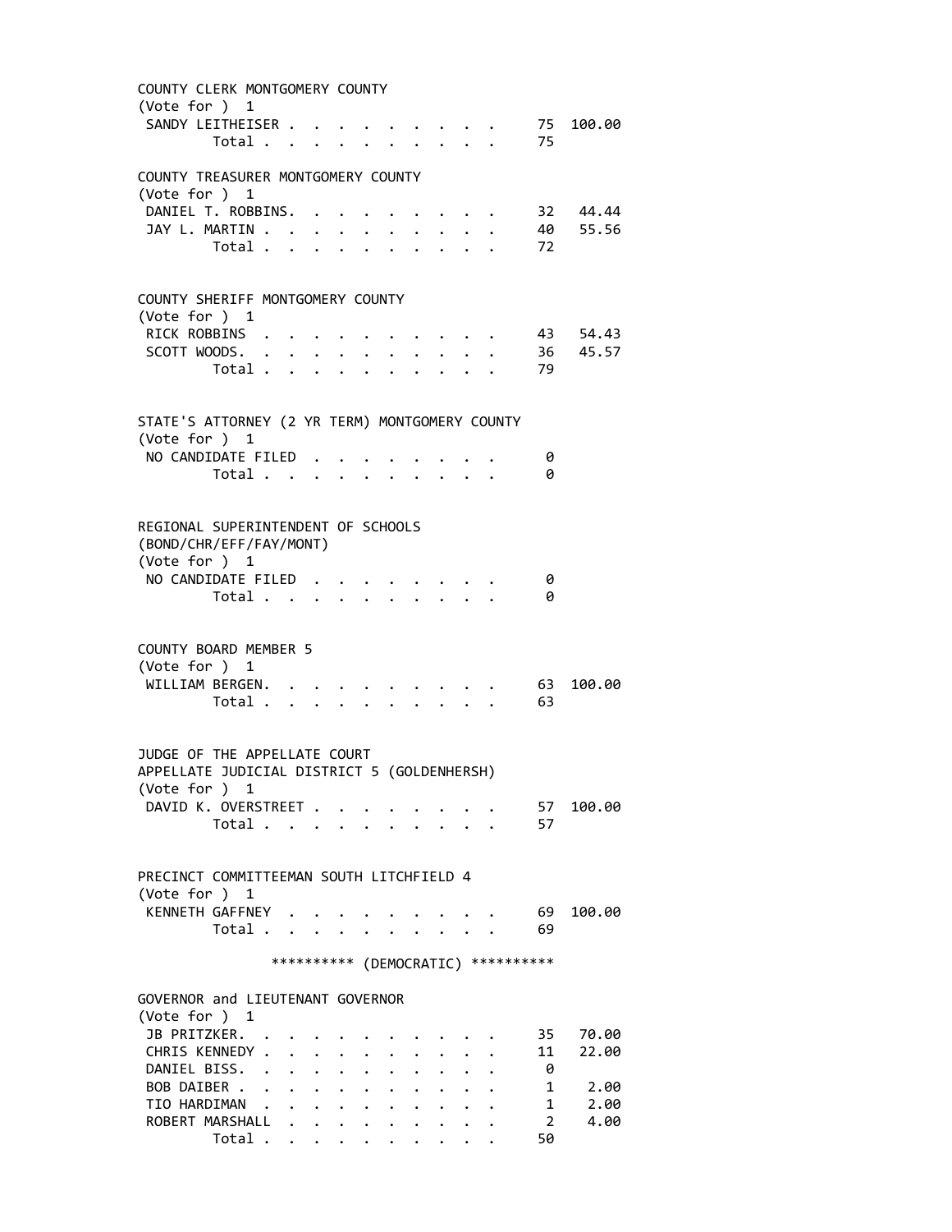COUNTY CLERK MONTGOMERY COUNTY
(Vote for ) 1

| | Votes | Percent |
|---|---|---|
| SANDY LEITHEISER | 75 | 100.00 |
| Total | 75 | |

COUNTY TREASURER MONTGOMERY COUNTY
(Vote for ) 1

| | Votes | Percent |
|---|---|---|
| DANIEL T. ROBBINS | 32 | 44.44 |
| JAY L. MARTIN | 40 | 55.56 |
| Total | 72 | |

COUNTY SHERIFF MONTGOMERY COUNTY
(Vote for ) 1

| | Votes | Percent |
|---|---|---|
| RICK ROBBINS | 43 | 54.43 |
| SCOTT WOODS | 36 | 45.57 |
| Total | 79 | |

STATE'S ATTORNEY (2 YR TERM) MONTGOMERY COUNTY
(Vote for ) 1

| | Votes | Percent |
|---|---|---|
| NO CANDIDATE FILED | 0 | |
| Total | 0 | |

REGIONAL SUPERINTENDENT OF SCHOOLS
(BOND/CHR/EFF/FAY/MONT)
(Vote for ) 1

| | Votes | Percent |
|---|---|---|
| NO CANDIDATE FILED | 0 | |
| Total | 0 | |

COUNTY BOARD MEMBER 5
(Vote for ) 1

| | Votes | Percent |
|---|---|---|
| WILLIAM BERGEN | 63 | 100.00 |
| Total | 63 | |

JUDGE OF THE APPELLATE COURT
APPELLATE JUDICIAL DISTRICT 5 (GOLDENHERSH)
(Vote for ) 1

| | Votes | Percent |
|---|---|---|
| DAVID K. OVERSTREET | 57 | 100.00 |
| Total | 57 | |

PRECINCT COMMITTEEMAN SOUTH LITCHFIELD 4
(Vote for ) 1

| | Votes | Percent |
|---|---|---|
| KENNETH GAFFNEY | 69 | 100.00 |
| Total | 69 | |

********** (DEMOCRATIC) **********

GOVERNOR and LIEUTENANT GOVERNOR
(Vote for ) 1

| | Votes | Percent |
|---|---|---|
| JB PRITZKER | 35 | 70.00 |
| CHRIS KENNEDY | 11 | 22.00 |
| DANIEL BISS | 0 | |
| BOB DAIBER | 1 | 2.00 |
| TIO HARDIMAN | 1 | 2.00 |
| ROBERT MARSHALL | 2 | 4.00 |
| Total | 50 | |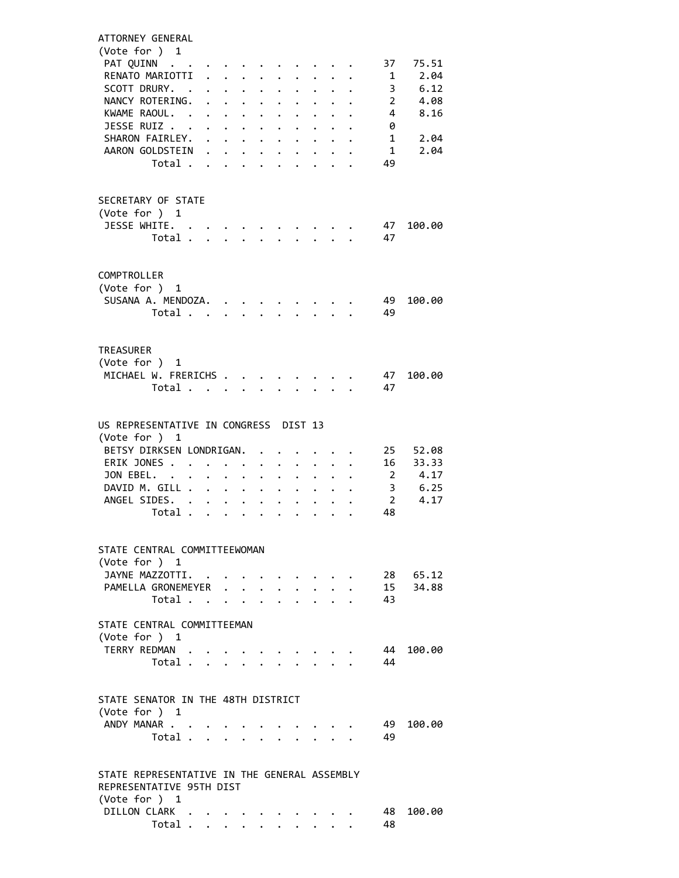ATTORNEY GENERAL
(Vote for ) 1

| Candidate | Votes | Percent |
|---|---|---|
| PAT QUINN | 37 | 75.51 |
| RENATO MARIOTTI | 1 | 2.04 |
| SCOTT DRURY. | 3 | 6.12 |
| NANCY ROTERING. | 2 | 4.08 |
| KWAME RAOUL. | 4 | 8.16 |
| JESSE RUIZ | 0 | |
| SHARON FAIRLEY. | 1 | 2.04 |
| AARON GOLDSTEIN | 1 | 2.04 |
| Total | 49 | |

SECRETARY OF STATE
(Vote for ) 1

| Candidate | Votes | Percent |
|---|---|---|
| JESSE WHITE. | 47 | 100.00 |
| Total | 47 | |

COMPTROLLER
(Vote for ) 1

| Candidate | Votes | Percent |
|---|---|---|
| SUSANA A. MENDOZA. | 49 | 100.00 |
| Total | 49 | |

TREASURER
(Vote for ) 1

| Candidate | Votes | Percent |
|---|---|---|
| MICHAEL W. FRERICHS | 47 | 100.00 |
| Total | 47 | |

US REPRESENTATIVE IN CONGRESS DIST 13
(Vote for ) 1

| Candidate | Votes | Percent |
|---|---|---|
| BETSY DIRKSEN LONDRIGAN. | 25 | 52.08 |
| ERIK JONES | 16 | 33.33 |
| JON EBEL. | 2 | 4.17 |
| DAVID M. GILL | 3 | 6.25 |
| ANGEL SIDES. | 2 | 4.17 |
| Total | 48 | |

STATE CENTRAL COMMITTEEWOMAN
(Vote for ) 1

| Candidate | Votes | Percent |
|---|---|---|
| JAYNE MAZZOTTI. | 28 | 65.12 |
| PAMELLA GRONEMEYER | 15 | 34.88 |
| Total | 43 | |

STATE CENTRAL COMMITTEEMAN
(Vote for ) 1

| Candidate | Votes | Percent |
|---|---|---|
| TERRY REDMAN | 44 | 100.00 |
| Total | 44 | |

STATE SENATOR IN THE 48TH DISTRICT
(Vote for ) 1

| Candidate | Votes | Percent |
|---|---|---|
| ANDY MANAR | 49 | 100.00 |
| Total | 49 | |

STATE REPRESENTATIVE IN THE GENERAL ASSEMBLY
REPRESENTATIVE 95TH DIST
(Vote for ) 1

| Candidate | Votes | Percent |
|---|---|---|
| DILLON CLARK | 48 | 100.00 |
| Total | 48 | |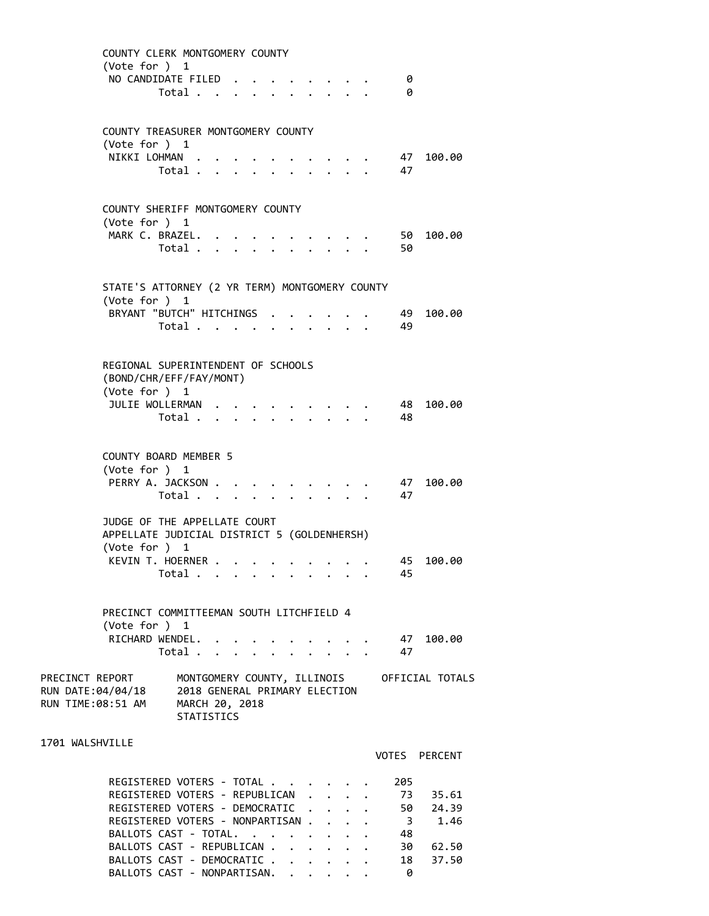COUNTY CLERK MONTGOMERY COUNTY
(Vote for ) 1

| | | |
|---|---|---|
| NO CANDIDATE FILED | 0 | |
| Total | 0 | |

COUNTY TREASURER MONTGOMERY COUNTY
(Vote for ) 1

| | | |
|---|---|---|
| NIKKI LOHMAN | 47 | 100.00 |
| Total | 47 | |

COUNTY SHERIFF MONTGOMERY COUNTY
(Vote for ) 1

| | | |
|---|---|---|
| MARK C. BRAZEL | 50 | 100.00 |
| Total | 50 | |

STATE'S ATTORNEY (2 YR TERM) MONTGOMERY COUNTY
(Vote for ) 1

| | | |
|---|---|---|
| BRYANT "BUTCH" HITCHINGS | 49 | 100.00 |
| Total | 49 | |

REGIONAL SUPERINTENDENT OF SCHOOLS
(BOND/CHR/EFF/FAY/MONT)
(Vote for ) 1

| | | |
|---|---|---|
| JULIE WOLLERMAN | 48 | 100.00 |
| Total | 48 | |

COUNTY BOARD MEMBER 5
(Vote for ) 1

| | | |
|---|---|---|
| PERRY A. JACKSON | 47 | 100.00 |
| Total | 47 | |

JUDGE OF THE APPELLATE COURT
APPELLATE JUDICIAL DISTRICT 5 (GOLDENHERSH)
(Vote for ) 1

| | | |
|---|---|---|
| KEVIN T. HOERNER | 45 | 100.00 |
| Total | 45 | |

PRECINCT COMMITTEEMAN SOUTH LITCHFIELD 4
(Vote for ) 1

| | | |
|---|---|---|
| RICHARD WENDEL | 47 | 100.00 |
| Total | 47 | |

PRECINCT REPORT — MONTGOMERY COUNTY, ILLINOIS — OFFICIAL TOTALS
RUN DATE:04/04/18 — 2018 GENERAL PRIMARY ELECTION
RUN TIME:08:51 AM — MARCH 20, 2018
STATISTICS

1701 WALSHVILLE

| | VOTES | PERCENT |
|---|---|---|
| REGISTERED VOTERS - TOTAL | 205 | |
| REGISTERED VOTERS - REPUBLICAN | 73 | 35.61 |
| REGISTERED VOTERS - DEMOCRATIC | 50 | 24.39 |
| REGISTERED VOTERS - NONPARTISAN | 3 | 1.46 |
| BALLOTS CAST - TOTAL. | 48 | |
| BALLOTS CAST - REPUBLICAN | 30 | 62.50 |
| BALLOTS CAST - DEMOCRATIC | 18 | 37.50 |
| BALLOTS CAST - NONPARTISAN. | 0 | |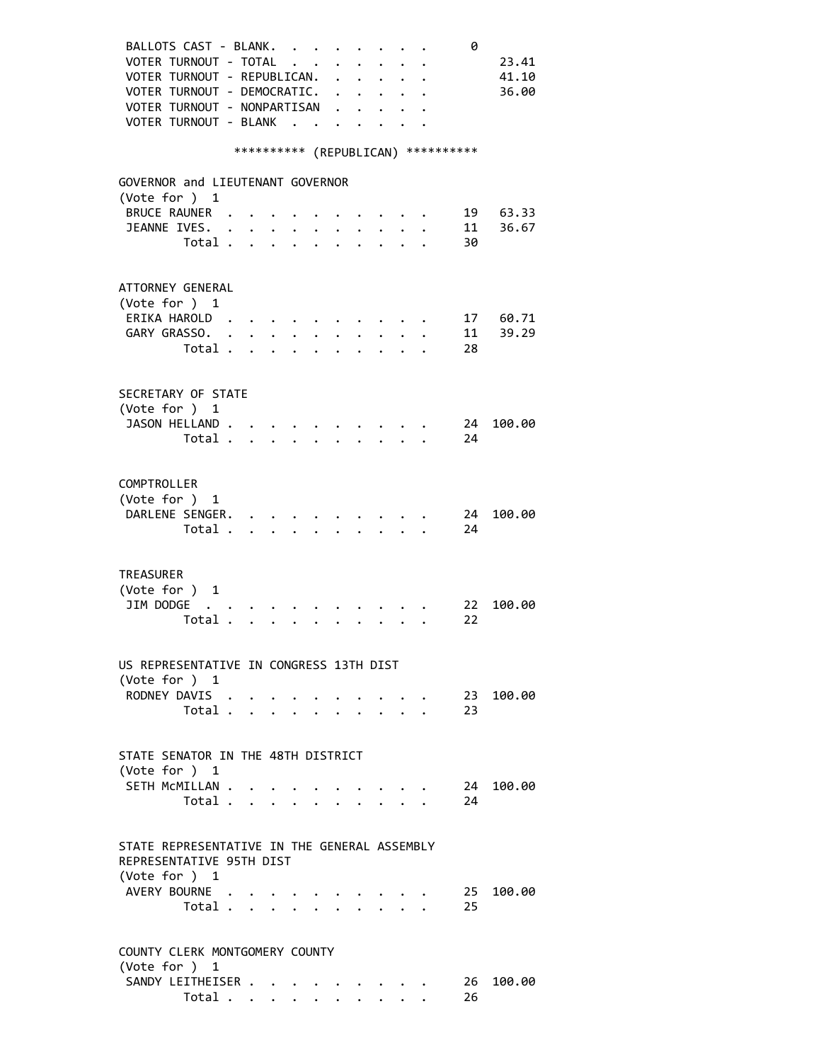| | | |
|---|---|---|
| BALLOTS CAST - BLANK. | 0 | |
| VOTER TURNOUT - TOTAL | | 23.41 |
| VOTER TURNOUT - REPUBLICAN. | | 41.10 |
| VOTER TURNOUT - DEMOCRATIC. | | 36.00 |
| VOTER TURNOUT - NONPARTISAN | | |
| VOTER TURNOUT - BLANK | | |

********** (REPUBLICAN) **********

GOVERNOR and LIEUTENANT GOVERNOR
(Vote for ) 1

| | | |
|---|---|---|
| BRUCE RAUNER | 19 | 63.33 |
| JEANNE IVES. | 11 | 36.67 |
| Total | 30 | |

ATTORNEY GENERAL
(Vote for ) 1

| | | |
|---|---|---|
| ERIKA HAROLD | 17 | 60.71 |
| GARY GRASSO. | 11 | 39.29 |
| Total | 28 | |

SECRETARY OF STATE
(Vote for ) 1

| | | |
|---|---|---|
| JASON HELLAND | 24 | 100.00 |
| Total | 24 | |

COMPTROLLER
(Vote for ) 1

| | | |
|---|---|---|
| DARLENE SENGER. | 24 | 100.00 |
| Total | 24 | |

TREASURER
(Vote for ) 1

| | | |
|---|---|---|
| JIM DODGE | 22 | 100.00 |
| Total | 22 | |

US REPRESENTATIVE IN CONGRESS 13TH DIST
(Vote for ) 1

| | | |
|---|---|---|
| RODNEY DAVIS | 23 | 100.00 |
| Total | 23 | |

STATE SENATOR IN THE 48TH DISTRICT
(Vote for ) 1

| | | |
|---|---|---|
| SETH McMILLAN | 24 | 100.00 |
| Total | 24 | |

STATE REPRESENTATIVE IN THE GENERAL ASSEMBLY
REPRESENTATIVE 95TH DIST
(Vote for ) 1

| | | |
|---|---|---|
| AVERY BOURNE | 25 | 100.00 |
| Total | 25 | |

COUNTY CLERK MONTGOMERY COUNTY
(Vote for ) 1

| | | |
|---|---|---|
| SANDY LEITHEISER | 26 | 100.00 |
| Total | 26 | |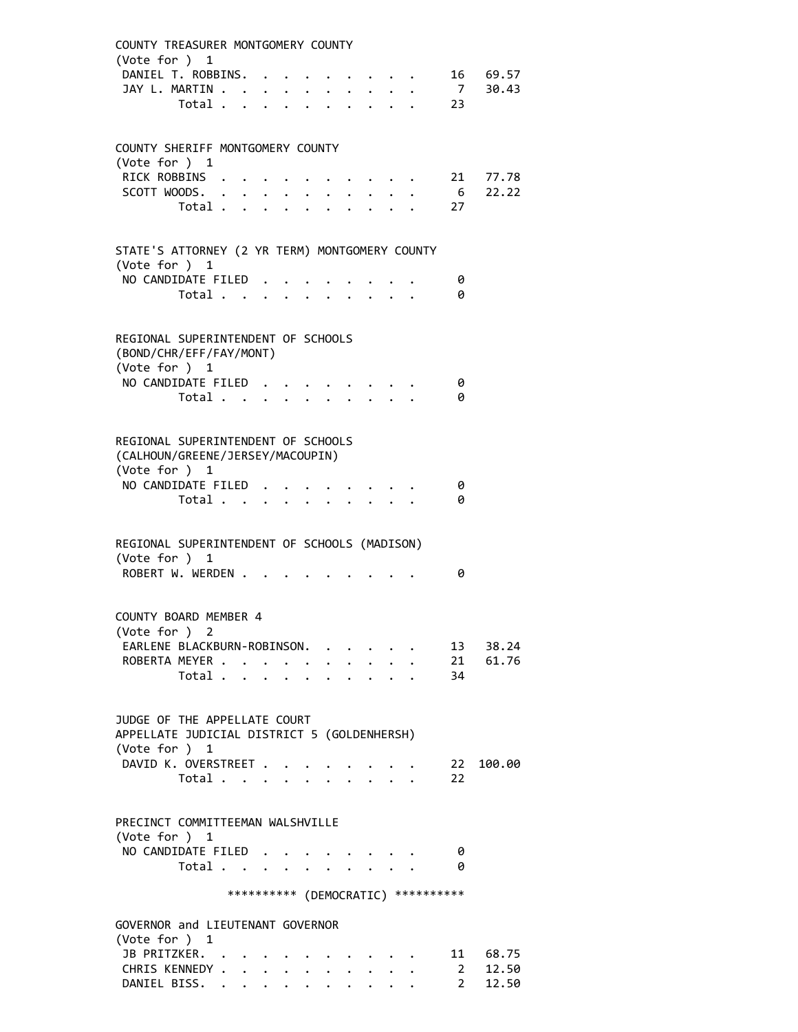COUNTY TREASURER MONTGOMERY COUNTY
(Vote for ) 1

| | | |
|---|---|---|
| DANIEL T. ROBBINS | 16 | 69.57 |
| JAY L. MARTIN | 7 | 30.43 |
| Total | 23 | |

COUNTY SHERIFF MONTGOMERY COUNTY
(Vote for ) 1

| | | |
|---|---|---|
| RICK ROBBINS | 21 | 77.78 |
| SCOTT WOODS | 6 | 22.22 |
| Total | 27 | |

STATE'S ATTORNEY (2 YR TERM) MONTGOMERY COUNTY
(Vote for ) 1

| | |
|---|---|
| NO CANDIDATE FILED | 0 |
| Total | 0 |

REGIONAL SUPERINTENDENT OF SCHOOLS
(BOND/CHR/EFF/FAY/MONT)
(Vote for ) 1

| | |
|---|---|
| NO CANDIDATE FILED | 0 |
| Total | 0 |

REGIONAL SUPERINTENDENT OF SCHOOLS
(CALHOUN/GREENE/JERSEY/MACOUPIN)
(Vote for ) 1

| | |
|---|---|
| NO CANDIDATE FILED | 0 |
| Total | 0 |

REGIONAL SUPERINTENDENT OF SCHOOLS (MADISON)
(Vote for ) 1

| | |
|---|---|
| ROBERT W. WERDEN | 0 |

COUNTY BOARD MEMBER 4
(Vote for ) 2

| | | |
|---|---|---|
| EARLENE BLACKBURN-ROBINSON | 13 | 38.24 |
| ROBERTA MEYER | 21 | 61.76 |
| Total | 34 | |

JUDGE OF THE APPELLATE COURT
APPELLATE JUDICIAL DISTRICT 5 (GOLDENHERSH)
(Vote for ) 1

| | | |
|---|---|---|
| DAVID K. OVERSTREET | 22 | 100.00 |
| Total | 22 | |

PRECINCT COMMITTEEMAN WALSHVILLE
(Vote for ) 1

| | |
|---|---|
| NO CANDIDATE FILED | 0 |
| Total | 0 |

********** (DEMOCRATIC) **********

GOVERNOR and LIEUTENANT GOVERNOR
(Vote for ) 1

| | | |
|---|---|---|
| JB PRITZKER | 11 | 68.75 |
| CHRIS KENNEDY | 2 | 12.50 |
| DANIEL BISS | 2 | 12.50 |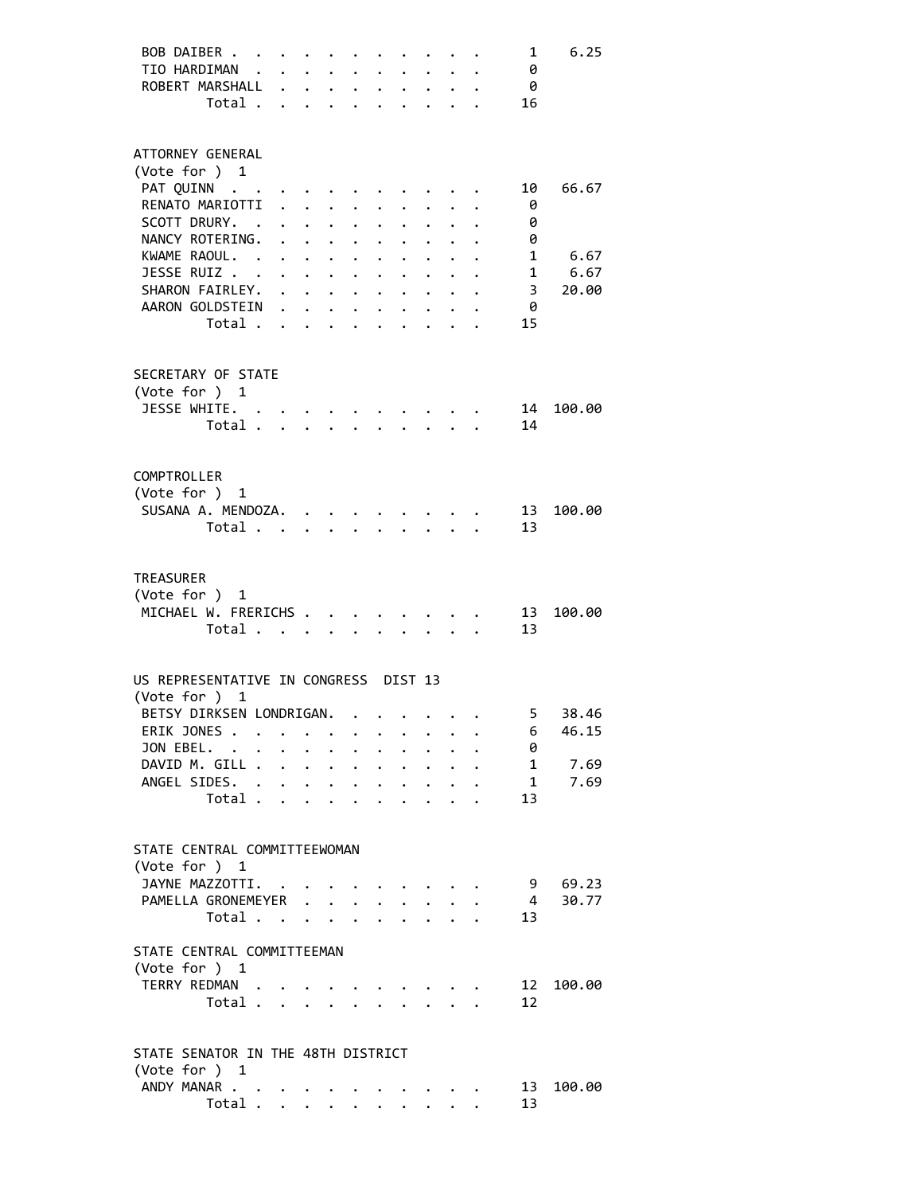| | | |
|---|---|---|
| BOB DAIBER | 1 | 6.25 |
| TIO HARDIMAN | 0 | |
| ROBERT MARSHALL | 0 | |
| Total | 16 | |

## ATTORNEY GENERAL

(Vote for ) 1

| | | |
|---|---|---|
| PAT QUINN | 10 | 66.67 |
| RENATO MARIOTTI | 0 | |
| SCOTT DRURY. | 0 | |
| NANCY ROTERING. | 0 | |
| KWAME RAOUL. | 1 | 6.67 |
| JESSE RUIZ | 1 | 6.67 |
| SHARON FAIRLEY. | 3 | 20.00 |
| AARON GOLDSTEIN | 0 | |
| Total | 15 | |

## SECRETARY OF STATE

(Vote for ) 1

| | | |
|---|---|---|
| JESSE WHITE. | 14 | 100.00 |
| Total | 14 | |

## COMPTROLLER

(Vote for ) 1

| | | |
|---|---|---|
| SUSANA A. MENDOZA. | 13 | 100.00 |
| Total | 13 | |

## TREASURER

(Vote for ) 1

| | | |
|---|---|---|
| MICHAEL W. FRERICHS | 13 | 100.00 |
| Total | 13 | |

## US REPRESENTATIVE IN CONGRESS DIST 13

(Vote for ) 1

| | | |
|---|---|---|
| BETSY DIRKSEN LONDRIGAN. | 5 | 38.46 |
| ERIK JONES | 6 | 46.15 |
| JON EBEL. | 0 | |
| DAVID M. GILL | 1 | 7.69 |
| ANGEL SIDES. | 1 | 7.69 |
| Total | 13 | |

## STATE CENTRAL COMMITTEEWOMAN

(Vote for ) 1

| | | |
|---|---|---|
| JAYNE MAZZOTTI. | 9 | 69.23 |
| PAMELLA GRONEMEYER | 4 | 30.77 |
| Total | 13 | |

## STATE CENTRAL COMMITTEEMAN

(Vote for ) 1

| | | |
|---|---|---|
| TERRY REDMAN | 12 | 100.00 |
| Total | 12 | |

## STATE SENATOR IN THE 48TH DISTRICT

(Vote for ) 1

| | | |
|---|---|---|
| ANDY MANAR | 13 | 100.00 |
| Total | 13 | |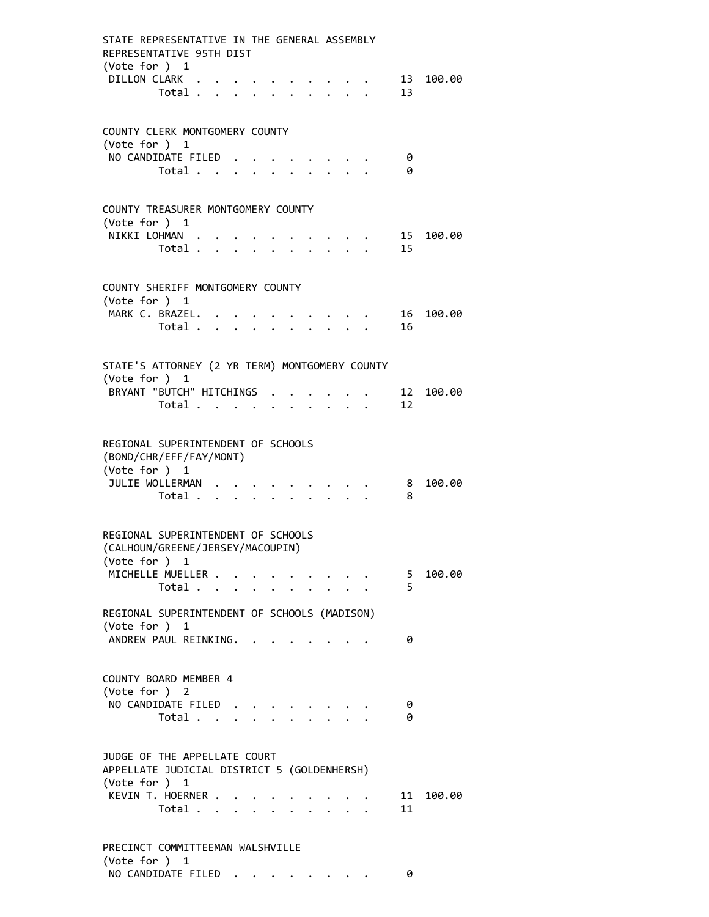STATE REPRESENTATIVE IN THE GENERAL ASSEMBLY
REPRESENTATIVE 95TH DIST
(Vote for ) 1

| | | |
|---|---|---|
| DILLON CLARK | 13 | 100.00 |
| Total | 13 | |

COUNTY CLERK MONTGOMERY COUNTY
(Vote for ) 1

| | | |
|---|---|---|
| NO CANDIDATE FILED | 0 | |
| Total | 0 | |

COUNTY TREASURER MONTGOMERY COUNTY
(Vote for ) 1

| | | |
|---|---|---|
| NIKKI LOHMAN | 15 | 100.00 |
| Total | 15 | |

COUNTY SHERIFF MONTGOMERY COUNTY
(Vote for ) 1

| | | |
|---|---|---|
| MARK C. BRAZEL | 16 | 100.00 |
| Total | 16 | |

STATE'S ATTORNEY (2 YR TERM) MONTGOMERY COUNTY
(Vote for ) 1

| | | |
|---|---|---|
| BRYANT "BUTCH" HITCHINGS | 12 | 100.00 |
| Total | 12 | |

REGIONAL SUPERINTENDENT OF SCHOOLS
(BOND/CHR/EFF/FAY/MONT)
(Vote for ) 1

| | | |
|---|---|---|
| JULIE WOLLERMAN | 8 | 100.00 |
| Total | 8 | |

REGIONAL SUPERINTENDENT OF SCHOOLS
(CALHOUN/GREENE/JERSEY/MACOUPIN)
(Vote for ) 1

| | | |
|---|---|---|
| MICHELLE MUELLER | 5 | 100.00 |
| Total | 5 | |

REGIONAL SUPERINTENDENT OF SCHOOLS (MADISON)
(Vote for ) 1

| | | |
|---|---|---|
| ANDREW PAUL REINKING | 0 | |

COUNTY BOARD MEMBER 4
(Vote for ) 2

| | | |
|---|---|---|
| NO CANDIDATE FILED | 0 | |
| Total | 0 | |

JUDGE OF THE APPELLATE COURT
APPELLATE JUDICIAL DISTRICT 5 (GOLDENHERSH)
(Vote for ) 1

| | | |
|---|---|---|
| KEVIN T. HOERNER | 11 | 100.00 |
| Total | 11 | |

PRECINCT COMMITTEEMAN WALSHVILLE
(Vote for ) 1

| | | |
|---|---|---|
| NO CANDIDATE FILED | 0 | |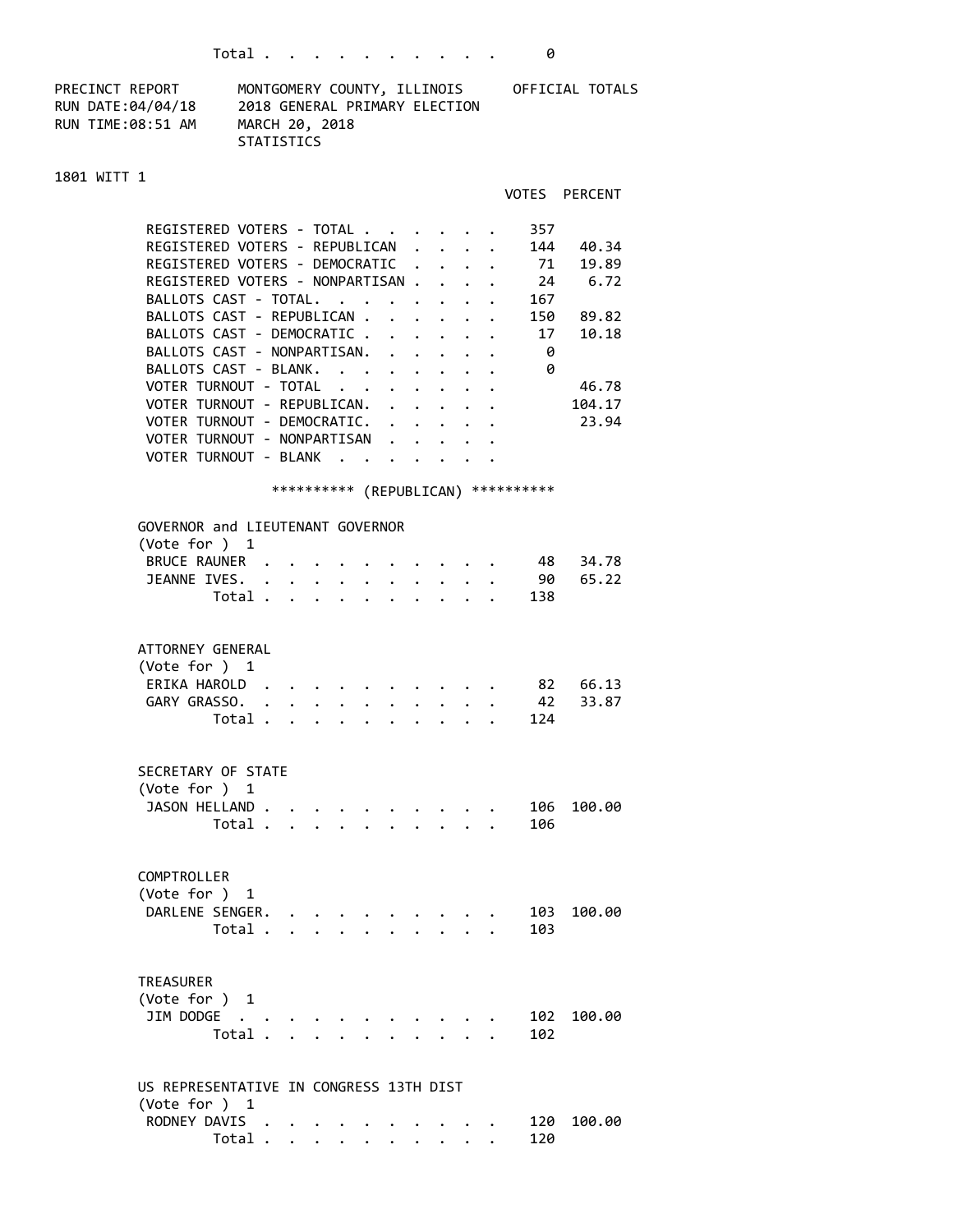| | VOTES |
|---|---|
| Total | 0 |

PRECINCT REPORT — MONTGOMERY COUNTY, ILLINOIS — OFFICIAL TOTALS
RUN DATE:04/04/18 — 2018 GENERAL PRIMARY ELECTION
RUN TIME:08:51 AM — MARCH 20, 2018
STATISTICS

## 1801 WITT 1

| | VOTES | PERCENT |
|---|---|---|
| REGISTERED VOTERS - TOTAL | 357 | |
| REGISTERED VOTERS - REPUBLICAN | 144 | 40.34 |
| REGISTERED VOTERS - DEMOCRATIC | 71 | 19.89 |
| REGISTERED VOTERS - NONPARTISAN | 24 | 6.72 |
| BALLOTS CAST - TOTAL | 167 | |
| BALLOTS CAST - REPUBLICAN | 150 | 89.82 |
| BALLOTS CAST - DEMOCRATIC | 17 | 10.18 |
| BALLOTS CAST - NONPARTISAN | 0 | |
| BALLOTS CAST - BLANK | 0 | |
| VOTER TURNOUT - TOTAL | | 46.78 |
| VOTER TURNOUT - REPUBLICAN | | 104.17 |
| VOTER TURNOUT - DEMOCRATIC | | 23.94 |
| VOTER TURNOUT - NONPARTISAN | | |
| VOTER TURNOUT - BLANK | | |

********** (REPUBLICAN) **********

### GOVERNOR and LIEUTENANT GOVERNOR
(Vote for ) 1

| | VOTES | PERCENT |
|---|---|---|
| BRUCE RAUNER | 48 | 34.78 |
| JEANNE IVES | 90 | 65.22 |
| Total | 138 | |

### ATTORNEY GENERAL
(Vote for ) 1

| | VOTES | PERCENT |
|---|---|---|
| ERIKA HAROLD | 82 | 66.13 |
| GARY GRASSO | 42 | 33.87 |
| Total | 124 | |

### SECRETARY OF STATE
(Vote for ) 1

| | VOTES | PERCENT |
|---|---|---|
| JASON HELLAND | 106 | 100.00 |
| Total | 106 | |

### COMPTROLLER
(Vote for ) 1

| | VOTES | PERCENT |
|---|---|---|
| DARLENE SENGER | 103 | 100.00 |
| Total | 103 | |

### TREASURER
(Vote for ) 1

| | VOTES | PERCENT |
|---|---|---|
| JIM DODGE | 102 | 100.00 |
| Total | 102 | |

### US REPRESENTATIVE IN CONGRESS 13TH DIST
(Vote for ) 1

| | VOTES | PERCENT |
|---|---|---|
| RODNEY DAVIS | 120 | 100.00 |
| Total | 120 | |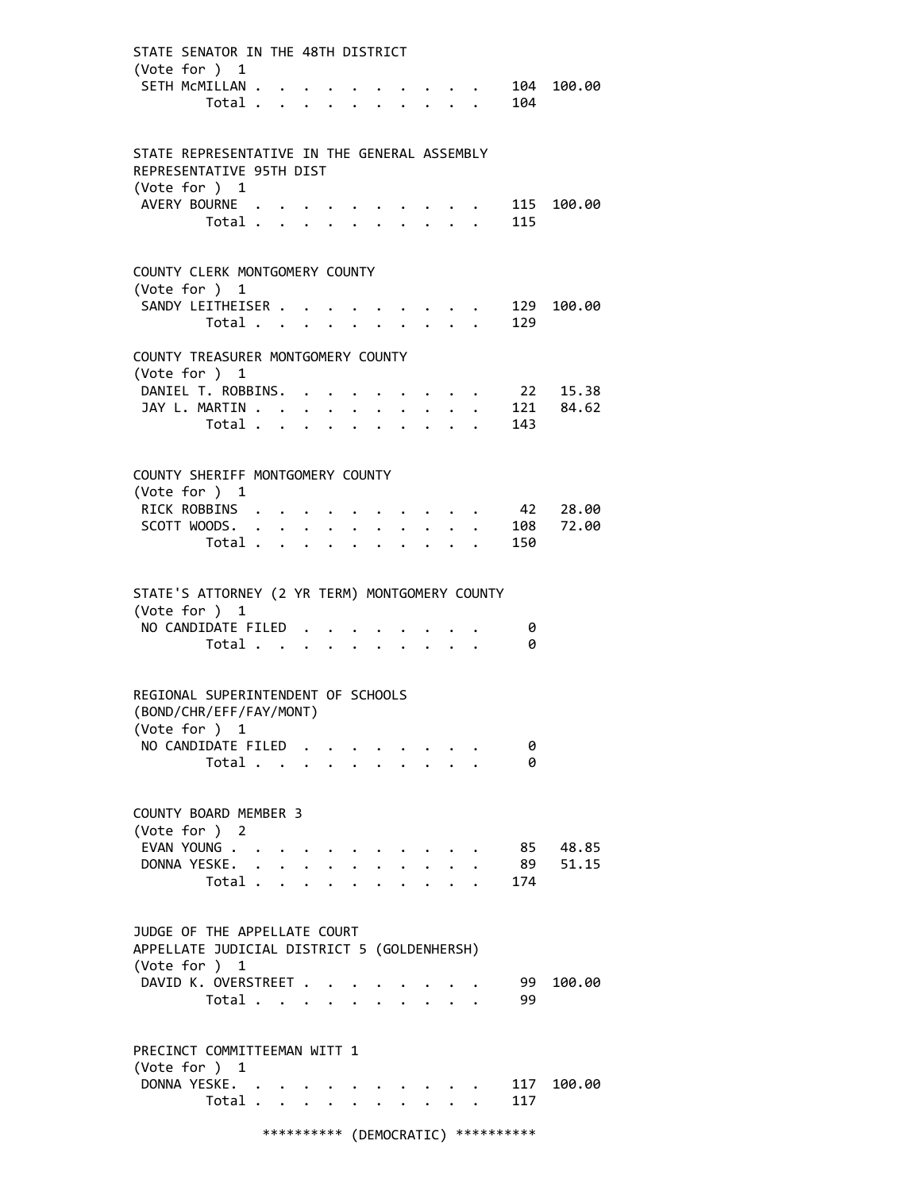STATE SENATOR IN THE 48TH DISTRICT
(Vote for ) 1

| | Votes | Percent |
|---|---|---|
| SETH McMILLAN | 104 | 100.00 |
| Total | 104 | |

STATE REPRESENTATIVE IN THE GENERAL ASSEMBLY
REPRESENTATIVE 95TH DIST
(Vote for ) 1

| | Votes | Percent |
|---|---|---|
| AVERY BOURNE | 115 | 100.00 |
| Total | 115 | |

COUNTY CLERK MONTGOMERY COUNTY
(Vote for ) 1

| | Votes | Percent |
|---|---|---|
| SANDY LEITHEISER | 129 | 100.00 |
| Total | 129 | |

COUNTY TREASURER MONTGOMERY COUNTY
(Vote for ) 1

| | Votes | Percent |
|---|---|---|
| DANIEL T. ROBBINS | 22 | 15.38 |
| JAY L. MARTIN | 121 | 84.62 |
| Total | 143 | |

COUNTY SHERIFF MONTGOMERY COUNTY
(Vote for ) 1

| | Votes | Percent |
|---|---|---|
| RICK ROBBINS | 42 | 28.00 |
| SCOTT WOODS | 108 | 72.00 |
| Total | 150 | |

STATE'S ATTORNEY (2 YR TERM) MONTGOMERY COUNTY
(Vote for ) 1

| | Votes | Percent |
|---|---|---|
| NO CANDIDATE FILED | 0 | |
| Total | 0 | |

REGIONAL SUPERINTENDENT OF SCHOOLS
(BOND/CHR/EFF/FAY/MONT)
(Vote for ) 1

| | Votes | Percent |
|---|---|---|
| NO CANDIDATE FILED | 0 | |
| Total | 0 | |

COUNTY BOARD MEMBER 3
(Vote for ) 2

| | Votes | Percent |
|---|---|---|
| EVAN YOUNG | 85 | 48.85 |
| DONNA YESKE | 89 | 51.15 |
| Total | 174 | |

JUDGE OF THE APPELLATE COURT
APPELLATE JUDICIAL DISTRICT 5 (GOLDENHERSH)
(Vote for ) 1

| | Votes | Percent |
|---|---|---|
| DAVID K. OVERSTREET | 99 | 100.00 |
| Total | 99 | |

PRECINCT COMMITTEEMAN WITT 1
(Vote for ) 1

| | Votes | Percent |
|---|---|---|
| DONNA YESKE | 117 | 100.00 |
| Total | 117 | |

********** (DEMOCRATIC) **********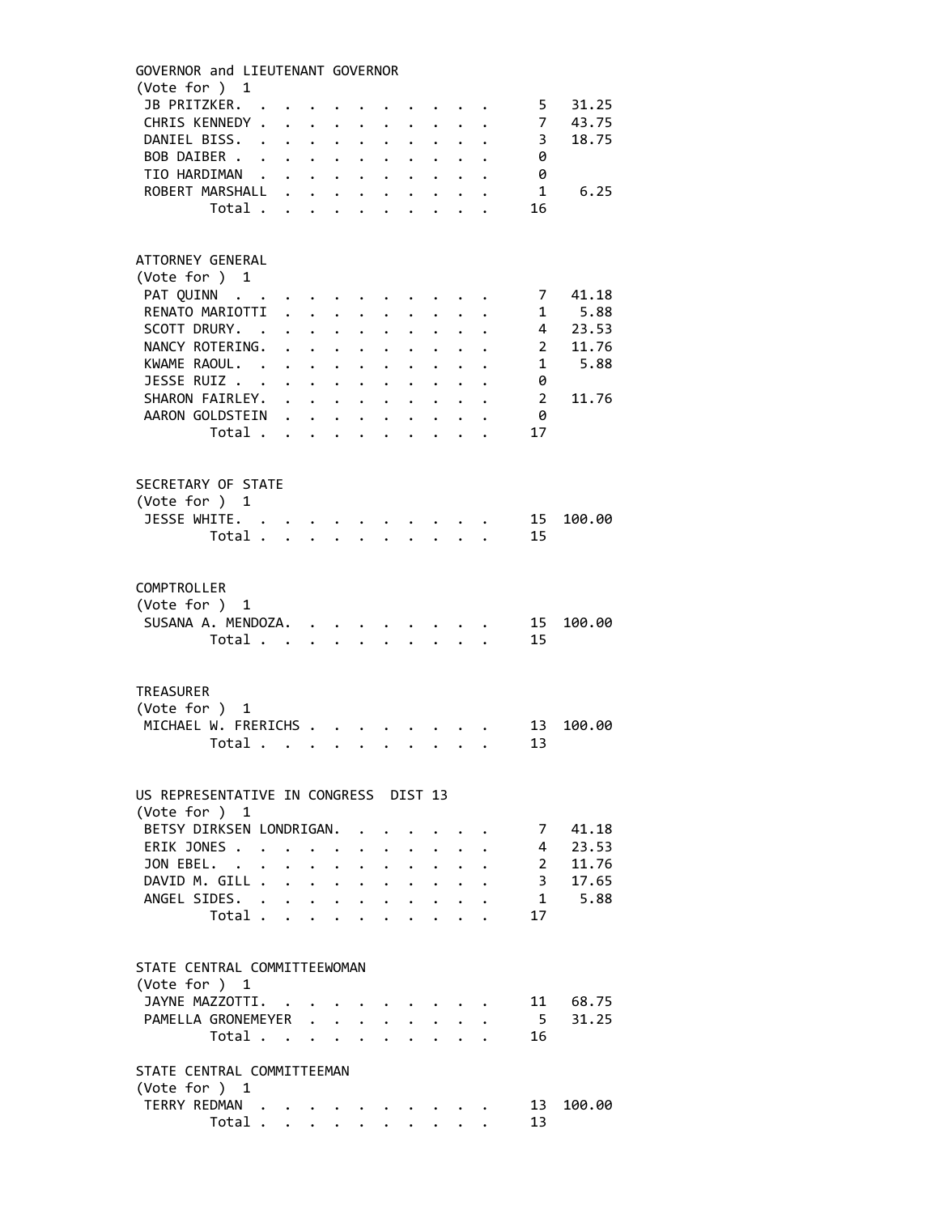## GOVERNOR and LIEUTENANT GOVERNOR

(Vote for ) 1

| Candidate | Votes | Percent |
|---|---|---|
| JB PRITZKER | 5 | 31.25 |
| CHRIS KENNEDY | 7 | 43.75 |
| DANIEL BISS | 3 | 18.75 |
| BOB DAIBER | 0 | |
| TIO HARDIMAN | 0 | |
| ROBERT MARSHALL | 1 | 6.25 |
| Total | 16 | |

## ATTORNEY GENERAL

(Vote for ) 1

| Candidate | Votes | Percent |
|---|---|---|
| PAT QUINN | 7 | 41.18 |
| RENATO MARIOTTI | 1 | 5.88 |
| SCOTT DRURY | 4 | 23.53 |
| NANCY ROTERING | 2 | 11.76 |
| KWAME RAOUL | 1 | 5.88 |
| JESSE RUIZ | 0 | |
| SHARON FAIRLEY | 2 | 11.76 |
| AARON GOLDSTEIN | 0 | |
| Total | 17 | |

## SECRETARY OF STATE

(Vote for ) 1

| Candidate | Votes | Percent |
|---|---|---|
| JESSE WHITE | 15 | 100.00 |
| Total | 15 | |

## COMPTROLLER

(Vote for ) 1

| Candidate | Votes | Percent |
|---|---|---|
| SUSANA A. MENDOZA | 15 | 100.00 |
| Total | 15 | |

## TREASURER

(Vote for ) 1

| Candidate | Votes | Percent |
|---|---|---|
| MICHAEL W. FRERICHS | 13 | 100.00 |
| Total | 13 | |

## US REPRESENTATIVE IN CONGRESS DIST 13

(Vote for ) 1

| Candidate | Votes | Percent |
|---|---|---|
| BETSY DIRKSEN LONDRIGAN | 7 | 41.18 |
| ERIK JONES | 4 | 23.53 |
| JON EBEL | 2 | 11.76 |
| DAVID M. GILL | 3 | 17.65 |
| ANGEL SIDES | 1 | 5.88 |
| Total | 17 | |

## STATE CENTRAL COMMITTEEWOMAN

(Vote for ) 1

| Candidate | Votes | Percent |
|---|---|---|
| JAYNE MAZZOTTI | 11 | 68.75 |
| PAMELLA GRONEMEYER | 5 | 31.25 |
| Total | 16 | |

## STATE CENTRAL COMMITTEEMAN

(Vote for ) 1

| Candidate | Votes | Percent |
|---|---|---|
| TERRY REDMAN | 13 | 100.00 |
| Total | 13 | |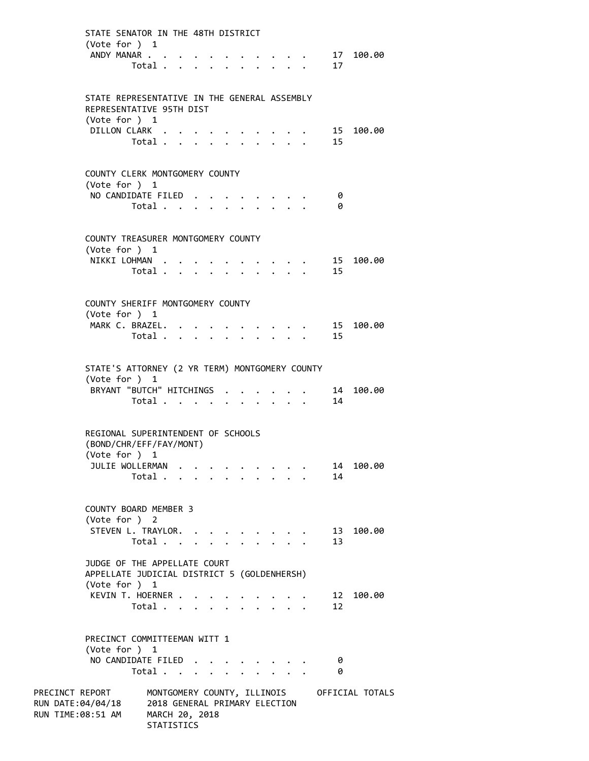STATE SENATOR IN THE 48TH DISTRICT
(Vote for ) 1

| | | |
|---|---|---|
| ANDY MANAR | 17 | 100.00 |
| Total | 17 | |

STATE REPRESENTATIVE IN THE GENERAL ASSEMBLY
REPRESENTATIVE 95TH DIST
(Vote for ) 1

| | | |
|---|---|---|
| DILLON CLARK | 15 | 100.00 |
| Total | 15 | |

COUNTY CLERK MONTGOMERY COUNTY
(Vote for ) 1

| | | |
|---|---|---|
| NO CANDIDATE FILED | 0 | |
| Total | 0 | |

COUNTY TREASURER MONTGOMERY COUNTY
(Vote for ) 1

| | | |
|---|---|---|
| NIKKI LOHMAN | 15 | 100.00 |
| Total | 15 | |

COUNTY SHERIFF MONTGOMERY COUNTY
(Vote for ) 1

| | | |
|---|---|---|
| MARK C. BRAZEL | 15 | 100.00 |
| Total | 15 | |

STATE'S ATTORNEY (2 YR TERM) MONTGOMERY COUNTY
(Vote for ) 1

| | | |
|---|---|---|
| BRYANT "BUTCH" HITCHINGS | 14 | 100.00 |
| Total | 14 | |

REGIONAL SUPERINTENDENT OF SCHOOLS
(BOND/CHR/EFF/FAY/MONT)
(Vote for ) 1

| | | |
|---|---|---|
| JULIE WOLLERMAN | 14 | 100.00 |
| Total | 14 | |

COUNTY BOARD MEMBER 3
(Vote for ) 2

| | | |
|---|---|---|
| STEVEN L. TRAYLOR | 13 | 100.00 |
| Total | 13 | |

JUDGE OF THE APPELLATE COURT
APPELLATE JUDICIAL DISTRICT 5 (GOLDENHERSH)
(Vote for ) 1

| | | |
|---|---|---|
| KEVIN T. HOERNER | 12 | 100.00 |
| Total | 12 | |

PRECINCT COMMITTEEMAN WITT 1
(Vote for ) 1

| | | |
|---|---|---|
| NO CANDIDATE FILED | 0 | |
| Total | 0 | |

PRECINCT REPORT MONTGOMERY COUNTY, ILLINOIS OFFICIAL TOTALS
RUN DATE:04/04/18 2018 GENERAL PRIMARY ELECTION
RUN TIME:08:51 AM MARCH 20, 2018
STATISTICS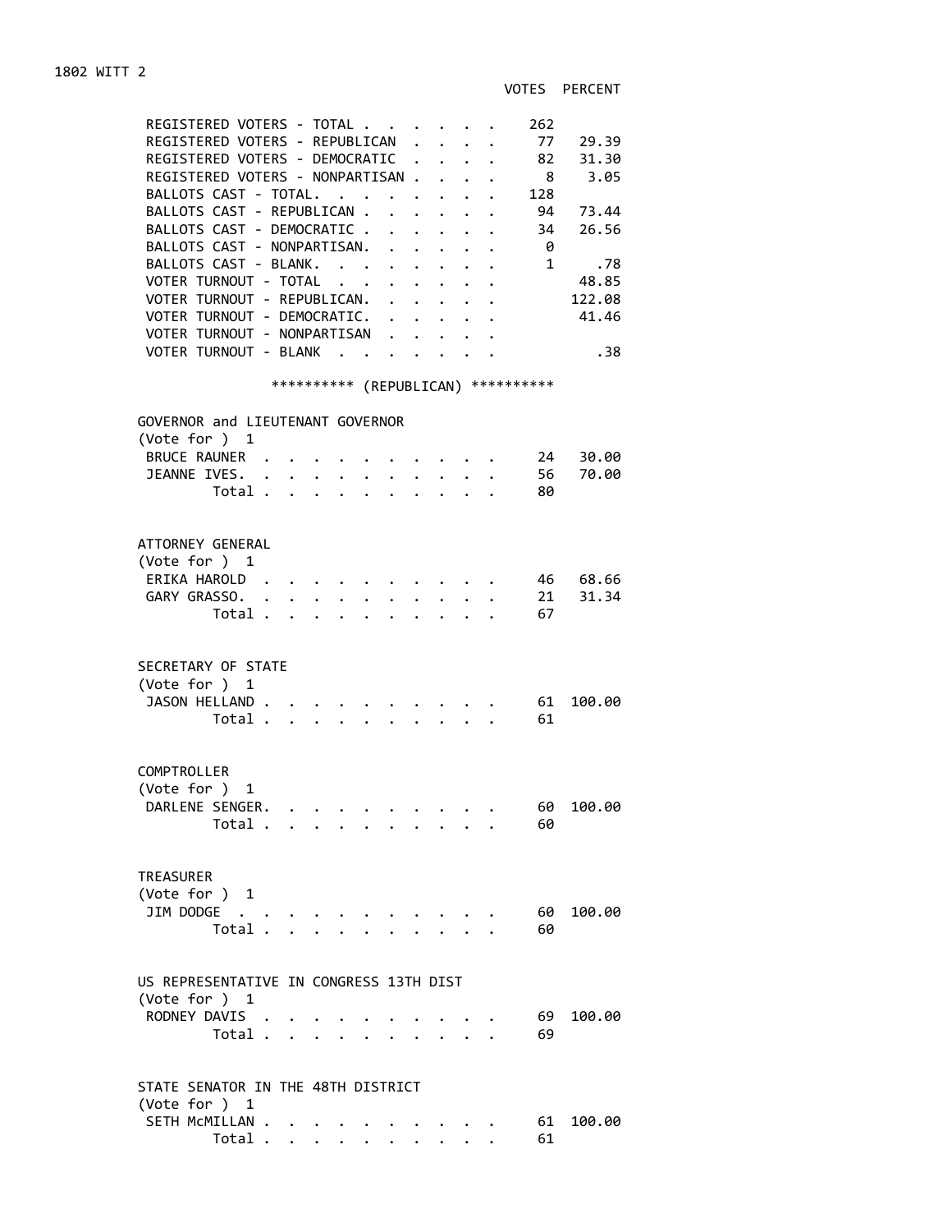1802 WITT 2

| | VOTES | PERCENT |
|---|---|---|
| REGISTERED VOTERS - TOTAL | 262 | |
| REGISTERED VOTERS - REPUBLICAN | 77 | 29.39 |
| REGISTERED VOTERS - DEMOCRATIC | 82 | 31.30 |
| REGISTERED VOTERS - NONPARTISAN | 8 | 3.05 |
| BALLOTS CAST - TOTAL | 128 | |
| BALLOTS CAST - REPUBLICAN | 94 | 73.44 |
| BALLOTS CAST - DEMOCRATIC | 34 | 26.56 |
| BALLOTS CAST - NONPARTISAN | 0 | |
| BALLOTS CAST - BLANK | 1 | .78 |
| VOTER TURNOUT - TOTAL | | 48.85 |
| VOTER TURNOUT - REPUBLICAN | | 122.08 |
| VOTER TURNOUT - DEMOCRATIC | | 41.46 |
| VOTER TURNOUT - NONPARTISAN | | |
| VOTER TURNOUT - BLANK | | .38 |

********** (REPUBLICAN) **********

**GOVERNOR and LIEUTENANT GOVERNOR**
(Vote for ) 1

| | VOTES | PERCENT |
|---|---|---|
| BRUCE RAUNER | 24 | 30.00 |
| JEANNE IVES | 56 | 70.00 |
| Total | 80 | |

**ATTORNEY GENERAL**
(Vote for ) 1

| | VOTES | PERCENT |
|---|---|---|
| ERIKA HAROLD | 46 | 68.66 |
| GARY GRASSO | 21 | 31.34 |
| Total | 67 | |

**SECRETARY OF STATE**
(Vote for ) 1

| | VOTES | PERCENT |
|---|---|---|
| JASON HELLAND | 61 | 100.00 |
| Total | 61 | |

**COMPTROLLER**
(Vote for ) 1

| | VOTES | PERCENT |
|---|---|---|
| DARLENE SENGER | 60 | 100.00 |
| Total | 60 | |

**TREASURER**
(Vote for ) 1

| | VOTES | PERCENT |
|---|---|---|
| JIM DODGE | 60 | 100.00 |
| Total | 60 | |

**US REPRESENTATIVE IN CONGRESS 13TH DIST**
(Vote for ) 1

| | VOTES | PERCENT |
|---|---|---|
| RODNEY DAVIS | 69 | 100.00 |
| Total | 69 | |

**STATE SENATOR IN THE 48TH DISTRICT**
(Vote for ) 1

| | VOTES | PERCENT |
|---|---|---|
| SETH McMILLAN | 61 | 100.00 |
| Total | 61 | |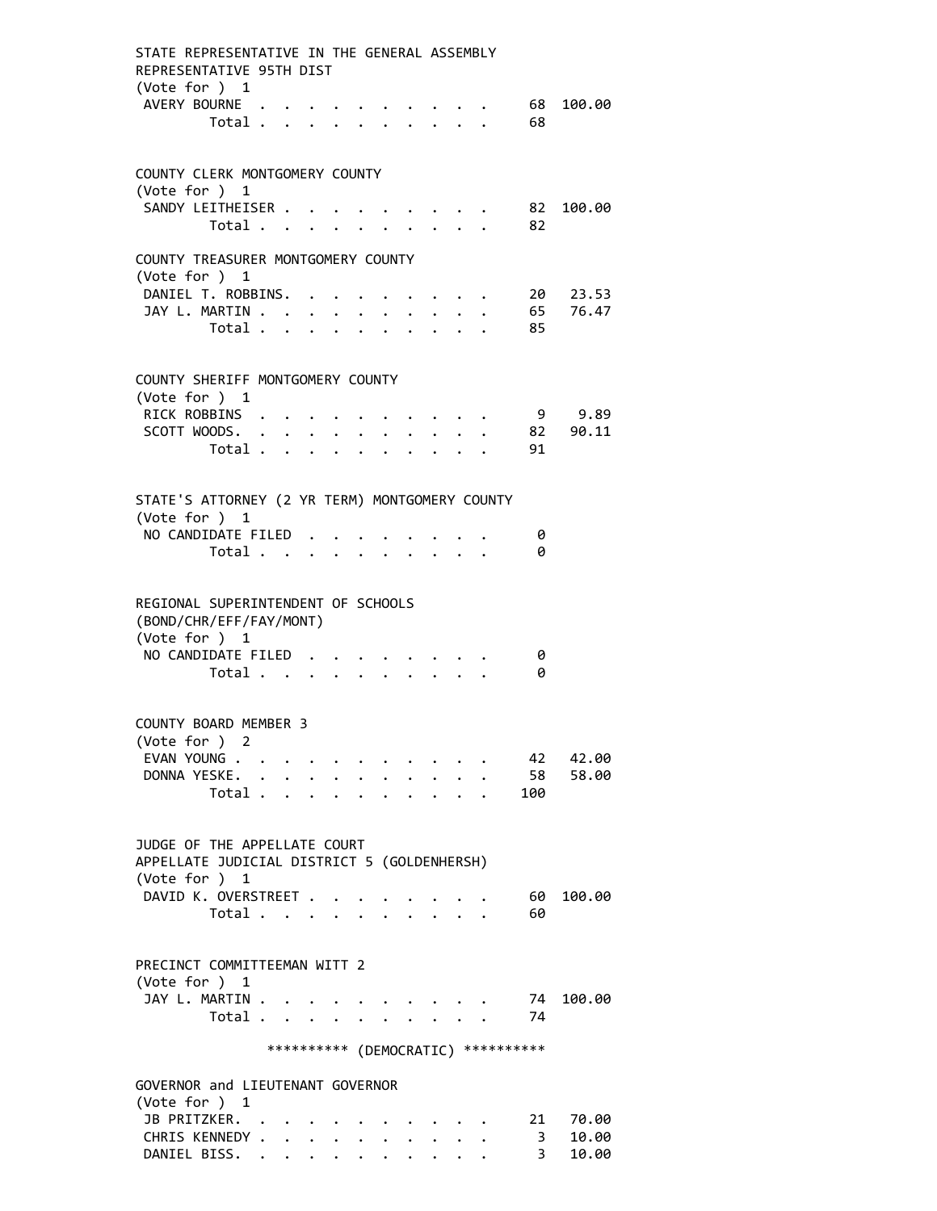STATE REPRESENTATIVE IN THE GENERAL ASSEMBLY
REPRESENTATIVE 95TH DIST
(Vote for ) 1

| Candidate | Votes | Percent |
|---|---|---|
| AVERY BOURNE | 68 | 100.00 |
| Total | 68 | |

COUNTY CLERK MONTGOMERY COUNTY
(Vote for ) 1

| Candidate | Votes | Percent |
|---|---|---|
| SANDY LEITHEISER | 82 | 100.00 |
| Total | 82 | |

COUNTY TREASURER MONTGOMERY COUNTY
(Vote for ) 1

| Candidate | Votes | Percent |
|---|---|---|
| DANIEL T. ROBBINS | 20 | 23.53 |
| JAY L. MARTIN | 65 | 76.47 |
| Total | 85 | |

COUNTY SHERIFF MONTGOMERY COUNTY
(Vote for ) 1

| Candidate | Votes | Percent |
|---|---|---|
| RICK ROBBINS | 9 | 9.89 |
| SCOTT WOODS | 82 | 90.11 |
| Total | 91 | |

STATE'S ATTORNEY (2 YR TERM) MONTGOMERY COUNTY
(Vote for ) 1

| Candidate | Votes | Percent |
|---|---|---|
| NO CANDIDATE FILED | 0 | |
| Total | 0 | |

REGIONAL SUPERINTENDENT OF SCHOOLS
(BOND/CHR/EFF/FAY/MONT)
(Vote for ) 1

| Candidate | Votes | Percent |
|---|---|---|
| NO CANDIDATE FILED | 0 | |
| Total | 0 | |

COUNTY BOARD MEMBER 3
(Vote for ) 2

| Candidate | Votes | Percent |
|---|---|---|
| EVAN YOUNG | 42 | 42.00 |
| DONNA YESKE | 58 | 58.00 |
| Total | 100 | |

JUDGE OF THE APPELLATE COURT
APPELLATE JUDICIAL DISTRICT 5 (GOLDENHERSH)
(Vote for ) 1

| Candidate | Votes | Percent |
|---|---|---|
| DAVID K. OVERSTREET | 60 | 100.00 |
| Total | 60 | |

PRECINCT COMMITTEEMAN WITT 2
(Vote for ) 1

| Candidate | Votes | Percent |
|---|---|---|
| JAY L. MARTIN | 74 | 100.00 |
| Total | 74 | |

********** (DEMOCRATIC) **********

GOVERNOR and LIEUTENANT GOVERNOR
(Vote for ) 1

| Candidate | Votes | Percent |
|---|---|---|
| JB PRITZKER | 21 | 70.00 |
| CHRIS KENNEDY | 3 | 10.00 |
| DANIEL BISS | 3 | 10.00 |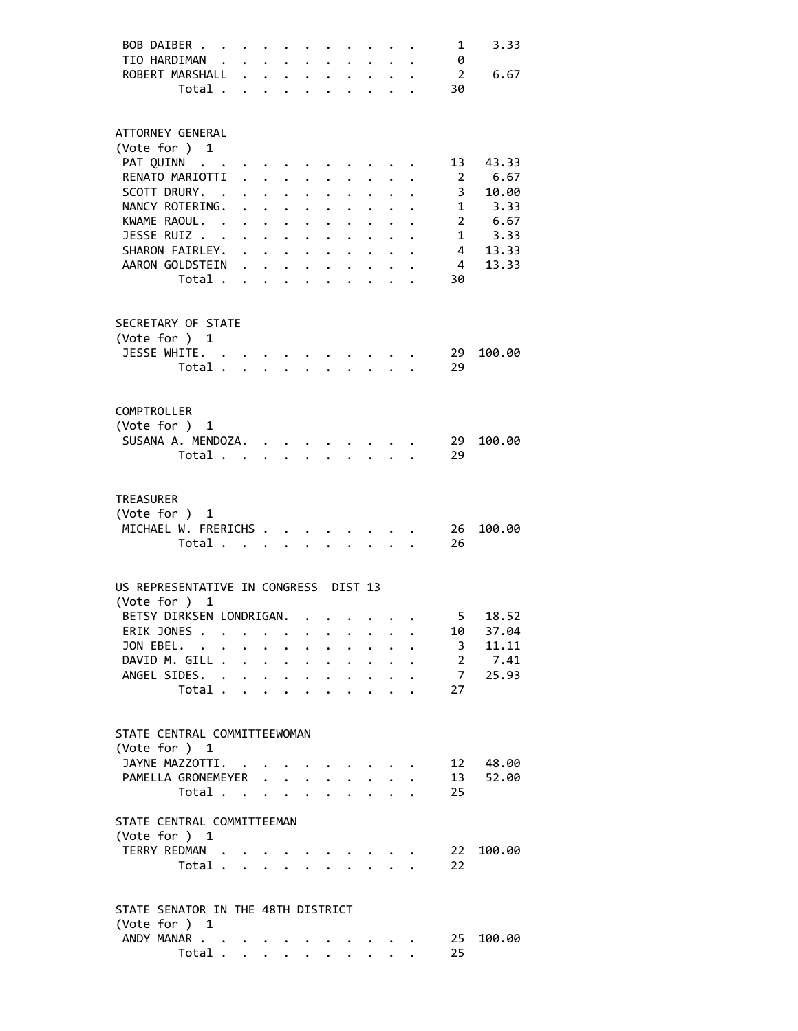| | | |
|---|---|---|
| BOB DAIBER | 1 | 3.33 |
| TIO HARDIMAN | 0 | |
| ROBERT MARSHALL | 2 | 6.67 |
| Total | 30 | |

ATTORNEY GENERAL
(Vote for ) 1

| | | |
|---|---|---|
| PAT QUINN | 13 | 43.33 |
| RENATO MARIOTTI | 2 | 6.67 |
| SCOTT DRURY. | 3 | 10.00 |
| NANCY ROTERING. | 1 | 3.33 |
| KWAME RAOUL. | 2 | 6.67 |
| JESSE RUIZ | 1 | 3.33 |
| SHARON FAIRLEY. | 4 | 13.33 |
| AARON GOLDSTEIN | 4 | 13.33 |
| Total | 30 | |

SECRETARY OF STATE
(Vote for ) 1

| | | |
|---|---|---|
| JESSE WHITE. | 29 | 100.00 |
| Total | 29 | |

COMPTROLLER
(Vote for ) 1

| | | |
|---|---|---|
| SUSANA A. MENDOZA. | 29 | 100.00 |
| Total | 29 | |

TREASURER
(Vote for ) 1

| | | |
|---|---|---|
| MICHAEL W. FRERICHS | 26 | 100.00 |
| Total | 26 | |

US REPRESENTATIVE IN CONGRESS DIST 13
(Vote for ) 1

| | | |
|---|---|---|
| BETSY DIRKSEN LONDRIGAN. | 5 | 18.52 |
| ERIK JONES | 10 | 37.04 |
| JON EBEL. | 3 | 11.11 |
| DAVID M. GILL | 2 | 7.41 |
| ANGEL SIDES. | 7 | 25.93 |
| Total | 27 | |

STATE CENTRAL COMMITTEEWOMAN
(Vote for ) 1

| | | |
|---|---|---|
| JAYNE MAZZOTTI. | 12 | 48.00 |
| PAMELLA GRONEMEYER | 13 | 52.00 |
| Total | 25 | |

STATE CENTRAL COMMITTEEMAN
(Vote for ) 1

| | | |
|---|---|---|
| TERRY REDMAN | 22 | 100.00 |
| Total | 22 | |

STATE SENATOR IN THE 48TH DISTRICT
(Vote for ) 1

| | | |
|---|---|---|
| ANDY MANAR | 25 | 100.00 |
| Total | 25 | |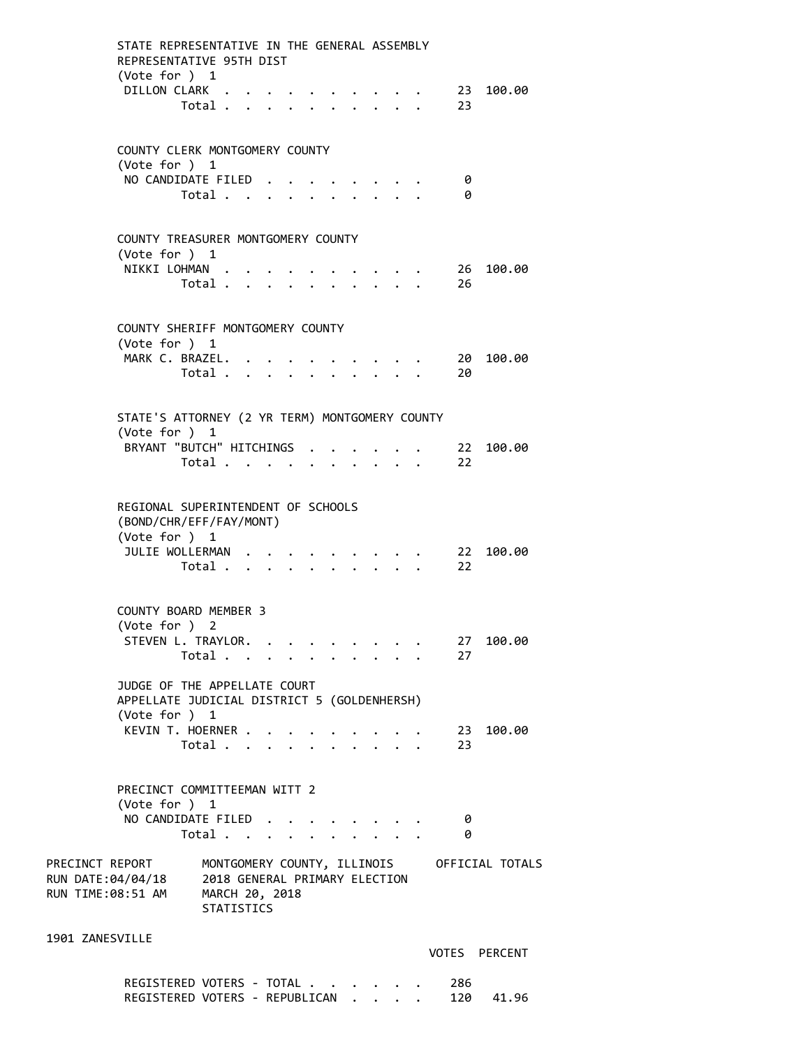STATE REPRESENTATIVE IN THE GENERAL ASSEMBLY
REPRESENTATIVE 95TH DIST
(Vote for ) 1

| | Votes | Percent |
|---|---|---|
| DILLON CLARK | 23 | 100.00 |
| Total | 23 | |

COUNTY CLERK MONTGOMERY COUNTY
(Vote for ) 1

| | Votes | Percent |
|---|---|---|
| NO CANDIDATE FILED | 0 | |
| Total | 0 | |

COUNTY TREASURER MONTGOMERY COUNTY
(Vote for ) 1

| | Votes | Percent |
|---|---|---|
| NIKKI LOHMAN | 26 | 100.00 |
| Total | 26 | |

COUNTY SHERIFF MONTGOMERY COUNTY
(Vote for ) 1

| | Votes | Percent |
|---|---|---|
| MARK C. BRAZEL | 20 | 100.00 |
| Total | 20 | |

STATE'S ATTORNEY (2 YR TERM) MONTGOMERY COUNTY
(Vote for ) 1

| | Votes | Percent |
|---|---|---|
| BRYANT "BUTCH" HITCHINGS | 22 | 100.00 |
| Total | 22 | |

REGIONAL SUPERINTENDENT OF SCHOOLS
(BOND/CHR/EFF/FAY/MONT)
(Vote for ) 1

| | Votes | Percent |
|---|---|---|
| JULIE WOLLERMAN | 22 | 100.00 |
| Total | 22 | |

COUNTY BOARD MEMBER 3
(Vote for ) 2

| | Votes | Percent |
|---|---|---|
| STEVEN L. TRAYLOR | 27 | 100.00 |
| Total | 27 | |

JUDGE OF THE APPELLATE COURT
APPELLATE JUDICIAL DISTRICT 5 (GOLDENHERSH)
(Vote for ) 1

| | Votes | Percent |
|---|---|---|
| KEVIN T. HOERNER | 23 | 100.00 |
| Total | 23 | |

PRECINCT COMMITTEEMAN WITT 2
(Vote for ) 1

| | Votes | Percent |
|---|---|---|
| NO CANDIDATE FILED | 0 | |
| Total | 0 | |

PRECINCT REPORT — MONTGOMERY COUNTY, ILLINOIS — OFFICIAL TOTALS
RUN DATE:04/04/18 — 2018 GENERAL PRIMARY ELECTION
RUN TIME:08:51 AM — MARCH 20, 2018
STATISTICS

1901 ZANESVILLE

| | VOTES | PERCENT |
|---|---|---|
| REGISTERED VOTERS - TOTAL | 286 | |
| REGISTERED VOTERS - REPUBLICAN | 120 | 41.96 |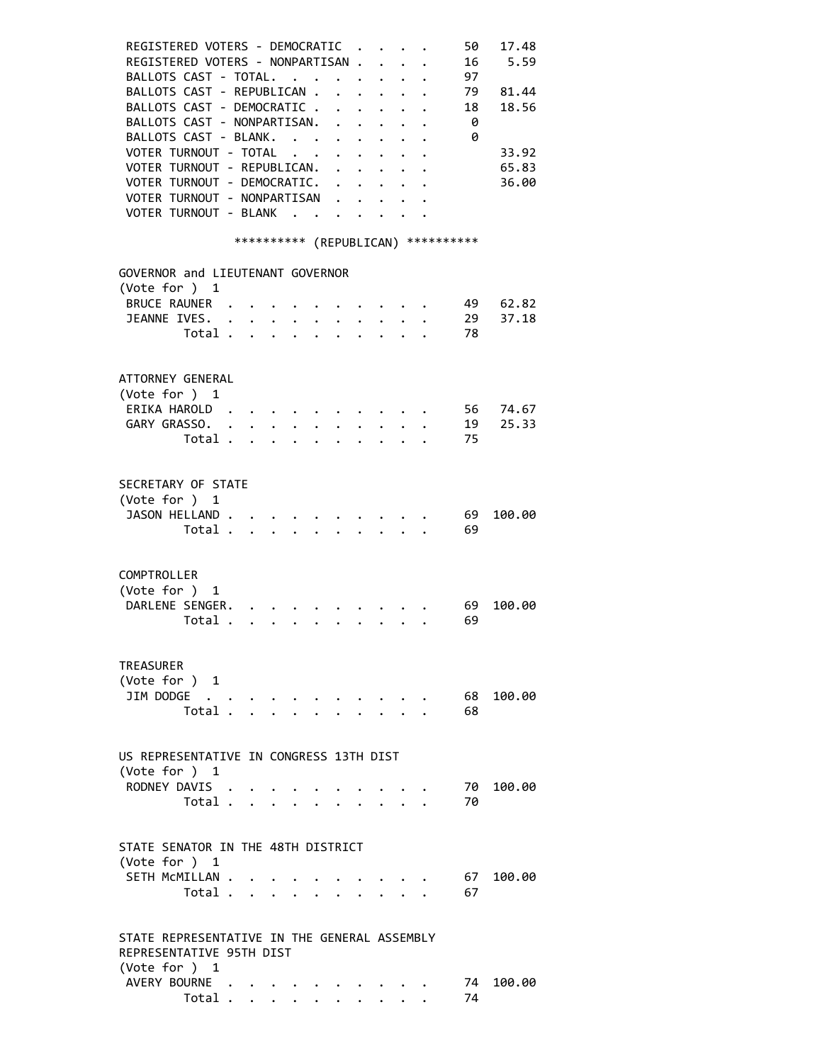| | | |
|---|---|---|
| REGISTERED VOTERS - DEMOCRATIC | 50 | 17.48 |
| REGISTERED VOTERS - NONPARTISAN | 16 | 5.59 |
| BALLOTS CAST - TOTAL. | 97 | |
| BALLOTS CAST - REPUBLICAN | 79 | 81.44 |
| BALLOTS CAST - DEMOCRATIC | 18 | 18.56 |
| BALLOTS CAST - NONPARTISAN. | 0 | |
| BALLOTS CAST - BLANK. | 0 | |
| VOTER TURNOUT - TOTAL | | 33.92 |
| VOTER TURNOUT - REPUBLICAN. | | 65.83 |
| VOTER TURNOUT - DEMOCRATIC. | | 36.00 |
| VOTER TURNOUT - NONPARTISAN | | |
| VOTER TURNOUT - BLANK | | |

********** (REPUBLICAN) **********

GOVERNOR and LIEUTENANT GOVERNOR
(Vote for ) 1

| | | |
|---|---|---|
| BRUCE RAUNER | 49 | 62.82 |
| JEANNE IVES. | 29 | 37.18 |
| Total | 78 | |

ATTORNEY GENERAL
(Vote for ) 1

| | | |
|---|---|---|
| ERIKA HAROLD | 56 | 74.67 |
| GARY GRASSO. | 19 | 25.33 |
| Total | 75 | |

SECRETARY OF STATE
(Vote for ) 1

| | | |
|---|---|---|
| JASON HELLAND | 69 | 100.00 |
| Total | 69 | |

COMPTROLLER
(Vote for ) 1

| | | |
|---|---|---|
| DARLENE SENGER. | 69 | 100.00 |
| Total | 69 | |

TREASURER
(Vote for ) 1

| | | |
|---|---|---|
| JIM DODGE | 68 | 100.00 |
| Total | 68 | |

US REPRESENTATIVE IN CONGRESS 13TH DIST
(Vote for ) 1

| | | |
|---|---|---|
| RODNEY DAVIS | 70 | 100.00 |
| Total | 70 | |

STATE SENATOR IN THE 48TH DISTRICT
(Vote for ) 1

| | | |
|---|---|---|
| SETH McMILLAN | 67 | 100.00 |
| Total | 67 | |

STATE REPRESENTATIVE IN THE GENERAL ASSEMBLY
REPRESENTATIVE 95TH DIST
(Vote for ) 1

| | | |
|---|---|---|
| AVERY BOURNE | 74 | 100.00 |
| Total | 74 | |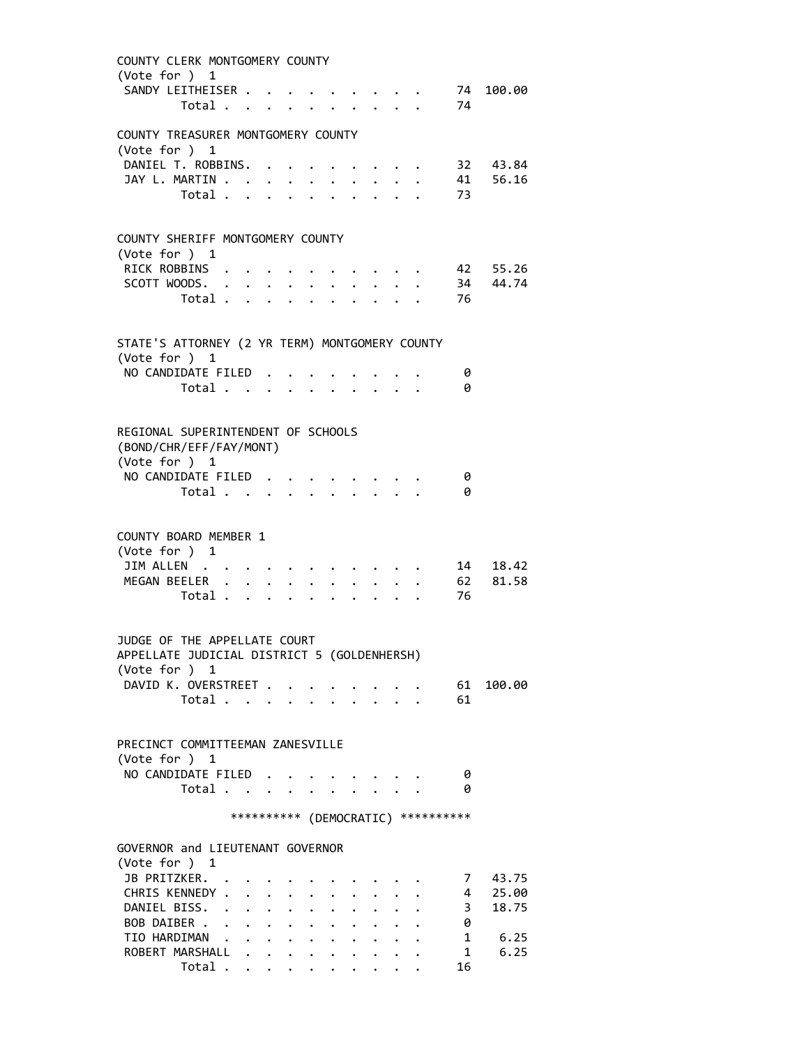COUNTY CLERK MONTGOMERY COUNTY
(Vote for ) 1

| | | |
|---|---|---|
| SANDY LEITHEISER | 74 | 100.00 |
| Total | 74 | |

COUNTY TREASURER MONTGOMERY COUNTY
(Vote for ) 1

| | | |
|---|---|---|
| DANIEL T. ROBBINS | 32 | 43.84 |
| JAY L. MARTIN | 41 | 56.16 |
| Total | 73 | |

COUNTY SHERIFF MONTGOMERY COUNTY
(Vote for ) 1

| | | |
|---|---|---|
| RICK ROBBINS | 42 | 55.26 |
| SCOTT WOODS | 34 | 44.74 |
| Total | 76 | |

STATE'S ATTORNEY (2 YR TERM) MONTGOMERY COUNTY
(Vote for ) 1

| | | |
|---|---|---|
| NO CANDIDATE FILED | 0 | |
| Total | 0 | |

REGIONAL SUPERINTENDENT OF SCHOOLS
(BOND/CHR/EFF/FAY/MONT)
(Vote for ) 1

| | | |
|---|---|---|
| NO CANDIDATE FILED | 0 | |
| Total | 0 | |

COUNTY BOARD MEMBER 1
(Vote for ) 1

| | | |
|---|---|---|
| JIM ALLEN | 14 | 18.42 |
| MEGAN BEELER | 62 | 81.58 |
| Total | 76 | |

JUDGE OF THE APPELLATE COURT
APPELLATE JUDICIAL DISTRICT 5 (GOLDENHERSH)
(Vote for ) 1

| | | |
|---|---|---|
| DAVID K. OVERSTREET | 61 | 100.00 |
| Total | 61 | |

PRECINCT COMMITTEEMAN ZANESVILLE
(Vote for ) 1

| | | |
|---|---|---|
| NO CANDIDATE FILED | 0 | |
| Total | 0 | |

********** (DEMOCRATIC) **********

GOVERNOR and LIEUTENANT GOVERNOR
(Vote for ) 1

| | | |
|---|---|---|
| JB PRITZKER | 7 | 43.75 |
| CHRIS KENNEDY | 4 | 25.00 |
| DANIEL BISS | 3 | 18.75 |
| BOB DAIBER | 0 | |
| TIO HARDIMAN | 1 | 6.25 |
| ROBERT MARSHALL | 1 | 6.25 |
| Total | 16 | |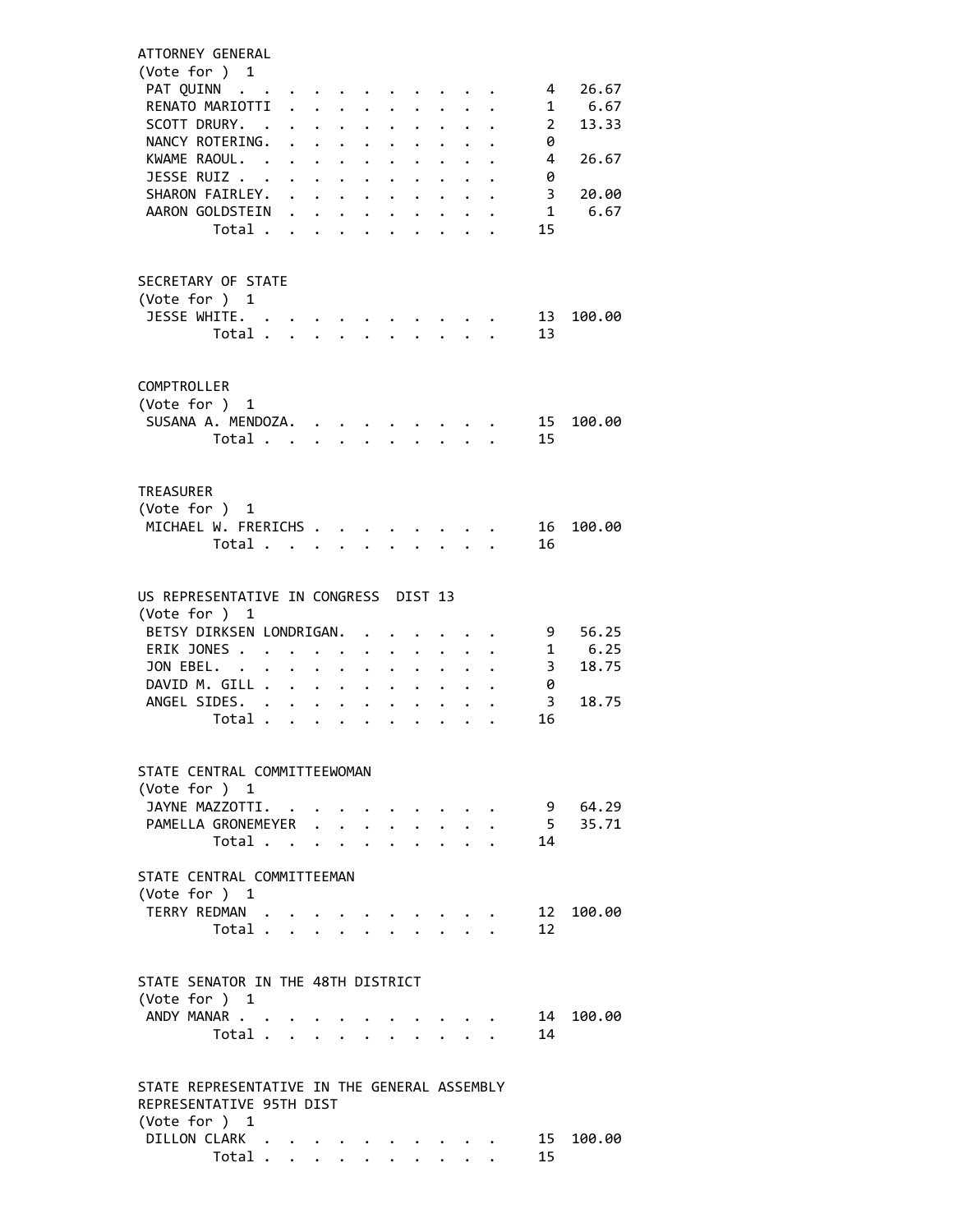ATTORNEY GENERAL
(Vote for ) 1

| Candidate | Votes | Percent |
|---|---|---|
| PAT QUINN | 4 | 26.67 |
| RENATO MARIOTTI | 1 | 6.67 |
| SCOTT DRURY. | 2 | 13.33 |
| NANCY ROTERING. | 0 | |
| KWAME RAOUL. | 4 | 26.67 |
| JESSE RUIZ | 0 | |
| SHARON FAIRLEY. | 3 | 20.00 |
| AARON GOLDSTEIN | 1 | 6.67 |
| Total | 15 | |

SECRETARY OF STATE
(Vote for ) 1

| Candidate | Votes | Percent |
|---|---|---|
| JESSE WHITE. | 13 | 100.00 |
| Total | 13 | |

COMPTROLLER
(Vote for ) 1

| Candidate | Votes | Percent |
|---|---|---|
| SUSANA A. MENDOZA. | 15 | 100.00 |
| Total | 15 | |

TREASURER
(Vote for ) 1

| Candidate | Votes | Percent |
|---|---|---|
| MICHAEL W. FRERICHS | 16 | 100.00 |
| Total | 16 | |

US REPRESENTATIVE IN CONGRESS DIST 13
(Vote for ) 1

| Candidate | Votes | Percent |
|---|---|---|
| BETSY DIRKSEN LONDRIGAN. | 9 | 56.25 |
| ERIK JONES | 1 | 6.25 |
| JON EBEL. | 3 | 18.75 |
| DAVID M. GILL | 0 | |
| ANGEL SIDES. | 3 | 18.75 |
| Total | 16 | |

STATE CENTRAL COMMITTEEWOMAN
(Vote for ) 1

| Candidate | Votes | Percent |
|---|---|---|
| JAYNE MAZZOTTI. | 9 | 64.29 |
| PAMELLA GRONEMEYER | 5 | 35.71 |
| Total | 14 | |

STATE CENTRAL COMMITTEEMAN
(Vote for ) 1

| Candidate | Votes | Percent |
|---|---|---|
| TERRY REDMAN | 12 | 100.00 |
| Total | 12 | |

STATE SENATOR IN THE 48TH DISTRICT
(Vote for ) 1

| Candidate | Votes | Percent |
|---|---|---|
| ANDY MANAR | 14 | 100.00 |
| Total | 14 | |

STATE REPRESENTATIVE IN THE GENERAL ASSEMBLY
REPRESENTATIVE 95TH DIST
(Vote for ) 1

| Candidate | Votes | Percent |
|---|---|---|
| DILLON CLARK | 15 | 100.00 |
| Total | 15 | |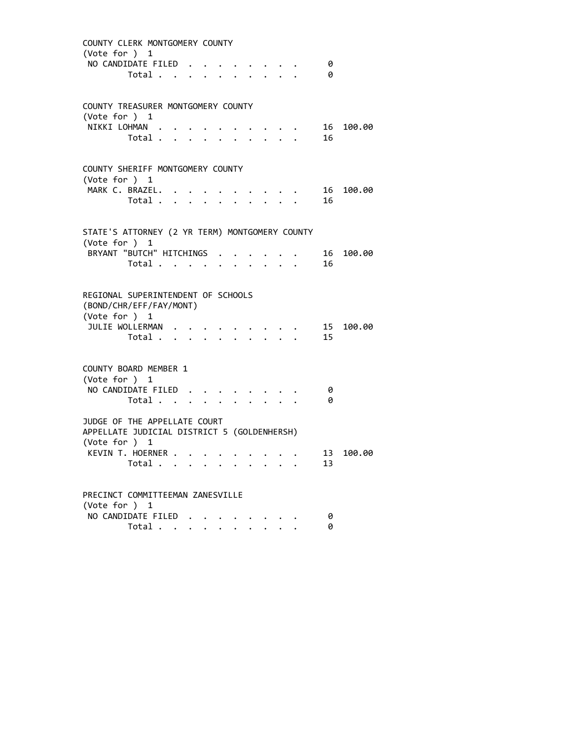COUNTY CLERK MONTGOMERY COUNTY
(Vote for ) 1

| | | |
|---|---|---|
| NO CANDIDATE FILED | 0 | |
| Total | 0 | |

COUNTY TREASURER MONTGOMERY COUNTY
(Vote for ) 1

| | | |
|---|---|---|
| NIKKI LOHMAN | 16 | 100.00 |
| Total | 16 | |

COUNTY SHERIFF MONTGOMERY COUNTY
(Vote for ) 1

| | | |
|---|---|---|
| MARK C. BRAZEL | 16 | 100.00 |
| Total | 16 | |

STATE'S ATTORNEY (2 YR TERM) MONTGOMERY COUNTY
(Vote for ) 1

| | | |
|---|---|---|
| BRYANT "BUTCH" HITCHINGS | 16 | 100.00 |
| Total | 16 | |

REGIONAL SUPERINTENDENT OF SCHOOLS
(BOND/CHR/EFF/FAY/MONT)
(Vote for ) 1

| | | |
|---|---|---|
| JULIE WOLLERMAN | 15 | 100.00 |
| Total | 15 | |

COUNTY BOARD MEMBER 1
(Vote for ) 1

| | | |
|---|---|---|
| NO CANDIDATE FILED | 0 | |
| Total | 0 | |

JUDGE OF THE APPELLATE COURT
APPELLATE JUDICIAL DISTRICT 5 (GOLDENHERSH)
(Vote for ) 1

| | | |
|---|---|---|
| KEVIN T. HOERNER | 13 | 100.00 |
| Total | 13 | |

PRECINCT COMMITTEEMAN ZANESVILLE
(Vote for ) 1

| | | |
|---|---|---|
| NO CANDIDATE FILED | 0 | |
| Total | 0 | |